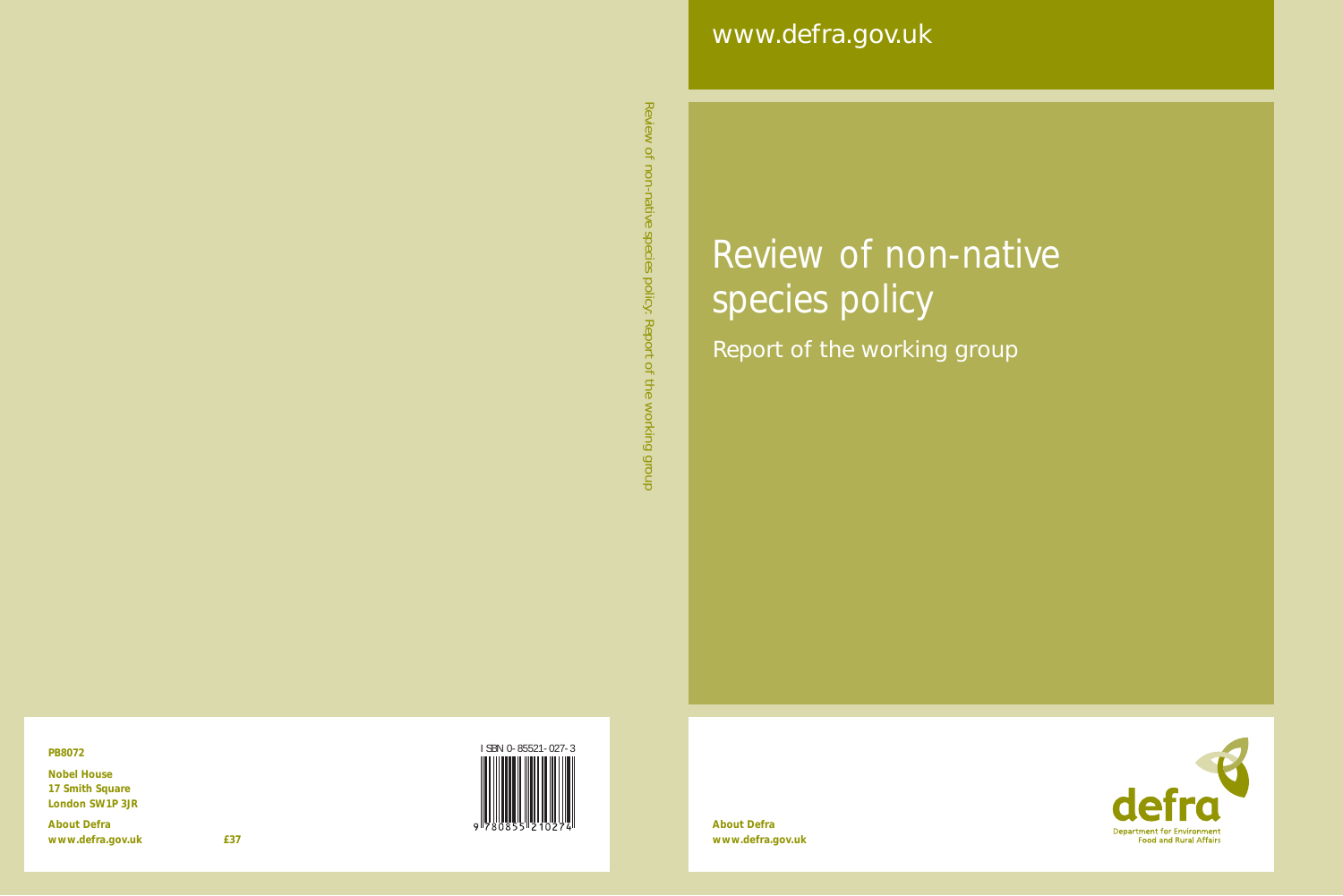www.defra.gov.uk

# Review of non-native species policy

## Report of the working group

Review of non-native species policy: Report of the working group

**About Defra**
**www.defra.gov.uk**

defra
Department for Environment Food and Rural Affairs

**PB8072**

**Nobel House**
**17 Smith Square**
**London SW1P 3JR**

**About Defra**
**www.defra.gov.uk** **£37**

ISBN 0-85521-027-3

9 780855 210274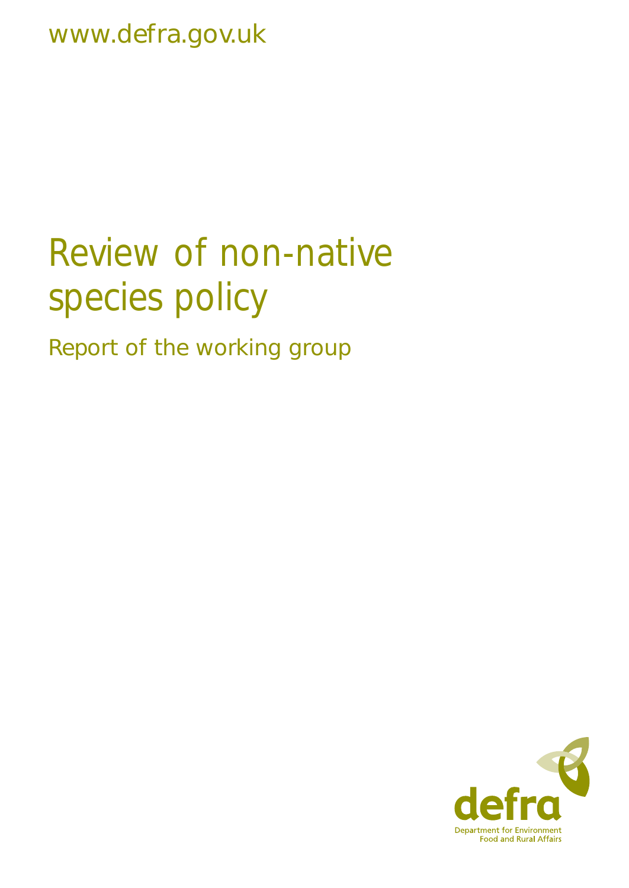www.defra.gov.uk

# Review of non-native species policy

## Report of the working group

defra

Department for Environment Food and Rural Affairs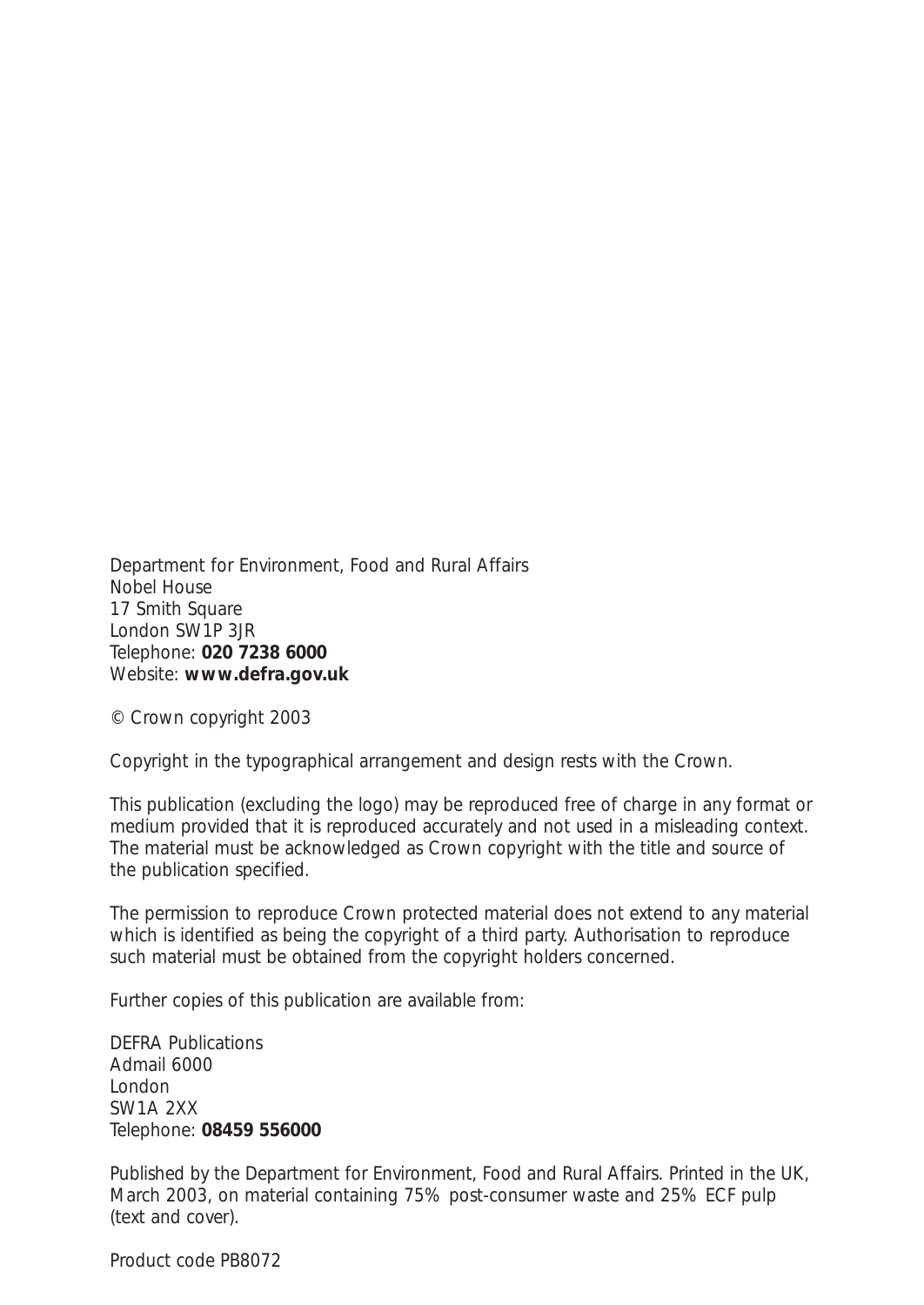Department for Environment, Food and Rural Affairs
Nobel House
17 Smith Square
London SW1P 3JR
Telephone: **020 7238 6000**
Website: **www.defra.gov.uk**

© Crown copyright 2003

Copyright in the typographical arrangement and design rests with the Crown.

This publication (excluding the logo) may be reproduced free of charge in any format or medium provided that it is reproduced accurately and not used in a misleading context. The material must be acknowledged as Crown copyright with the title and source of the publication specified.

The permission to reproduce Crown protected material does not extend to any material which is identified as being the copyright of a third party. Authorisation to reproduce such material must be obtained from the copyright holders concerned.

Further copies of this publication are available from:

DEFRA Publications
Admail 6000
London
SW1A 2XX
Telephone: **08459 556000**

Published by the Department for Environment, Food and Rural Affairs. Printed in the UK, March 2003, on material containing 75% post-consumer waste and 25% ECF pulp (text and cover).

Product code PB8072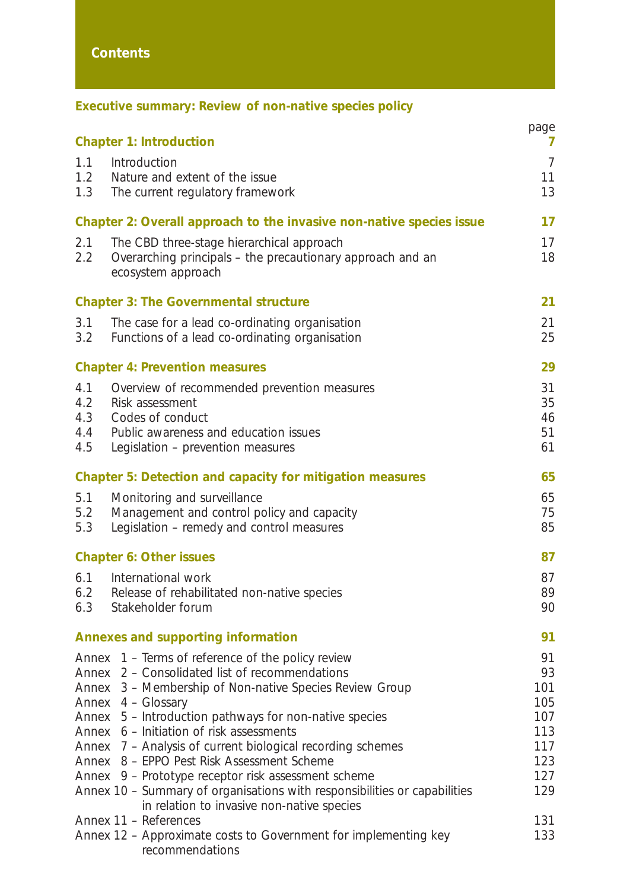# Contents

**Executive summary: Review of non-native species policy**

| | | page |
|---|---|---|
| **Chapter 1: Introduction** | | **7** |
| 1.1 | Introduction | 7 |
| 1.2 | Nature and extent of the issue | 11 |
| 1.3 | The current regulatory framework | 13 |
| **Chapter 2: Overall approach to the invasive non-native species issue** | | **17** |
| 2.1 | The CBD three-stage hierarchical approach | 17 |
| 2.2 | Overarching principals – the precautionary approach and an ecosystem approach | 18 |
| **Chapter 3: The Governmental structure** | | **21** |
| 3.1 | The case for a lead co-ordinating organisation | 21 |
| 3.2 | Functions of a lead co-ordinating organisation | 25 |
| **Chapter 4: Prevention measures** | | **29** |
| 4.1 | Overview of recommended prevention measures | 31 |
| 4.2 | Risk assessment | 35 |
| 4.3 | Codes of conduct | 46 |
| 4.4 | Public awareness and education issues | 51 |
| 4.5 | Legislation – prevention measures | 61 |
| **Chapter 5: Detection and capacity for mitigation measures** | | **65** |
| 5.1 | Monitoring and surveillance | 65 |
| 5.2 | Management and control policy and capacity | 75 |
| 5.3 | Legislation – remedy and control measures | 85 |
| **Chapter 6: Other issues** | | **87** |
| 6.1 | International work | 87 |
| 6.2 | Release of rehabilitated non-native species | 89 |
| 6.3 | Stakeholder forum | 90 |
| **Annexes and supporting information** | | **91** |
| Annex 1 | – Terms of reference of the policy review | 91 |
| Annex 2 | – Consolidated list of recommendations | 93 |
| Annex 3 | – Membership of Non-native Species Review Group | 101 |
| Annex 4 | – Glossary | 105 |
| Annex 5 | – Introduction pathways for non-native species | 107 |
| Annex 6 | – Initiation of risk assessments | 113 |
| Annex 7 | – Analysis of current biological recording schemes | 117 |
| Annex 8 | – EPPO Pest Risk Assessment Scheme | 123 |
| Annex 9 | – Prototype receptor risk assessment scheme | 127 |
| Annex 10 | – Summary of organisations with responsibilities or capabilities in relation to invasive non-native species | 129 |
| Annex 11 | – References | 131 |
| Annex 12 | – Approximate costs to Government for implementing key recommendations | 133 |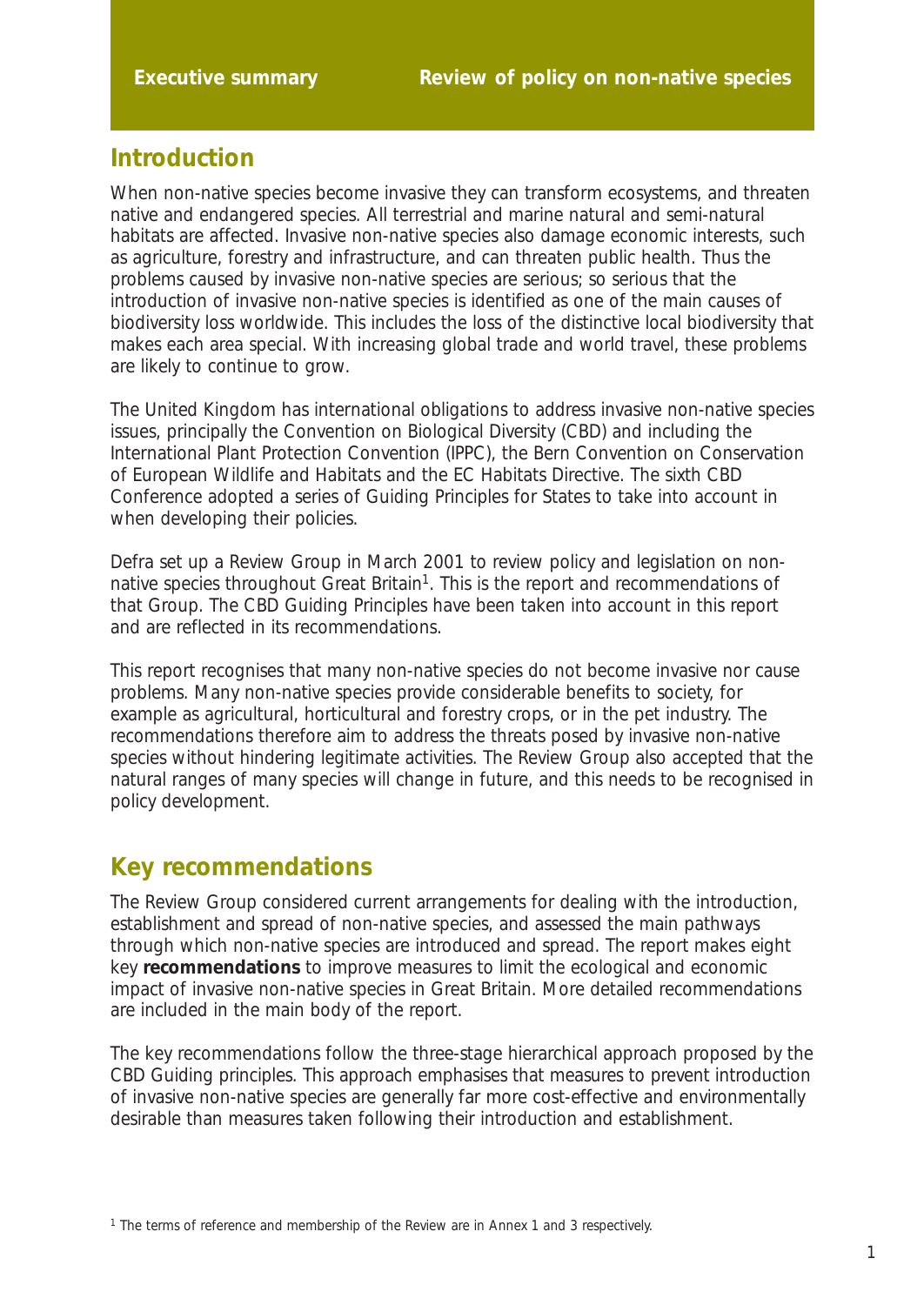## Introduction

When non-native species become invasive they can transform ecosystems, and threaten native and endangered species. All terrestrial and marine natural and semi-natural habitats are affected. Invasive non-native species also damage economic interests, such as agriculture, forestry and infrastructure, and can threaten public health. Thus the problems caused by invasive non-native species are serious; so serious that the introduction of invasive non-native species is identified as one of the main causes of biodiversity loss worldwide. This includes the loss of the distinctive local biodiversity that makes each area special. With increasing global trade and world travel, these problems are likely to continue to grow.

The United Kingdom has international obligations to address invasive non-native species issues, principally the Convention on Biological Diversity (CBD) and including the International Plant Protection Convention (IPPC), the Bern Convention on Conservation of European Wildlife and Habitats and the EC Habitats Directive. The sixth CBD Conference adopted a series of Guiding Principles for States to take into account in when developing their policies.

Defra set up a Review Group in March 2001 to review policy and legislation on non-native species throughout Great Britain[1]. This is the report and recommendations of that Group. The CBD Guiding Principles have been taken into account in this report and are reflected in its recommendations.

This report recognises that many non-native species do not become invasive nor cause problems. Many non-native species provide considerable benefits to society, for example as agricultural, horticultural and forestry crops, or in the pet industry. The recommendations therefore aim to address the threats posed by invasive non-native species without hindering legitimate activities. The Review Group also accepted that the natural ranges of many species will change in future, and this needs to be recognised in policy development.

## Key recommendations

The Review Group considered current arrangements for dealing with the introduction, establishment and spread of non-native species, and assessed the main pathways through which non-native species are introduced and spread. The report makes eight key **recommendations** to improve measures to limit the ecological and economic impact of invasive non-native species in Great Britain. More detailed recommendations are included in the main body of the report.

The key recommendations follow the three-stage hierarchical approach proposed by the CBD Guiding principles. This approach emphasises that measures to prevent introduction of invasive non-native species are generally far more cost-effective and environmentally desirable than measures taken following their introduction and establishment.

[1] The terms of reference and membership of the Review are in Annex 1 and 3 respectively.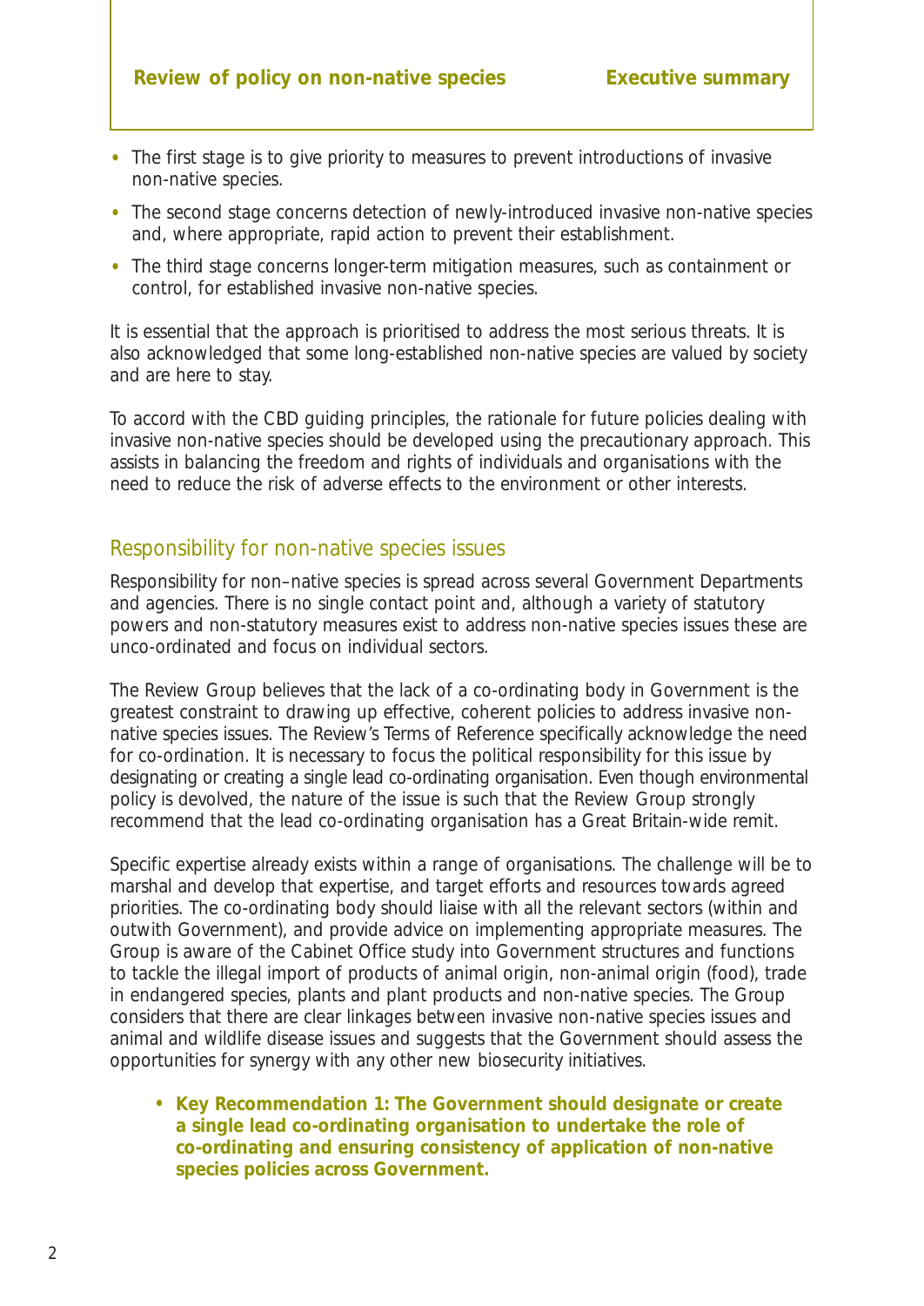- The first stage is to give priority to measures to prevent introductions of invasive non-native species.
- The second stage concerns detection of newly-introduced invasive non-native species and, where appropriate, rapid action to prevent their establishment.
- The third stage concerns longer-term mitigation measures, such as containment or control, for established invasive non-native species.

It is essential that the approach is prioritised to address the most serious threats. It is also acknowledged that some long-established non-native species are valued by society and are here to stay.

To accord with the CBD guiding principles, the rationale for future policies dealing with invasive non-native species should be developed using the precautionary approach. This assists in balancing the freedom and rights of individuals and organisations with the need to reduce the risk of adverse effects to the environment or other interests.

## Responsibility for non-native species issues

Responsibility for non–native species is spread across several Government Departments and agencies. There is no single contact point and, although a variety of statutory powers and non-statutory measures exist to address non-native species issues these are unco-ordinated and focus on individual sectors.

The Review Group believes that the lack of a co-ordinating body in Government is the greatest constraint to drawing up effective, coherent policies to address invasive non-native species issues. The Review's Terms of Reference specifically acknowledge the need for co-ordination. It is necessary to focus the political responsibility for this issue by designating or creating a single lead co-ordinating organisation. Even though environmental policy is devolved, the nature of the issue is such that the Review Group strongly recommend that the lead co-ordinating organisation has a Great Britain-wide remit.

Specific expertise already exists within a range of organisations. The challenge will be to marshal and develop that expertise, and target efforts and resources towards agreed priorities. The co-ordinating body should liaise with all the relevant sectors (within and outwith Government), and provide advice on implementing appropriate measures. The Group is aware of the Cabinet Office study into Government structures and functions to tackle the illegal import of products of animal origin, non-animal origin (food), trade in endangered species, plants and plant products and non-native species. The Group considers that there are clear linkages between invasive non-native species issues and animal and wildlife disease issues and suggests that the Government should assess the opportunities for synergy with any other new biosecurity initiatives.

- **Key Recommendation 1: The Government should designate or create a single lead co-ordinating organisation to undertake the role of co-ordinating and ensuring consistency of application of non-native species policies across Government.**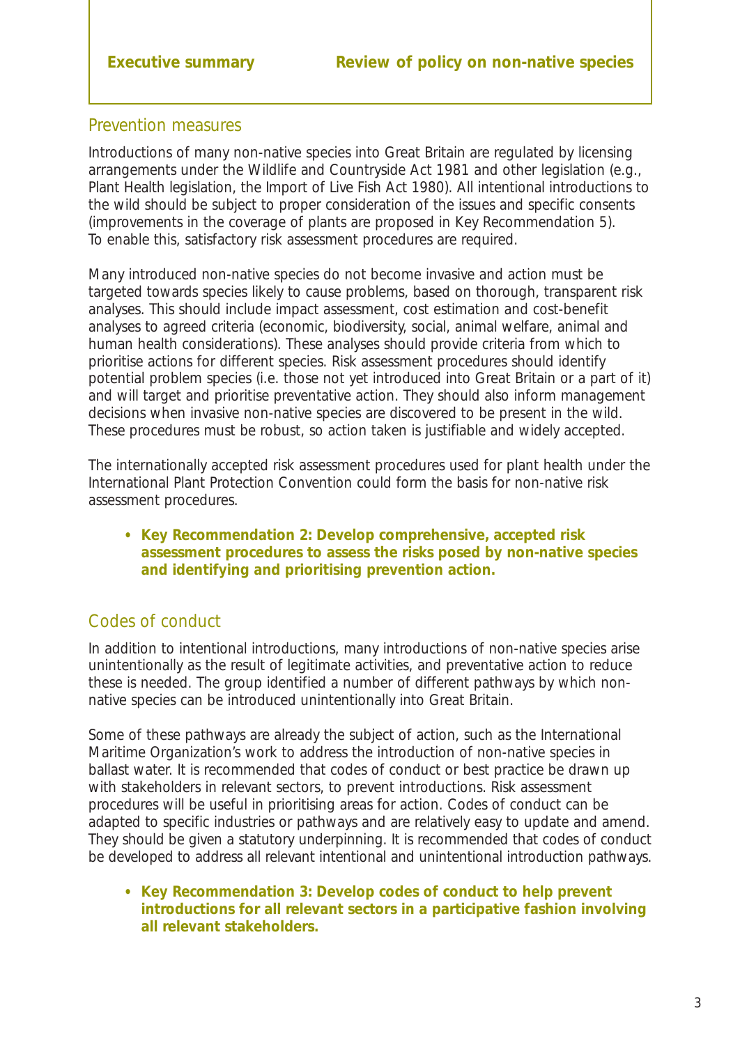## Prevention measures

Introductions of many non-native species into Great Britain are regulated by licensing arrangements under the Wildlife and Countryside Act 1981 and other legislation (e.g., Plant Health legislation, the Import of Live Fish Act 1980). All intentional introductions to the wild should be subject to proper consideration of the issues and specific consents (improvements in the coverage of plants are proposed in Key Recommendation 5). To enable this, satisfactory risk assessment procedures are required.

Many introduced non-native species do not become invasive and action must be targeted towards species likely to cause problems, based on thorough, transparent risk analyses. This should include impact assessment, cost estimation and cost-benefit analyses to agreed criteria (economic, biodiversity, social, animal welfare, animal and human health considerations). These analyses should provide criteria from which to prioritise actions for different species. Risk assessment procedures should identify potential problem species (i.e. those not yet introduced into Great Britain or a part of it) and will target and prioritise preventative action. They should also inform management decisions when invasive non-native species are discovered to be present in the wild. These procedures must be robust, so action taken is justifiable and widely accepted.

The internationally accepted risk assessment procedures used for plant health under the International Plant Protection Convention could form the basis for non-native risk assessment procedures.

- **Key Recommendation 2: Develop comprehensive, accepted risk assessment procedures to assess the risks posed by non-native species and identifying and prioritising prevention action.**

## Codes of conduct

In addition to intentional introductions, many introductions of non-native species arise unintentionally as the result of legitimate activities, and preventative action to reduce these is needed. The group identified a number of different pathways by which non-native species can be introduced unintentionally into Great Britain.

Some of these pathways are already the subject of action, such as the International Maritime Organization's work to address the introduction of non-native species in ballast water. It is recommended that codes of conduct or best practice be drawn up with stakeholders in relevant sectors, to prevent introductions. Risk assessment procedures will be useful in prioritising areas for action. Codes of conduct can be adapted to specific industries or pathways and are relatively easy to update and amend. They should be given a statutory underpinning. It is recommended that codes of conduct be developed to address all relevant intentional and unintentional introduction pathways.

- **Key Recommendation 3: Develop codes of conduct to help prevent introductions for all relevant sectors in a participative fashion involving all relevant stakeholders.**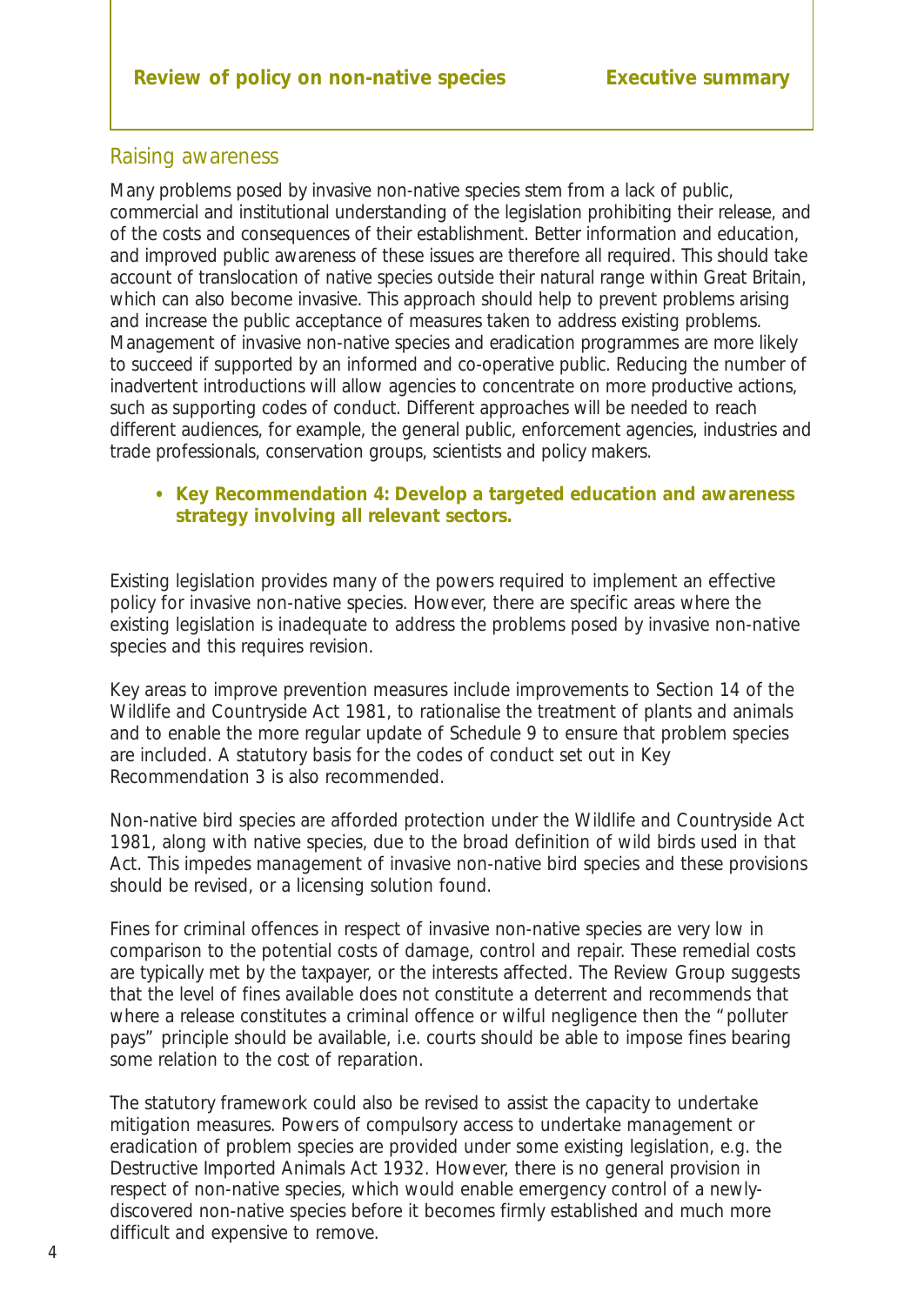## Raising awareness

Many problems posed by invasive non-native species stem from a lack of public, commercial and institutional understanding of the legislation prohibiting their release, and of the costs and consequences of their establishment. Better information and education, and improved public awareness of these issues are therefore all required. This should take account of translocation of native species outside their natural range within Great Britain, which can also become invasive. This approach should help to prevent problems arising and increase the public acceptance of measures taken to address existing problems. Management of invasive non-native species and eradication programmes are more likely to succeed if supported by an informed and co-operative public. Reducing the number of inadvertent introductions will allow agencies to concentrate on more productive actions, such as supporting codes of conduct. Different approaches will be needed to reach different audiences, for example, the general public, enforcement agencies, industries and trade professionals, conservation groups, scientists and policy makers.

- **Key Recommendation 4: Develop a targeted education and awareness strategy involving all relevant sectors.**

Existing legislation provides many of the powers required to implement an effective policy for invasive non-native species. However, there are specific areas where the existing legislation is inadequate to address the problems posed by invasive non-native species and this requires revision.

Key areas to improve prevention measures include improvements to Section 14 of the Wildlife and Countryside Act 1981, to rationalise the treatment of plants and animals and to enable the more regular update of Schedule 9 to ensure that problem species are included. A statutory basis for the codes of conduct set out in Key Recommendation 3 is also recommended.

Non-native bird species are afforded protection under the Wildlife and Countryside Act 1981, along with native species, due to the broad definition of wild birds used in that Act. This impedes management of invasive non-native bird species and these provisions should be revised, or a licensing solution found.

Fines for criminal offences in respect of invasive non-native species are very low in comparison to the potential costs of damage, control and repair. These remedial costs are typically met by the taxpayer, or the interests affected. The Review Group suggests that the level of fines available does not constitute a deterrent and recommends that where a release constitutes a criminal offence or wilful negligence then the "polluter pays" principle should be available, i.e. courts should be able to impose fines bearing some relation to the cost of reparation.

The statutory framework could also be revised to assist the capacity to undertake mitigation measures. Powers of compulsory access to undertake management or eradication of problem species are provided under some existing legislation, e.g. the Destructive Imported Animals Act 1932. However, there is no general provision in respect of non-native species, which would enable emergency control of a newly-discovered non-native species before it becomes firmly established and much more difficult and expensive to remove.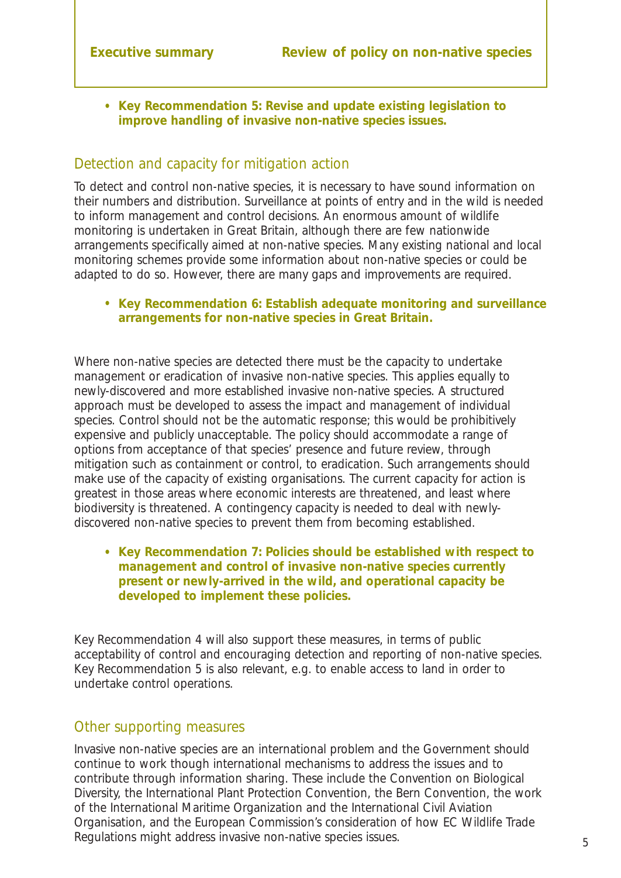- **Key Recommendation 5: Revise and update existing legislation to improve handling of invasive non-native species issues.**

## Detection and capacity for mitigation action

To detect and control non-native species, it is necessary to have sound information on their numbers and distribution. Surveillance at points of entry and in the wild is needed to inform management and control decisions. An enormous amount of wildlife monitoring is undertaken in Great Britain, although there are few nationwide arrangements specifically aimed at non-native species. Many existing national and local monitoring schemes provide some information about non-native species or could be adapted to do so. However, there are many gaps and improvements are required.

- **Key Recommendation 6: Establish adequate monitoring and surveillance arrangements for non-native species in Great Britain.**

Where non-native species are detected there must be the capacity to undertake management or eradication of invasive non-native species. This applies equally to newly-discovered and more established invasive non-native species. A structured approach must be developed to assess the impact and management of individual species. Control should not be the automatic response; this would be prohibitively expensive and publicly unacceptable. The policy should accommodate a range of options from acceptance of that species' presence and future review, through mitigation such as containment or control, to eradication. Such arrangements should make use of the capacity of existing organisations. The current capacity for action is greatest in those areas where economic interests are threatened, and least where biodiversity is threatened. A contingency capacity is needed to deal with newly-discovered non-native species to prevent them from becoming established.

- **Key Recommendation 7: Policies should be established with respect to management and control of invasive non-native species currently present or newly-arrived in the wild, and operational capacity be developed to implement these policies.**

Key Recommendation 4 will also support these measures, in terms of public acceptability of control and encouraging detection and reporting of non-native species. Key Recommendation 5 is also relevant, e.g. to enable access to land in order to undertake control operations.

## Other supporting measures

Invasive non-native species are an international problem and the Government should continue to work though international mechanisms to address the issues and to contribute through information sharing. These include the Convention on Biological Diversity, the International Plant Protection Convention, the Bern Convention, the work of the International Maritime Organization and the International Civil Aviation Organisation, and the European Commission's consideration of how EC Wildlife Trade Regulations might address invasive non-native species issues.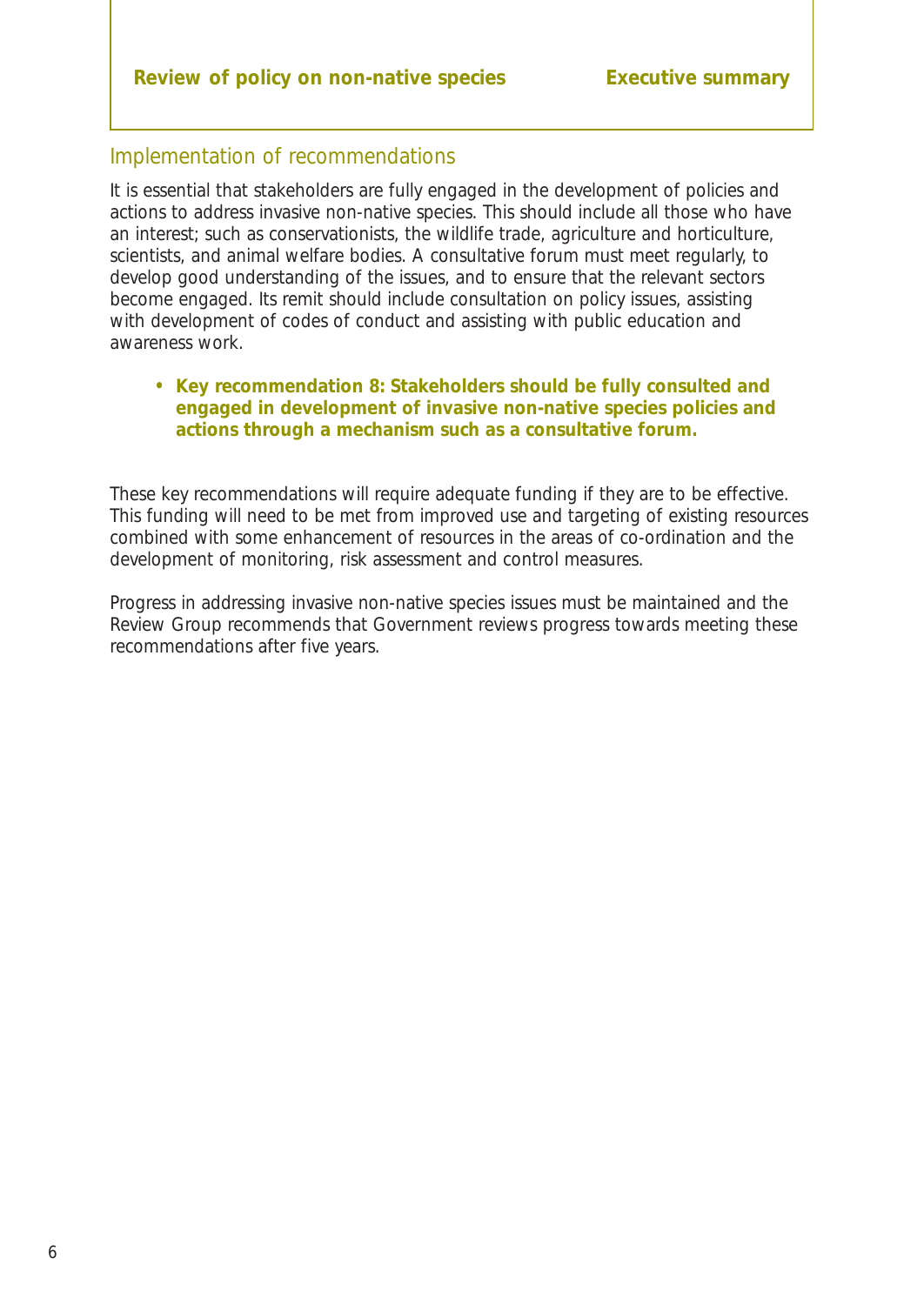## Implementation of recommendations

It is essential that stakeholders are fully engaged in the development of policies and actions to address invasive non-native species. This should include all those who have an interest; such as conservationists, the wildlife trade, agriculture and horticulture, scientists, and animal welfare bodies. A consultative forum must meet regularly, to develop good understanding of the issues, and to ensure that the relevant sectors become engaged. Its remit should include consultation on policy issues, assisting with development of codes of conduct and assisting with public education and awareness work.

- **Key recommendation 8: Stakeholders should be fully consulted and engaged in development of invasive non-native species policies and actions through a mechanism such as a consultative forum.**

These key recommendations will require adequate funding if they are to be effective. This funding will need to be met from improved use and targeting of existing resources combined with some enhancement of resources in the areas of co-ordination and the development of monitoring, risk assessment and control measures.

Progress in addressing invasive non-native species issues must be maintained and the Review Group recommends that Government reviews progress towards meeting these recommendations after five years.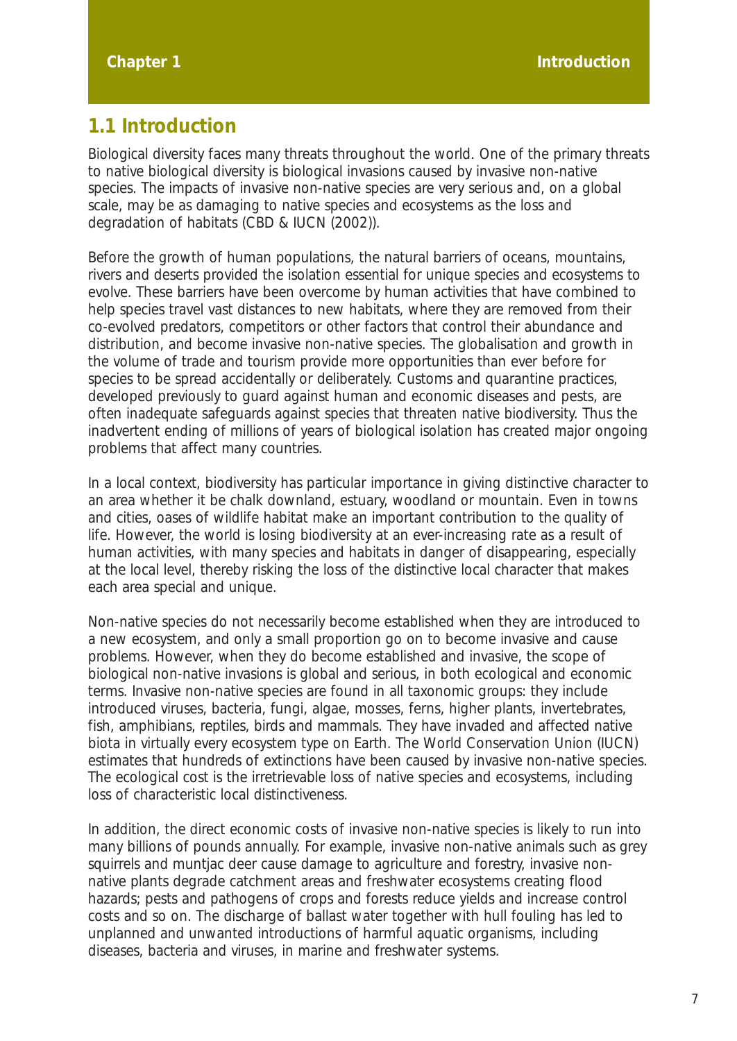## 1.1 Introduction

Biological diversity faces many threats throughout the world. One of the primary threats to native biological diversity is biological invasions caused by invasive non-native species. The impacts of invasive non-native species are very serious and, on a global scale, may be as damaging to native species and ecosystems as the loss and degradation of habitats (CBD & IUCN (2002)).

Before the growth of human populations, the natural barriers of oceans, mountains, rivers and deserts provided the isolation essential for unique species and ecosystems to evolve. These barriers have been overcome by human activities that have combined to help species travel vast distances to new habitats, where they are removed from their co-evolved predators, competitors or other factors that control their abundance and distribution, and become invasive non-native species. The globalisation and growth in the volume of trade and tourism provide more opportunities than ever before for species to be spread accidentally or deliberately. Customs and quarantine practices, developed previously to guard against human and economic diseases and pests, are often inadequate safeguards against species that threaten native biodiversity. Thus the inadvertent ending of millions of years of biological isolation has created major ongoing problems that affect many countries.

In a local context, biodiversity has particular importance in giving distinctive character to an area whether it be chalk downland, estuary, woodland or mountain. Even in towns and cities, oases of wildlife habitat make an important contribution to the quality of life. However, the world is losing biodiversity at an ever-increasing rate as a result of human activities, with many species and habitats in danger of disappearing, especially at the local level, thereby risking the loss of the distinctive local character that makes each area special and unique.

Non-native species do not necessarily become established when they are introduced to a new ecosystem, and only a small proportion go on to become invasive and cause problems. However, when they do become established and invasive, the scope of biological non-native invasions is global and serious, in both ecological and economic terms. Invasive non-native species are found in all taxonomic groups: they include introduced viruses, bacteria, fungi, algae, mosses, ferns, higher plants, invertebrates, fish, amphibians, reptiles, birds and mammals. They have invaded and affected native biota in virtually every ecosystem type on Earth. The World Conservation Union (IUCN) estimates that hundreds of extinctions have been caused by invasive non-native species. The ecological cost is the irretrievable loss of native species and ecosystems, including loss of characteristic local distinctiveness.

In addition, the direct economic costs of invasive non-native species is likely to run into many billions of pounds annually. For example, invasive non-native animals such as grey squirrels and muntjac deer cause damage to agriculture and forestry, invasive non-native plants degrade catchment areas and freshwater ecosystems creating flood hazards; pests and pathogens of crops and forests reduce yields and increase control costs and so on. The discharge of ballast water together with hull fouling has led to unplanned and unwanted introductions of harmful aquatic organisms, including diseases, bacteria and viruses, in marine and freshwater systems.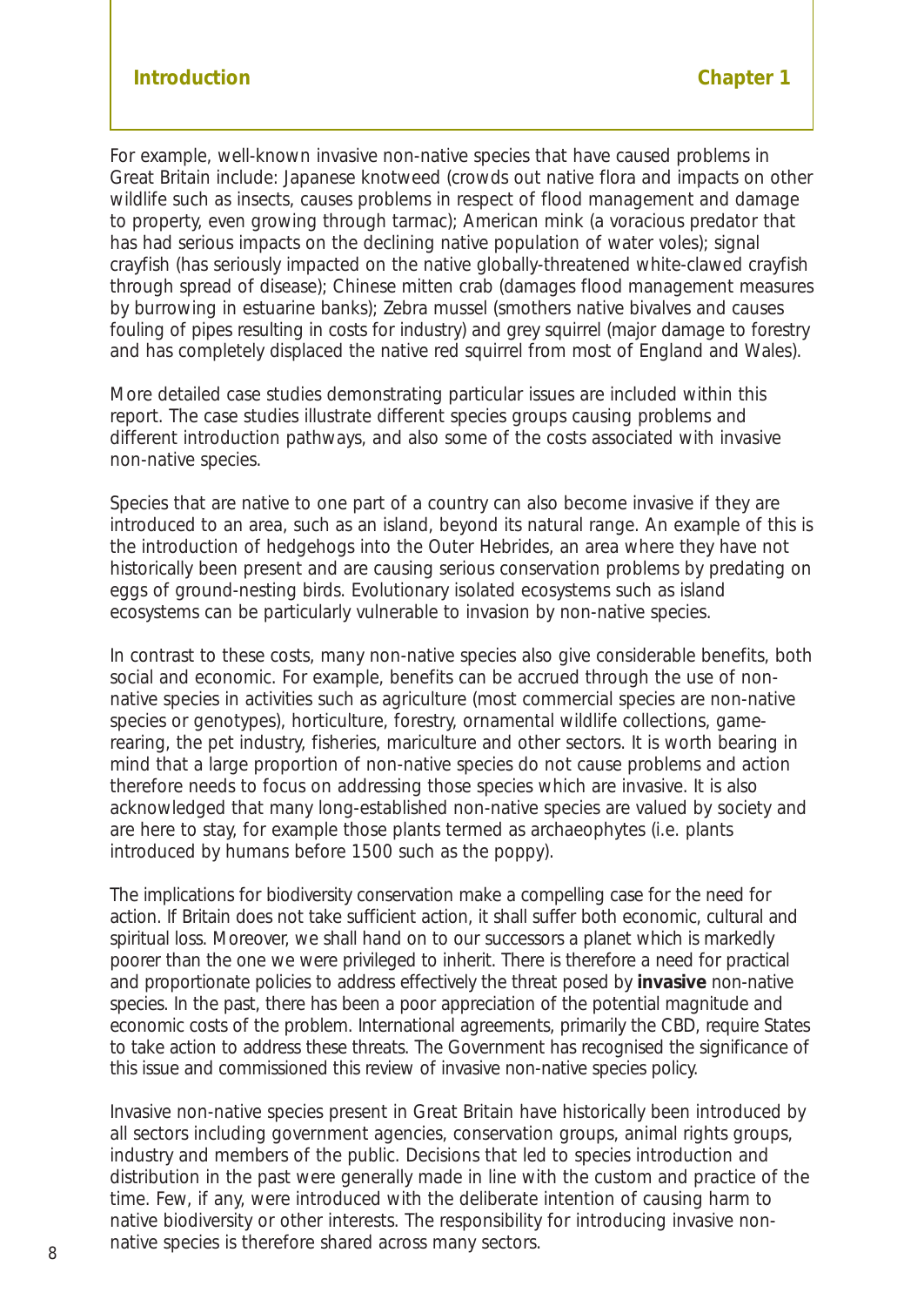For example, well-known invasive non-native species that have caused problems in Great Britain include: Japanese knotweed (crowds out native flora and impacts on other wildlife such as insects, causes problems in respect of flood management and damage to property, even growing through tarmac); American mink (a voracious predator that has had serious impacts on the declining native population of water voles); signal crayfish (has seriously impacted on the native globally-threatened white-clawed crayfish through spread of disease); Chinese mitten crab (damages flood management measures by burrowing in estuarine banks); Zebra mussel (smothers native bivalves and causes fouling of pipes resulting in costs for industry) and grey squirrel (major damage to forestry and has completely displaced the native red squirrel from most of England and Wales).

More detailed case studies demonstrating particular issues are included within this report. The case studies illustrate different species groups causing problems and different introduction pathways, and also some of the costs associated with invasive non-native species.

Species that are native to one part of a country can also become invasive if they are introduced to an area, such as an island, beyond its natural range. An example of this is the introduction of hedgehogs into the Outer Hebrides, an area where they have not historically been present and are causing serious conservation problems by predating on eggs of ground-nesting birds. Evolutionary isolated ecosystems such as island ecosystems can be particularly vulnerable to invasion by non-native species.

In contrast to these costs, many non-native species also give considerable benefits, both social and economic. For example, benefits can be accrued through the use of non-native species in activities such as agriculture (most commercial species are non-native species or genotypes), horticulture, forestry, ornamental wildlife collections, game-rearing, the pet industry, fisheries, mariculture and other sectors. It is worth bearing in mind that a large proportion of non-native species do not cause problems and action therefore needs to focus on addressing those species which are invasive. It is also acknowledged that many long-established non-native species are valued by society and are here to stay, for example those plants termed as archaeophytes (i.e. plants introduced by humans before 1500 such as the poppy).

The implications for biodiversity conservation make a compelling case for the need for action. If Britain does not take sufficient action, it shall suffer both economic, cultural and spiritual loss. Moreover, we shall hand on to our successors a planet which is markedly poorer than the one we were privileged to inherit. There is therefore a need for practical and proportionate policies to address effectively the threat posed by **invasive** non-native species. In the past, there has been a poor appreciation of the potential magnitude and economic costs of the problem. International agreements, primarily the CBD, require States to take action to address these threats. The Government has recognised the significance of this issue and commissioned this review of invasive non-native species policy.

Invasive non-native species present in Great Britain have historically been introduced by all sectors including government agencies, conservation groups, animal rights groups, industry and members of the public. Decisions that led to species introduction and distribution in the past were generally made in line with the custom and practice of the time. Few, if any, were introduced with the deliberate intention of causing harm to native biodiversity or other interests. The responsibility for introducing invasive non-native species is therefore shared across many sectors.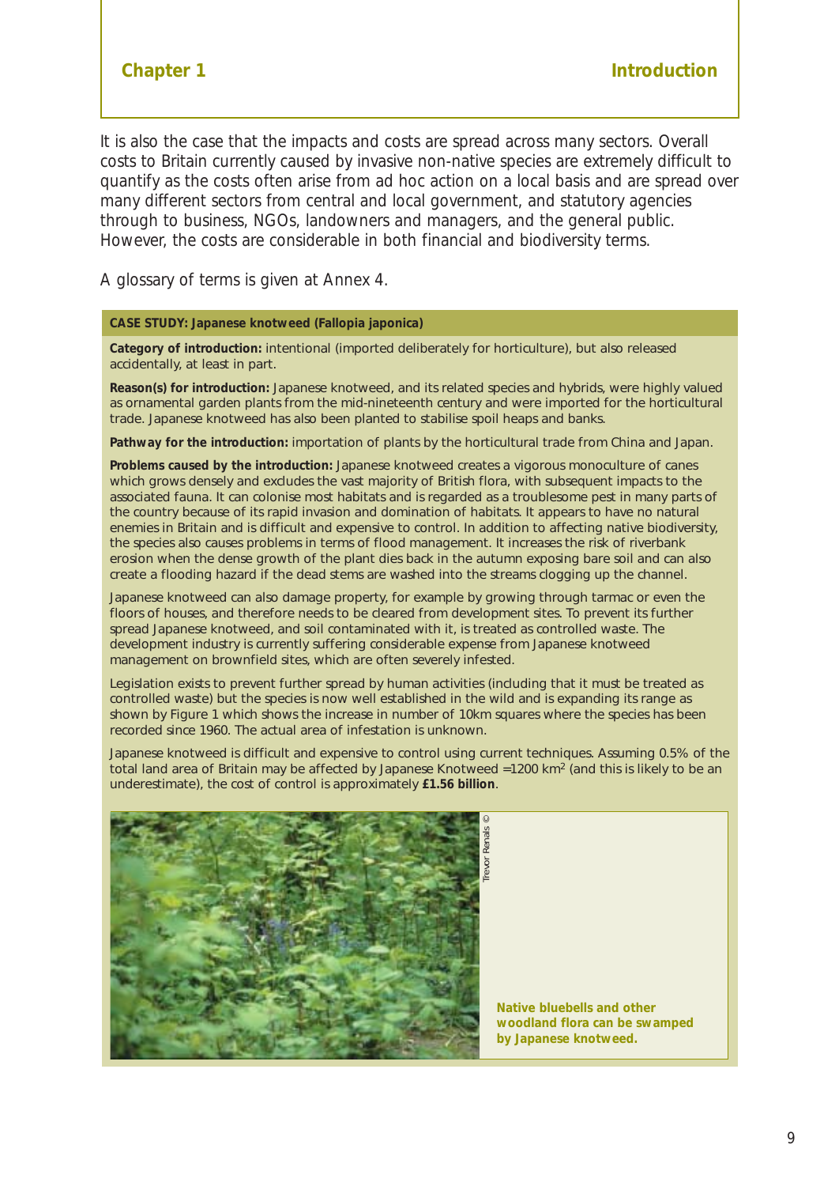It is also the case that the impacts and costs are spread across many sectors. Overall costs to Britain currently caused by invasive non-native species are extremely difficult to quantify as the costs often arise from ad hoc action on a local basis and are spread over many different sectors from central and local government, and statutory agencies through to business, NGOs, landowners and managers, and the general public. However, the costs are considerable in both financial and biodiversity terms.

A glossary of terms is given at Annex 4.

**CASE STUDY: Japanese knotweed (Fallopia japonica)**

**Category of introduction:** intentional (imported deliberately for horticulture), but also released accidentally, at least in part.

**Reason(s) for introduction:** Japanese knotweed, and its related species and hybrids, were highly valued as ornamental garden plants from the mid-nineteenth century and were imported for the horticultural trade. Japanese knotweed has also been planted to stabilise spoil heaps and banks.

**Pathway for the introduction:** importation of plants by the horticultural trade from China and Japan.

**Problems caused by the introduction:** Japanese knotweed creates a vigorous monoculture of canes which grows densely and excludes the vast majority of British flora, with subsequent impacts to the associated fauna. It can colonise most habitats and is regarded as a troublesome pest in many parts of the country because of its rapid invasion and domination of habitats. It appears to have no natural enemies in Britain and is difficult and expensive to control. In addition to affecting native biodiversity, the species also causes problems in terms of flood management. It increases the risk of riverbank erosion when the dense growth of the plant dies back in the autumn exposing bare soil and can also create a flooding hazard if the dead stems are washed into the streams clogging up the channel.

Japanese knotweed can also damage property, for example by growing through tarmac or even the floors of houses, and therefore needs to be cleared from development sites. To prevent its further spread Japanese knotweed, and soil contaminated with it, is treated as controlled waste. The development industry is currently suffering considerable expense from Japanese knotweed management on brownfield sites, which are often severely infested.

Legislation exists to prevent further spread by human activities (including that it must be treated as controlled waste) but the species is now well established in the wild and is expanding its range as shown by Figure 1 which shows the increase in number of 10km squares where the species has been recorded since 1960. The actual area of infestation is unknown.

Japanese knotweed is difficult and expensive to control using current techniques. Assuming 0.5% of the total land area of Britain may be affected by Japanese Knotweed =1200 km$^2$ (and this is likely to be an underestimate), the cost of control is approximately **£1.56 billion**.

Trevor Renals ©

**Native bluebells and other woodland flora can be swamped by Japanese knotweed.**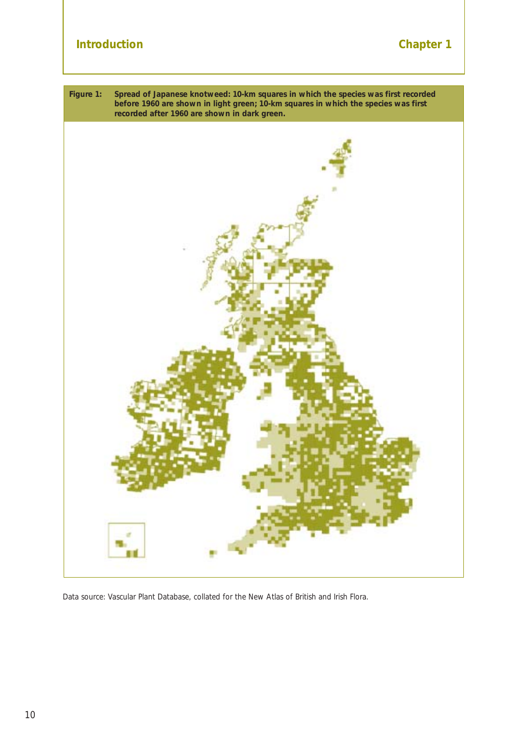**Figure 1: Spread of Japanese knotweed: 10-km squares in which the species was first recorded before 1960 are shown in light green; 10-km squares in which the species was first recorded after 1960 are shown in dark green.**

Data source: Vascular Plant Database, collated for the New Atlas of British and Irish Flora.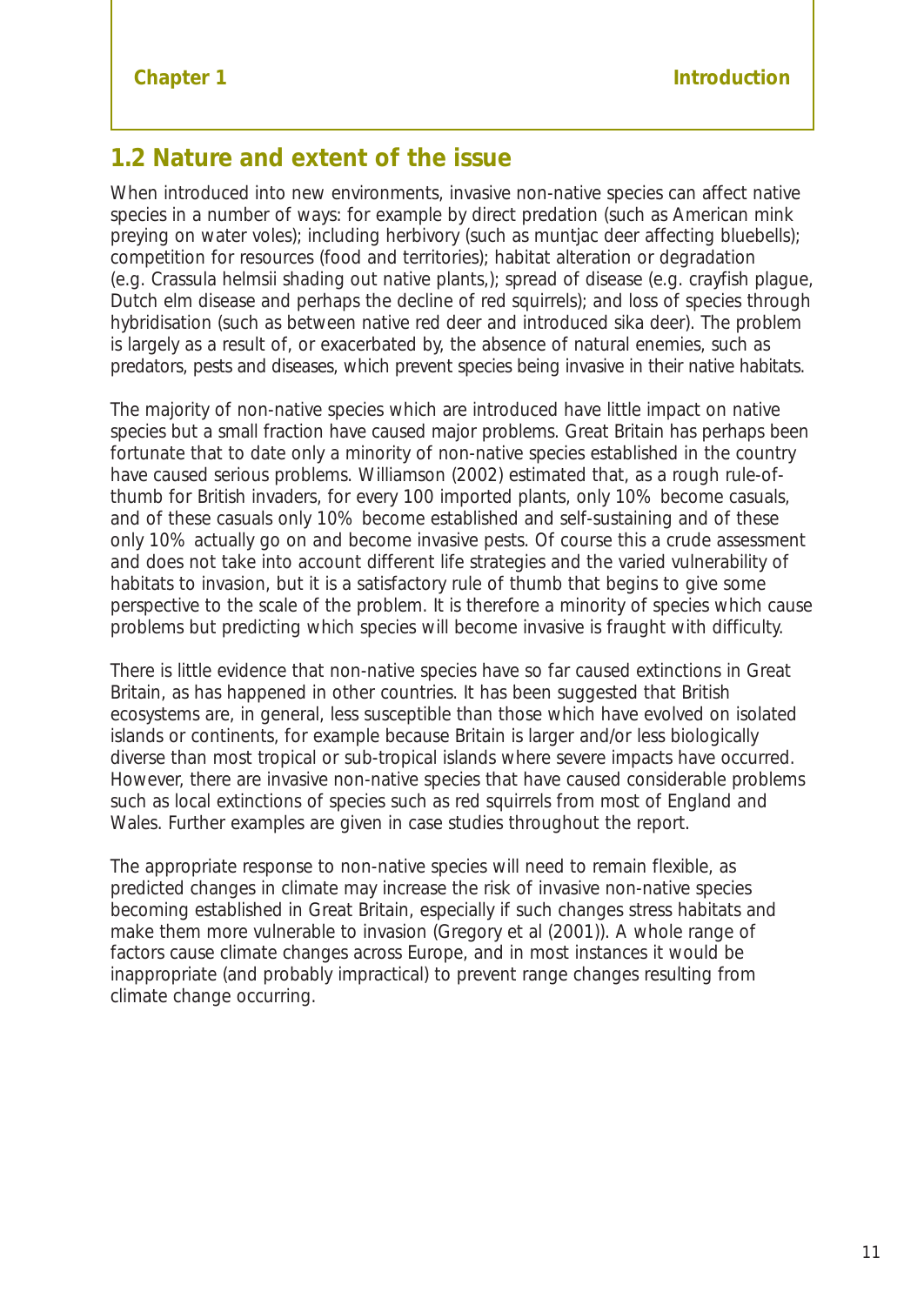## 1.2 Nature and extent of the issue

When introduced into new environments, invasive non-native species can affect native species in a number of ways: for example by direct predation (such as American mink preying on water voles); including herbivory (such as muntjac deer affecting bluebells); competition for resources (food and territories); habitat alteration or degradation (e.g. Crassula helmsii shading out native plants,); spread of disease (e.g. crayfish plague, Dutch elm disease and perhaps the decline of red squirrels); and loss of species through hybridisation (such as between native red deer and introduced sika deer). The problem is largely as a result of, or exacerbated by, the absence of natural enemies, such as predators, pests and diseases, which prevent species being invasive in their native habitats.

The majority of non-native species which are introduced have little impact on native species but a small fraction have caused major problems. Great Britain has perhaps been fortunate that to date only a minority of non-native species established in the country have caused serious problems. Williamson (2002) estimated that, as a rough rule-of-thumb for British invaders, for every 100 imported plants, only 10% become casuals, and of these casuals only 10% become established and self-sustaining and of these only 10% actually go on and become invasive pests. Of course this a crude assessment and does not take into account different life strategies and the varied vulnerability of habitats to invasion, but it is a satisfactory rule of thumb that begins to give some perspective to the scale of the problem. It is therefore a minority of species which cause problems but predicting which species will become invasive is fraught with difficulty.

There is little evidence that non-native species have so far caused extinctions in Great Britain, as has happened in other countries. It has been suggested that British ecosystems are, in general, less susceptible than those which have evolved on isolated islands or continents, for example because Britain is larger and/or less biologically diverse than most tropical or sub-tropical islands where severe impacts have occurred. However, there are invasive non-native species that have caused considerable problems such as local extinctions of species such as red squirrels from most of England and Wales. Further examples are given in case studies throughout the report.

The appropriate response to non-native species will need to remain flexible, as predicted changes in climate may increase the risk of invasive non-native species becoming established in Great Britain, especially if such changes stress habitats and make them more vulnerable to invasion (Gregory et al (2001)). A whole range of factors cause climate changes across Europe, and in most instances it would be inappropriate (and probably impractical) to prevent range changes resulting from climate change occurring.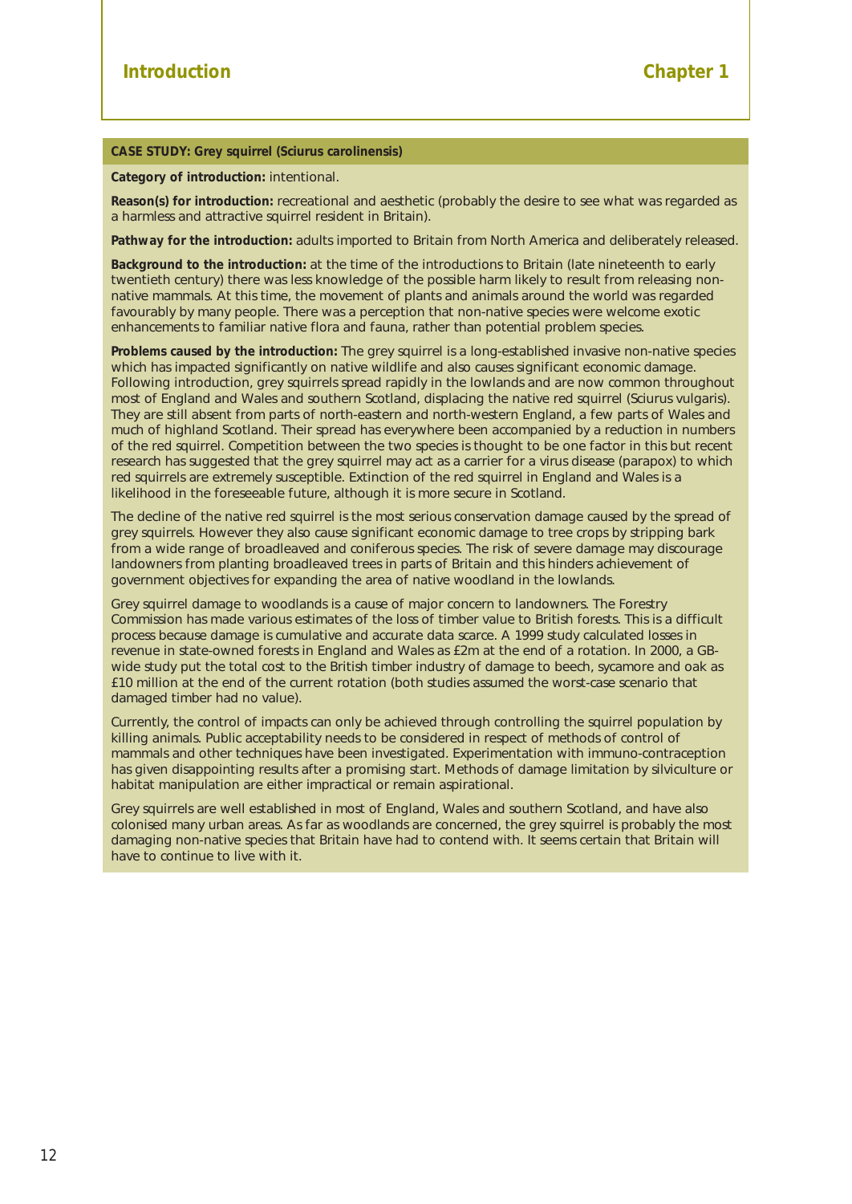### CASE STUDY: Grey squirrel (*Sciurus carolinensis*)

**Category of introduction:** intentional.

**Reason(s) for introduction:** recreational and aesthetic (probably the desire to see what was regarded as a harmless and attractive squirrel resident in Britain).

**Pathway for the introduction:** adults imported to Britain from North America and deliberately released.

**Background to the introduction:** at the time of the introductions to Britain (late nineteenth to early twentieth century) there was less knowledge of the possible harm likely to result from releasing non-native mammals. At this time, the movement of plants and animals around the world was regarded favourably by many people. There was a perception that non-native species were welcome exotic enhancements to familiar native flora and fauna, rather than potential problem species.

**Problems caused by the introduction:** The grey squirrel is a long-established invasive non-native species which has impacted significantly on native wildlife and also causes significant economic damage. Following introduction, grey squirrels spread rapidly in the lowlands and are now common throughout most of England and Wales and southern Scotland, displacing the native red squirrel (*Sciurus vulgaris*). They are still absent from parts of north-eastern and north-western England, a few parts of Wales and much of highland Scotland. Their spread has everywhere been accompanied by a reduction in numbers of the red squirrel. Competition between the two species is thought to be one factor in this but recent research has suggested that the grey squirrel may act as a carrier for a virus disease (parapox) to which red squirrels are extremely susceptible. Extinction of the red squirrel in England and Wales is a likelihood in the foreseeable future, although it is more secure in Scotland.

The decline of the native red squirrel is the most serious conservation damage caused by the spread of grey squirrels. However they also cause significant economic damage to tree crops by stripping bark from a wide range of broadleaved and coniferous species. The risk of severe damage may discourage landowners from planting broadleaved trees in parts of Britain and this hinders achievement of government objectives for expanding the area of native woodland in the lowlands.

Grey squirrel damage to woodlands is a cause of major concern to landowners. The Forestry Commission has made various estimates of the loss of timber value to British forests. This is a difficult process because damage is cumulative and accurate data scarce. A 1999 study calculated losses in revenue in state-owned forests in England and Wales as £2m at the end of a rotation. In 2000, a GB-wide study put the total cost to the British timber industry of damage to beech, sycamore and oak as £10 million at the end of the current rotation (both studies assumed the worst-case scenario that damaged timber had no value).

Currently, the control of impacts can only be achieved through controlling the squirrel population by killing animals. Public acceptability needs to be considered in respect of methods of control of mammals and other techniques have been investigated. Experimentation with immuno-contraception has given disappointing results after a promising start. Methods of damage limitation by silviculture or habitat manipulation are either impractical or remain aspirational.

Grey squirrels are well established in most of England, Wales and southern Scotland, and have also colonised many urban areas. As far as woodlands are concerned, the grey squirrel is probably the most damaging non-native species that Britain have had to contend with. It seems certain that Britain will have to continue to live with it.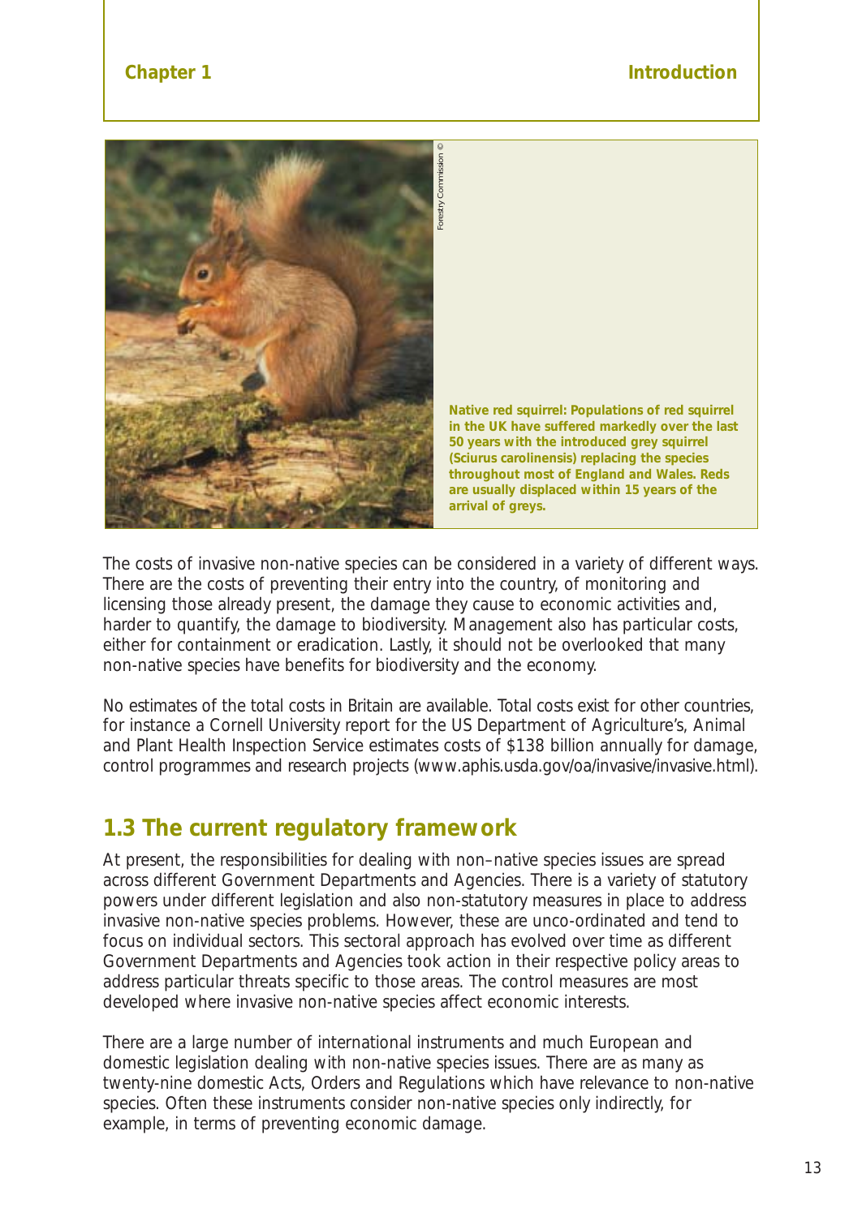Native red squirrel: Populations of red squirrel in the UK have suffered markedly over the last 50 years with the introduced grey squirrel (Sciurus carolinensis) replacing the species throughout most of England and Wales. Reds are usually displaced within 15 years of the arrival of greys.

The costs of invasive non-native species can be considered in a variety of different ways. There are the costs of preventing their entry into the country, of monitoring and licensing those already present, the damage they cause to economic activities and, harder to quantify, the damage to biodiversity. Management also has particular costs, either for containment or eradication. Lastly, it should not be overlooked that many non-native species have benefits for biodiversity and the economy.

No estimates of the total costs in Britain are available. Total costs exist for other countries, for instance a Cornell University report for the US Department of Agriculture's, Animal and Plant Health Inspection Service estimates costs of $138 billion annually for damage, control programmes and research projects (www.aphis.usda.gov/oa/invasive/invasive.html).

## 1.3 The current regulatory framework

At present, the responsibilities for dealing with non–native species issues are spread across different Government Departments and Agencies. There is a variety of statutory powers under different legislation and also non-statutory measures in place to address invasive non-native species problems. However, these are unco-ordinated and tend to focus on individual sectors. This sectoral approach has evolved over time as different Government Departments and Agencies took action in their respective policy areas to address particular threats specific to those areas. The control measures are most developed where invasive non-native species affect economic interests.

There are a large number of international instruments and much European and domestic legislation dealing with non-native species issues. There are as many as twenty-nine domestic Acts, Orders and Regulations which have relevance to non-native species. Often these instruments consider non-native species only indirectly, for example, in terms of preventing economic damage.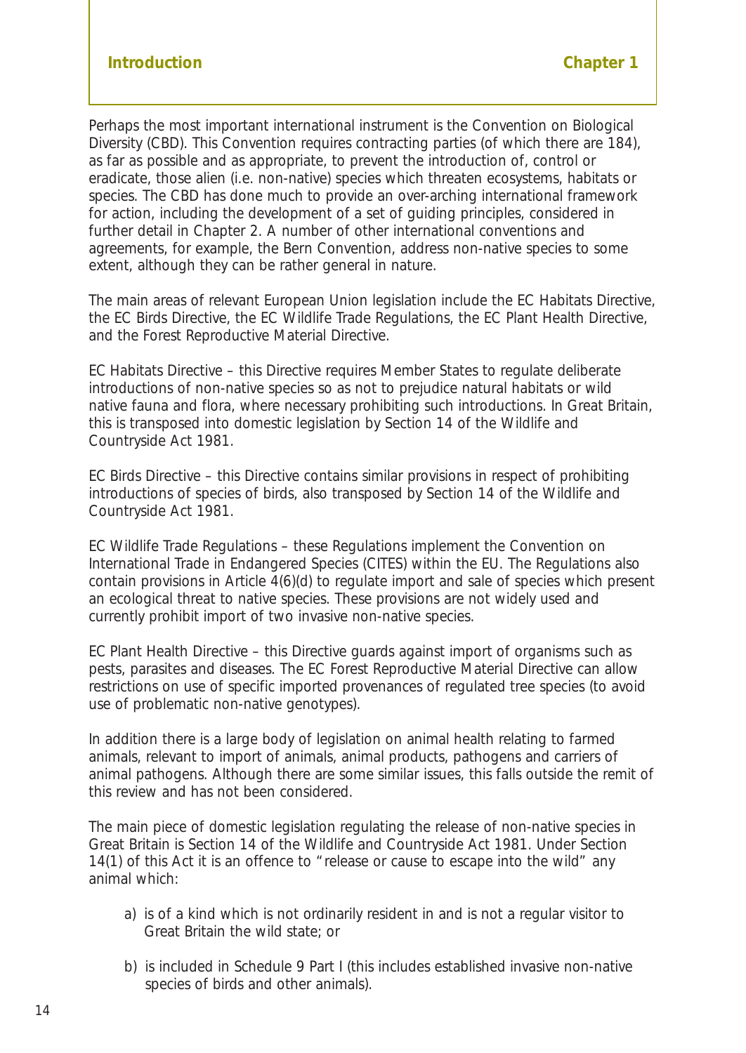Perhaps the most important international instrument is the Convention on Biological Diversity (CBD). This Convention requires contracting parties (of which there are 184), as far as possible and as appropriate, to prevent the introduction of, control or eradicate, those alien (i.e. non-native) species which threaten ecosystems, habitats or species. The CBD has done much to provide an over-arching international framework for action, including the development of a set of guiding principles, considered in further detail in Chapter 2. A number of other international conventions and agreements, for example, the Bern Convention, address non-native species to some extent, although they can be rather general in nature.

The main areas of relevant European Union legislation include the EC Habitats Directive, the EC Birds Directive, the EC Wildlife Trade Regulations, the EC Plant Health Directive, and the Forest Reproductive Material Directive.

EC Habitats Directive – this Directive requires Member States to regulate deliberate introductions of non-native species so as not to prejudice natural habitats or wild native fauna and flora, where necessary prohibiting such introductions. In Great Britain, this is transposed into domestic legislation by Section 14 of the Wildlife and Countryside Act 1981.

EC Birds Directive – this Directive contains similar provisions in respect of prohibiting introductions of species of birds, also transposed by Section 14 of the Wildlife and Countryside Act 1981.

EC Wildlife Trade Regulations – these Regulations implement the Convention on International Trade in Endangered Species (CITES) within the EU. The Regulations also contain provisions in Article 4(6)(d) to regulate import and sale of species which present an ecological threat to native species. These provisions are not widely used and currently prohibit import of two invasive non-native species.

EC Plant Health Directive – this Directive guards against import of organisms such as pests, parasites and diseases. The EC Forest Reproductive Material Directive can allow restrictions on use of specific imported provenances of regulated tree species (to avoid use of problematic non-native genotypes).

In addition there is a large body of legislation on animal health relating to farmed animals, relevant to import of animals, animal products, pathogens and carriers of animal pathogens. Although there are some similar issues, this falls outside the remit of this review and has not been considered.

The main piece of domestic legislation regulating the release of non-native species in Great Britain is Section 14 of the Wildlife and Countryside Act 1981. Under Section 14(1) of this Act it is an offence to "release or cause to escape into the wild" any animal which:

a) is of a kind which is not ordinarily resident in and is not a regular visitor to Great Britain the wild state; or

b) is included in Schedule 9 Part I (this includes established invasive non-native species of birds and other animals).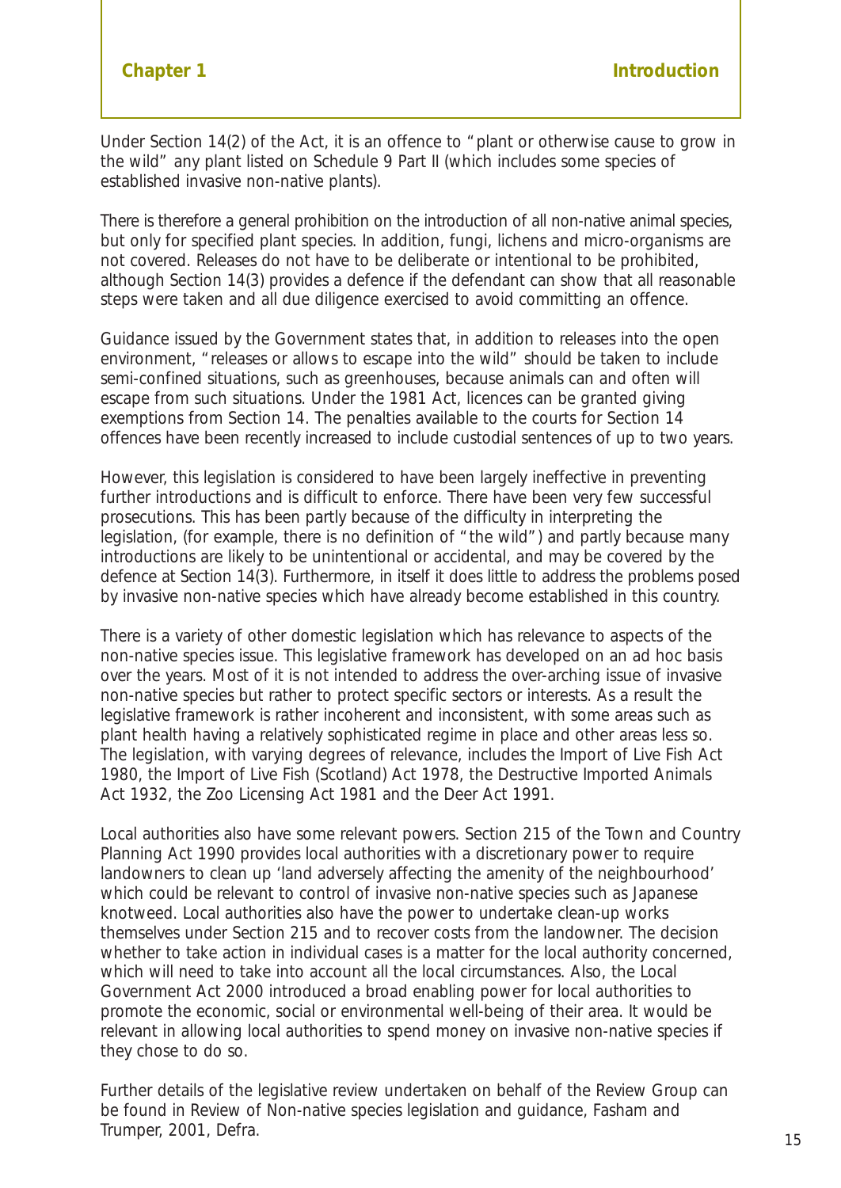Under Section 14(2) of the Act, it is an offence to "plant or otherwise cause to grow in the wild" any plant listed on Schedule 9 Part II (which includes some species of established invasive non-native plants).

There is therefore a general prohibition on the introduction of all non-native animal species, but only for specified plant species. In addition, fungi, lichens and micro-organisms are not covered. Releases do not have to be deliberate or intentional to be prohibited, although Section 14(3) provides a defence if the defendant can show that all reasonable steps were taken and all due diligence exercised to avoid committing an offence.

Guidance issued by the Government states that, in addition to releases into the open environment, "releases or allows to escape into the wild" should be taken to include semi-confined situations, such as greenhouses, because animals can and often will escape from such situations. Under the 1981 Act, licences can be granted giving exemptions from Section 14. The penalties available to the courts for Section 14 offences have been recently increased to include custodial sentences of up to two years.

However, this legislation is considered to have been largely ineffective in preventing further introductions and is difficult to enforce. There have been very few successful prosecutions. This has been partly because of the difficulty in interpreting the legislation, (for example, there is no definition of "the wild") and partly because many introductions are likely to be unintentional or accidental, and may be covered by the defence at Section 14(3). Furthermore, in itself it does little to address the problems posed by invasive non-native species which have already become established in this country.

There is a variety of other domestic legislation which has relevance to aspects of the non-native species issue. This legislative framework has developed on an ad hoc basis over the years. Most of it is not intended to address the over-arching issue of invasive non-native species but rather to protect specific sectors or interests. As a result the legislative framework is rather incoherent and inconsistent, with some areas such as plant health having a relatively sophisticated regime in place and other areas less so. The legislation, with varying degrees of relevance, includes the Import of Live Fish Act 1980, the Import of Live Fish (Scotland) Act 1978, the Destructive Imported Animals Act 1932, the Zoo Licensing Act 1981 and the Deer Act 1991.

Local authorities also have some relevant powers. Section 215 of the Town and Country Planning Act 1990 provides local authorities with a discretionary power to require landowners to clean up 'land adversely affecting the amenity of the neighbourhood' which could be relevant to control of invasive non-native species such as Japanese knotweed. Local authorities also have the power to undertake clean-up works themselves under Section 215 and to recover costs from the landowner. The decision whether to take action in individual cases is a matter for the local authority concerned, which will need to take into account all the local circumstances. Also, the Local Government Act 2000 introduced a broad enabling power for local authorities to promote the economic, social or environmental well-being of their area. It would be relevant in allowing local authorities to spend money on invasive non-native species if they chose to do so.

Further details of the legislative review undertaken on behalf of the Review Group can be found in Review of Non-native species legislation and guidance, Fasham and Trumper, 2001, Defra.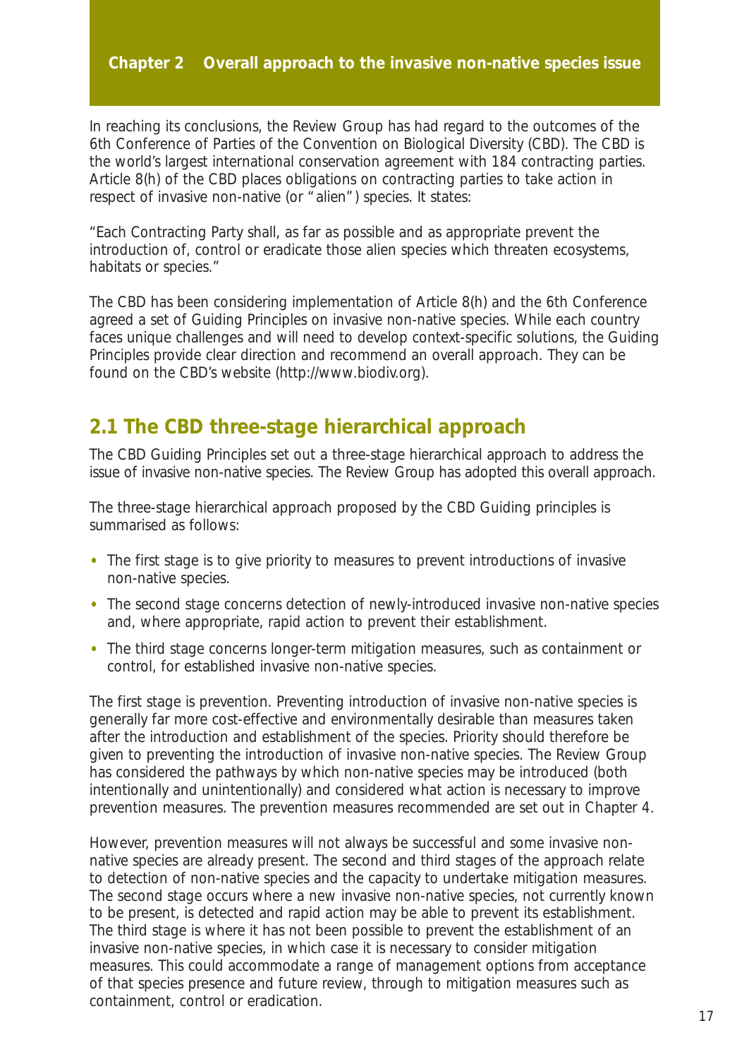# Chapter 2 Overall approach to the invasive non-native species issue

In reaching its conclusions, the Review Group has had regard to the outcomes of the 6th Conference of Parties of the Convention on Biological Diversity (CBD). The CBD is the world's largest international conservation agreement with 184 contracting parties. Article 8(h) of the CBD places obligations on contracting parties to take action in respect of invasive non-native (or "alien") species. It states:

"Each Contracting Party shall, as far as possible and as appropriate prevent the introduction of, control or eradicate those alien species which threaten ecosystems, habitats or species."

The CBD has been considering implementation of Article 8(h) and the 6th Conference agreed a set of Guiding Principles on invasive non-native species. While each country faces unique challenges and will need to develop context-specific solutions, the Guiding Principles provide clear direction and recommend an overall approach. They can be found on the CBD's website (http://www.biodiv.org).

## 2.1 The CBD three-stage hierarchical approach

The CBD Guiding Principles set out a three-stage hierarchical approach to address the issue of invasive non-native species. The Review Group has adopted this overall approach.

The three-stage hierarchical approach proposed by the CBD Guiding principles is summarised as follows:

- The first stage is to give priority to measures to prevent introductions of invasive non-native species.
- The second stage concerns detection of newly-introduced invasive non-native species and, where appropriate, rapid action to prevent their establishment.
- The third stage concerns longer-term mitigation measures, such as containment or control, for established invasive non-native species.

The first stage is prevention. Preventing introduction of invasive non-native species is generally far more cost-effective and environmentally desirable than measures taken after the introduction and establishment of the species. Priority should therefore be given to preventing the introduction of invasive non-native species. The Review Group has considered the pathways by which non-native species may be introduced (both intentionally and unintentionally) and considered what action is necessary to improve prevention measures. The prevention measures recommended are set out in Chapter 4.

However, prevention measures will not always be successful and some invasive non-native species are already present. The second and third stages of the approach relate to detection of non-native species and the capacity to undertake mitigation measures. The second stage occurs where a new invasive non-native species, not currently known to be present, is detected and rapid action may be able to prevent its establishment. The third stage is where it has not been possible to prevent the establishment of an invasive non-native species, in which case it is necessary to consider mitigation measures. This could accommodate a range of management options from acceptance of that species presence and future review, through to mitigation measures such as containment, control or eradication.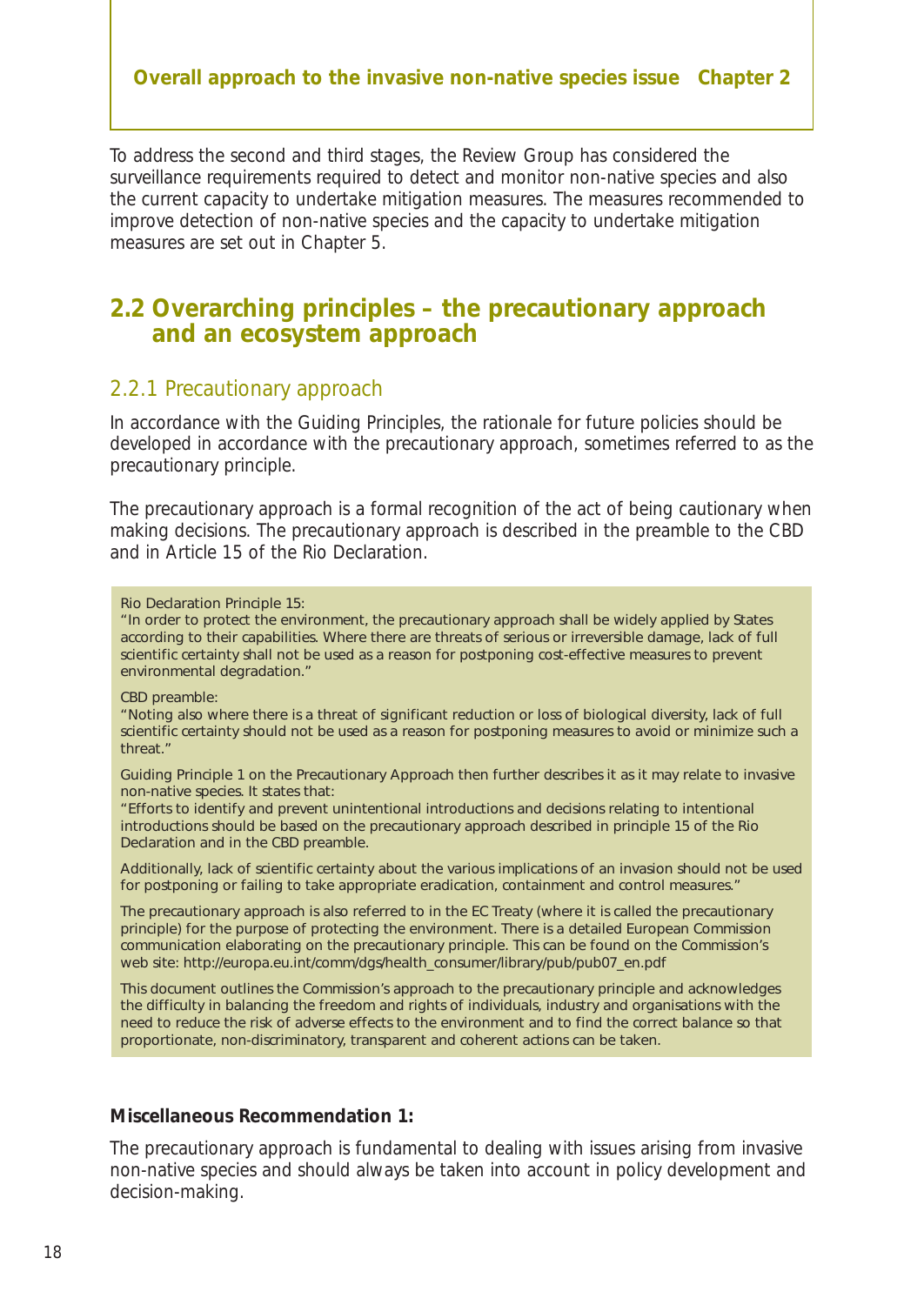To address the second and third stages, the Review Group has considered the surveillance requirements required to detect and monitor non-native species and also the current capacity to undertake mitigation measures. The measures recommended to improve detection of non-native species and the capacity to undertake mitigation measures are set out in Chapter 5.

## 2.2 Overarching principles – the precautionary approach and an ecosystem approach

### 2.2.1 Precautionary approach

In accordance with the Guiding Principles, the rationale for future policies should be developed in accordance with the precautionary approach, sometimes referred to as the precautionary principle.

The precautionary approach is a formal recognition of the act of being cautionary when making decisions. The precautionary approach is described in the preamble to the CBD and in Article 15 of the Rio Declaration.

> Rio Declaration Principle 15:
> "In order to protect the environment, the precautionary approach shall be widely applied by States according to their capabilities. Where there are threats of serious or irreversible damage, lack of full scientific certainty shall not be used as a reason for postponing cost-effective measures to prevent environmental degradation."
>
> CBD preamble:
> "Noting also where there is a threat of significant reduction or loss of biological diversity, lack of full scientific certainty should not be used as a reason for postponing measures to avoid or minimize such a threat."
>
> Guiding Principle 1 on the Precautionary Approach then further describes it as it may relate to invasive non-native species. It states that:
> "Efforts to identify and prevent unintentional introductions and decisions relating to intentional introductions should be based on the precautionary approach described in principle 15 of the Rio Declaration and in the CBD preamble.
>
> Additionally, lack of scientific certainty about the various implications of an invasion should not be used for postponing or failing to take appropriate eradication, containment and control measures."
>
> The precautionary approach is also referred to in the EC Treaty (where it is called the precautionary principle) for the purpose of protecting the environment. There is a detailed European Commission communication elaborating on the precautionary principle. This can be found on the Commission's web site: http://europa.eu.int/comm/dgs/health_consumer/library/pub/pub07_en.pdf
>
> This document outlines the Commission's approach to the precautionary principle and acknowledges the difficulty in balancing the freedom and rights of individuals, industry and organisations with the need to reduce the risk of adverse effects to the environment and to find the correct balance so that proportionate, non-discriminatory, transparent and coherent actions can be taken.

**Miscellaneous Recommendation 1:**

The precautionary approach is fundamental to dealing with issues arising from invasive non-native species and should always be taken into account in policy development and decision-making.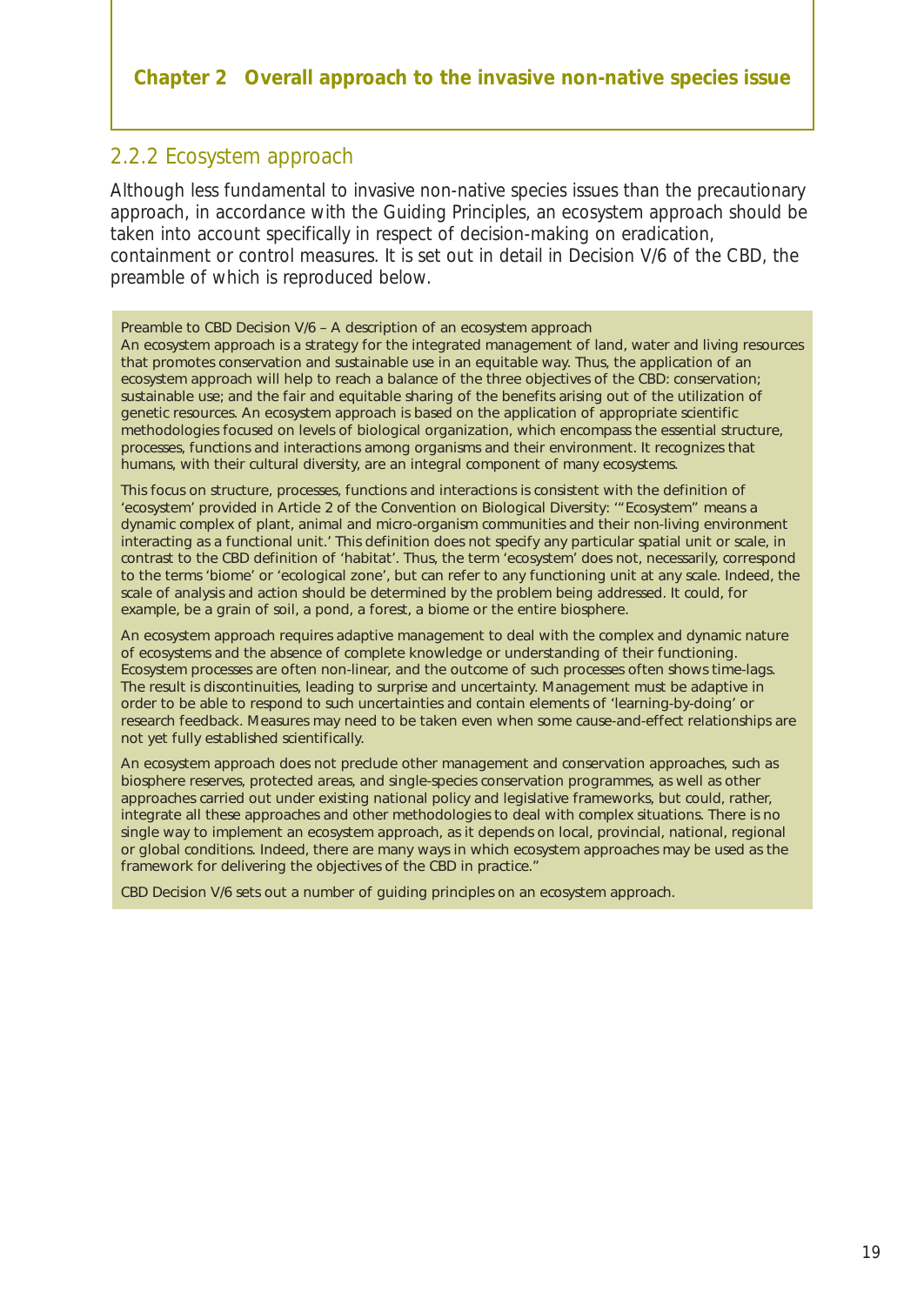## 2.2.2 Ecosystem approach

Although less fundamental to invasive non-native species issues than the precautionary approach, in accordance with the Guiding Principles, an ecosystem approach should be taken into account specifically in respect of decision-making on eradication, containment or control measures. It is set out in detail in Decision V/6 of the CBD, the preamble of which is reproduced below.

Preamble to CBD Decision V/6 – A description of an ecosystem approach

An ecosystem approach is a strategy for the integrated management of land, water and living resources that promotes conservation and sustainable use in an equitable way. Thus, the application of an ecosystem approach will help to reach a balance of the three objectives of the CBD: conservation; sustainable use; and the fair and equitable sharing of the benefits arising out of the utilization of genetic resources. An ecosystem approach is based on the application of appropriate scientific methodologies focused on levels of biological organization, which encompass the essential structure, processes, functions and interactions among organisms and their environment. It recognizes that humans, with their cultural diversity, are an integral component of many ecosystems.

This focus on structure, processes, functions and interactions is consistent with the definition of 'ecosystem' provided in Article 2 of the Convention on Biological Diversity: '"Ecosystem" means a dynamic complex of plant, animal and micro-organism communities and their non-living environment interacting as a functional unit.' This definition does not specify any particular spatial unit or scale, in contrast to the CBD definition of 'habitat'. Thus, the term 'ecosystem' does not, necessarily, correspond to the terms 'biome' or 'ecological zone', but can refer to any functioning unit at any scale. Indeed, the scale of analysis and action should be determined by the problem being addressed. It could, for example, be a grain of soil, a pond, a forest, a biome or the entire biosphere.

An ecosystem approach requires adaptive management to deal with the complex and dynamic nature of ecosystems and the absence of complete knowledge or understanding of their functioning. Ecosystem processes are often non-linear, and the outcome of such processes often shows time-lags. The result is discontinuities, leading to surprise and uncertainty. Management must be adaptive in order to be able to respond to such uncertainties and contain elements of 'learning-by-doing' or research feedback. Measures may need to be taken even when some cause-and-effect relationships are not yet fully established scientifically.

An ecosystem approach does not preclude other management and conservation approaches, such as biosphere reserves, protected areas, and single-species conservation programmes, as well as other approaches carried out under existing national policy and legislative frameworks, but could, rather, integrate all these approaches and other methodologies to deal with complex situations. There is no single way to implement an ecosystem approach, as it depends on local, provincial, national, regional or global conditions. Indeed, there are many ways in which ecosystem approaches may be used as the framework for delivering the objectives of the CBD in practice."

CBD Decision V/6 sets out a number of guiding principles on an ecosystem approach.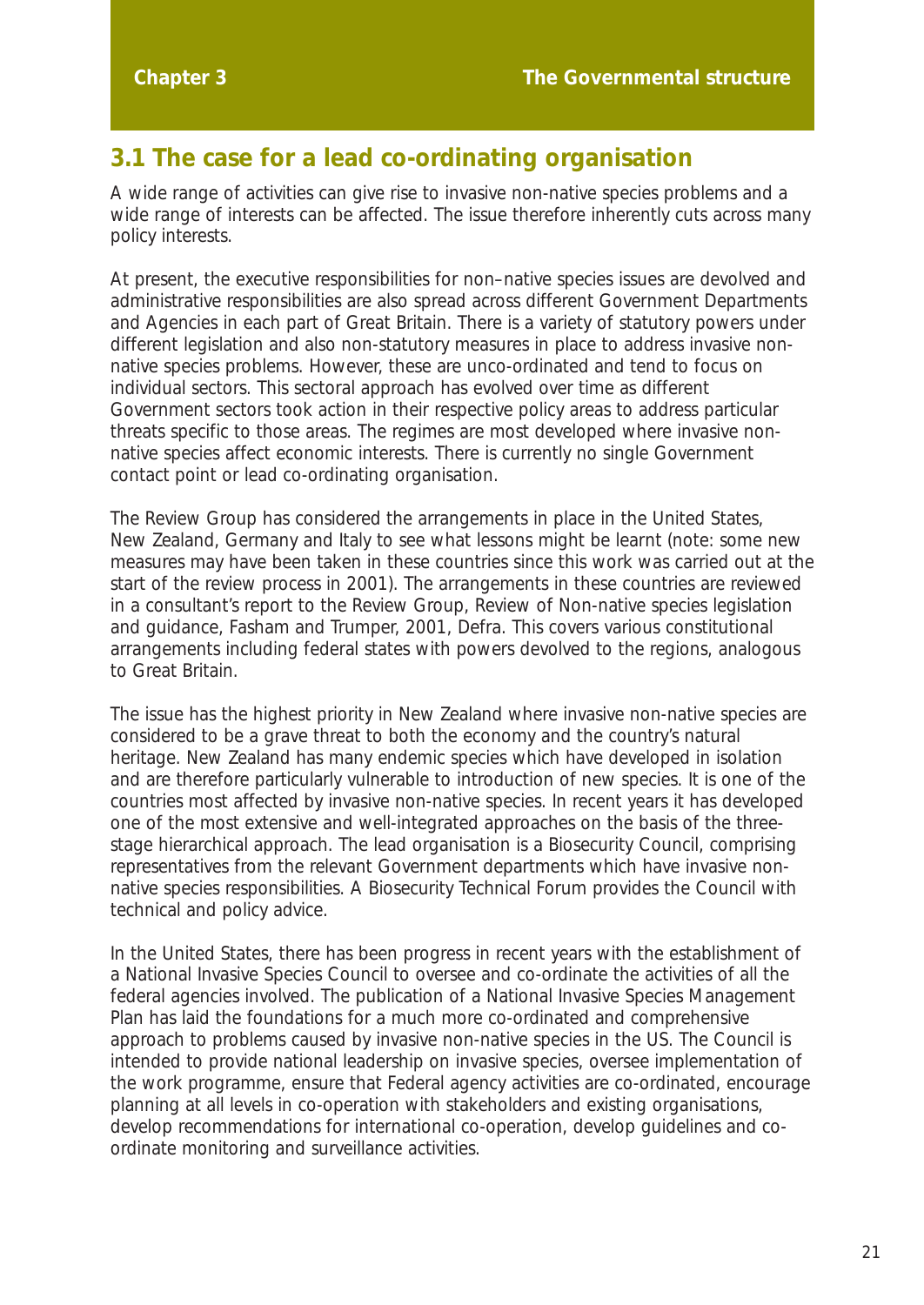# Chapter 3 The Governmental structure

## 3.1 The case for a lead co-ordinating organisation

A wide range of activities can give rise to invasive non-native species problems and a wide range of interests can be affected. The issue therefore inherently cuts across many policy interests.

At present, the executive responsibilities for non–native species issues are devolved and administrative responsibilities are also spread across different Government Departments and Agencies in each part of Great Britain. There is a variety of statutory powers under different legislation and also non-statutory measures in place to address invasive non-native species problems. However, these are unco-ordinated and tend to focus on individual sectors. This sectoral approach has evolved over time as different Government sectors took action in their respective policy areas to address particular threats specific to those areas. The regimes are most developed where invasive non-native species affect economic interests. There is currently no single Government contact point or lead co-ordinating organisation.

The Review Group has considered the arrangements in place in the United States, New Zealand, Germany and Italy to see what lessons might be learnt (note: some new measures may have been taken in these countries since this work was carried out at the start of the review process in 2001). The arrangements in these countries are reviewed in a consultant's report to the Review Group, Review of Non-native species legislation and guidance, Fasham and Trumper, 2001, Defra. This covers various constitutional arrangements including federal states with powers devolved to the regions, analogous to Great Britain.

The issue has the highest priority in New Zealand where invasive non-native species are considered to be a grave threat to both the economy and the country's natural heritage. New Zealand has many endemic species which have developed in isolation and are therefore particularly vulnerable to introduction of new species. It is one of the countries most affected by invasive non-native species. In recent years it has developed one of the most extensive and well-integrated approaches on the basis of the three-stage hierarchical approach. The lead organisation is a Biosecurity Council, comprising representatives from the relevant Government departments which have invasive non-native species responsibilities. A Biosecurity Technical Forum provides the Council with technical and policy advice.

In the United States, there has been progress in recent years with the establishment of a National Invasive Species Council to oversee and co-ordinate the activities of all the federal agencies involved. The publication of a National Invasive Species Management Plan has laid the foundations for a much more co-ordinated and comprehensive approach to problems caused by invasive non-native species in the US. The Council is intended to provide national leadership on invasive species, oversee implementation of the work programme, ensure that Federal agency activities are co-ordinated, encourage planning at all levels in co-operation with stakeholders and existing organisations, develop recommendations for international co-operation, develop guidelines and co-ordinate monitoring and surveillance activities.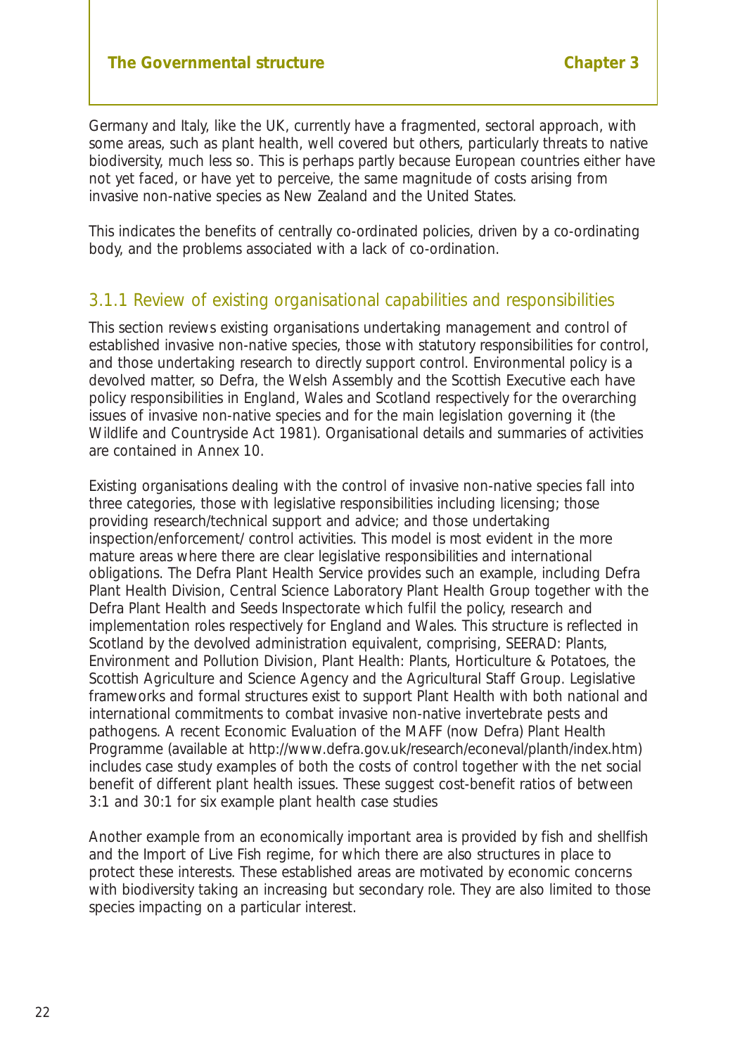Germany and Italy, like the UK, currently have a fragmented, sectoral approach, with some areas, such as plant health, well covered but others, particularly threats to native biodiversity, much less so. This is perhaps partly because European countries either have not yet faced, or have yet to perceive, the same magnitude of costs arising from invasive non-native species as New Zealand and the United States.

This indicates the benefits of centrally co-ordinated policies, driven by a co-ordinating body, and the problems associated with a lack of co-ordination.

### 3.1.1 Review of existing organisational capabilities and responsibilities

This section reviews existing organisations undertaking management and control of established invasive non-native species, those with statutory responsibilities for control, and those undertaking research to directly support control. Environmental policy is a devolved matter, so Defra, the Welsh Assembly and the Scottish Executive each have policy responsibilities in England, Wales and Scotland respectively for the overarching issues of invasive non-native species and for the main legislation governing it (the Wildlife and Countryside Act 1981). Organisational details and summaries of activities are contained in Annex 10.

Existing organisations dealing with the control of invasive non-native species fall into three categories, those with legislative responsibilities including licensing; those providing research/technical support and advice; and those undertaking inspection/enforcement/ control activities. This model is most evident in the more mature areas where there are clear legislative responsibilities and international obligations. The Defra Plant Health Service provides such an example, including Defra Plant Health Division, Central Science Laboratory Plant Health Group together with the Defra Plant Health and Seeds Inspectorate which fulfil the policy, research and implementation roles respectively for England and Wales. This structure is reflected in Scotland by the devolved administration equivalent, comprising, SEERAD: Plants, Environment and Pollution Division, Plant Health: Plants, Horticulture & Potatoes, the Scottish Agriculture and Science Agency and the Agricultural Staff Group. Legislative frameworks and formal structures exist to support Plant Health with both national and international commitments to combat invasive non-native invertebrate pests and pathogens. A recent Economic Evaluation of the MAFF (now Defra) Plant Health Programme (available at http://www.defra.gov.uk/research/econeval/planth/index.htm) includes case study examples of both the costs of control together with the net social benefit of different plant health issues. These suggest cost-benefit ratios of between 3:1 and 30:1 for six example plant health case studies

Another example from an economically important area is provided by fish and shellfish and the Import of Live Fish regime, for which there are also structures in place to protect these interests. These established areas are motivated by economic concerns with biodiversity taking an increasing but secondary role. They are also limited to those species impacting on a particular interest.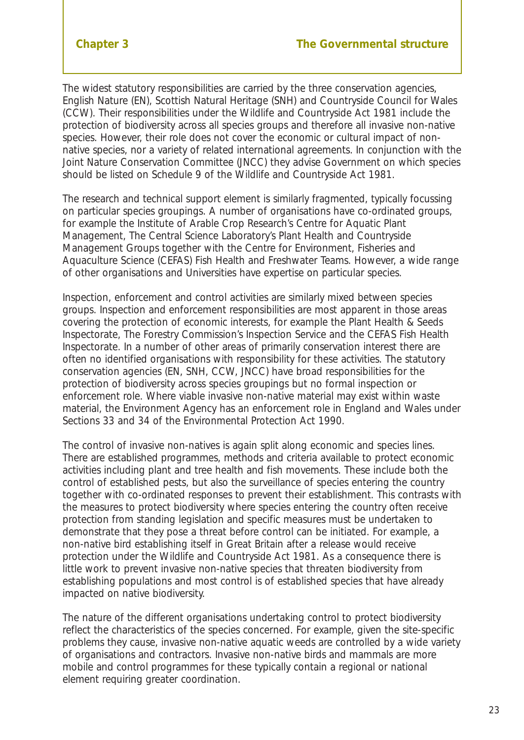The widest statutory responsibilities are carried by the three conservation agencies, English Nature (EN), Scottish Natural Heritage (SNH) and Countryside Council for Wales (CCW). Their responsibilities under the Wildlife and Countryside Act 1981 include the protection of biodiversity across all species groups and therefore all invasive non-native species. However, their role does not cover the economic or cultural impact of non-native species, nor a variety of related international agreements. In conjunction with the Joint Nature Conservation Committee (JNCC) they advise Government on which species should be listed on Schedule 9 of the Wildlife and Countryside Act 1981.

The research and technical support element is similarly fragmented, typically focussing on particular species groupings. A number of organisations have co-ordinated groups, for example the Institute of Arable Crop Research's Centre for Aquatic Plant Management, The Central Science Laboratory's Plant Health and Countryside Management Groups together with the Centre for Environment, Fisheries and Aquaculture Science (CEFAS) Fish Health and Freshwater Teams. However, a wide range of other organisations and Universities have expertise on particular species.

Inspection, enforcement and control activities are similarly mixed between species groups. Inspection and enforcement responsibilities are most apparent in those areas covering the protection of economic interests, for example the Plant Health & Seeds Inspectorate, The Forestry Commission's Inspection Service and the CEFAS Fish Health Inspectorate. In a number of other areas of primarily conservation interest there are often no identified organisations with responsibility for these activities. The statutory conservation agencies (EN, SNH, CCW, JNCC) have broad responsibilities for the protection of biodiversity across species groupings but no formal inspection or enforcement role. Where viable invasive non-native material may exist within waste material, the Environment Agency has an enforcement role in England and Wales under Sections 33 and 34 of the Environmental Protection Act 1990.

The control of invasive non-natives is again split along economic and species lines. There are established programmes, methods and criteria available to protect economic activities including plant and tree health and fish movements. These include both the control of established pests, but also the surveillance of species entering the country together with co-ordinated responses to prevent their establishment. This contrasts with the measures to protect biodiversity where species entering the country often receive protection from standing legislation and specific measures must be undertaken to demonstrate that they pose a threat before control can be initiated. For example, a non-native bird establishing itself in Great Britain after a release would receive protection under the Wildlife and Countryside Act 1981. As a consequence there is little work to prevent invasive non-native species that threaten biodiversity from establishing populations and most control is of established species that have already impacted on native biodiversity.

The nature of the different organisations undertaking control to protect biodiversity reflect the characteristics of the species concerned. For example, given the site-specific problems they cause, invasive non-native aquatic weeds are controlled by a wide variety of organisations and contractors. Invasive non-native birds and mammals are more mobile and control programmes for these typically contain a regional or national element requiring greater coordination.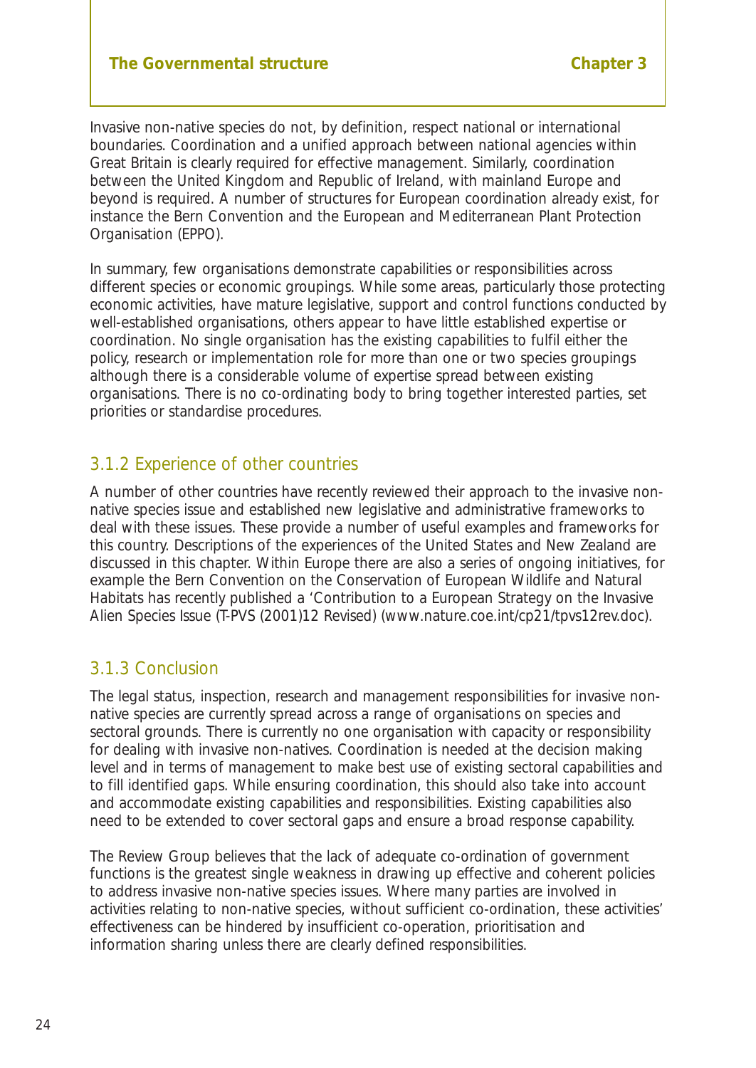Invasive non-native species do not, by definition, respect national or international boundaries. Coordination and a unified approach between national agencies within Great Britain is clearly required for effective management. Similarly, coordination between the United Kingdom and Republic of Ireland, with mainland Europe and beyond is required. A number of structures for European coordination already exist, for instance the Bern Convention and the European and Mediterranean Plant Protection Organisation (EPPO).

In summary, few organisations demonstrate capabilities or responsibilities across different species or economic groupings. While some areas, particularly those protecting economic activities, have mature legislative, support and control functions conducted by well-established organisations, others appear to have little established expertise or coordination. No single organisation has the existing capabilities to fulfil either the policy, research or implementation role for more than one or two species groupings although there is a considerable volume of expertise spread between existing organisations. There is no co-ordinating body to bring together interested parties, set priorities or standardise procedures.

### 3.1.2 Experience of other countries

A number of other countries have recently reviewed their approach to the invasive non-native species issue and established new legislative and administrative frameworks to deal with these issues. These provide a number of useful examples and frameworks for this country. Descriptions of the experiences of the United States and New Zealand are discussed in this chapter. Within Europe there are also a series of ongoing initiatives, for example the Bern Convention on the Conservation of European Wildlife and Natural Habitats has recently published a 'Contribution to a European Strategy on the Invasive Alien Species Issue (T-PVS (2001)12 Revised) (www.nature.coe.int/cp21/tpvs12rev.doc).

### 3.1.3 Conclusion

The legal status, inspection, research and management responsibilities for invasive non-native species are currently spread across a range of organisations on species and sectoral grounds. There is currently no one organisation with capacity or responsibility for dealing with invasive non-natives. Coordination is needed at the decision making level and in terms of management to make best use of existing sectoral capabilities and to fill identified gaps. While ensuring coordination, this should also take into account and accommodate existing capabilities and responsibilities. Existing capabilities also need to be extended to cover sectoral gaps and ensure a broad response capability.

The Review Group believes that the lack of adequate co-ordination of government functions is the greatest single weakness in drawing up effective and coherent policies to address invasive non-native species issues. Where many parties are involved in activities relating to non-native species, without sufficient co-ordination, these activities' effectiveness can be hindered by insufficient co-operation, prioritisation and information sharing unless there are clearly defined responsibilities.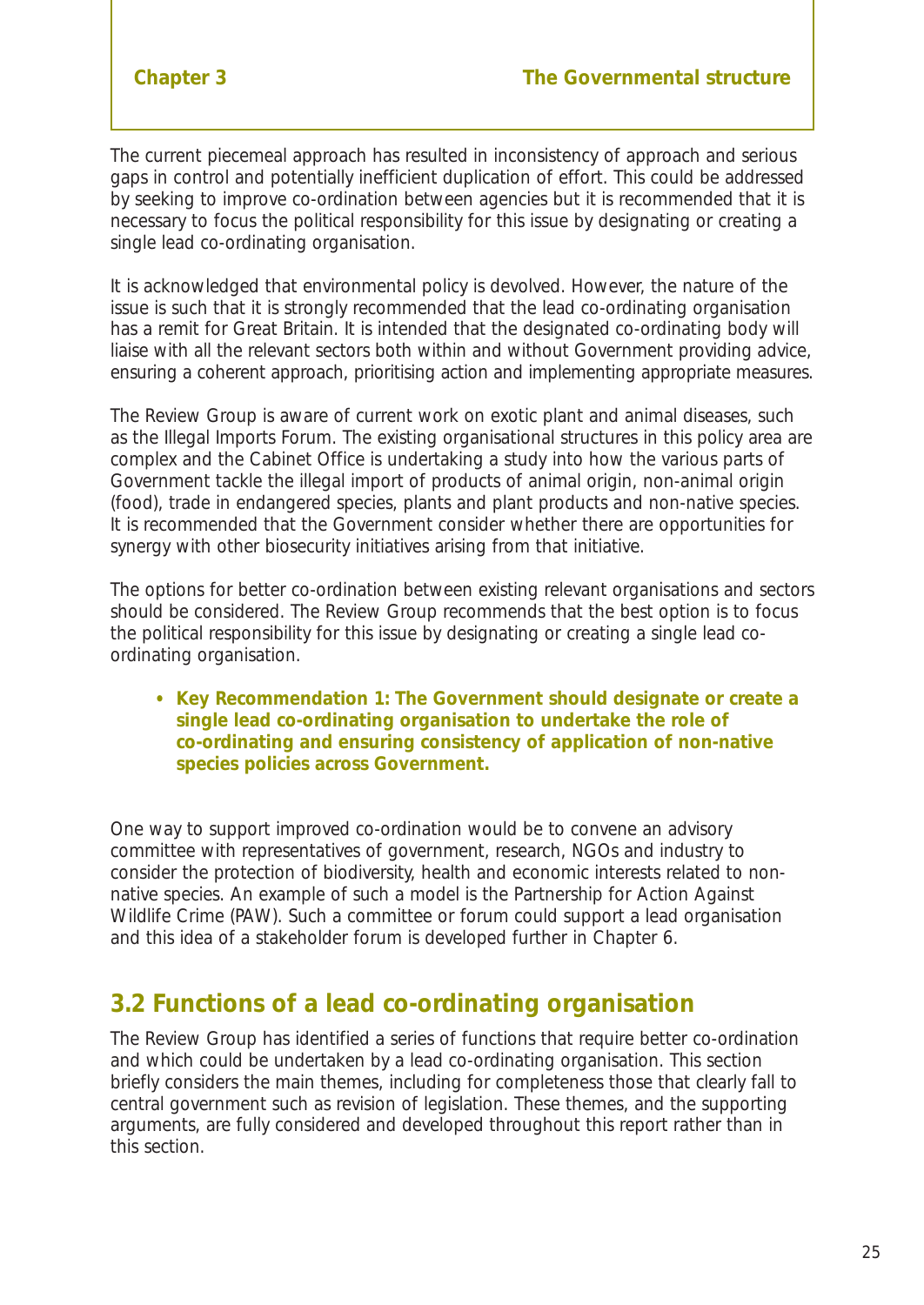The current piecemeal approach has resulted in inconsistency of approach and serious gaps in control and potentially inefficient duplication of effort. This could be addressed by seeking to improve co-ordination between agencies but it is recommended that it is necessary to focus the political responsibility for this issue by designating or creating a single lead co-ordinating organisation.

It is acknowledged that environmental policy is devolved. However, the nature of the issue is such that it is strongly recommended that the lead co-ordinating organisation has a remit for Great Britain. It is intended that the designated co-ordinating body will liaise with all the relevant sectors both within and without Government providing advice, ensuring a coherent approach, prioritising action and implementing appropriate measures.

The Review Group is aware of current work on exotic plant and animal diseases, such as the Illegal Imports Forum. The existing organisational structures in this policy area are complex and the Cabinet Office is undertaking a study into how the various parts of Government tackle the illegal import of products of animal origin, non-animal origin (food), trade in endangered species, plants and plant products and non-native species. It is recommended that the Government consider whether there are opportunities for synergy with other biosecurity initiatives arising from that initiative.

The options for better co-ordination between existing relevant organisations and sectors should be considered. The Review Group recommends that the best option is to focus the political responsibility for this issue by designating or creating a single lead co-ordinating organisation.

- **Key Recommendation 1: The Government should designate or create a single lead co-ordinating organisation to undertake the role of co-ordinating and ensuring consistency of application of non-native species policies across Government.**

One way to support improved co-ordination would be to convene an advisory committee with representatives of government, research, NGOs and industry to consider the protection of biodiversity, health and economic interests related to non-native species. An example of such a model is the Partnership for Action Against Wildlife Crime (PAW). Such a committee or forum could support a lead organisation and this idea of a stakeholder forum is developed further in Chapter 6.

## 3.2 Functions of a lead co-ordinating organisation

The Review Group has identified a series of functions that require better co-ordination and which could be undertaken by a lead co-ordinating organisation. This section briefly considers the main themes, including for completeness those that clearly fall to central government such as revision of legislation. These themes, and the supporting arguments, are fully considered and developed throughout this report rather than in this section.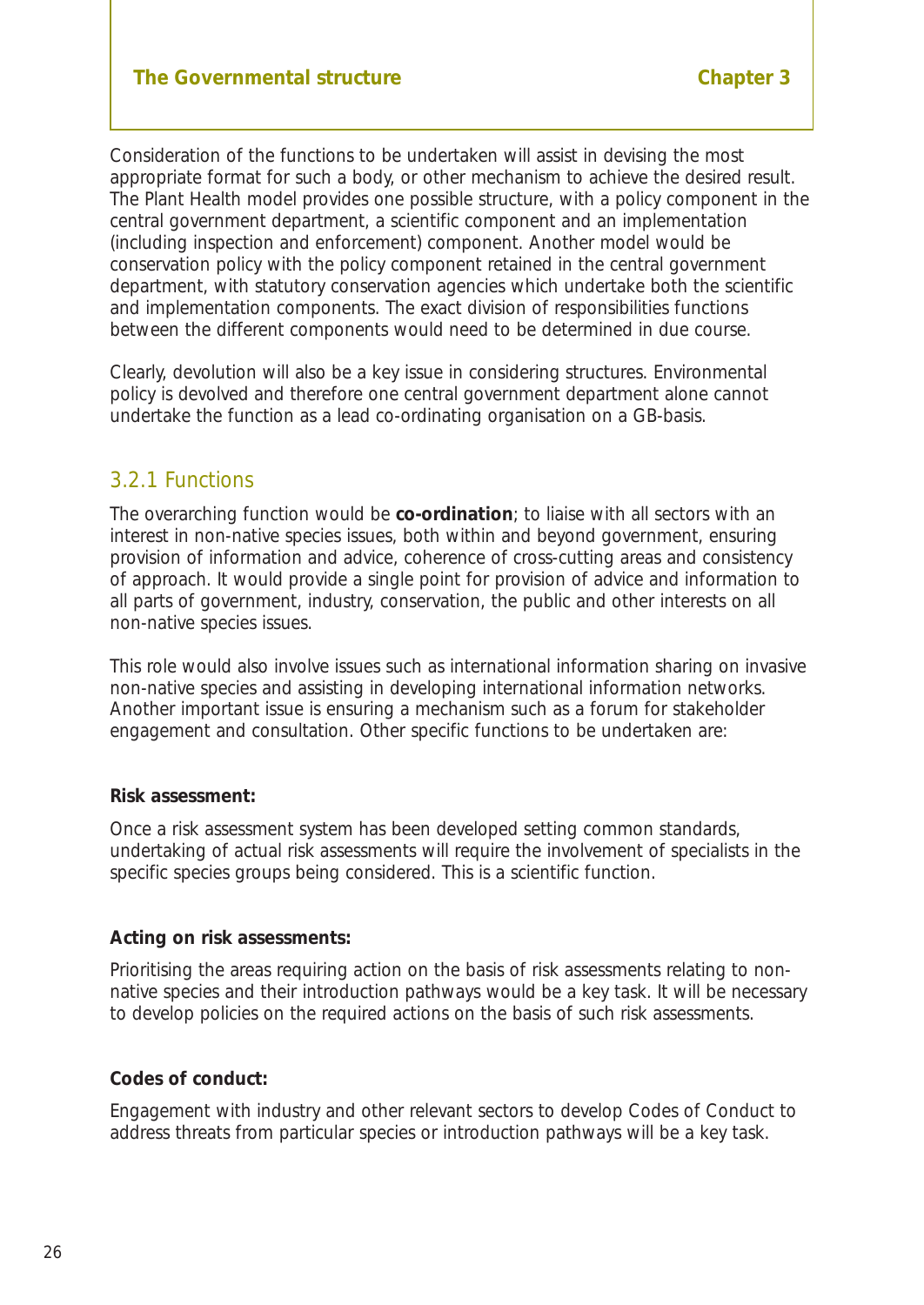Consideration of the functions to be undertaken will assist in devising the most appropriate format for such a body, or other mechanism to achieve the desired result. The Plant Health model provides one possible structure, with a policy component in the central government department, a scientific component and an implementation (including inspection and enforcement) component. Another model would be conservation policy with the policy component retained in the central government department, with statutory conservation agencies which undertake both the scientific and implementation components. The exact division of responsibilities functions between the different components would need to be determined in due course.

Clearly, devolution will also be a key issue in considering structures. Environmental policy is devolved and therefore one central government department alone cannot undertake the function as a lead co-ordinating organisation on a GB-basis.

### 3.2.1 Functions

The overarching function would be **co-ordination**; to liaise with all sectors with an interest in non-native species issues, both within and beyond government, ensuring provision of information and advice, coherence of cross-cutting areas and consistency of approach. It would provide a single point for provision of advice and information to all parts of government, industry, conservation, the public and other interests on all non-native species issues.

This role would also involve issues such as international information sharing on invasive non-native species and assisting in developing international information networks. Another important issue is ensuring a mechanism such as a forum for stakeholder engagement and consultation. Other specific functions to be undertaken are:

**Risk assessment:**

Once a risk assessment system has been developed setting common standards, undertaking of actual risk assessments will require the involvement of specialists in the specific species groups being considered. This is a scientific function.

**Acting on risk assessments:**

Prioritising the areas requiring action on the basis of risk assessments relating to non-native species and their introduction pathways would be a key task. It will be necessary to develop policies on the required actions on the basis of such risk assessments.

**Codes of conduct:**

Engagement with industry and other relevant sectors to develop Codes of Conduct to address threats from particular species or introduction pathways will be a key task.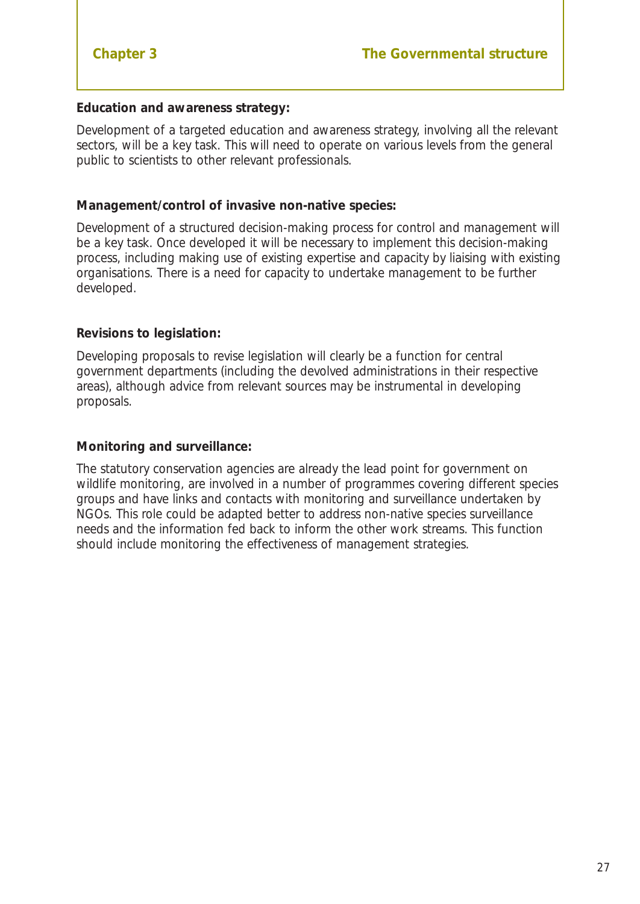**Education and awareness strategy:**

Development of a targeted education and awareness strategy, involving all the relevant sectors, will be a key task. This will need to operate on various levels from the general public to scientists to other relevant professionals.

**Management/control of invasive non-native species:**

Development of a structured decision-making process for control and management will be a key task. Once developed it will be necessary to implement this decision-making process, including making use of existing expertise and capacity by liaising with existing organisations. There is a need for capacity to undertake management to be further developed.

**Revisions to legislation:**

Developing proposals to revise legislation will clearly be a function for central government departments (including the devolved administrations in their respective areas), although advice from relevant sources may be instrumental in developing proposals.

**Monitoring and surveillance:**

The statutory conservation agencies are already the lead point for government on wildlife monitoring, are involved in a number of programmes covering different species groups and have links and contacts with monitoring and surveillance undertaken by NGOs. This role could be adapted better to address non-native species surveillance needs and the information fed back to inform the other work streams. This function should include monitoring the effectiveness of management strategies.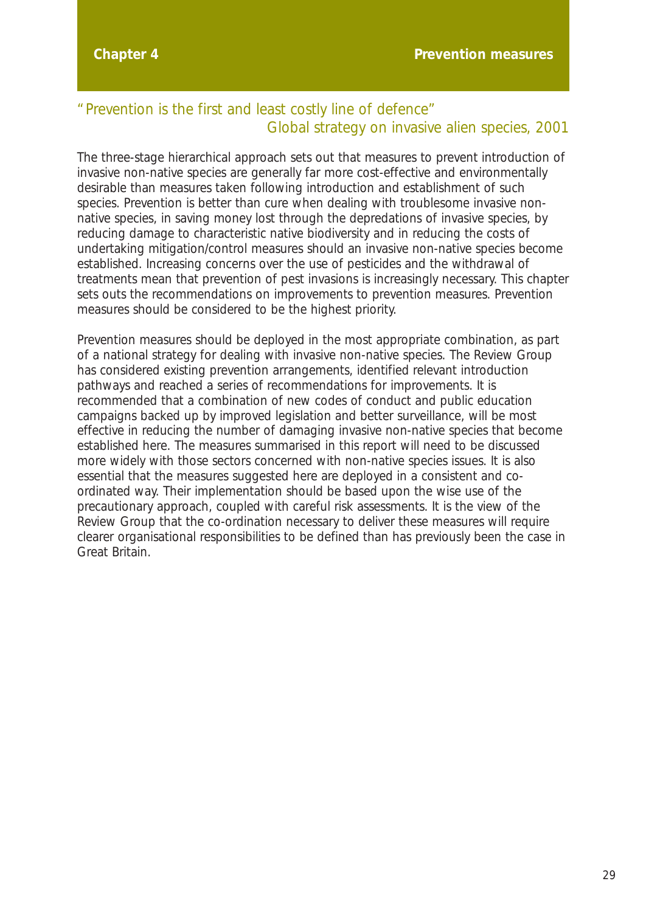# Chapter 4 Prevention measures

"Prevention is the first and least costly line of defence"
Global strategy on invasive alien species, 2001

The three-stage hierarchical approach sets out that measures to prevent introduction of invasive non-native species are generally far more cost-effective and environmentally desirable than measures taken following introduction and establishment of such species. Prevention is better than cure when dealing with troublesome invasive non-native species, in saving money lost through the depredations of invasive species, by reducing damage to characteristic native biodiversity and in reducing the costs of undertaking mitigation/control measures should an invasive non-native species become established. Increasing concerns over the use of pesticides and the withdrawal of treatments mean that prevention of pest invasions is increasingly necessary. This chapter sets outs the recommendations on improvements to prevention measures. Prevention measures should be considered to be the highest priority.

Prevention measures should be deployed in the most appropriate combination, as part of a national strategy for dealing with invasive non-native species. The Review Group has considered existing prevention arrangements, identified relevant introduction pathways and reached a series of recommendations for improvements. It is recommended that a combination of new codes of conduct and public education campaigns backed up by improved legislation and better surveillance, will be most effective in reducing the number of damaging invasive non-native species that become established here. The measures summarised in this report will need to be discussed more widely with those sectors concerned with non-native species issues. It is also essential that the measures suggested here are deployed in a consistent and co-ordinated way. Their implementation should be based upon the wise use of the precautionary approach, coupled with careful risk assessments. It is the view of the Review Group that the co-ordination necessary to deliver these measures will require clearer organisational responsibilities to be defined than has previously been the case in Great Britain.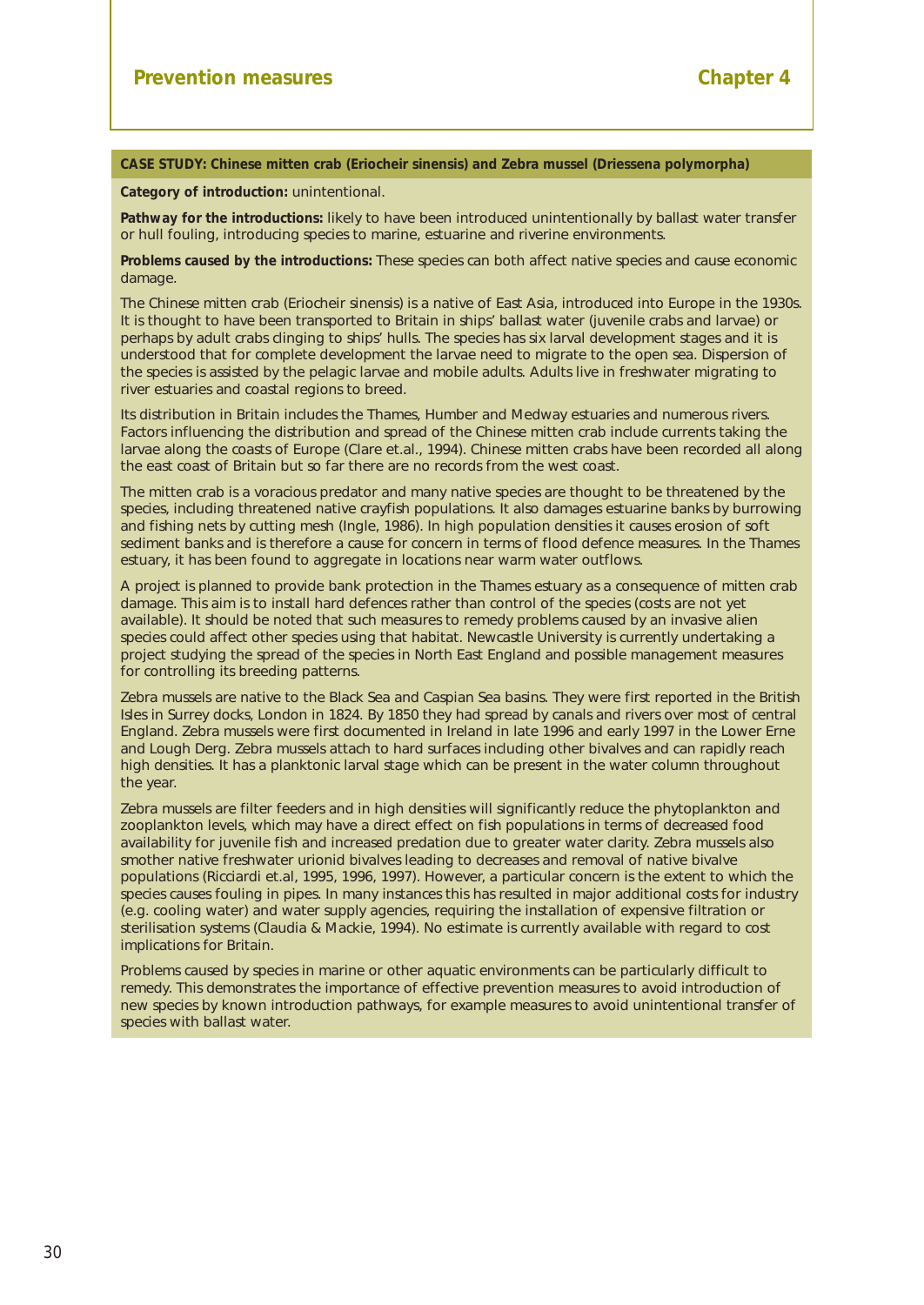**CASE STUDY: Chinese mitten crab (Eriocheir sinensis) and Zebra mussel (Driessena polymorpha)**

**Category of introduction:** unintentional.

**Pathway for the introductions:** likely to have been introduced unintentionally by ballast water transfer or hull fouling, introducing species to marine, estuarine and riverine environments.

**Problems caused by the introductions:** These species can both affect native species and cause economic damage.

The Chinese mitten crab (Eriocheir sinensis) is a native of East Asia, introduced into Europe in the 1930s. It is thought to have been transported to Britain in ships' ballast water (juvenile crabs and larvae) or perhaps by adult crabs clinging to ships' hulls. The species has six larval development stages and it is understood that for complete development the larvae need to migrate to the open sea. Dispersion of the species is assisted by the pelagic larvae and mobile adults. Adults live in freshwater migrating to river estuaries and coastal regions to breed.

Its distribution in Britain includes the Thames, Humber and Medway estuaries and numerous rivers. Factors influencing the distribution and spread of the Chinese mitten crab include currents taking the larvae along the coasts of Europe (Clare et.al., 1994). Chinese mitten crabs have been recorded all along the east coast of Britain but so far there are no records from the west coast.

The mitten crab is a voracious predator and many native species are thought to be threatened by the species, including threatened native crayfish populations. It also damages estuarine banks by burrowing and fishing nets by cutting mesh (Ingle, 1986). In high population densities it causes erosion of soft sediment banks and is therefore a cause for concern in terms of flood defence measures. In the Thames estuary, it has been found to aggregate in locations near warm water outflows.

A project is planned to provide bank protection in the Thames estuary as a consequence of mitten crab damage. This aim is to install hard defences rather than control of the species (costs are not yet available). It should be noted that such measures to remedy problems caused by an invasive alien species could affect other species using that habitat. Newcastle University is currently undertaking a project studying the spread of the species in North East England and possible management measures for controlling its breeding patterns.

Zebra mussels are native to the Black Sea and Caspian Sea basins. They were first reported in the British Isles in Surrey docks, London in 1824. By 1850 they had spread by canals and rivers over most of central England. Zebra mussels were first documented in Ireland in late 1996 and early 1997 in the Lower Erne and Lough Derg. Zebra mussels attach to hard surfaces including other bivalves and can rapidly reach high densities. It has a planktonic larval stage which can be present in the water column throughout the year.

Zebra mussels are filter feeders and in high densities will significantly reduce the phytoplankton and zooplankton levels, which may have a direct effect on fish populations in terms of decreased food availability for juvenile fish and increased predation due to greater water clarity. Zebra mussels also smother native freshwater urionid bivalves leading to decreases and removal of native bivalve populations (Ricciardi et.al, 1995, 1996, 1997). However, a particular concern is the extent to which the species causes fouling in pipes. In many instances this has resulted in major additional costs for industry (e.g. cooling water) and water supply agencies, requiring the installation of expensive filtration or sterilisation systems (Claudia & Mackie, 1994). No estimate is currently available with regard to cost implications for Britain.

Problems caused by species in marine or other aquatic environments can be particularly difficult to remedy. This demonstrates the importance of effective prevention measures to avoid introduction of new species by known introduction pathways, for example measures to avoid unintentional transfer of species with ballast water.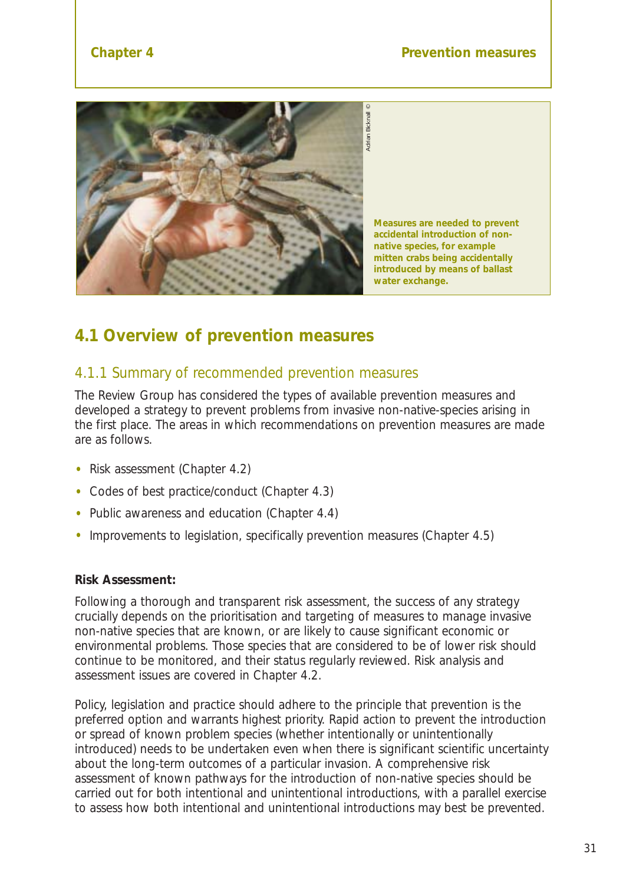Measures are needed to prevent accidental introduction of non-native species, for example mitten crabs being accidentally introduced by means of ballast water exchange.

## 4.1 Overview of prevention measures

### 4.1.1 Summary of recommended prevention measures

The Review Group has considered the types of available prevention measures and developed a strategy to prevent problems from invasive non-native-species arising in the first place. The areas in which recommendations on prevention measures are made are as follows.

- Risk assessment (Chapter 4.2)
- Codes of best practice/conduct (Chapter 4.3)
- Public awareness and education (Chapter 4.4)
- Improvements to legislation, specifically prevention measures (Chapter 4.5)

**Risk Assessment:**

Following a thorough and transparent risk assessment, the success of any strategy crucially depends on the prioritisation and targeting of measures to manage invasive non-native species that are known, or are likely to cause significant economic or environmental problems. Those species that are considered to be of lower risk should continue to be monitored, and their status regularly reviewed. Risk analysis and assessment issues are covered in Chapter 4.2.

Policy, legislation and practice should adhere to the principle that prevention is the preferred option and warrants highest priority. Rapid action to prevent the introduction or spread of known problem species (whether intentionally or unintentionally introduced) needs to be undertaken even when there is significant scientific uncertainty about the long-term outcomes of a particular invasion. A comprehensive risk assessment of known pathways for the introduction of non-native species should be carried out for both intentional and unintentional introductions, with a parallel exercise to assess how both intentional and unintentional introductions may best be prevented.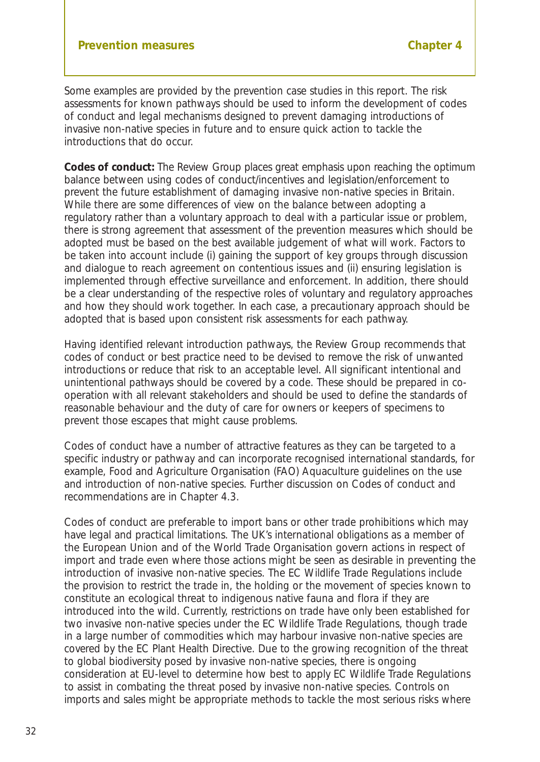Some examples are provided by the prevention case studies in this report. The risk assessments for known pathways should be used to inform the development of codes of conduct and legal mechanisms designed to prevent damaging introductions of invasive non-native species in future and to ensure quick action to tackle the introductions that do occur.

**Codes of conduct:** The Review Group places great emphasis upon reaching the optimum balance between using codes of conduct/incentives and legislation/enforcement to prevent the future establishment of damaging invasive non-native species in Britain. While there are some differences of view on the balance between adopting a regulatory rather than a voluntary approach to deal with a particular issue or problem, there is strong agreement that assessment of the prevention measures which should be adopted must be based on the best available judgement of what will work. Factors to be taken into account include (i) gaining the support of key groups through discussion and dialogue to reach agreement on contentious issues and (ii) ensuring legislation is implemented through effective surveillance and enforcement. In addition, there should be a clear understanding of the respective roles of voluntary and regulatory approaches and how they should work together. In each case, a precautionary approach should be adopted that is based upon consistent risk assessments for each pathway.

Having identified relevant introduction pathways, the Review Group recommends that codes of conduct or best practice need to be devised to remove the risk of unwanted introductions or reduce that risk to an acceptable level. All significant intentional and unintentional pathways should be covered by a code. These should be prepared in co-operation with all relevant stakeholders and should be used to define the standards of reasonable behaviour and the duty of care for owners or keepers of specimens to prevent those escapes that might cause problems.

Codes of conduct have a number of attractive features as they can be targeted to a specific industry or pathway and can incorporate recognised international standards, for example, Food and Agriculture Organisation (FAO) Aquaculture guidelines on the use and introduction of non-native species. Further discussion on Codes of conduct and recommendations are in Chapter 4.3.

Codes of conduct are preferable to import bans or other trade prohibitions which may have legal and practical limitations. The UK's international obligations as a member of the European Union and of the World Trade Organisation govern actions in respect of import and trade even where those actions might be seen as desirable in preventing the introduction of invasive non-native species. The EC Wildlife Trade Regulations include the provision to restrict the trade in, the holding or the movement of species known to constitute an ecological threat to indigenous native fauna and flora if they are introduced into the wild. Currently, restrictions on trade have only been established for two invasive non-native species under the EC Wildlife Trade Regulations, though trade in a large number of commodities which may harbour invasive non-native species are covered by the EC Plant Health Directive. Due to the growing recognition of the threat to global biodiversity posed by invasive non-native species, there is ongoing consideration at EU-level to determine how best to apply EC Wildlife Trade Regulations to assist in combating the threat posed by invasive non-native species. Controls on imports and sales might be appropriate methods to tackle the most serious risks where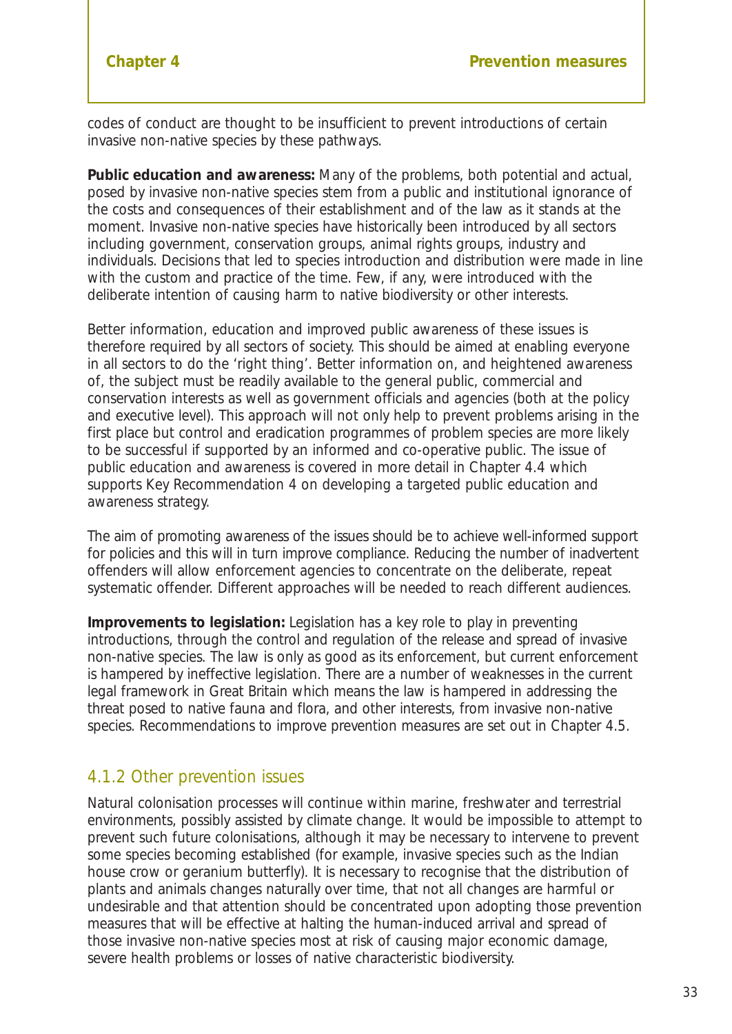codes of conduct are thought to be insufficient to prevent introductions of certain invasive non-native species by these pathways.

**Public education and awareness:** Many of the problems, both potential and actual, posed by invasive non-native species stem from a public and institutional ignorance of the costs and consequences of their establishment and of the law as it stands at the moment. Invasive non-native species have historically been introduced by all sectors including government, conservation groups, animal rights groups, industry and individuals. Decisions that led to species introduction and distribution were made in line with the custom and practice of the time. Few, if any, were introduced with the deliberate intention of causing harm to native biodiversity or other interests.

Better information, education and improved public awareness of these issues is therefore required by all sectors of society. This should be aimed at enabling everyone in all sectors to do the 'right thing'. Better information on, and heightened awareness of, the subject must be readily available to the general public, commercial and conservation interests as well as government officials and agencies (both at the policy and executive level). This approach will not only help to prevent problems arising in the first place but control and eradication programmes of problem species are more likely to be successful if supported by an informed and co-operative public. The issue of public education and awareness is covered in more detail in Chapter 4.4 which supports Key Recommendation 4 on developing a targeted public education and awareness strategy.

The aim of promoting awareness of the issues should be to achieve well-informed support for policies and this will in turn improve compliance. Reducing the number of inadvertent offenders will allow enforcement agencies to concentrate on the deliberate, repeat systematic offender. Different approaches will be needed to reach different audiences.

**Improvements to legislation:** Legislation has a key role to play in preventing introductions, through the control and regulation of the release and spread of invasive non-native species. The law is only as good as its enforcement, but current enforcement is hampered by ineffective legislation. There are a number of weaknesses in the current legal framework in Great Britain which means the law is hampered in addressing the threat posed to native fauna and flora, and other interests, from invasive non-native species. Recommendations to improve prevention measures are set out in Chapter 4.5.

### 4.1.2 Other prevention issues

Natural colonisation processes will continue within marine, freshwater and terrestrial environments, possibly assisted by climate change. It would be impossible to attempt to prevent such future colonisations, although it may be necessary to intervene to prevent some species becoming established (for example, invasive species such as the Indian house crow or geranium butterfly). It is necessary to recognise that the distribution of plants and animals changes naturally over time, that not all changes are harmful or undesirable and that attention should be concentrated upon adopting those prevention measures that will be effective at halting the human-induced arrival and spread of those invasive non-native species most at risk of causing major economic damage, severe health problems or losses of native characteristic biodiversity.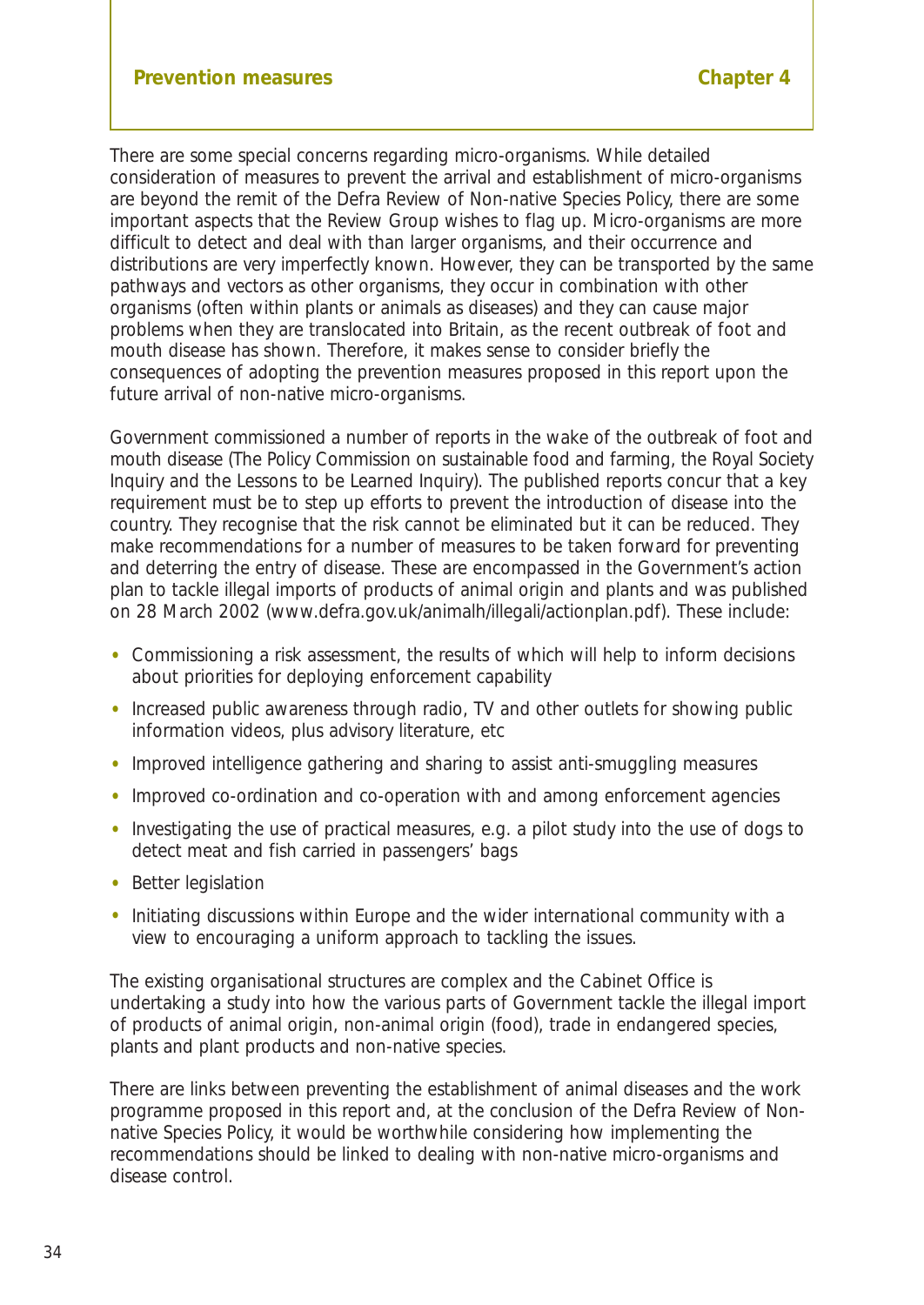There are some special concerns regarding micro-organisms. While detailed consideration of measures to prevent the arrival and establishment of micro-organisms are beyond the remit of the Defra Review of Non-native Species Policy, there are some important aspects that the Review Group wishes to flag up. Micro-organisms are more difficult to detect and deal with than larger organisms, and their occurrence and distributions are very imperfectly known. However, they can be transported by the same pathways and vectors as other organisms, they occur in combination with other organisms (often within plants or animals as diseases) and they can cause major problems when they are translocated into Britain, as the recent outbreak of foot and mouth disease has shown. Therefore, it makes sense to consider briefly the consequences of adopting the prevention measures proposed in this report upon the future arrival of non-native micro-organisms.

Government commissioned a number of reports in the wake of the outbreak of foot and mouth disease (The Policy Commission on sustainable food and farming, the Royal Society Inquiry and the Lessons to be Learned Inquiry). The published reports concur that a key requirement must be to step up efforts to prevent the introduction of disease into the country. They recognise that the risk cannot be eliminated but it can be reduced. They make recommendations for a number of measures to be taken forward for preventing and deterring the entry of disease. These are encompassed in the Government's action plan to tackle illegal imports of products of animal origin and plants and was published on 28 March 2002 (www.defra.gov.uk/animalh/illegali/actionplan.pdf). These include:

- Commissioning a risk assessment, the results of which will help to inform decisions about priorities for deploying enforcement capability
- Increased public awareness through radio, TV and other outlets for showing public information videos, plus advisory literature, etc
- Improved intelligence gathering and sharing to assist anti-smuggling measures
- Improved co-ordination and co-operation with and among enforcement agencies
- Investigating the use of practical measures, e.g. a pilot study into the use of dogs to detect meat and fish carried in passengers' bags
- Better legislation
- Initiating discussions within Europe and the wider international community with a view to encouraging a uniform approach to tackling the issues.

The existing organisational structures are complex and the Cabinet Office is undertaking a study into how the various parts of Government tackle the illegal import of products of animal origin, non-animal origin (food), trade in endangered species, plants and plant products and non-native species.

There are links between preventing the establishment of animal diseases and the work programme proposed in this report and, at the conclusion of the Defra Review of Non-native Species Policy, it would be worthwhile considering how implementing the recommendations should be linked to dealing with non-native micro-organisms and disease control.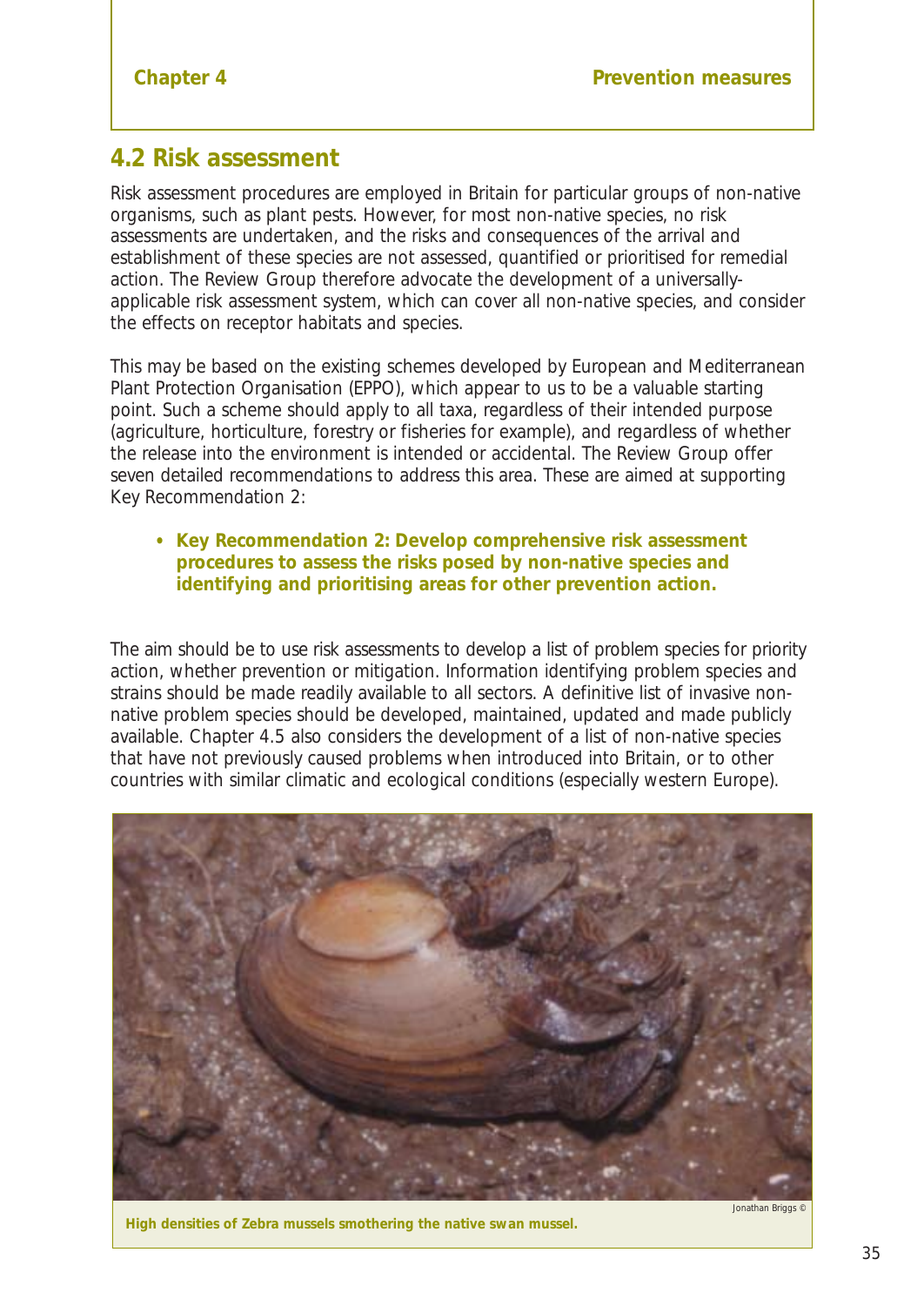## 4.2 Risk assessment

Risk assessment procedures are employed in Britain for particular groups of non-native organisms, such as plant pests. However, for most non-native species, no risk assessments are undertaken, and the risks and consequences of the arrival and establishment of these species are not assessed, quantified or prioritised for remedial action. The Review Group therefore advocate the development of a universally-applicable risk assessment system, which can cover all non-native species, and consider the effects on receptor habitats and species.

This may be based on the existing schemes developed by European and Mediterranean Plant Protection Organisation (EPPO), which appear to us to be a valuable starting point. Such a scheme should apply to all taxa, regardless of their intended purpose (agriculture, horticulture, forestry or fisheries for example), and regardless of whether the release into the environment is intended or accidental. The Review Group offer seven detailed recommendations to address this area. These are aimed at supporting Key Recommendation 2:

- **Key Recommendation 2: Develop comprehensive risk assessment procedures to assess the risks posed by non-native species and identifying and prioritising areas for other prevention action.**

The aim should be to use risk assessments to develop a list of problem species for priority action, whether prevention or mitigation. Information identifying problem species and strains should be made readily available to all sectors. A definitive list of invasive non-native problem species should be developed, maintained, updated and made publicly available. Chapter 4.5 also considers the development of a list of non-native species that have not previously caused problems when introduced into Britain, or to other countries with similar climatic and ecological conditions (especially western Europe).

Jonathan Briggs ©

**High densities of Zebra mussels smothering the native swan mussel.**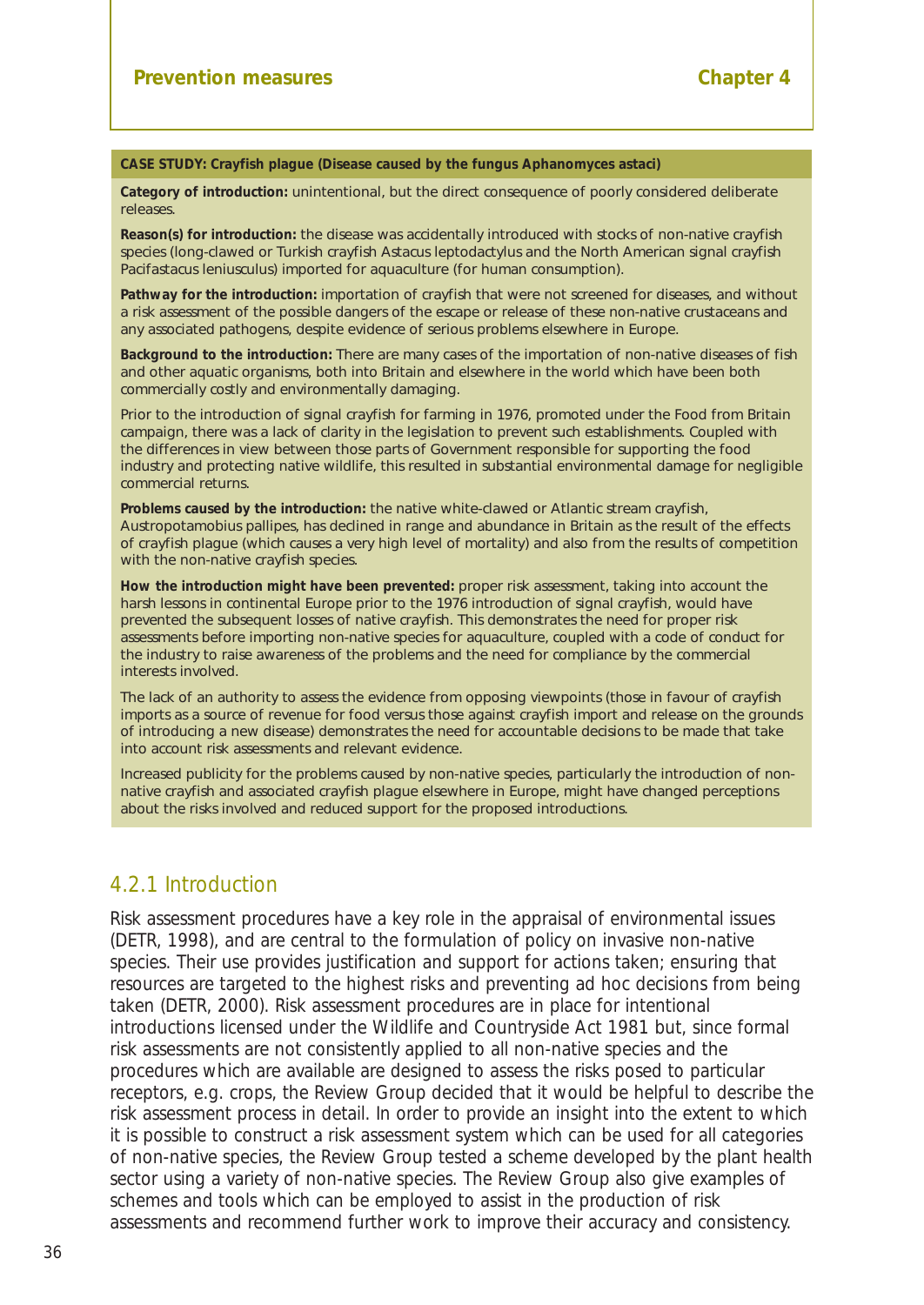**CASE STUDY: Crayfish plague (Disease caused by the fungus Aphanomyces astaci)**

**Category of introduction:** unintentional, but the direct consequence of poorly considered deliberate releases.

**Reason(s) for introduction:** the disease was accidentally introduced with stocks of non-native crayfish species (long-clawed or Turkish crayfish Astacus leptodactylus and the North American signal crayfish Pacifastacus leniusculus) imported for aquaculture (for human consumption).

**Pathway for the introduction:** importation of crayfish that were not screened for diseases, and without a risk assessment of the possible dangers of the escape or release of these non-native crustaceans and any associated pathogens, despite evidence of serious problems elsewhere in Europe.

**Background to the introduction:** There are many cases of the importation of non-native diseases of fish and other aquatic organisms, both into Britain and elsewhere in the world which have been both commercially costly and environmentally damaging.

Prior to the introduction of signal crayfish for farming in 1976, promoted under the Food from Britain campaign, there was a lack of clarity in the legislation to prevent such establishments. Coupled with the differences in view between those parts of Government responsible for supporting the food industry and protecting native wildlife, this resulted in substantial environmental damage for negligible commercial returns.

**Problems caused by the introduction:** the native white-clawed or Atlantic stream crayfish, Austropotamobius pallipes, has declined in range and abundance in Britain as the result of the effects of crayfish plague (which causes a very high level of mortality) and also from the results of competition with the non-native crayfish species.

**How the introduction might have been prevented:** proper risk assessment, taking into account the harsh lessons in continental Europe prior to the 1976 introduction of signal crayfish, would have prevented the subsequent losses of native crayfish. This demonstrates the need for proper risk assessments before importing non-native species for aquaculture, coupled with a code of conduct for the industry to raise awareness of the problems and the need for compliance by the commercial interests involved.

The lack of an authority to assess the evidence from opposing viewpoints (those in favour of crayfish imports as a source of revenue for food versus those against crayfish import and release on the grounds of introducing a new disease) demonstrates the need for accountable decisions to be made that take into account risk assessments and relevant evidence.

Increased publicity for the problems caused by non-native species, particularly the introduction of non-native crayfish and associated crayfish plague elsewhere in Europe, might have changed perceptions about the risks involved and reduced support for the proposed introductions.

## 4.2.1 Introduction

Risk assessment procedures have a key role in the appraisal of environmental issues (DETR, 1998), and are central to the formulation of policy on invasive non-native species. Their use provides justification and support for actions taken; ensuring that resources are targeted to the highest risks and preventing ad hoc decisions from being taken (DETR, 2000). Risk assessment procedures are in place for intentional introductions licensed under the Wildlife and Countryside Act 1981 but, since formal risk assessments are not consistently applied to all non-native species and the procedures which are available are designed to assess the risks posed to particular receptors, e.g. crops, the Review Group decided that it would be helpful to describe the risk assessment process in detail. In order to provide an insight into the extent to which it is possible to construct a risk assessment system which can be used for all categories of non-native species, the Review Group tested a scheme developed by the plant health sector using a variety of non-native species. The Review Group also give examples of schemes and tools which can be employed to assist in the production of risk assessments and recommend further work to improve their accuracy and consistency.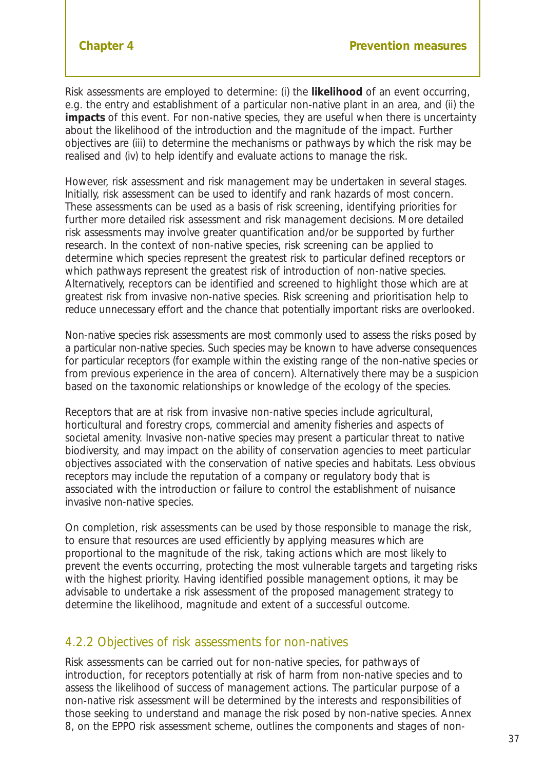Risk assessments are employed to determine: (i) the **likelihood** of an event occurring, e.g. the entry and establishment of a particular non-native plant in an area, and (ii) the **impacts** of this event. For non-native species, they are useful when there is uncertainty about the likelihood of the introduction and the magnitude of the impact. Further objectives are (iii) to determine the mechanisms or pathways by which the risk may be realised and (iv) to help identify and evaluate actions to manage the risk.

However, risk assessment and risk management may be undertaken in several stages. Initially, risk assessment can be used to identify and rank hazards of most concern. These assessments can be used as a basis of risk screening, identifying priorities for further more detailed risk assessment and risk management decisions. More detailed risk assessments may involve greater quantification and/or be supported by further research. In the context of non-native species, risk screening can be applied to determine which species represent the greatest risk to particular defined receptors or which pathways represent the greatest risk of introduction of non-native species. Alternatively, receptors can be identified and screened to highlight those which are at greatest risk from invasive non-native species. Risk screening and prioritisation help to reduce unnecessary effort and the chance that potentially important risks are overlooked.

Non-native species risk assessments are most commonly used to assess the risks posed by a particular non-native species. Such species may be known to have adverse consequences for particular receptors (for example within the existing range of the non-native species or from previous experience in the area of concern). Alternatively there may be a suspicion based on the taxonomic relationships or knowledge of the ecology of the species.

Receptors that are at risk from invasive non-native species include agricultural, horticultural and forestry crops, commercial and amenity fisheries and aspects of societal amenity. Invasive non-native species may present a particular threat to native biodiversity, and may impact on the ability of conservation agencies to meet particular objectives associated with the conservation of native species and habitats. Less obvious receptors may include the reputation of a company or regulatory body that is associated with the introduction or failure to control the establishment of nuisance invasive non-native species.

On completion, risk assessments can be used by those responsible to manage the risk, to ensure that resources are used efficiently by applying measures which are proportional to the magnitude of the risk, taking actions which are most likely to prevent the events occurring, protecting the most vulnerable targets and targeting risks with the highest priority. Having identified possible management options, it may be advisable to undertake a risk assessment of the proposed management strategy to determine the likelihood, magnitude and extent of a successful outcome.

### 4.2.2 Objectives of risk assessments for non-natives

Risk assessments can be carried out for non-native species, for pathways of introduction, for receptors potentially at risk of harm from non-native species and to assess the likelihood of success of management actions. The particular purpose of a non-native risk assessment will be determined by the interests and responsibilities of those seeking to understand and manage the risk posed by non-native species. Annex 8, on the EPPO risk assessment scheme, outlines the components and stages of non-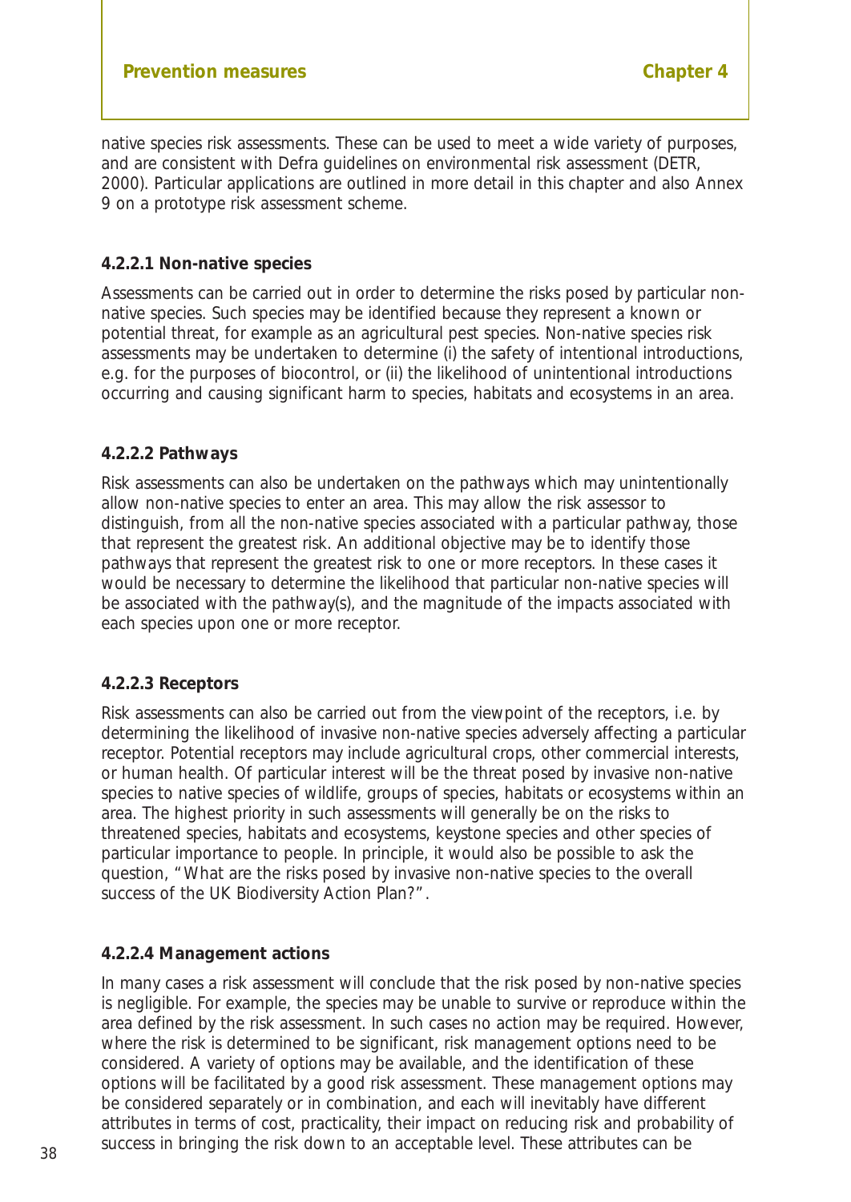native species risk assessments. These can be used to meet a wide variety of purposes, and are consistent with Defra guidelines on environmental risk assessment (DETR, 2000). Particular applications are outlined in more detail in this chapter and also Annex 9 on a prototype risk assessment scheme.

#### 4.2.2.1 Non-native species

Assessments can be carried out in order to determine the risks posed by particular non-native species. Such species may be identified because they represent a known or potential threat, for example as an agricultural pest species. Non-native species risk assessments may be undertaken to determine (i) the safety of intentional introductions, e.g. for the purposes of biocontrol, or (ii) the likelihood of unintentional introductions occurring and causing significant harm to species, habitats and ecosystems in an area.

#### 4.2.2.2 Pathways

Risk assessments can also be undertaken on the pathways which may unintentionally allow non-native species to enter an area. This may allow the risk assessor to distinguish, from all the non-native species associated with a particular pathway, those that represent the greatest risk. An additional objective may be to identify those pathways that represent the greatest risk to one or more receptors. In these cases it would be necessary to determine the likelihood that particular non-native species will be associated with the pathway(s), and the magnitude of the impacts associated with each species upon one or more receptor.

#### 4.2.2.3 Receptors

Risk assessments can also be carried out from the viewpoint of the receptors, i.e. by determining the likelihood of invasive non-native species adversely affecting a particular receptor. Potential receptors may include agricultural crops, other commercial interests, or human health. Of particular interest will be the threat posed by invasive non-native species to native species of wildlife, groups of species, habitats or ecosystems within an area. The highest priority in such assessments will generally be on the risks to threatened species, habitats and ecosystems, keystone species and other species of particular importance to people. In principle, it would also be possible to ask the question, "What are the risks posed by invasive non-native species to the overall success of the UK Biodiversity Action Plan?".

#### 4.2.2.4 Management actions

In many cases a risk assessment will conclude that the risk posed by non-native species is negligible. For example, the species may be unable to survive or reproduce within the area defined by the risk assessment. In such cases no action may be required. However, where the risk is determined to be significant, risk management options need to be considered. A variety of options may be available, and the identification of these options will be facilitated by a good risk assessment. These management options may be considered separately or in combination, and each will inevitably have different attributes in terms of cost, practicality, their impact on reducing risk and probability of success in bringing the risk down to an acceptable level. These attributes can be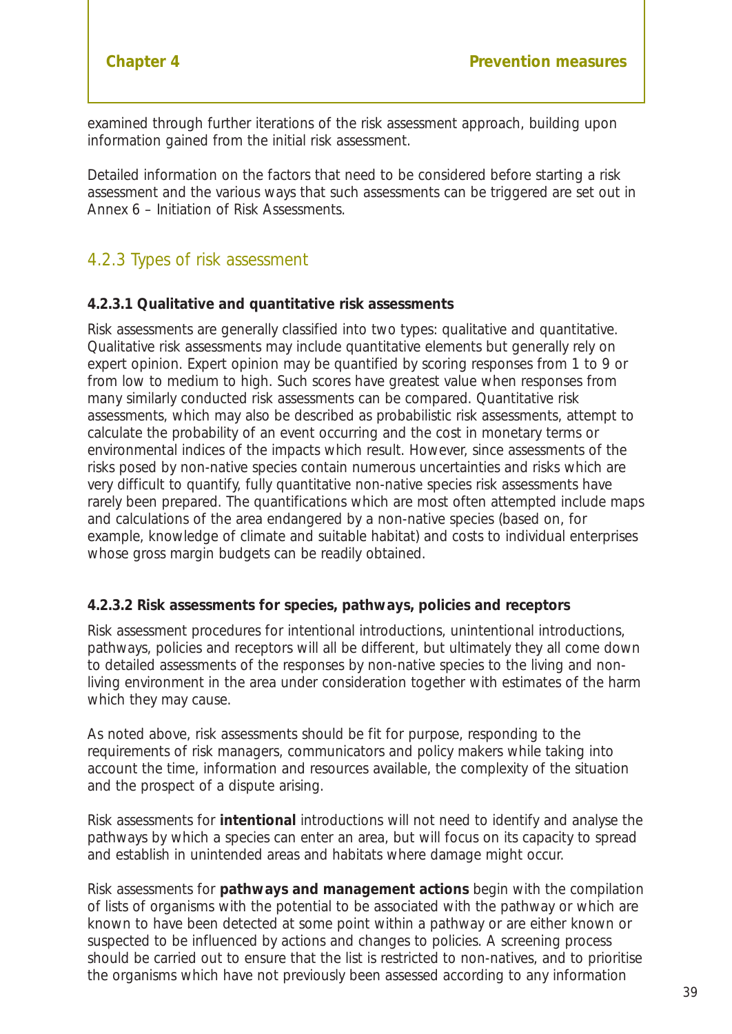examined through further iterations of the risk assessment approach, building upon information gained from the initial risk assessment.

Detailed information on the factors that need to be considered before starting a risk assessment and the various ways that such assessments can be triggered are set out in Annex 6 – Initiation of Risk Assessments.

## 4.2.3 Types of risk assessment

**4.2.3.1 Qualitative and quantitative risk assessments**

Risk assessments are generally classified into two types: qualitative and quantitative. Qualitative risk assessments may include quantitative elements but generally rely on expert opinion. Expert opinion may be quantified by scoring responses from 1 to 9 or from low to medium to high. Such scores have greatest value when responses from many similarly conducted risk assessments can be compared. Quantitative risk assessments, which may also be described as probabilistic risk assessments, attempt to calculate the probability of an event occurring and the cost in monetary terms or environmental indices of the impacts which result. However, since assessments of the risks posed by non-native species contain numerous uncertainties and risks which are very difficult to quantify, fully quantitative non-native species risk assessments have rarely been prepared. The quantifications which are most often attempted include maps and calculations of the area endangered by a non-native species (based on, for example, knowledge of climate and suitable habitat) and costs to individual enterprises whose gross margin budgets can be readily obtained.

**4.2.3.2 Risk assessments for species, pathways, policies and receptors**

Risk assessment procedures for intentional introductions, unintentional introductions, pathways, policies and receptors will all be different, but ultimately they all come down to detailed assessments of the responses by non-native species to the living and non-living environment in the area under consideration together with estimates of the harm which they may cause.

As noted above, risk assessments should be fit for purpose, responding to the requirements of risk managers, communicators and policy makers while taking into account the time, information and resources available, the complexity of the situation and the prospect of a dispute arising.

Risk assessments for **intentional** introductions will not need to identify and analyse the pathways by which a species can enter an area, but will focus on its capacity to spread and establish in unintended areas and habitats where damage might occur.

Risk assessments for **pathways and management actions** begin with the compilation of lists of organisms with the potential to be associated with the pathway or which are known to have been detected at some point within a pathway or are either known or suspected to be influenced by actions and changes to policies. A screening process should be carried out to ensure that the list is restricted to non-natives, and to prioritise the organisms which have not previously been assessed according to any information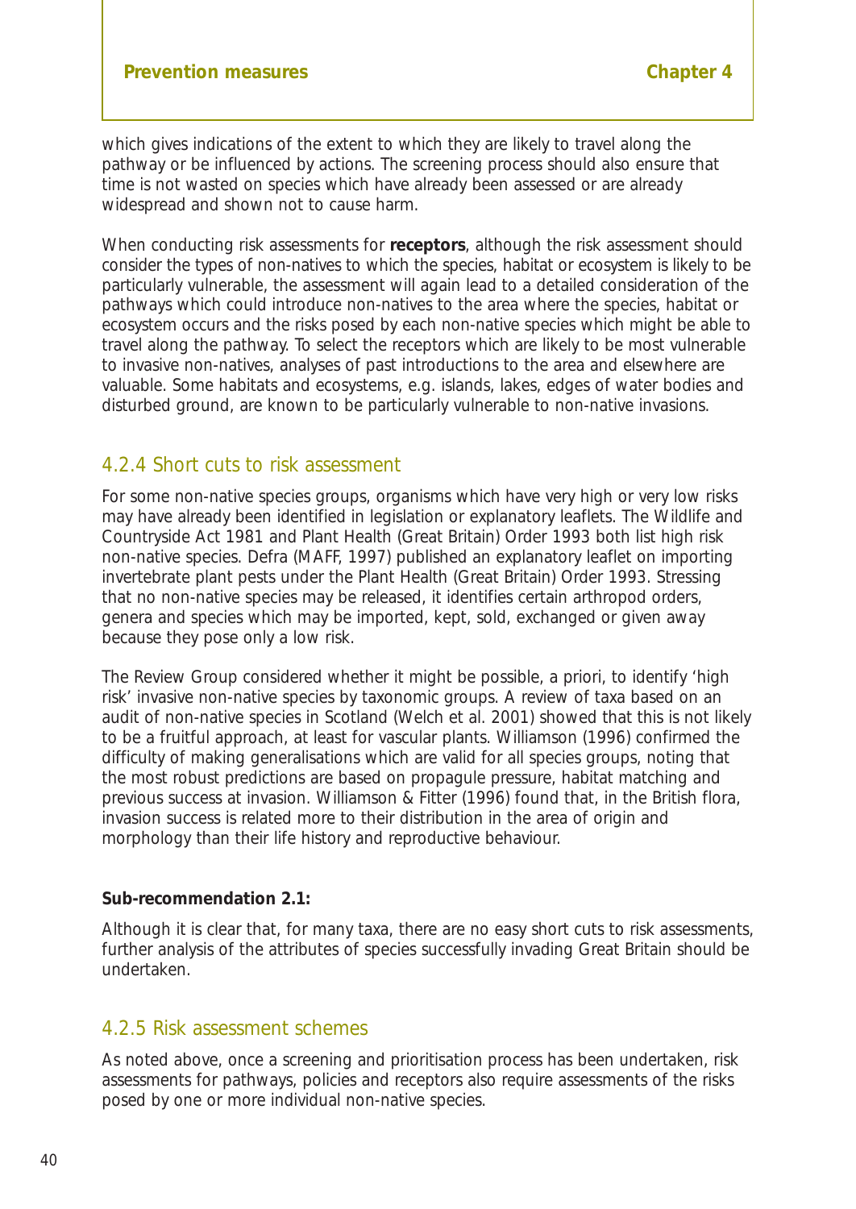which gives indications of the extent to which they are likely to travel along the pathway or be influenced by actions. The screening process should also ensure that time is not wasted on species which have already been assessed or are already widespread and shown not to cause harm.

When conducting risk assessments for **receptors**, although the risk assessment should consider the types of non-natives to which the species, habitat or ecosystem is likely to be particularly vulnerable, the assessment will again lead to a detailed consideration of the pathways which could introduce non-natives to the area where the species, habitat or ecosystem occurs and the risks posed by each non-native species which might be able to travel along the pathway. To select the receptors which are likely to be most vulnerable to invasive non-natives, analyses of past introductions to the area and elsewhere are valuable. Some habitats and ecosystems, e.g. islands, lakes, edges of water bodies and disturbed ground, are known to be particularly vulnerable to non-native invasions.

### 4.2.4 Short cuts to risk assessment

For some non-native species groups, organisms which have very high or very low risks may have already been identified in legislation or explanatory leaflets. The Wildlife and Countryside Act 1981 and Plant Health (Great Britain) Order 1993 both list high risk non-native species. Defra (MAFF, 1997) published an explanatory leaflet on importing invertebrate plant pests under the Plant Health (Great Britain) Order 1993. Stressing that no non-native species may be released, it identifies certain arthropod orders, genera and species which may be imported, kept, sold, exchanged or given away because they pose only a low risk.

The Review Group considered whether it might be possible, a priori, to identify 'high risk' invasive non-native species by taxonomic groups. A review of taxa based on an audit of non-native species in Scotland (Welch et al. 2001) showed that this is not likely to be a fruitful approach, at least for vascular plants. Williamson (1996) confirmed the difficulty of making generalisations which are valid for all species groups, noting that the most robust predictions are based on propagule pressure, habitat matching and previous success at invasion. Williamson & Fitter (1996) found that, in the British flora, invasion success is related more to their distribution in the area of origin and morphology than their life history and reproductive behaviour.

**Sub-recommendation 2.1:**

Although it is clear that, for many taxa, there are no easy short cuts to risk assessments, further analysis of the attributes of species successfully invading Great Britain should be undertaken.

### 4.2.5 Risk assessment schemes

As noted above, once a screening and prioritisation process has been undertaken, risk assessments for pathways, policies and receptors also require assessments of the risks posed by one or more individual non-native species.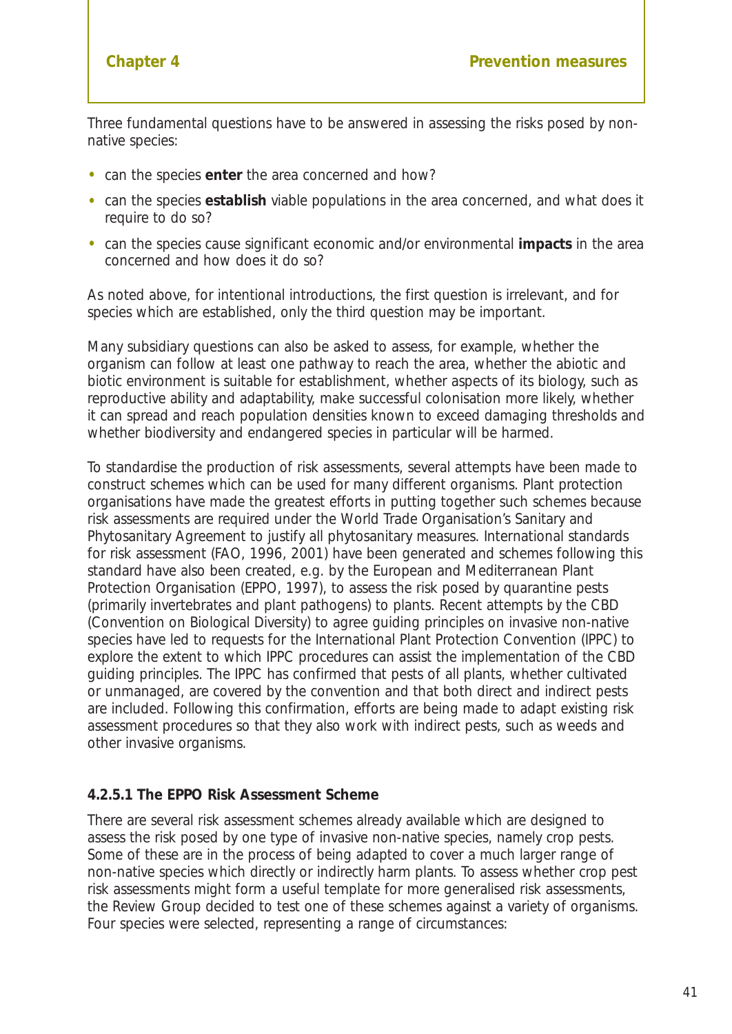Three fundamental questions have to be answered in assessing the risks posed by non-native species:

- can the species **enter** the area concerned and how?
- can the species **establish** viable populations in the area concerned, and what does it require to do so?
- can the species cause significant economic and/or environmental **impacts** in the area concerned and how does it do so?

As noted above, for intentional introductions, the first question is irrelevant, and for species which are established, only the third question may be important.

Many subsidiary questions can also be asked to assess, for example, whether the organism can follow at least one pathway to reach the area, whether the abiotic and biotic environment is suitable for establishment, whether aspects of its biology, such as reproductive ability and adaptability, make successful colonisation more likely, whether it can spread and reach population densities known to exceed damaging thresholds and whether biodiversity and endangered species in particular will be harmed.

To standardise the production of risk assessments, several attempts have been made to construct schemes which can be used for many different organisms. Plant protection organisations have made the greatest efforts in putting together such schemes because risk assessments are required under the World Trade Organisation's Sanitary and Phytosanitary Agreement to justify all phytosanitary measures. International standards for risk assessment (FAO, 1996, 2001) have been generated and schemes following this standard have also been created, e.g. by the European and Mediterranean Plant Protection Organisation (EPPO, 1997), to assess the risk posed by quarantine pests (primarily invertebrates and plant pathogens) to plants. Recent attempts by the CBD (Convention on Biological Diversity) to agree guiding principles on invasive non-native species have led to requests for the International Plant Protection Convention (IPPC) to explore the extent to which IPPC procedures can assist the implementation of the CBD guiding principles. The IPPC has confirmed that pests of all plants, whether cultivated or unmanaged, are covered by the convention and that both direct and indirect pests are included. Following this confirmation, efforts are being made to adapt existing risk assessment procedures so that they also work with indirect pests, such as weeds and other invasive organisms.

#### 4.2.5.1 The EPPO Risk Assessment Scheme

There are several risk assessment schemes already available which are designed to assess the risk posed by one type of invasive non-native species, namely crop pests. Some of these are in the process of being adapted to cover a much larger range of non-native species which directly or indirectly harm plants. To assess whether crop pest risk assessments might form a useful template for more generalised risk assessments, the Review Group decided to test one of these schemes against a variety of organisms. Four species were selected, representing a range of circumstances: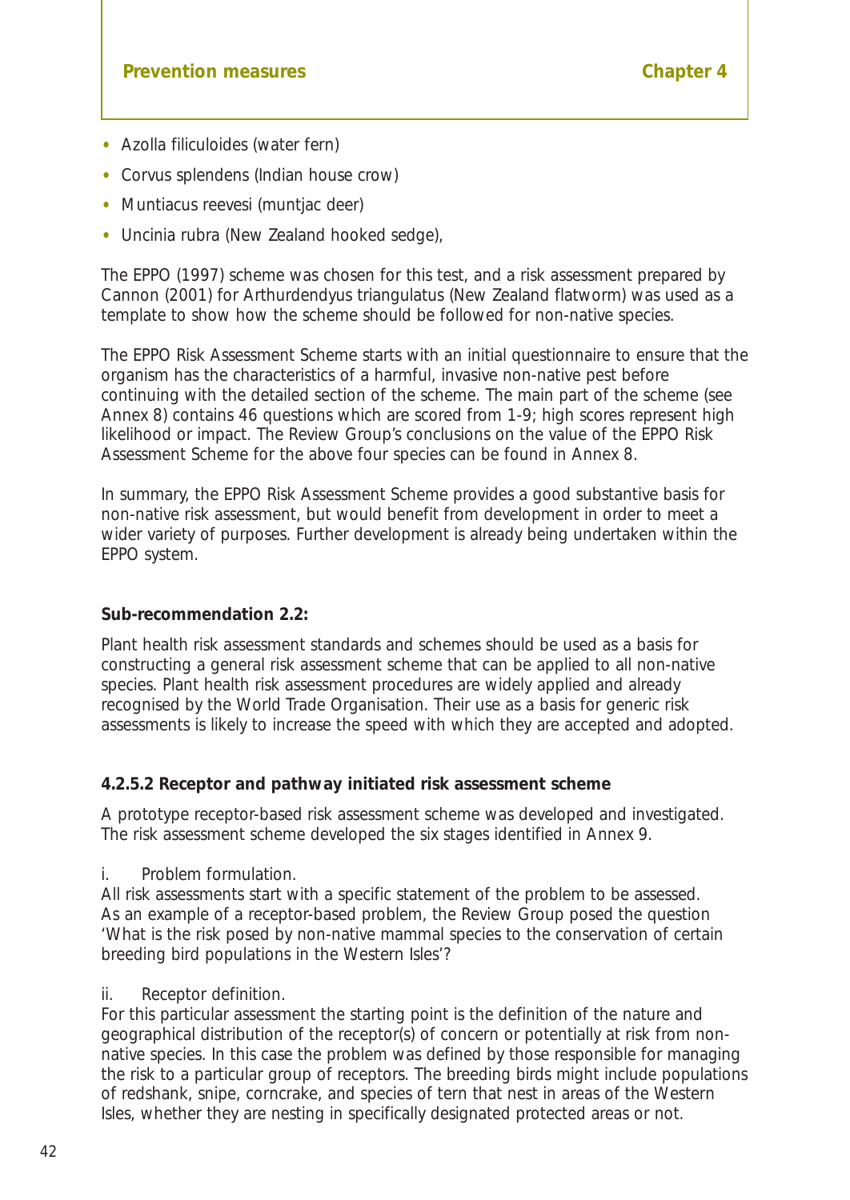- Azolla filiculoides (water fern)
- Corvus splendens (Indian house crow)
- Muntiacus reevesi (muntjac deer)
- Uncinia rubra (New Zealand hooked sedge),

The EPPO (1997) scheme was chosen for this test, and a risk assessment prepared by Cannon (2001) for Arthurdendyus triangulatus (New Zealand flatworm) was used as a template to show how the scheme should be followed for non-native species.

The EPPO Risk Assessment Scheme starts with an initial questionnaire to ensure that the organism has the characteristics of a harmful, invasive non-native pest before continuing with the detailed section of the scheme. The main part of the scheme (see Annex 8) contains 46 questions which are scored from 1-9; high scores represent high likelihood or impact. The Review Group's conclusions on the value of the EPPO Risk Assessment Scheme for the above four species can be found in Annex 8.

In summary, the EPPO Risk Assessment Scheme provides a good substantive basis for non-native risk assessment, but would benefit from development in order to meet a wider variety of purposes. Further development is already being undertaken within the EPPO system.

**Sub-recommendation 2.2:**

Plant health risk assessment standards and schemes should be used as a basis for constructing a general risk assessment scheme that can be applied to all non-native species. Plant health risk assessment procedures are widely applied and already recognised by the World Trade Organisation. Their use as a basis for generic risk assessments is likely to increase the speed with which they are accepted and adopted.

#### 4.2.5.2 Receptor and pathway initiated risk assessment scheme

A prototype receptor-based risk assessment scheme was developed and investigated. The risk assessment scheme developed the six stages identified in Annex 9.

i. Problem formulation.

All risk assessments start with a specific statement of the problem to be assessed. As an example of a receptor-based problem, the Review Group posed the question 'What is the risk posed by non-native mammal species to the conservation of certain breeding bird populations in the Western Isles'?

ii. Receptor definition.

For this particular assessment the starting point is the definition of the nature and geographical distribution of the receptor(s) of concern or potentially at risk from non-native species. In this case the problem was defined by those responsible for managing the risk to a particular group of receptors. The breeding birds might include populations of redshank, snipe, corncrake, and species of tern that nest in areas of the Western Isles, whether they are nesting in specifically designated protected areas or not.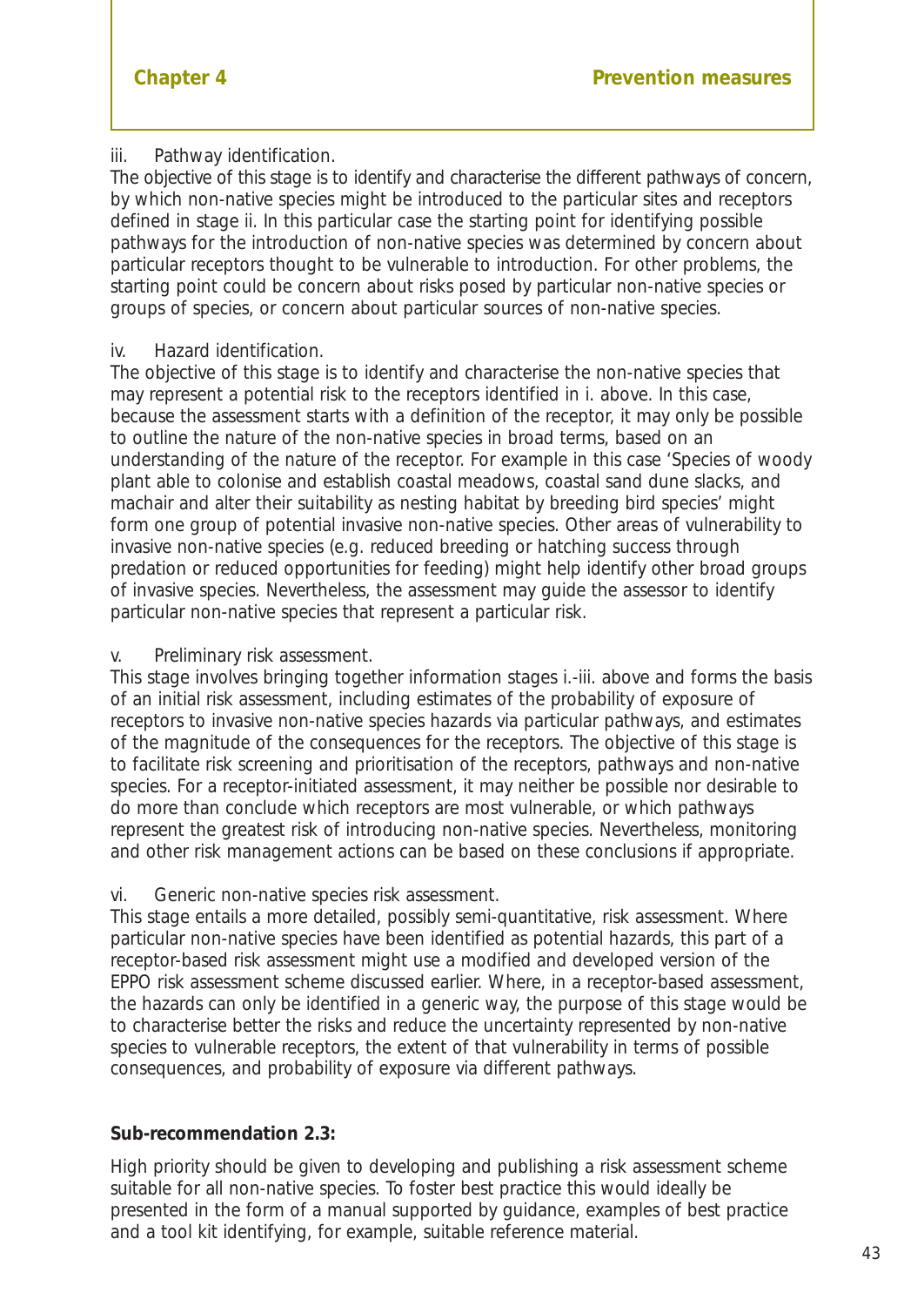iii. Pathway identification.

The objective of this stage is to identify and characterise the different pathways of concern, by which non-native species might be introduced to the particular sites and receptors defined in stage ii. In this particular case the starting point for identifying possible pathways for the introduction of non-native species was determined by concern about particular receptors thought to be vulnerable to introduction. For other problems, the starting point could be concern about risks posed by particular non-native species or groups of species, or concern about particular sources of non-native species.

iv. Hazard identification.

The objective of this stage is to identify and characterise the non-native species that may represent a potential risk to the receptors identified in i. above. In this case, because the assessment starts with a definition of the receptor, it may only be possible to outline the nature of the non-native species in broad terms, based on an understanding of the nature of the receptor. For example in this case 'Species of woody plant able to colonise and establish coastal meadows, coastal sand dune slacks, and machair and alter their suitability as nesting habitat by breeding bird species' might form one group of potential invasive non-native species. Other areas of vulnerability to invasive non-native species (e.g. reduced breeding or hatching success through predation or reduced opportunities for feeding) might help identify other broad groups of invasive species. Nevertheless, the assessment may guide the assessor to identify particular non-native species that represent a particular risk.

v. Preliminary risk assessment.

This stage involves bringing together information stages i.-iii. above and forms the basis of an initial risk assessment, including estimates of the probability of exposure of receptors to invasive non-native species hazards via particular pathways, and estimates of the magnitude of the consequences for the receptors. The objective of this stage is to facilitate risk screening and prioritisation of the receptors, pathways and non-native species. For a receptor-initiated assessment, it may neither be possible nor desirable to do more than conclude which receptors are most vulnerable, or which pathways represent the greatest risk of introducing non-native species. Nevertheless, monitoring and other risk management actions can be based on these conclusions if appropriate.

vi. Generic non-native species risk assessment.

This stage entails a more detailed, possibly semi-quantitative, risk assessment. Where particular non-native species have been identified as potential hazards, this part of a receptor-based risk assessment might use a modified and developed version of the EPPO risk assessment scheme discussed earlier. Where, in a receptor-based assessment, the hazards can only be identified in a generic way, the purpose of this stage would be to characterise better the risks and reduce the uncertainty represented by non-native species to vulnerable receptors, the extent of that vulnerability in terms of possible consequences, and probability of exposure via different pathways.

**Sub-recommendation 2.3:**

High priority should be given to developing and publishing a risk assessment scheme suitable for all non-native species. To foster best practice this would ideally be presented in the form of a manual supported by guidance, examples of best practice and a tool kit identifying, for example, suitable reference material.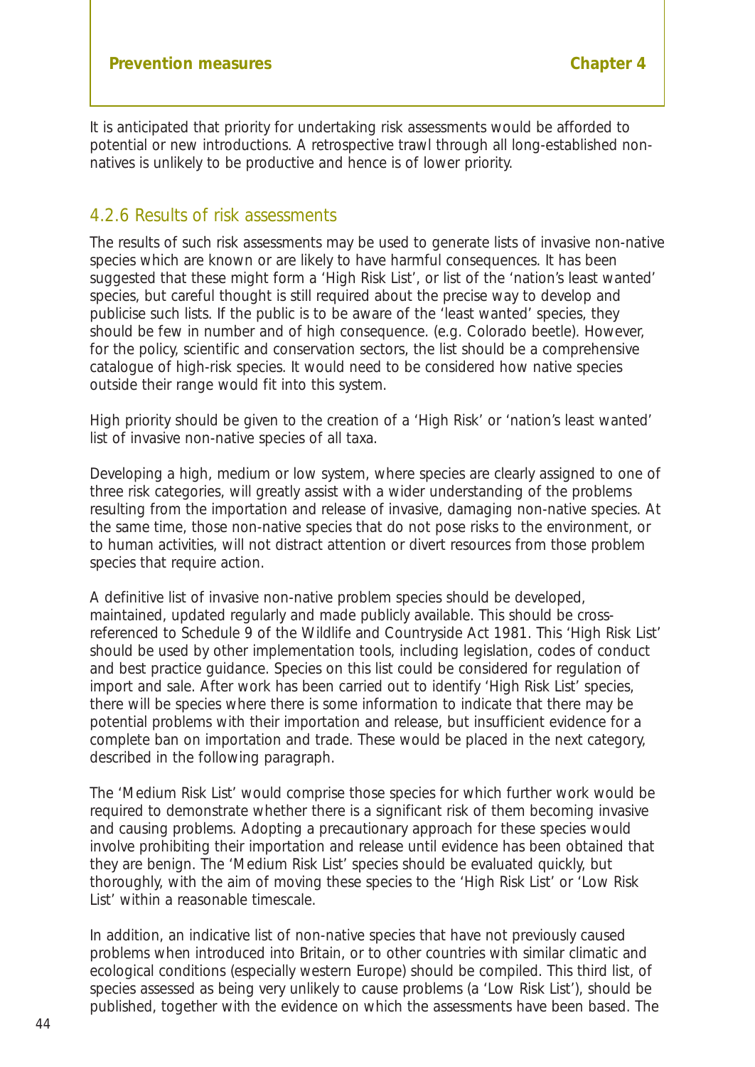It is anticipated that priority for undertaking risk assessments would be afforded to potential or new introductions. A retrospective trawl through all long-established non-natives is unlikely to be productive and hence is of lower priority.

### 4.2.6 Results of risk assessments

The results of such risk assessments may be used to generate lists of invasive non-native species which are known or are likely to have harmful consequences. It has been suggested that these might form a 'High Risk List', or list of the 'nation's least wanted' species, but careful thought is still required about the precise way to develop and publicise such lists. If the public is to be aware of the 'least wanted' species, they should be few in number and of high consequence. (e.g. Colorado beetle). However, for the policy, scientific and conservation sectors, the list should be a comprehensive catalogue of high-risk species. It would need to be considered how native species outside their range would fit into this system.

High priority should be given to the creation of a 'High Risk' or 'nation's least wanted' list of invasive non-native species of all taxa.

Developing a high, medium or low system, where species are clearly assigned to one of three risk categories, will greatly assist with a wider understanding of the problems resulting from the importation and release of invasive, damaging non-native species. At the same time, those non-native species that do not pose risks to the environment, or to human activities, will not distract attention or divert resources from those problem species that require action.

A definitive list of invasive non-native problem species should be developed, maintained, updated regularly and made publicly available. This should be cross-referenced to Schedule 9 of the Wildlife and Countryside Act 1981. This 'High Risk List' should be used by other implementation tools, including legislation, codes of conduct and best practice guidance. Species on this list could be considered for regulation of import and sale. After work has been carried out to identify 'High Risk List' species, there will be species where there is some information to indicate that there may be potential problems with their importation and release, but insufficient evidence for a complete ban on importation and trade. These would be placed in the next category, described in the following paragraph.

The 'Medium Risk List' would comprise those species for which further work would be required to demonstrate whether there is a significant risk of them becoming invasive and causing problems. Adopting a precautionary approach for these species would involve prohibiting their importation and release until evidence has been obtained that they are benign. The 'Medium Risk List' species should be evaluated quickly, but thoroughly, with the aim of moving these species to the 'High Risk List' or 'Low Risk List' within a reasonable timescale.

In addition, an indicative list of non-native species that have not previously caused problems when introduced into Britain, or to other countries with similar climatic and ecological conditions (especially western Europe) should be compiled. This third list, of species assessed as being very unlikely to cause problems (a 'Low Risk List'), should be published, together with the evidence on which the assessments have been based. The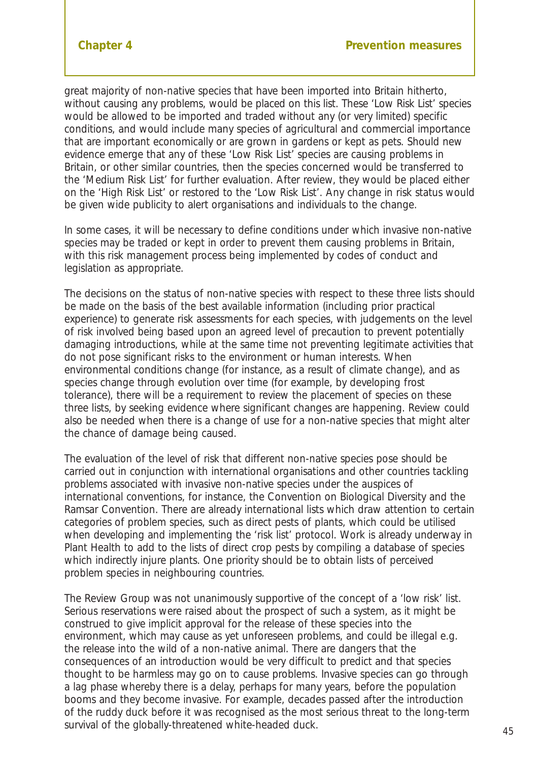great majority of non-native species that have been imported into Britain hitherto, without causing any problems, would be placed on this list. These 'Low Risk List' species would be allowed to be imported and traded without any (or very limited) specific conditions, and would include many species of agricultural and commercial importance that are important economically or are grown in gardens or kept as pets. Should new evidence emerge that any of these 'Low Risk List' species are causing problems in Britain, or other similar countries, then the species concerned would be transferred to the 'Medium Risk List' for further evaluation. After review, they would be placed either on the 'High Risk List' or restored to the 'Low Risk List'. Any change in risk status would be given wide publicity to alert organisations and individuals to the change.

In some cases, it will be necessary to define conditions under which invasive non-native species may be traded or kept in order to prevent them causing problems in Britain, with this risk management process being implemented by codes of conduct and legislation as appropriate.

The decisions on the status of non-native species with respect to these three lists should be made on the basis of the best available information (including prior practical experience) to generate risk assessments for each species, with judgements on the level of risk involved being based upon an agreed level of precaution to prevent potentially damaging introductions, while at the same time not preventing legitimate activities that do not pose significant risks to the environment or human interests. When environmental conditions change (for instance, as a result of climate change), and as species change through evolution over time (for example, by developing frost tolerance), there will be a requirement to review the placement of species on these three lists, by seeking evidence where significant changes are happening. Review could also be needed when there is a change of use for a non-native species that might alter the chance of damage being caused.

The evaluation of the level of risk that different non-native species pose should be carried out in conjunction with international organisations and other countries tackling problems associated with invasive non-native species under the auspices of international conventions, for instance, the Convention on Biological Diversity and the Ramsar Convention. There are already international lists which draw attention to certain categories of problem species, such as direct pests of plants, which could be utilised when developing and implementing the 'risk list' protocol. Work is already underway in Plant Health to add to the lists of direct crop pests by compiling a database of species which indirectly injure plants. One priority should be to obtain lists of perceived problem species in neighbouring countries.

The Review Group was not unanimously supportive of the concept of a 'low risk' list. Serious reservations were raised about the prospect of such a system, as it might be construed to give implicit approval for the release of these species into the environment, which may cause as yet unforeseen problems, and could be illegal e.g. the release into the wild of a non-native animal. There are dangers that the consequences of an introduction would be very difficult to predict and that species thought to be harmless may go on to cause problems. Invasive species can go through a lag phase whereby there is a delay, perhaps for many years, before the population booms and they become invasive. For example, decades passed after the introduction of the ruddy duck before it was recognised as the most serious threat to the long-term survival of the globally-threatened white-headed duck.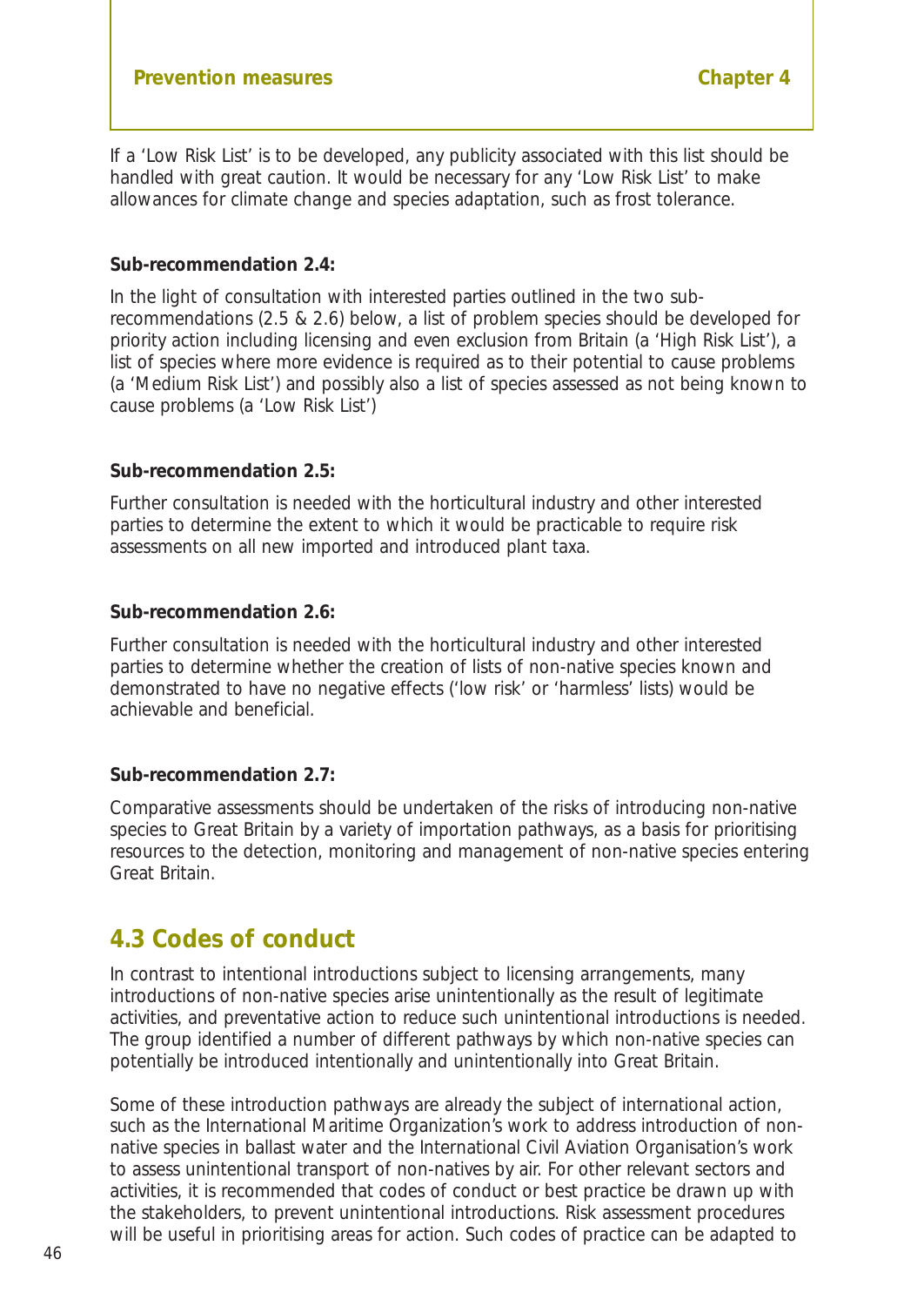If a 'Low Risk List' is to be developed, any publicity associated with this list should be handled with great caution. It would be necessary for any 'Low Risk List' to make allowances for climate change and species adaptation, such as frost tolerance.

**Sub-recommendation 2.4:**

In the light of consultation with interested parties outlined in the two sub-recommendations (2.5 & 2.6) below, a list of problem species should be developed for priority action including licensing and even exclusion from Britain (a 'High Risk List'), a list of species where more evidence is required as to their potential to cause problems (a 'Medium Risk List') and possibly also a list of species assessed as not being known to cause problems (a 'Low Risk List')

**Sub-recommendation 2.5:**

Further consultation is needed with the horticultural industry and other interested parties to determine the extent to which it would be practicable to require risk assessments on all new imported and introduced plant taxa.

**Sub-recommendation 2.6:**

Further consultation is needed with the horticultural industry and other interested parties to determine whether the creation of lists of non-native species known and demonstrated to have no negative effects ('low risk' or 'harmless' lists) would be achievable and beneficial.

**Sub-recommendation 2.7:**

Comparative assessments should be undertaken of the risks of introducing non-native species to Great Britain by a variety of importation pathways, as a basis for prioritising resources to the detection, monitoring and management of non-native species entering Great Britain.

## 4.3 Codes of conduct

In contrast to intentional introductions subject to licensing arrangements, many introductions of non-native species arise unintentionally as the result of legitimate activities, and preventative action to reduce such unintentional introductions is needed. The group identified a number of different pathways by which non-native species can potentially be introduced intentionally and unintentionally into Great Britain.

Some of these introduction pathways are already the subject of international action, such as the International Maritime Organization's work to address introduction of non-native species in ballast water and the International Civil Aviation Organisation's work to assess unintentional transport of non-natives by air. For other relevant sectors and activities, it is recommended that codes of conduct or best practice be drawn up with the stakeholders, to prevent unintentional introductions. Risk assessment procedures will be useful in prioritising areas for action. Such codes of practice can be adapted to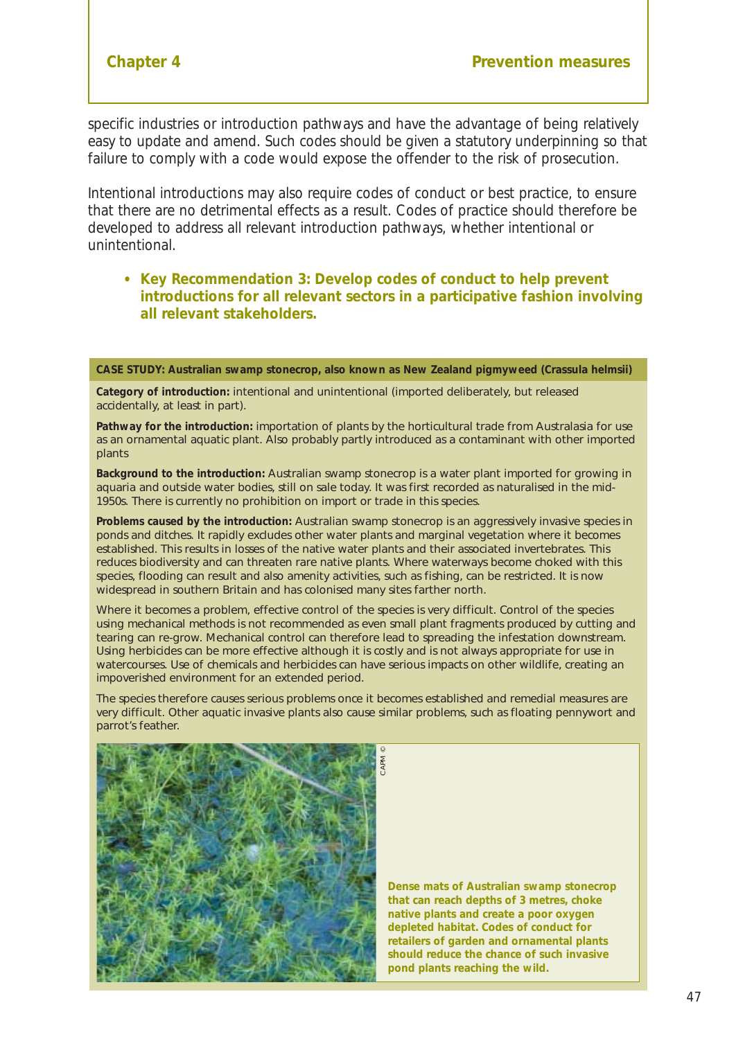specific industries or introduction pathways and have the advantage of being relatively easy to update and amend. Such codes should be given a statutory underpinning so that failure to comply with a code would expose the offender to the risk of prosecution.

Intentional introductions may also require codes of conduct or best practice, to ensure that there are no detrimental effects as a result. Codes of practice should therefore be developed to address all relevant introduction pathways, whether intentional or unintentional.

- **Key Recommendation 3: Develop codes of conduct to help prevent introductions for all relevant sectors in a participative fashion involving all relevant stakeholders.**

**CASE STUDY: Australian swamp stonecrop, also known as New Zealand pigmyweed (*Crassula helmsii*)**

**Category of introduction:** intentional and unintentional (imported deliberately, but released accidentally, at least in part).

**Pathway for the introduction:** importation of plants by the horticultural trade from Australasia for use as an ornamental aquatic plant. Also probably partly introduced as a contaminant with other imported plants

**Background to the introduction:** Australian swamp stonecrop is a water plant imported for growing in aquaria and outside water bodies, still on sale today. It was first recorded as naturalised in the mid-1950s. There is currently no prohibition on import or trade in this species.

**Problems caused by the introduction:** Australian swamp stonecrop is an aggressively invasive species in ponds and ditches. It rapidly excludes other water plants and marginal vegetation where it becomes established. This results in losses of the native water plants and their associated invertebrates. This reduces biodiversity and can threaten rare native plants. Where waterways become choked with this species, flooding can result and also amenity activities, such as fishing, can be restricted. It is now widespread in southern Britain and has colonised many sites farther north.

Where it becomes a problem, effective control of the species is very difficult. Control of the species using mechanical methods is not recommended as even small plant fragments produced by cutting and tearing can re-grow. Mechanical control can therefore lead to spreading the infestation downstream. Using herbicides can be more effective although it is costly and is not always appropriate for use in watercourses. Use of chemicals and herbicides can have serious impacts on other wildlife, creating an impoverished environment for an extended period.

The species therefore causes serious problems once it becomes established and remedial measures are very difficult. Other aquatic invasive plants also cause similar problems, such as floating pennywort and parrot's feather.

CAPM ©

**Dense mats of Australian swamp stonecrop that can reach depths of 3 metres, choke native plants and create a poor oxygen depleted habitat. Codes of conduct for retailers of garden and ornamental plants should reduce the chance of such invasive pond plants reaching the wild.**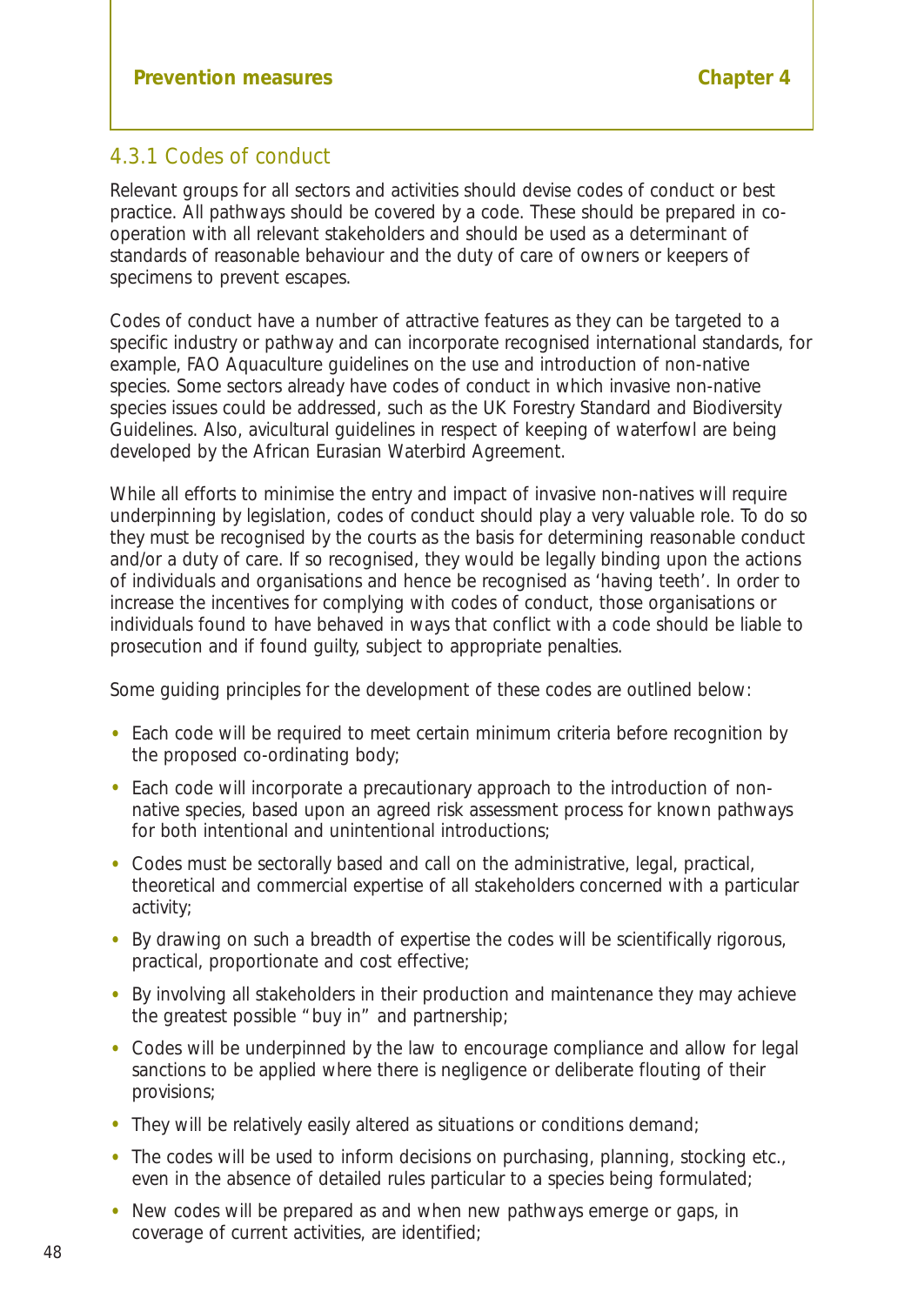### 4.3.1 Codes of conduct

Relevant groups for all sectors and activities should devise codes of conduct or best practice. All pathways should be covered by a code. These should be prepared in co-operation with all relevant stakeholders and should be used as a determinant of standards of reasonable behaviour and the duty of care of owners or keepers of specimens to prevent escapes.

Codes of conduct have a number of attractive features as they can be targeted to a specific industry or pathway and can incorporate recognised international standards, for example, FAO Aquaculture guidelines on the use and introduction of non-native species. Some sectors already have codes of conduct in which invasive non-native species issues could be addressed, such as the UK Forestry Standard and Biodiversity Guidelines. Also, avicultural guidelines in respect of keeping of waterfowl are being developed by the African Eurasian Waterbird Agreement.

While all efforts to minimise the entry and impact of invasive non-natives will require underpinning by legislation, codes of conduct should play a very valuable role. To do so they must be recognised by the courts as the basis for determining reasonable conduct and/or a duty of care. If so recognised, they would be legally binding upon the actions of individuals and organisations and hence be recognised as 'having teeth'. In order to increase the incentives for complying with codes of conduct, those organisations or individuals found to have behaved in ways that conflict with a code should be liable to prosecution and if found guilty, subject to appropriate penalties.

Some guiding principles for the development of these codes are outlined below:

- Each code will be required to meet certain minimum criteria before recognition by the proposed co-ordinating body;
- Each code will incorporate a precautionary approach to the introduction of non-native species, based upon an agreed risk assessment process for known pathways for both intentional and unintentional introductions;
- Codes must be sectorally based and call on the administrative, legal, practical, theoretical and commercial expertise of all stakeholders concerned with a particular activity;
- By drawing on such a breadth of expertise the codes will be scientifically rigorous, practical, proportionate and cost effective;
- By involving all stakeholders in their production and maintenance they may achieve the greatest possible "buy in" and partnership;
- Codes will be underpinned by the law to encourage compliance and allow for legal sanctions to be applied where there is negligence or deliberate flouting of their provisions;
- They will be relatively easily altered as situations or conditions demand;
- The codes will be used to inform decisions on purchasing, planning, stocking etc., even in the absence of detailed rules particular to a species being formulated;
- New codes will be prepared as and when new pathways emerge or gaps, in coverage of current activities, are identified;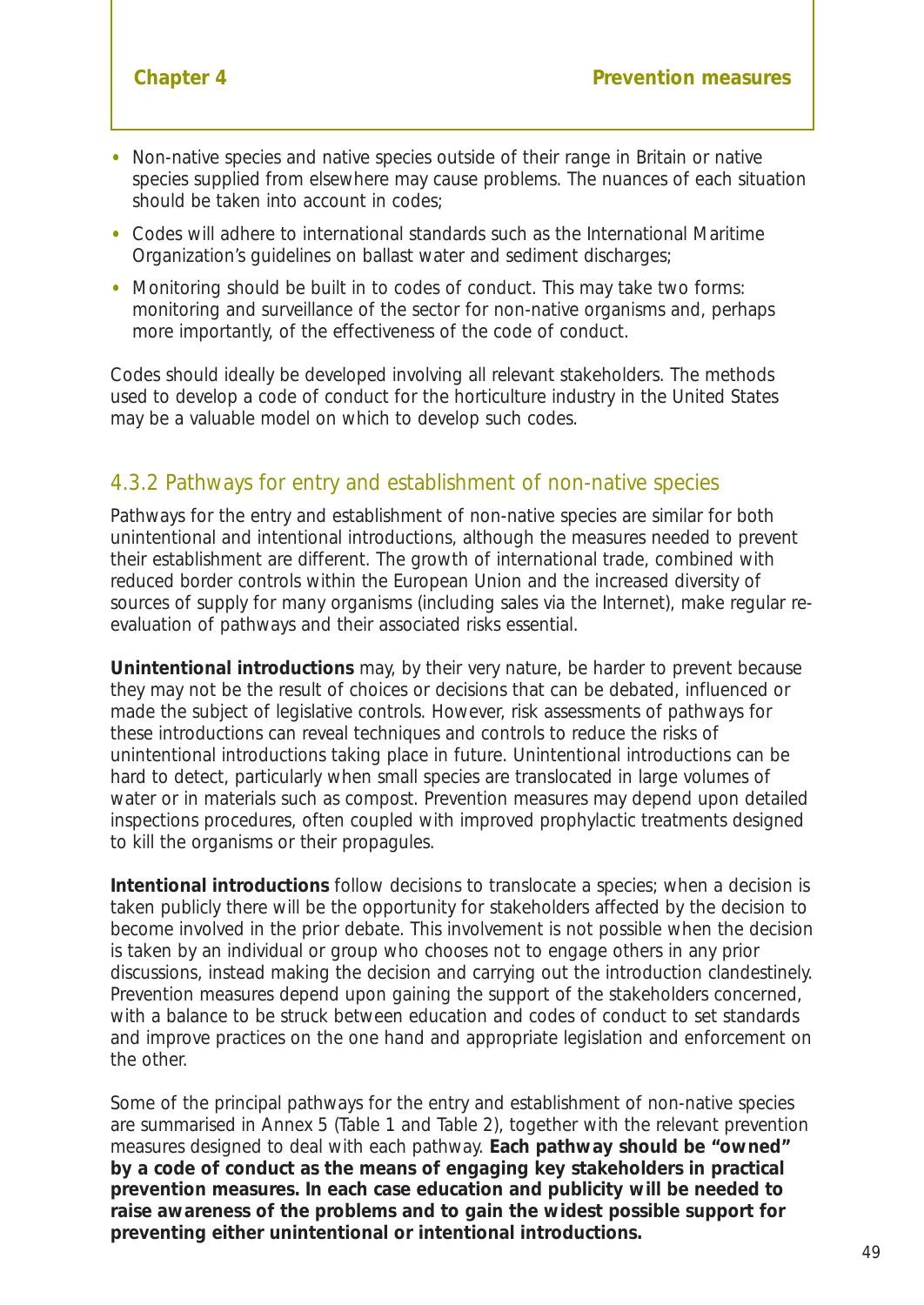- Non-native species and native species outside of their range in Britain or native species supplied from elsewhere may cause problems. The nuances of each situation should be taken into account in codes;
- Codes will adhere to international standards such as the International Maritime Organization's guidelines on ballast water and sediment discharges;
- Monitoring should be built in to codes of conduct. This may take two forms: monitoring and surveillance of the sector for non-native organisms and, perhaps more importantly, of the effectiveness of the code of conduct.

Codes should ideally be developed involving all relevant stakeholders. The methods used to develop a code of conduct for the horticulture industry in the United States may be a valuable model on which to develop such codes.

### 4.3.2 Pathways for entry and establishment of non-native species

Pathways for the entry and establishment of non-native species are similar for both unintentional and intentional introductions, although the measures needed to prevent their establishment are different. The growth of international trade, combined with reduced border controls within the European Union and the increased diversity of sources of supply for many organisms (including sales via the Internet), make regular re-evaluation of pathways and their associated risks essential.

**Unintentional introductions** may, by their very nature, be harder to prevent because they may not be the result of choices or decisions that can be debated, influenced or made the subject of legislative controls. However, risk assessments of pathways for these introductions can reveal techniques and controls to reduce the risks of unintentional introductions taking place in future. Unintentional introductions can be hard to detect, particularly when small species are translocated in large volumes of water or in materials such as compost. Prevention measures may depend upon detailed inspections procedures, often coupled with improved prophylactic treatments designed to kill the organisms or their propagules.

**Intentional introductions** follow decisions to translocate a species; when a decision is taken publicly there will be the opportunity for stakeholders affected by the decision to become involved in the prior debate. This involvement is not possible when the decision is taken by an individual or group who chooses not to engage others in any prior discussions, instead making the decision and carrying out the introduction clandestinely. Prevention measures depend upon gaining the support of the stakeholders concerned, with a balance to be struck between education and codes of conduct to set standards and improve practices on the one hand and appropriate legislation and enforcement on the other.

Some of the principal pathways for the entry and establishment of non-native species are summarised in Annex 5 (Table 1 and Table 2), together with the relevant prevention measures designed to deal with each pathway. **Each pathway should be "owned" by a code of conduct as the means of engaging key stakeholders in practical prevention measures. In each case education and publicity will be needed to raise awareness of the problems and to gain the widest possible support for preventing either unintentional or intentional introductions.**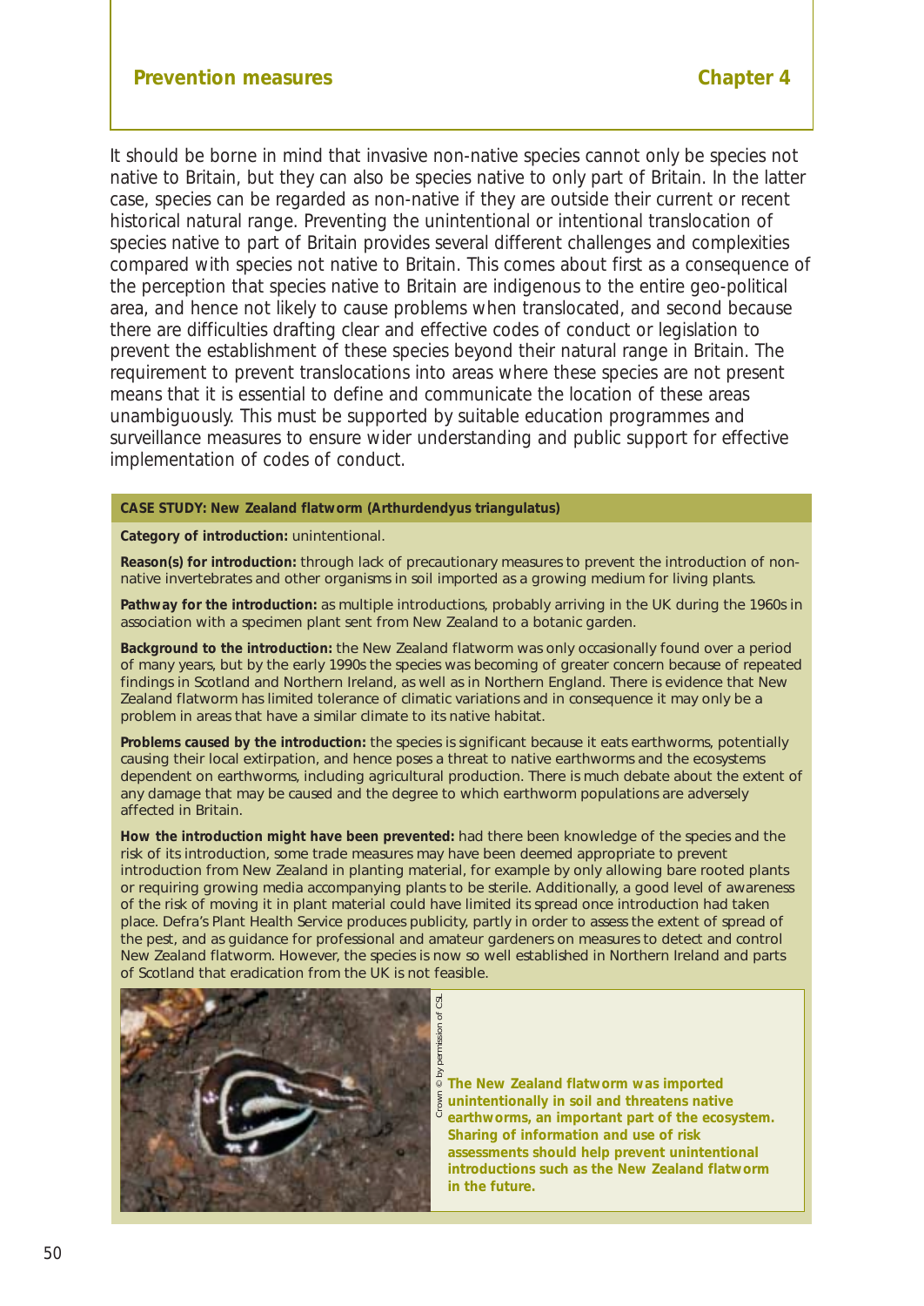It should be borne in mind that invasive non-native species cannot only be species not native to Britain, but they can also be species native to only part of Britain. In the latter case, species can be regarded as non-native if they are outside their current or recent historical natural range. Preventing the unintentional or intentional translocation of species native to part of Britain provides several different challenges and complexities compared with species not native to Britain. This comes about first as a consequence of the perception that species native to Britain are indigenous to the entire geo-political area, and hence not likely to cause problems when translocated, and second because there are difficulties drafting clear and effective codes of conduct or legislation to prevent the establishment of these species beyond their natural range in Britain. The requirement to prevent translocations into areas where these species are not present means that it is essential to define and communicate the location of these areas unambiguously. This must be supported by suitable education programmes and surveillance measures to ensure wider understanding and public support for effective implementation of codes of conduct.

**CASE STUDY: New Zealand flatworm (Arthurdendyus triangulatus)**

**Category of introduction:** unintentional.

**Reason(s) for introduction:** through lack of precautionary measures to prevent the introduction of non-native invertebrates and other organisms in soil imported as a growing medium for living plants.

**Pathway for the introduction:** as multiple introductions, probably arriving in the UK during the 1960s in association with a specimen plant sent from New Zealand to a botanic garden.

**Background to the introduction:** the New Zealand flatworm was only occasionally found over a period of many years, but by the early 1990s the species was becoming of greater concern because of repeated findings in Scotland and Northern Ireland, as well as in Northern England. There is evidence that New Zealand flatworm has limited tolerance of climatic variations and in consequence it may only be a problem in areas that have a similar climate to its native habitat.

**Problems caused by the introduction:** the species is significant because it eats earthworms, potentially causing their local extirpation, and hence poses a threat to native earthworms and the ecosystems dependent on earthworms, including agricultural production. There is much debate about the extent of any damage that may be caused and the degree to which earthworm populations are adversely affected in Britain.

**How the introduction might have been prevented:** had there been knowledge of the species and the risk of its introduction, some trade measures may have been deemed appropriate to prevent introduction from New Zealand in planting material, for example by only allowing bare rooted plants or requiring growing media accompanying plants to be sterile. Additionally, a good level of awareness of the risk of moving it in plant material could have limited its spread once introduction had taken place. Defra's Plant Health Service produces publicity, partly in order to assess the extent of spread of the pest, and as guidance for professional and amateur gardeners on measures to detect and control New Zealand flatworm. However, the species is now so well established in Northern Ireland and parts of Scotland that eradication from the UK is not feasible.

Crown © by permission of CSL

**The New Zealand flatworm was imported unintentionally in soil and threatens native earthworms, an important part of the ecosystem. Sharing of information and use of risk assessments should help prevent unintentional introductions such as the New Zealand flatworm in the future.**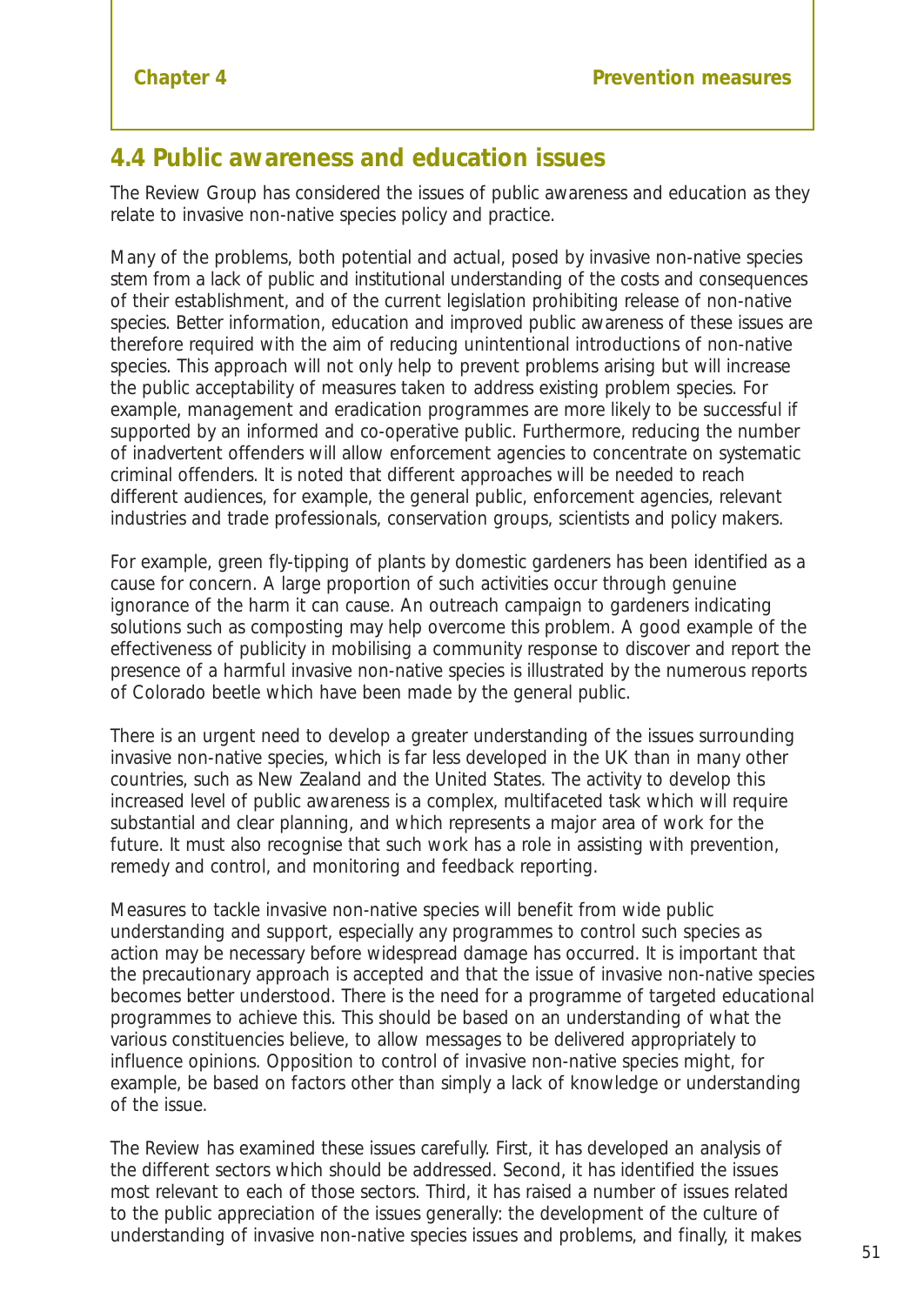## 4.4 Public awareness and education issues

The Review Group has considered the issues of public awareness and education as they relate to invasive non-native species policy and practice.

Many of the problems, both potential and actual, posed by invasive non-native species stem from a lack of public and institutional understanding of the costs and consequences of their establishment, and of the current legislation prohibiting release of non-native species. Better information, education and improved public awareness of these issues are therefore required with the aim of reducing unintentional introductions of non-native species. This approach will not only help to prevent problems arising but will increase the public acceptability of measures taken to address existing problem species. For example, management and eradication programmes are more likely to be successful if supported by an informed and co-operative public. Furthermore, reducing the number of inadvertent offenders will allow enforcement agencies to concentrate on systematic criminal offenders. It is noted that different approaches will be needed to reach different audiences, for example, the general public, enforcement agencies, relevant industries and trade professionals, conservation groups, scientists and policy makers.

For example, green fly-tipping of plants by domestic gardeners has been identified as a cause for concern. A large proportion of such activities occur through genuine ignorance of the harm it can cause. An outreach campaign to gardeners indicating solutions such as composting may help overcome this problem. A good example of the effectiveness of publicity in mobilising a community response to discover and report the presence of a harmful invasive non-native species is illustrated by the numerous reports of Colorado beetle which have been made by the general public.

There is an urgent need to develop a greater understanding of the issues surrounding invasive non-native species, which is far less developed in the UK than in many other countries, such as New Zealand and the United States. The activity to develop this increased level of public awareness is a complex, multifaceted task which will require substantial and clear planning, and which represents a major area of work for the future. It must also recognise that such work has a role in assisting with prevention, remedy and control, and monitoring and feedback reporting.

Measures to tackle invasive non-native species will benefit from wide public understanding and support, especially any programmes to control such species as action may be necessary before widespread damage has occurred. It is important that the precautionary approach is accepted and that the issue of invasive non-native species becomes better understood. There is the need for a programme of targeted educational programmes to achieve this. This should be based on an understanding of what the various constituencies believe, to allow messages to be delivered appropriately to influence opinions. Opposition to control of invasive non-native species might, for example, be based on factors other than simply a lack of knowledge or understanding of the issue.

The Review has examined these issues carefully. First, it has developed an analysis of the different sectors which should be addressed. Second, it has identified the issues most relevant to each of those sectors. Third, it has raised a number of issues related to the public appreciation of the issues generally: the development of the culture of understanding of invasive non-native species issues and problems, and finally, it makes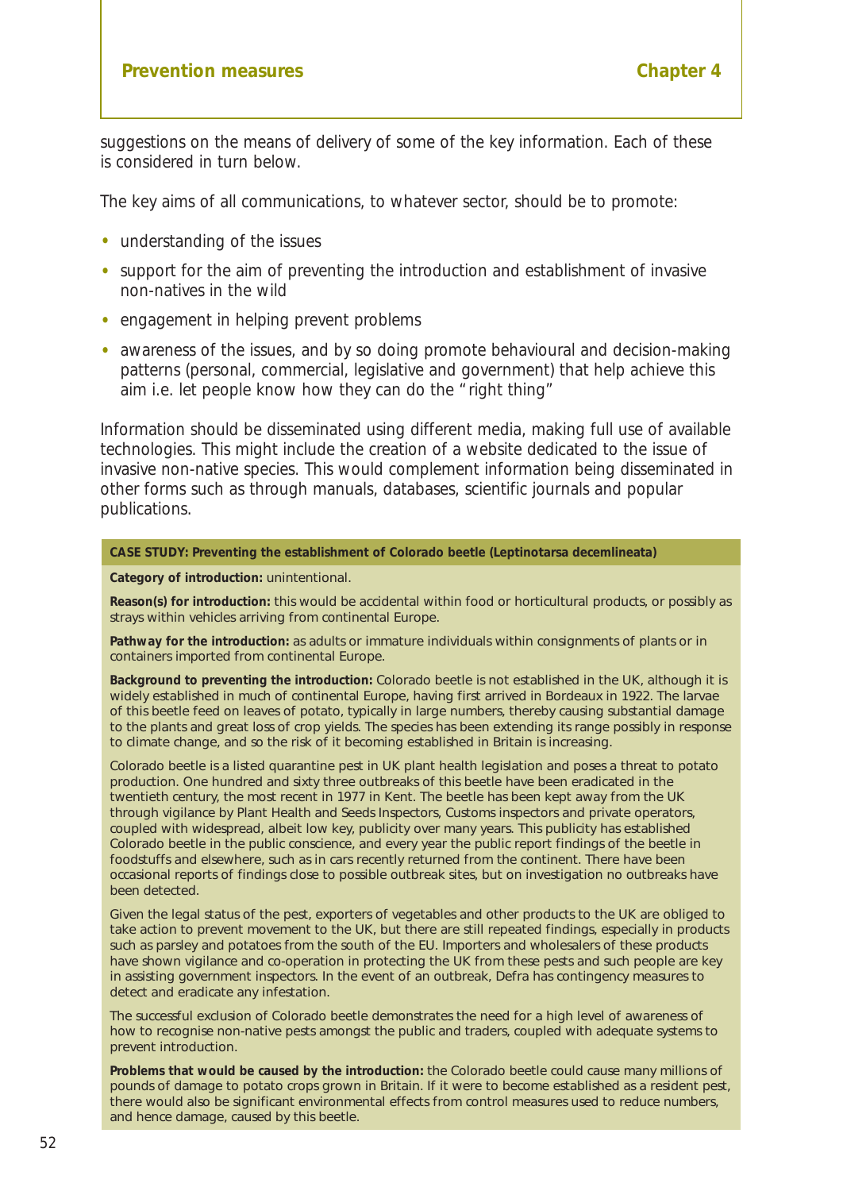suggestions on the means of delivery of some of the key information. Each of these is considered in turn below.

The key aims of all communications, to whatever sector, should be to promote:

- understanding of the issues
- support for the aim of preventing the introduction and establishment of invasive non-natives in the wild
- engagement in helping prevent problems
- awareness of the issues, and by so doing promote behavioural and decision-making patterns (personal, commercial, legislative and government) that help achieve this aim i.e. let people know how they can do the "right thing"

Information should be disseminated using different media, making full use of available technologies. This might include the creation of a website dedicated to the issue of invasive non-native species. This would complement information being disseminated in other forms such as through manuals, databases, scientific journals and popular publications.

**CASE STUDY: Preventing the establishment of Colorado beetle (Leptinotarsa decemlineata)**

**Category of introduction:** unintentional.

**Reason(s) for introduction:** this would be accidental within food or horticultural products, or possibly as strays within vehicles arriving from continental Europe.

**Pathway for the introduction:** as adults or immature individuals within consignments of plants or in containers imported from continental Europe.

**Background to preventing the introduction:** Colorado beetle is not established in the UK, although it is widely established in much of continental Europe, having first arrived in Bordeaux in 1922. The larvae of this beetle feed on leaves of potato, typically in large numbers, thereby causing substantial damage to the plants and great loss of crop yields. The species has been extending its range possibly in response to climate change, and so the risk of it becoming established in Britain is increasing.

Colorado beetle is a listed quarantine pest in UK plant health legislation and poses a threat to potato production. One hundred and sixty three outbreaks of this beetle have been eradicated in the twentieth century, the most recent in 1977 in Kent. The beetle has been kept away from the UK through vigilance by Plant Health and Seeds Inspectors, Customs inspectors and private operators, coupled with widespread, albeit low key, publicity over many years. This publicity has established Colorado beetle in the public conscience, and every year the public report findings of the beetle in foodstuffs and elsewhere, such as in cars recently returned from the continent. There have been occasional reports of findings close to possible outbreak sites, but on investigation no outbreaks have been detected.

Given the legal status of the pest, exporters of vegetables and other products to the UK are obliged to take action to prevent movement to the UK, but there are still repeated findings, especially in products such as parsley and potatoes from the south of the EU. Importers and wholesalers of these products have shown vigilance and co-operation in protecting the UK from these pests and such people are key in assisting government inspectors. In the event of an outbreak, Defra has contingency measures to detect and eradicate any infestation.

The successful exclusion of Colorado beetle demonstrates the need for a high level of awareness of how to recognise non-native pests amongst the public and traders, coupled with adequate systems to prevent introduction.

**Problems that would be caused by the introduction:** the Colorado beetle could cause many millions of pounds of damage to potato crops grown in Britain. If it were to become established as a resident pest, there would also be significant environmental effects from control measures used to reduce numbers, and hence damage, caused by this beetle.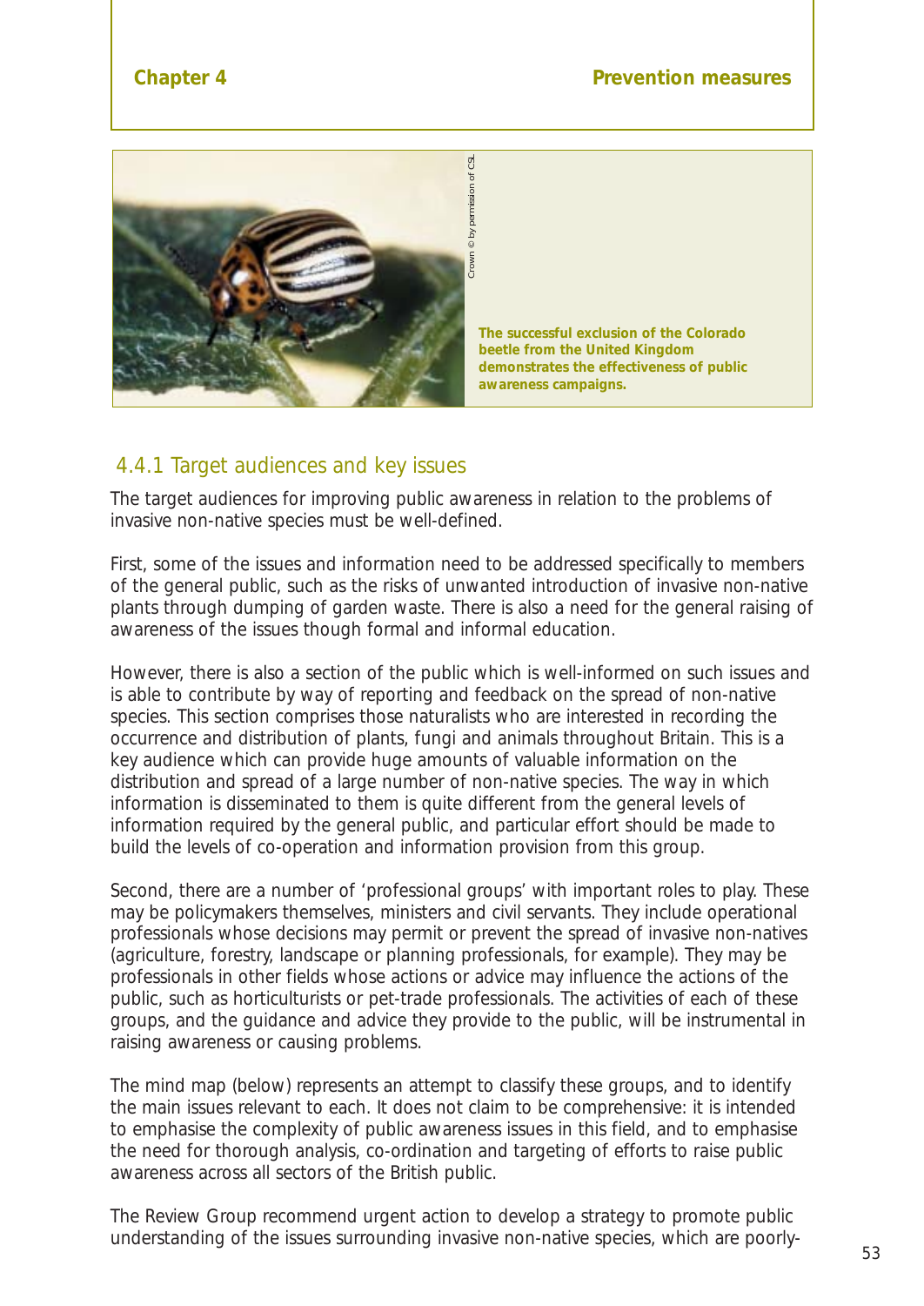The successful exclusion of the Colorado beetle from the United Kingdom demonstrates the effectiveness of public awareness campaigns.

## 4.4.1 Target audiences and key issues

The target audiences for improving public awareness in relation to the problems of invasive non-native species must be well-defined.

First, some of the issues and information need to be addressed specifically to members of the general public, such as the risks of unwanted introduction of invasive non-native plants through dumping of garden waste. There is also a need for the general raising of awareness of the issues though formal and informal education.

However, there is also a section of the public which is well-informed on such issues and is able to contribute by way of reporting and feedback on the spread of non-native species. This section comprises those naturalists who are interested in recording the occurrence and distribution of plants, fungi and animals throughout Britain. This is a key audience which can provide huge amounts of valuable information on the distribution and spread of a large number of non-native species. The way in which information is disseminated to them is quite different from the general levels of information required by the general public, and particular effort should be made to build the levels of co-operation and information provision from this group.

Second, there are a number of 'professional groups' with important roles to play. These may be policymakers themselves, ministers and civil servants. They include operational professionals whose decisions may permit or prevent the spread of invasive non-natives (agriculture, forestry, landscape or planning professionals, for example). They may be professionals in other fields whose actions or advice may influence the actions of the public, such as horticulturists or pet-trade professionals. The activities of each of these groups, and the guidance and advice they provide to the public, will be instrumental in raising awareness or causing problems.

The mind map (below) represents an attempt to classify these groups, and to identify the main issues relevant to each. It does not claim to be comprehensive: it is intended to emphasise the complexity of public awareness issues in this field, and to emphasise the need for thorough analysis, co-ordination and targeting of efforts to raise public awareness across all sectors of the British public.

The Review Group recommend urgent action to develop a strategy to promote public understanding of the issues surrounding invasive non-native species, which are poorly-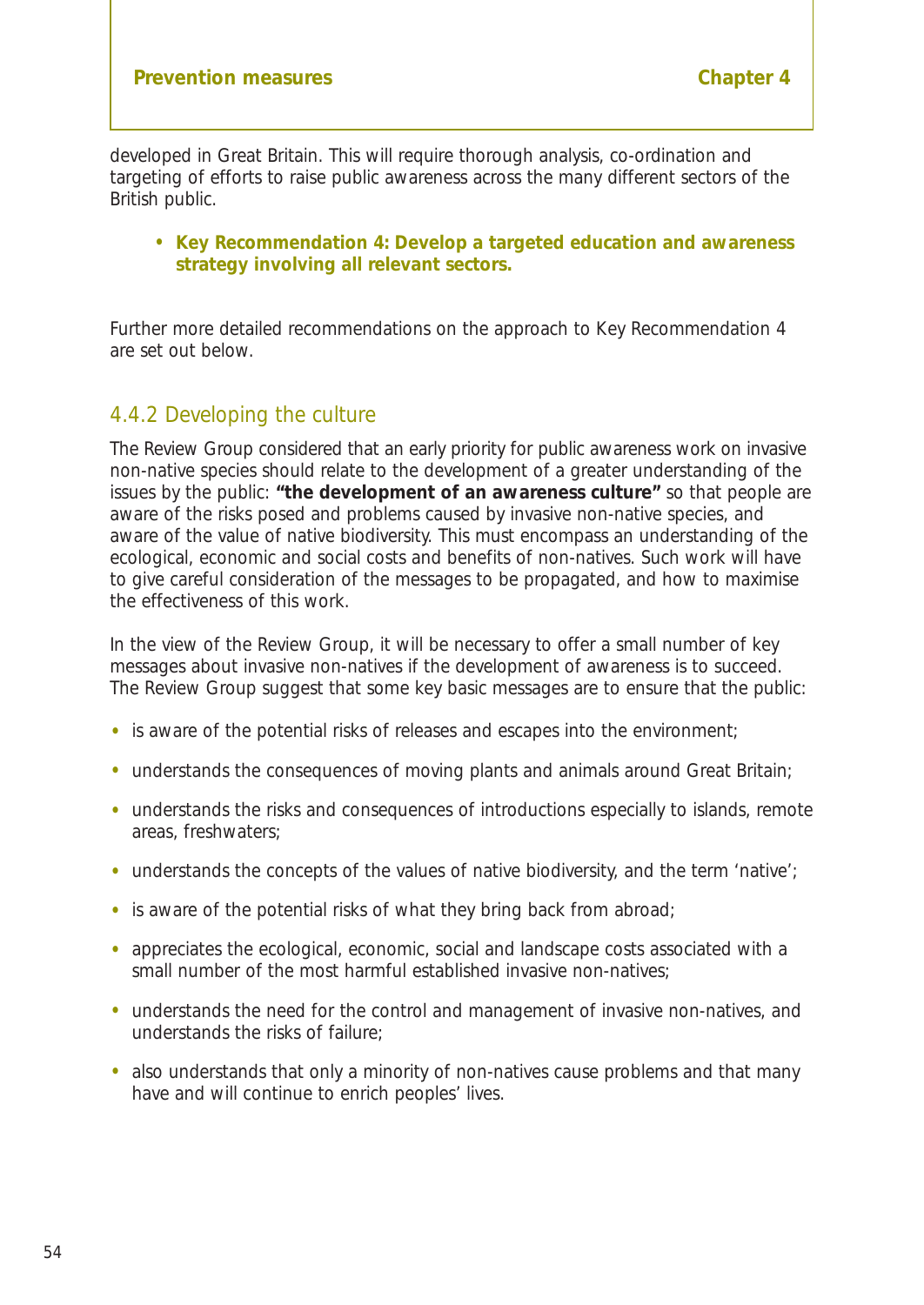developed in Great Britain. This will require thorough analysis, co-ordination and targeting of efforts to raise public awareness across the many different sectors of the British public.

- **Key Recommendation 4: Develop a targeted education and awareness strategy involving all relevant sectors.**

Further more detailed recommendations on the approach to Key Recommendation 4 are set out below.

### 4.4.2 Developing the culture

The Review Group considered that an early priority for public awareness work on invasive non-native species should relate to the development of a greater understanding of the issues by the public: **"the development of an awareness culture"** so that people are aware of the risks posed and problems caused by invasive non-native species, and aware of the value of native biodiversity. This must encompass an understanding of the ecological, economic and social costs and benefits of non-natives. Such work will have to give careful consideration of the messages to be propagated, and how to maximise the effectiveness of this work.

In the view of the Review Group, it will be necessary to offer a small number of key messages about invasive non-natives if the development of awareness is to succeed. The Review Group suggest that some key basic messages are to ensure that the public:

- is aware of the potential risks of releases and escapes into the environment;
- understands the consequences of moving plants and animals around Great Britain;
- understands the risks and consequences of introductions especially to islands, remote areas, freshwaters;
- understands the concepts of the values of native biodiversity, and the term 'native';
- is aware of the potential risks of what they bring back from abroad;
- appreciates the ecological, economic, social and landscape costs associated with a small number of the most harmful established invasive non-natives;
- understands the need for the control and management of invasive non-natives, and understands the risks of failure;
- also understands that only a minority of non-natives cause problems and that many have and will continue to enrich peoples' lives.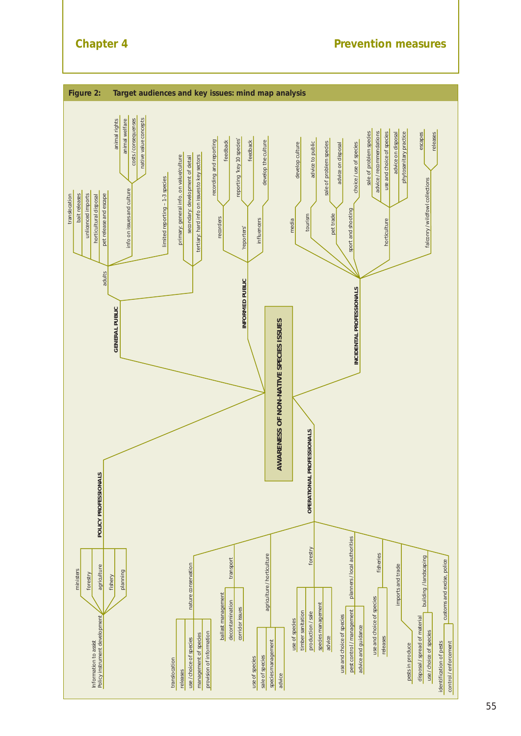**Figure 2: Target audiences and key issues: mind map analysis**

**AWARENESS OF NON-NATIVE SPECIES ISSUES**

- **GENERAL PUBLIC**
  - adults
    - translocation
    - bait releases
    - unlicenced imports
    - horticultural disposal
    - pet release and escape
    - info on issues and culture
      - animal rights
      - animal welfare
      - costs / consequenses
      - native value concepts
    - limited reporting – 1-3 species
  - primary: general info. on value/culture
  - secondary: development of detail
  - tertiary: hard info on issues to key sectors
- **INFORMED PUBLIC**
  - recorders
    - recording and reporting
    - feedback
  - 'reporters'
    - reporting 'key 10 species'
    - feedback
  - influencers
    - develop the culture
- **INCIDENTAL PROFESSIONALS**
  - media
    - develop culture
  - tourism
    - advice to public
  - pet trade
    - sale of problem species
    - advice on disposal
  - sport and shooting
    - choice / use of species
  - horticulture
    - sale of problem species
    - advice / recommendations
    - use and choice of species
    - advice on disposal
    - phytosanitary practice
  - falconry / wildfowl collections
    - escapes
    - releases
- **POLICY PROFESSIONALS**
  - Information to assist Policy instrument development
    - ministers
    - forestry
    - agriculture
    - fishery
    - planning
- **OPERATIONAL PROFESSIONALS**
  - nature conservation
    - translocation
    - releases
    - use / choice of species
    - management of species
    - provision of information
  - transport
    - ballast management
    - decontamination
    - corridor issues
  - agriculture / horticulture
    - use of species
    - sale of species
    - species management
    - advice
  - forestry
    - use of species
    - timber sanitation
    - production / sale
    - species management
    - advice
  - planners / local authorities
    - use and choice of species
    - pest control / management
    - advice and guidance
  - fisheries
    - use and choice of species
    - releases
  - imports and trade
    - pests in produce
  - building / landscaping
    - disposal / spread of material
    - use / choice of species
  - customs and excise, police
    - identification of pests
    - control / enforcement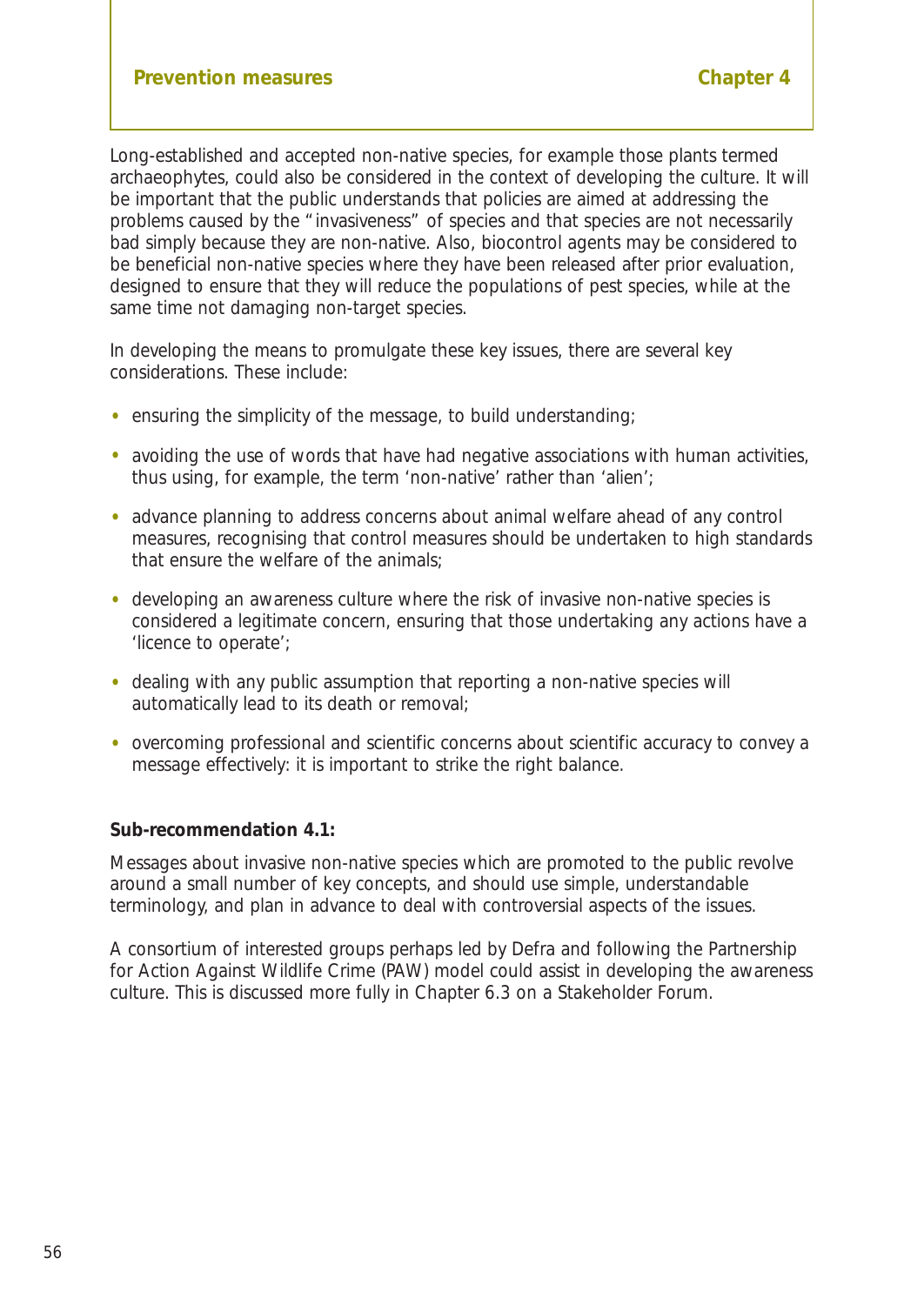Long-established and accepted non-native species, for example those plants termed archaeophytes, could also be considered in the context of developing the culture. It will be important that the public understands that policies are aimed at addressing the problems caused by the "invasiveness" of species and that species are not necessarily bad simply because they are non-native. Also, biocontrol agents may be considered to be beneficial non-native species where they have been released after prior evaluation, designed to ensure that they will reduce the populations of pest species, while at the same time not damaging non-target species.

In developing the means to promulgate these key issues, there are several key considerations. These include:

- ensuring the simplicity of the message, to build understanding;
- avoiding the use of words that have had negative associations with human activities, thus using, for example, the term 'non-native' rather than 'alien';
- advance planning to address concerns about animal welfare ahead of any control measures, recognising that control measures should be undertaken to high standards that ensure the welfare of the animals;
- developing an awareness culture where the risk of invasive non-native species is considered a legitimate concern, ensuring that those undertaking any actions have a 'licence to operate';
- dealing with any public assumption that reporting a non-native species will automatically lead to its death or removal;
- overcoming professional and scientific concerns about scientific accuracy to convey a message effectively: it is important to strike the right balance.

**Sub-recommendation 4.1:**

Messages about invasive non-native species which are promoted to the public revolve around a small number of key concepts, and should use simple, understandable terminology, and plan in advance to deal with controversial aspects of the issues.

A consortium of interested groups perhaps led by Defra and following the Partnership for Action Against Wildlife Crime (PAW) model could assist in developing the awareness culture. This is discussed more fully in Chapter 6.3 on a Stakeholder Forum.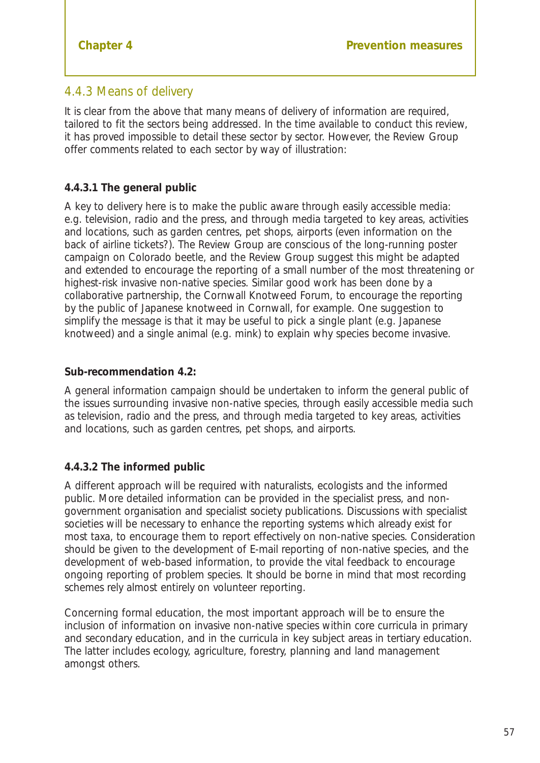### 4.4.3 Means of delivery

It is clear from the above that many means of delivery of information are required, tailored to fit the sectors being addressed. In the time available to conduct this review, it has proved impossible to detail these sector by sector. However, the Review Group offer comments related to each sector by way of illustration:

#### 4.4.3.1 The general public

A key to delivery here is to make the public aware through easily accessible media: e.g. television, radio and the press, and through media targeted to key areas, activities and locations, such as garden centres, pet shops, airports (even information on the back of airline tickets?). The Review Group are conscious of the long-running poster campaign on Colorado beetle, and the Review Group suggest this might be adapted and extended to encourage the reporting of a small number of the most threatening or highest-risk invasive non-native species. Similar good work has been done by a collaborative partnership, the Cornwall Knotweed Forum, to encourage the reporting by the public of Japanese knotweed in Cornwall, for example. One suggestion to simplify the message is that it may be useful to pick a single plant (e.g. Japanese knotweed) and a single animal (e.g. mink) to explain why species become invasive.

**Sub-recommendation 4.2:**

A general information campaign should be undertaken to inform the general public of the issues surrounding invasive non-native species, through easily accessible media such as television, radio and the press, and through media targeted to key areas, activities and locations, such as garden centres, pet shops, and airports.

#### 4.4.3.2 The informed public

A different approach will be required with naturalists, ecologists and the informed public. More detailed information can be provided in the specialist press, and non-government organisation and specialist society publications. Discussions with specialist societies will be necessary to enhance the reporting systems which already exist for most taxa, to encourage them to report effectively on non-native species. Consideration should be given to the development of E-mail reporting of non-native species, and the development of web-based information, to provide the vital feedback to encourage ongoing reporting of problem species. It should be borne in mind that most recording schemes rely almost entirely on volunteer reporting.

Concerning formal education, the most important approach will be to ensure the inclusion of information on invasive non-native species within core curricula in primary and secondary education, and in the curricula in key subject areas in tertiary education. The latter includes ecology, agriculture, forestry, planning and land management amongst others.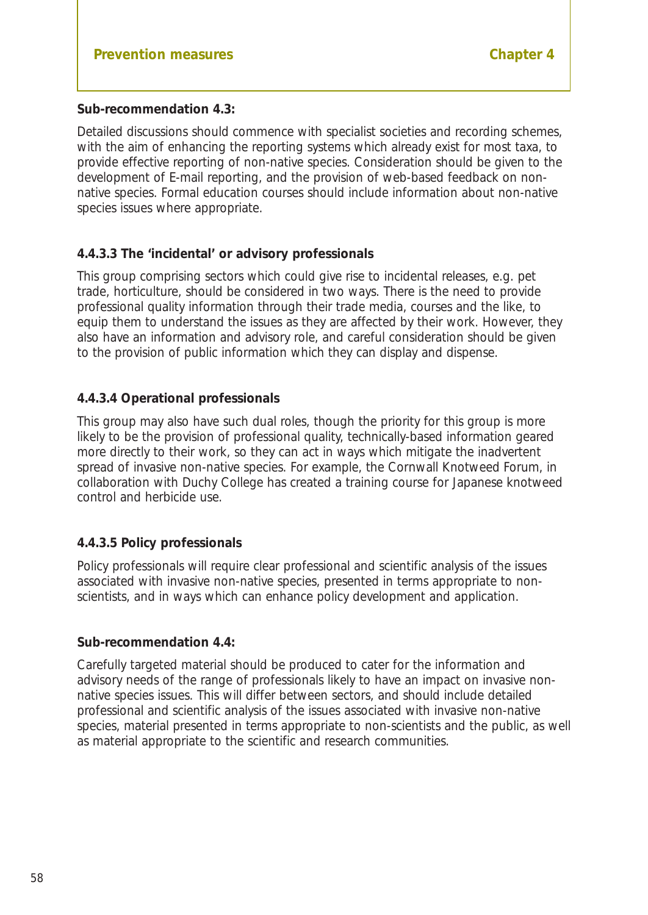**Sub-recommendation 4.3:**

Detailed discussions should commence with specialist societies and recording schemes, with the aim of enhancing the reporting systems which already exist for most taxa, to provide effective reporting of non-native species. Consideration should be given to the development of E-mail reporting, and the provision of web-based feedback on non-native species. Formal education courses should include information about non-native species issues where appropriate.

#### 4.4.3.3 The 'incidental' or advisory professionals

This group comprising sectors which could give rise to incidental releases, e.g. pet trade, horticulture, should be considered in two ways. There is the need to provide professional quality information through their trade media, courses and the like, to equip them to understand the issues as they are affected by their work. However, they also have an information and advisory role, and careful consideration should be given to the provision of public information which they can display and dispense.

#### 4.4.3.4 Operational professionals

This group may also have such dual roles, though the priority for this group is more likely to be the provision of professional quality, technically-based information geared more directly to their work, so they can act in ways which mitigate the inadvertent spread of invasive non-native species. For example, the Cornwall Knotweed Forum, in collaboration with Duchy College has created a training course for Japanese knotweed control and herbicide use.

#### 4.4.3.5 Policy professionals

Policy professionals will require clear professional and scientific analysis of the issues associated with invasive non-native species, presented in terms appropriate to non-scientists, and in ways which can enhance policy development and application.

**Sub-recommendation 4.4:**

Carefully targeted material should be produced to cater for the information and advisory needs of the range of professionals likely to have an impact on invasive non-native species issues. This will differ between sectors, and should include detailed professional and scientific analysis of the issues associated with invasive non-native species, material presented in terms appropriate to non-scientists and the public, as well as material appropriate to the scientific and research communities.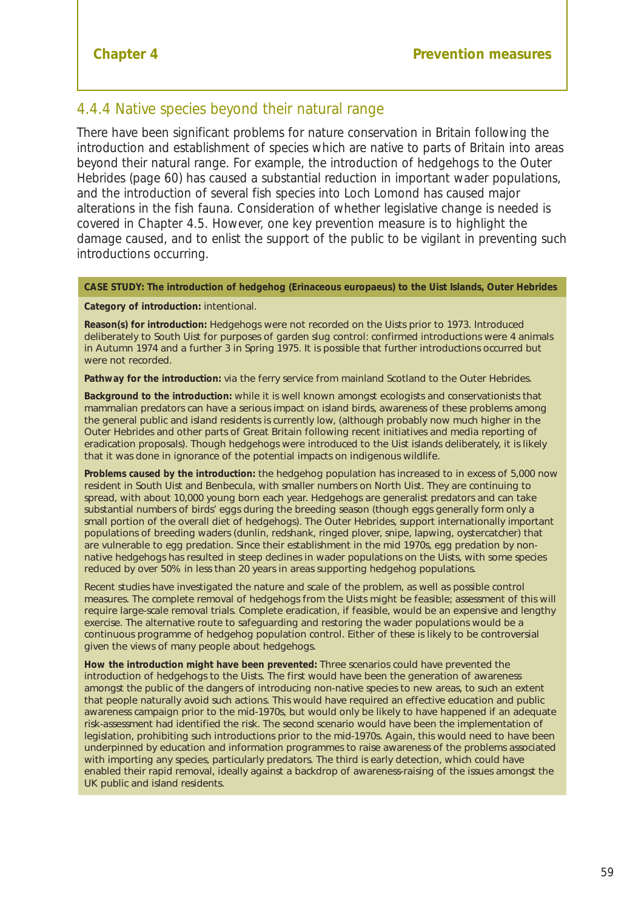### 4.4.4 Native species beyond their natural range

There have been significant problems for nature conservation in Britain following the introduction and establishment of species which are native to parts of Britain into areas beyond their natural range. For example, the introduction of hedgehogs to the Outer Hebrides (page 60) has caused a substantial reduction in important wader populations, and the introduction of several fish species into Loch Lomond has caused major alterations in the fish fauna. Consideration of whether legislative change is needed is covered in Chapter 4.5. However, one key prevention measure is to highlight the damage caused, and to enlist the support of the public to be vigilant in preventing such introductions occurring.

**CASE STUDY: The introduction of hedgehog (Erinaceous europaeus) to the Uist Islands, Outer Hebrides**

**Category of introduction:** intentional.

**Reason(s) for introduction:** Hedgehogs were not recorded on the Uists prior to 1973. Introduced deliberately to South Uist for purposes of garden slug control: confirmed introductions were 4 animals in Autumn 1974 and a further 3 in Spring 1975. It is possible that further introductions occurred but were not recorded.

**Pathway for the introduction:** via the ferry service from mainland Scotland to the Outer Hebrides.

**Background to the introduction:** while it is well known amongst ecologists and conservationists that mammalian predators can have a serious impact on island birds, awareness of these problems among the general public and island residents is currently low, (although probably now much higher in the Outer Hebrides and other parts of Great Britain following recent initiatives and media reporting of eradication proposals). Though hedgehogs were introduced to the Uist islands deliberately, it is likely that it was done in ignorance of the potential impacts on indigenous wildlife.

**Problems caused by the introduction:** the hedgehog population has increased to in excess of 5,000 now resident in South Uist and Benbecula, with smaller numbers on North Uist. They are continuing to spread, with about 10,000 young born each year. Hedgehogs are generalist predators and can take substantial numbers of birds' eggs during the breeding season (though eggs generally form only a small portion of the overall diet of hedgehogs). The Outer Hebrides, support internationally important populations of breeding waders (dunlin, redshank, ringed plover, snipe, lapwing, oystercatcher) that are vulnerable to egg predation. Since their establishment in the mid 1970s, egg predation by non-native hedgehogs has resulted in steep declines in wader populations on the Uists, with some species reduced by over 50% in less than 20 years in areas supporting hedgehog populations.

Recent studies have investigated the nature and scale of the problem, as well as possible control measures. The complete removal of hedgehogs from the Uists might be feasible; assessment of this will require large-scale removal trials. Complete eradication, if feasible, would be an expensive and lengthy exercise. The alternative route to safeguarding and restoring the wader populations would be a continuous programme of hedgehog population control. Either of these is likely to be controversial given the views of many people about hedgehogs.

**How the introduction might have been prevented:** Three scenarios could have prevented the introduction of hedgehogs to the Uists. The first would have been the generation of awareness amongst the public of the dangers of introducing non-native species to new areas, to such an extent that people naturally avoid such actions. This would have required an effective education and public awareness campaign prior to the mid-1970s, but would only be likely to have happened if an adequate risk-assessment had identified the risk. The second scenario would have been the implementation of legislation, prohibiting such introductions prior to the mid-1970s. Again, this would need to have been underpinned by education and information programmes to raise awareness of the problems associated with importing any species, particularly predators. The third is early detection, which could have enabled their rapid removal, ideally against a backdrop of awareness-raising of the issues amongst the UK public and island residents.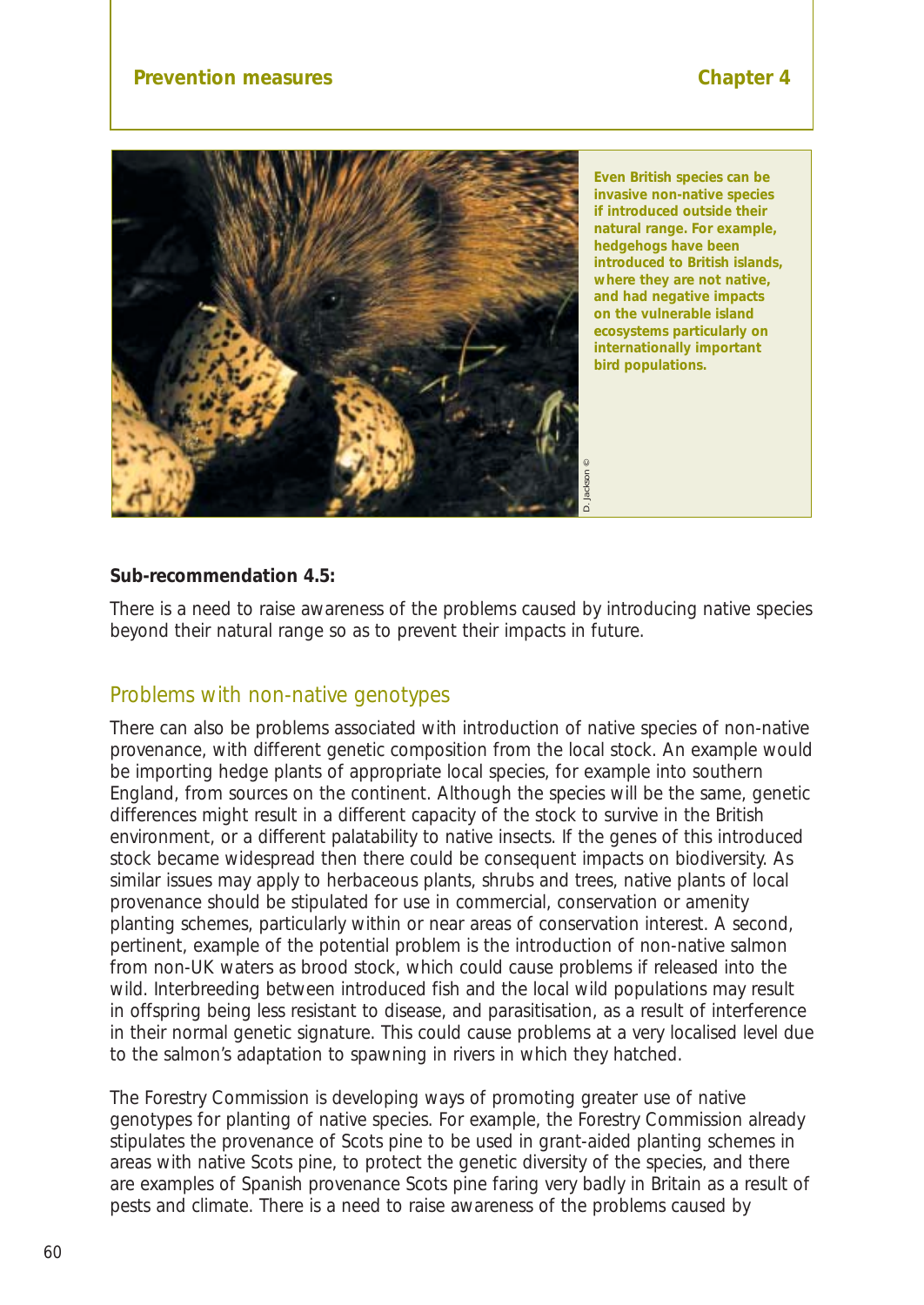Even British species can be invasive non-native species if introduced outside their natural range. For example, hedgehogs have been introduced to British islands, where they are not native, and had negative impacts on the vulnerable island ecosystems particularly on internationally important bird populations.

D. Jackson ©

**Sub-recommendation 4.5:**

There is a need to raise awareness of the problems caused by introducing native species beyond their natural range so as to prevent their impacts in future.

## Problems with non-native genotypes

There can also be problems associated with introduction of native species of non-native provenance, with different genetic composition from the local stock. An example would be importing hedge plants of appropriate local species, for example into southern England, from sources on the continent. Although the species will be the same, genetic differences might result in a different capacity of the stock to survive in the British environment, or a different palatability to native insects. If the genes of this introduced stock became widespread then there could be consequent impacts on biodiversity. As similar issues may apply to herbaceous plants, shrubs and trees, native plants of local provenance should be stipulated for use in commercial, conservation or amenity planting schemes, particularly within or near areas of conservation interest. A second, pertinent, example of the potential problem is the introduction of non-native salmon from non-UK waters as brood stock, which could cause problems if released into the wild. Interbreeding between introduced fish and the local wild populations may result in offspring being less resistant to disease, and parasitisation, as a result of interference in their normal genetic signature. This could cause problems at a very localised level due to the salmon's adaptation to spawning in rivers in which they hatched.

The Forestry Commission is developing ways of promoting greater use of native genotypes for planting of native species. For example, the Forestry Commission already stipulates the provenance of Scots pine to be used in grant-aided planting schemes in areas with native Scots pine, to protect the genetic diversity of the species, and there are examples of Spanish provenance Scots pine faring very badly in Britain as a result of pests and climate. There is a need to raise awareness of the problems caused by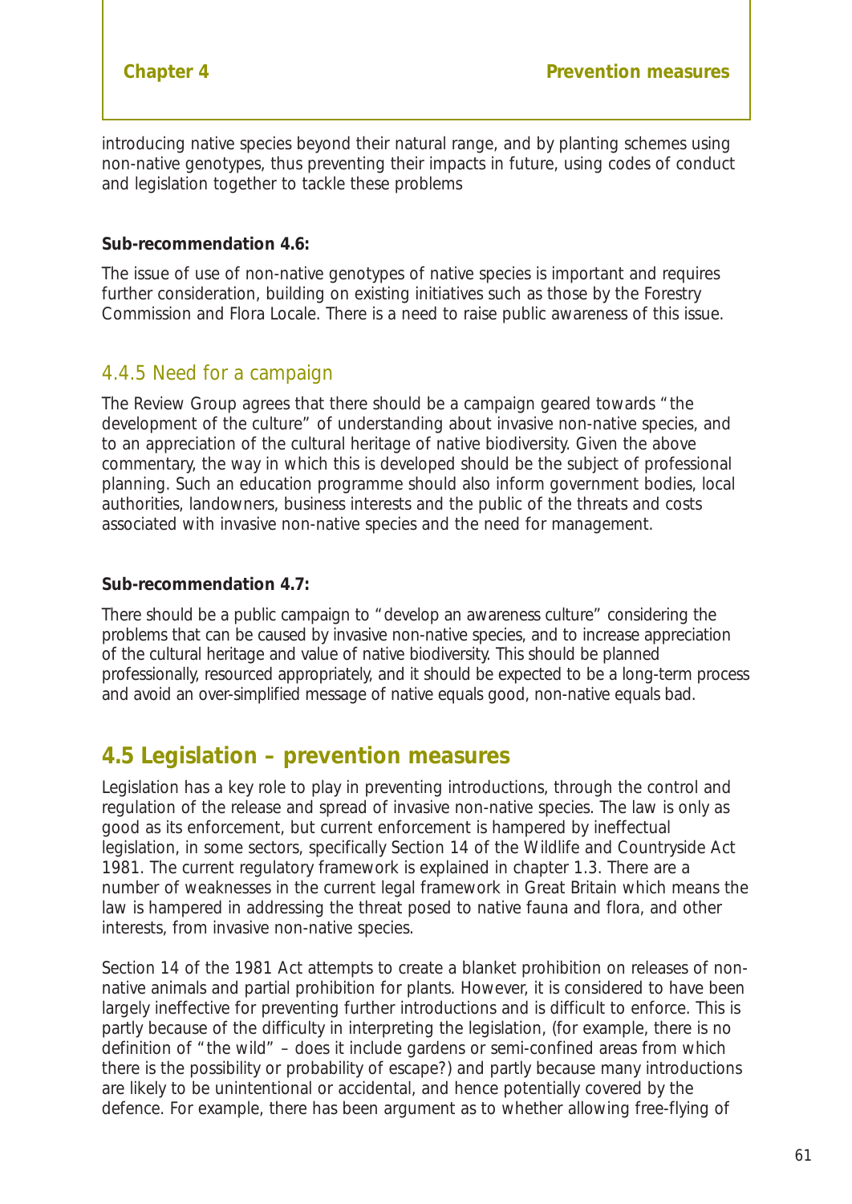introducing native species beyond their natural range, and by planting schemes using non-native genotypes, thus preventing their impacts in future, using codes of conduct and legislation together to tackle these problems

**Sub-recommendation 4.6:**

The issue of use of non-native genotypes of native species is important and requires further consideration, building on existing initiatives such as those by the Forestry Commission and Flora Locale. There is a need to raise public awareness of this issue.

### 4.4.5 Need for a campaign

The Review Group agrees that there should be a campaign geared towards "the development of the culture" of understanding about invasive non-native species, and to an appreciation of the cultural heritage of native biodiversity. Given the above commentary, the way in which this is developed should be the subject of professional planning. Such an education programme should also inform government bodies, local authorities, landowners, business interests and the public of the threats and costs associated with invasive non-native species and the need for management.

**Sub-recommendation 4.7:**

There should be a public campaign to "develop an awareness culture" considering the problems that can be caused by invasive non-native species, and to increase appreciation of the cultural heritage and value of native biodiversity. This should be planned professionally, resourced appropriately, and it should be expected to be a long-term process and avoid an over-simplified message of native equals good, non-native equals bad.

## 4.5 Legislation – prevention measures

Legislation has a key role to play in preventing introductions, through the control and regulation of the release and spread of invasive non-native species. The law is only as good as its enforcement, but current enforcement is hampered by ineffectual legislation, in some sectors, specifically Section 14 of the Wildlife and Countryside Act 1981. The current regulatory framework is explained in chapter 1.3. There are a number of weaknesses in the current legal framework in Great Britain which means the law is hampered in addressing the threat posed to native fauna and flora, and other interests, from invasive non-native species.

Section 14 of the 1981 Act attempts to create a blanket prohibition on releases of non-native animals and partial prohibition for plants. However, it is considered to have been largely ineffective for preventing further introductions and is difficult to enforce. This is partly because of the difficulty in interpreting the legislation, (for example, there is no definition of "the wild" – does it include gardens or semi-confined areas from which there is the possibility or probability of escape?) and partly because many introductions are likely to be unintentional or accidental, and hence potentially covered by the defence. For example, there has been argument as to whether allowing free-flying of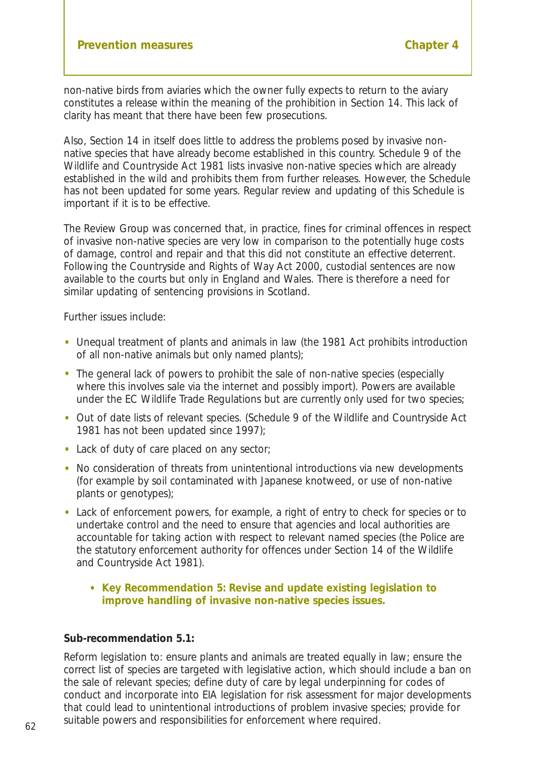non-native birds from aviaries which the owner fully expects to return to the aviary constitutes a release within the meaning of the prohibition in Section 14. This lack of clarity has meant that there have been few prosecutions.

Also, Section 14 in itself does little to address the problems posed by invasive non-native species that have already become established in this country. Schedule 9 of the Wildlife and Countryside Act 1981 lists invasive non-native species which are already established in the wild and prohibits them from further releases. However, the Schedule has not been updated for some years. Regular review and updating of this Schedule is important if it is to be effective.

The Review Group was concerned that, in practice, fines for criminal offences in respect of invasive non-native species are very low in comparison to the potentially huge costs of damage, control and repair and that this did not constitute an effective deterrent. Following the Countryside and Rights of Way Act 2000, custodial sentences are now available to the courts but only in England and Wales. There is therefore a need for similar updating of sentencing provisions in Scotland.

Further issues include:

- Unequal treatment of plants and animals in law (the 1981 Act prohibits introduction of all non-native animals but only named plants);
- The general lack of powers to prohibit the sale of non-native species (especially where this involves sale via the internet and possibly import). Powers are available under the EC Wildlife Trade Regulations but are currently only used for two species;
- Out of date lists of relevant species. (Schedule 9 of the Wildlife and Countryside Act 1981 has not been updated since 1997);
- Lack of duty of care placed on any sector;
- No consideration of threats from unintentional introductions via new developments (for example by soil contaminated with Japanese knotweed, or use of non-native plants or genotypes);
- Lack of enforcement powers, for example, a right of entry to check for species or to undertake control and the need to ensure that agencies and local authorities are accountable for taking action with respect to relevant named species (the Police are the statutory enforcement authority for offences under Section 14 of the Wildlife and Countryside Act 1981).

  - **Key Recommendation 5: Revise and update existing legislation to improve handling of invasive non-native species issues.**

**Sub-recommendation 5.1:**

Reform legislation to: ensure plants and animals are treated equally in law; ensure the correct list of species are targeted with legislative action, which should include a ban on the sale of relevant species; define duty of care by legal underpinning for codes of conduct and incorporate into EIA legislation for risk assessment for major developments that could lead to unintentional introductions of problem invasive species; provide for suitable powers and responsibilities for enforcement where required.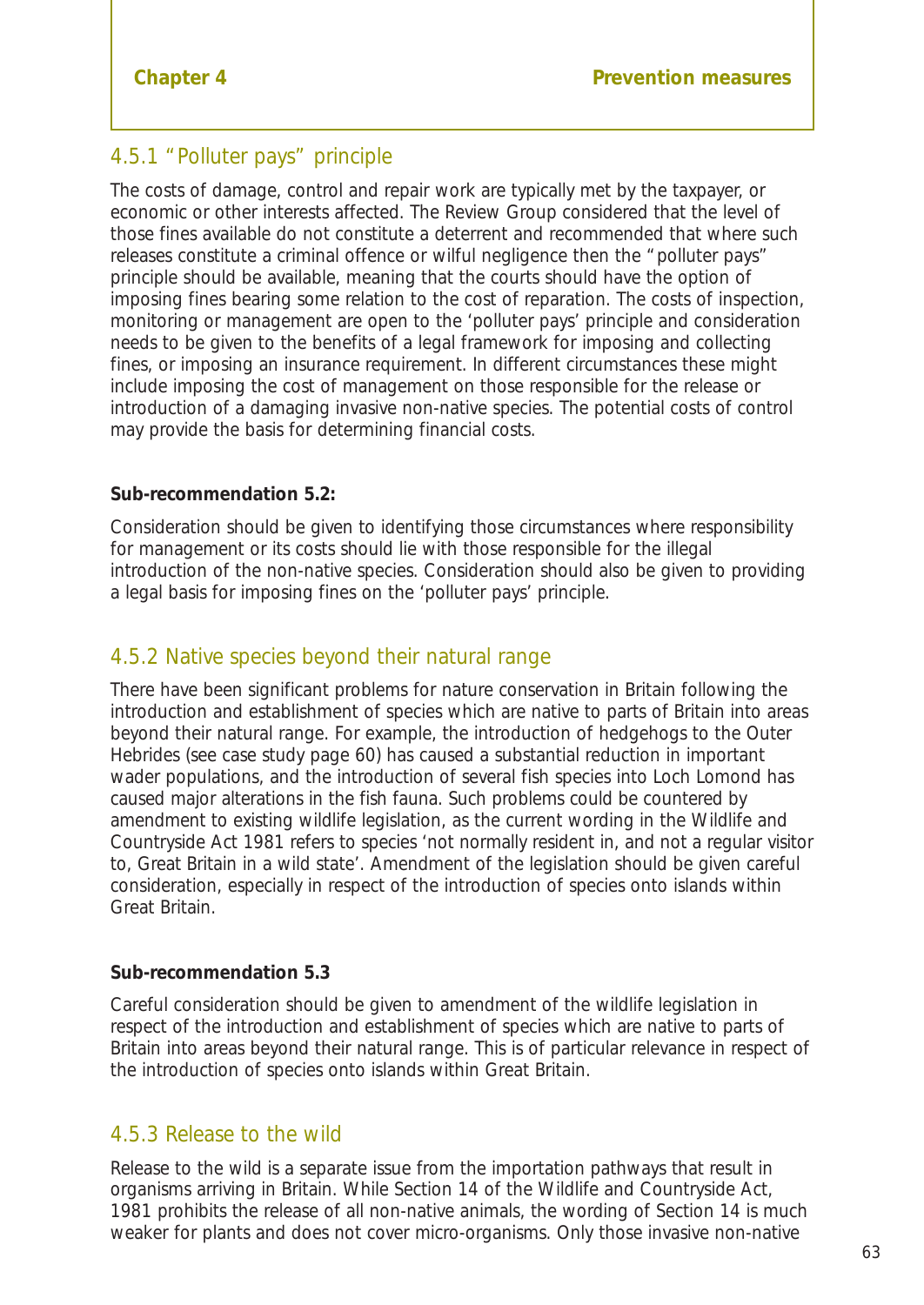### 4.5.1 "Polluter pays" principle

The costs of damage, control and repair work are typically met by the taxpayer, or economic or other interests affected. The Review Group considered that the level of those fines available do not constitute a deterrent and recommended that where such releases constitute a criminal offence or wilful negligence then the "polluter pays" principle should be available, meaning that the courts should have the option of imposing fines bearing some relation to the cost of reparation. The costs of inspection, monitoring or management are open to the 'polluter pays' principle and consideration needs to be given to the benefits of a legal framework for imposing and collecting fines, or imposing an insurance requirement. In different circumstances these might include imposing the cost of management on those responsible for the release or introduction of a damaging invasive non-native species. The potential costs of control may provide the basis for determining financial costs.

**Sub-recommendation 5.2:**

Consideration should be given to identifying those circumstances where responsibility for management or its costs should lie with those responsible for the illegal introduction of the non-native species. Consideration should also be given to providing a legal basis for imposing fines on the 'polluter pays' principle.

### 4.5.2 Native species beyond their natural range

There have been significant problems for nature conservation in Britain following the introduction and establishment of species which are native to parts of Britain into areas beyond their natural range. For example, the introduction of hedgehogs to the Outer Hebrides (see case study page 60) has caused a substantial reduction in important wader populations, and the introduction of several fish species into Loch Lomond has caused major alterations in the fish fauna. Such problems could be countered by amendment to existing wildlife legislation, as the current wording in the Wildlife and Countryside Act 1981 refers to species 'not normally resident in, and not a regular visitor to, Great Britain in a wild state'. Amendment of the legislation should be given careful consideration, especially in respect of the introduction of species onto islands within Great Britain.

**Sub-recommendation 5.3**

Careful consideration should be given to amendment of the wildlife legislation in respect of the introduction and establishment of species which are native to parts of Britain into areas beyond their natural range. This is of particular relevance in respect of the introduction of species onto islands within Great Britain.

### 4.5.3 Release to the wild

Release to the wild is a separate issue from the importation pathways that result in organisms arriving in Britain. While Section 14 of the Wildlife and Countryside Act, 1981 prohibits the release of all non-native animals, the wording of Section 14 is much weaker for plants and does not cover micro-organisms. Only those invasive non-native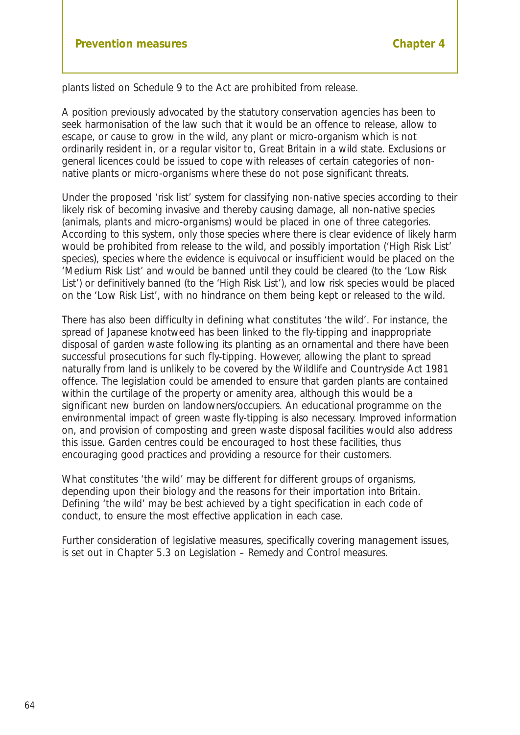plants listed on Schedule 9 to the Act are prohibited from release.

A position previously advocated by the statutory conservation agencies has been to seek harmonisation of the law such that it would be an offence to release, allow to escape, or cause to grow in the wild, any plant or micro-organism which is not ordinarily resident in, or a regular visitor to, Great Britain in a wild state. Exclusions or general licences could be issued to cope with releases of certain categories of non-native plants or micro-organisms where these do not pose significant threats.

Under the proposed 'risk list' system for classifying non-native species according to their likely risk of becoming invasive and thereby causing damage, all non-native species (animals, plants and micro-organisms) would be placed in one of three categories. According to this system, only those species where there is clear evidence of likely harm would be prohibited from release to the wild, and possibly importation ('High Risk List' species), species where the evidence is equivocal or insufficient would be placed on the 'Medium Risk List' and would be banned until they could be cleared (to the 'Low Risk List') or definitively banned (to the 'High Risk List'), and low risk species would be placed on the 'Low Risk List', with no hindrance on them being kept or released to the wild.

There has also been difficulty in defining what constitutes 'the wild'. For instance, the spread of Japanese knotweed has been linked to the fly-tipping and inappropriate disposal of garden waste following its planting as an ornamental and there have been successful prosecutions for such fly-tipping. However, allowing the plant to spread naturally from land is unlikely to be covered by the Wildlife and Countryside Act 1981 offence. The legislation could be amended to ensure that garden plants are contained within the curtilage of the property or amenity area, although this would be a significant new burden on landowners/occupiers. An educational programme on the environmental impact of green waste fly-tipping is also necessary. Improved information on, and provision of composting and green waste disposal facilities would also address this issue. Garden centres could be encouraged to host these facilities, thus encouraging good practices and providing a resource for their customers.

What constitutes 'the wild' may be different for different groups of organisms, depending upon their biology and the reasons for their importation into Britain. Defining 'the wild' may be best achieved by a tight specification in each code of conduct, to ensure the most effective application in each case.

Further consideration of legislative measures, specifically covering management issues, is set out in Chapter 5.3 on Legislation – Remedy and Control measures.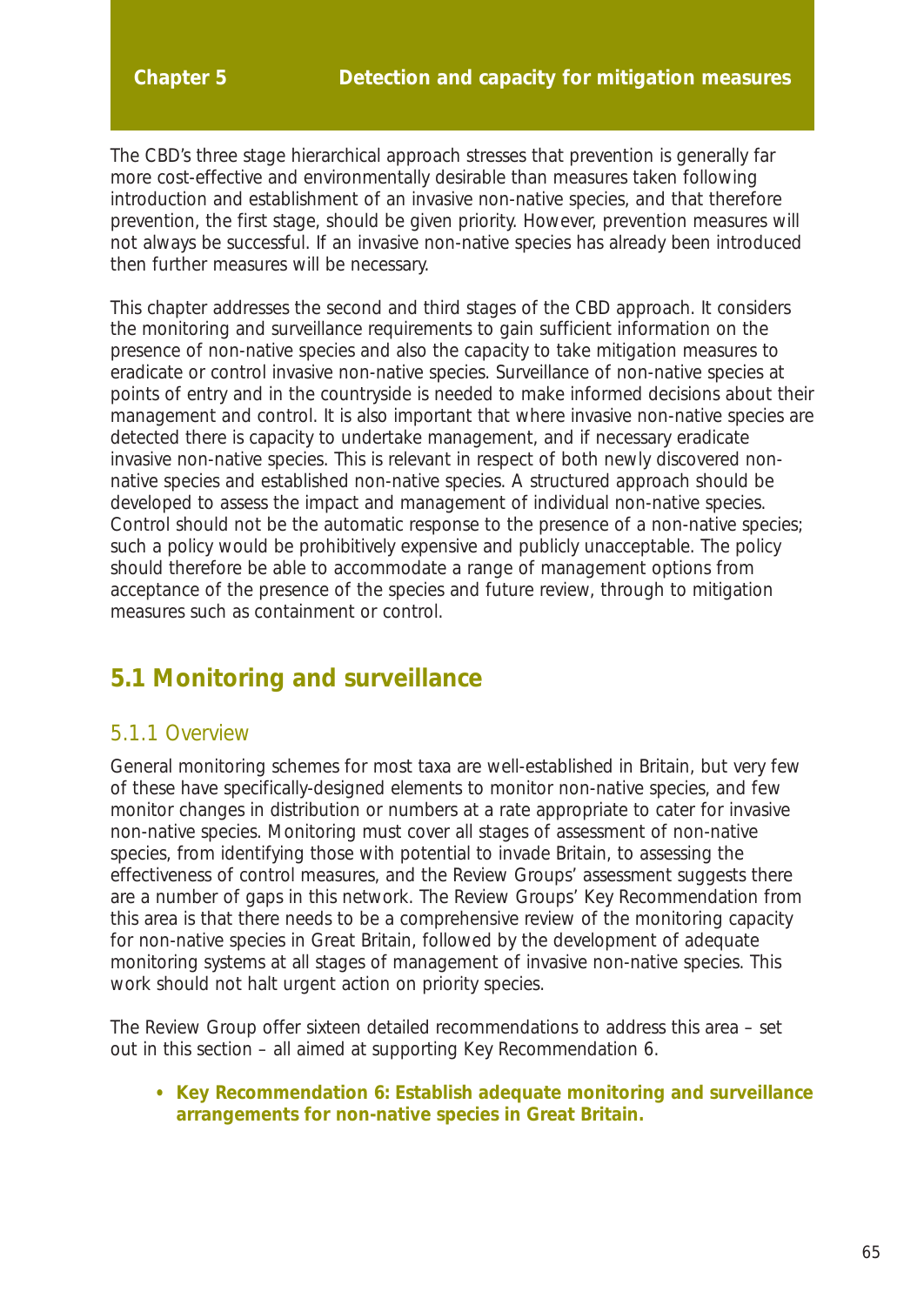# Chapter 5 Detection and capacity for mitigation measures

The CBD's three stage hierarchical approach stresses that prevention is generally far more cost-effective and environmentally desirable than measures taken following introduction and establishment of an invasive non-native species, and that therefore prevention, the first stage, should be given priority. However, prevention measures will not always be successful. If an invasive non-native species has already been introduced then further measures will be necessary.

This chapter addresses the second and third stages of the CBD approach. It considers the monitoring and surveillance requirements to gain sufficient information on the presence of non-native species and also the capacity to take mitigation measures to eradicate or control invasive non-native species. Surveillance of non-native species at points of entry and in the countryside is needed to make informed decisions about their management and control. It is also important that where invasive non-native species are detected there is capacity to undertake management, and if necessary eradicate invasive non-native species. This is relevant in respect of both newly discovered non-native species and established non-native species. A structured approach should be developed to assess the impact and management of individual non-native species. Control should not be the automatic response to the presence of a non-native species; such a policy would be prohibitively expensive and publicly unacceptable. The policy should therefore be able to accommodate a range of management options from acceptance of the presence of the species and future review, through to mitigation measures such as containment or control.

## 5.1 Monitoring and surveillance

### 5.1.1 Overview

General monitoring schemes for most taxa are well-established in Britain, but very few of these have specifically-designed elements to monitor non-native species, and few monitor changes in distribution or numbers at a rate appropriate to cater for invasive non-native species. Monitoring must cover all stages of assessment of non-native species, from identifying those with potential to invade Britain, to assessing the effectiveness of control measures, and the Review Groups' assessment suggests there are a number of gaps in this network. The Review Groups' Key Recommendation from this area is that there needs to be a comprehensive review of the monitoring capacity for non-native species in Great Britain, followed by the development of adequate monitoring systems at all stages of management of invasive non-native species. This work should not halt urgent action on priority species.

The Review Group offer sixteen detailed recommendations to address this area – set out in this section – all aimed at supporting Key Recommendation 6.

- **Key Recommendation 6: Establish adequate monitoring and surveillance arrangements for non-native species in Great Britain.**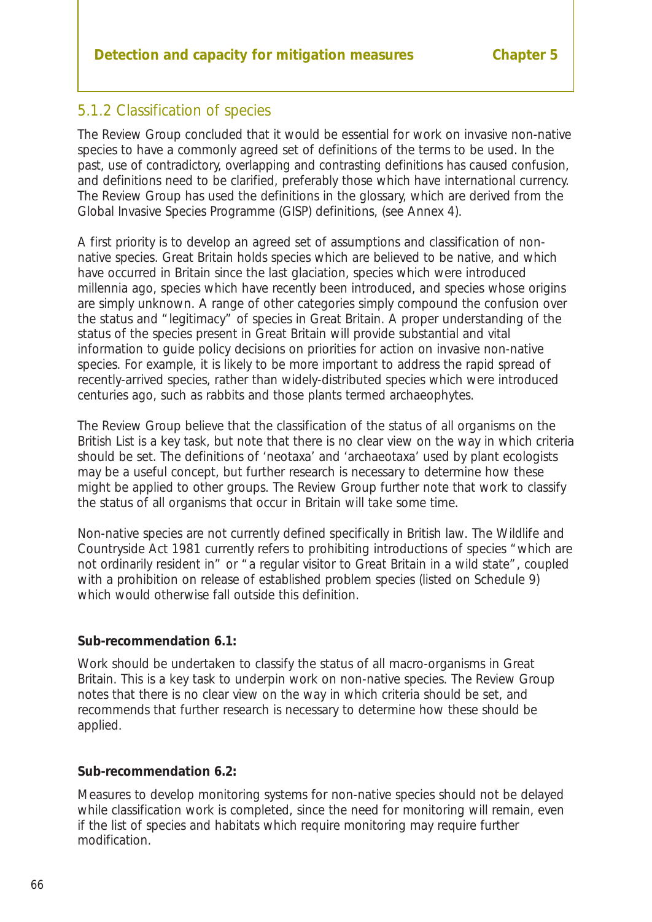### 5.1.2 Classification of species

The Review Group concluded that it would be essential for work on invasive non-native species to have a commonly agreed set of definitions of the terms to be used. In the past, use of contradictory, overlapping and contrasting definitions has caused confusion, and definitions need to be clarified, preferably those which have international currency. The Review Group has used the definitions in the glossary, which are derived from the Global Invasive Species Programme (GISP) definitions, (see Annex 4).

A first priority is to develop an agreed set of assumptions and classification of non-native species. Great Britain holds species which are believed to be native, and which have occurred in Britain since the last glaciation, species which were introduced millennia ago, species which have recently been introduced, and species whose origins are simply unknown. A range of other categories simply compound the confusion over the status and "legitimacy" of species in Great Britain. A proper understanding of the status of the species present in Great Britain will provide substantial and vital information to guide policy decisions on priorities for action on invasive non-native species. For example, it is likely to be more important to address the rapid spread of recently-arrived species, rather than widely-distributed species which were introduced centuries ago, such as rabbits and those plants termed archaeophytes.

The Review Group believe that the classification of the status of all organisms on the British List is a key task, but note that there is no clear view on the way in which criteria should be set. The definitions of 'neotaxa' and 'archaeotaxa' used by plant ecologists may be a useful concept, but further research is necessary to determine how these might be applied to other groups. The Review Group further note that work to classify the status of all organisms that occur in Britain will take some time.

Non-native species are not currently defined specifically in British law. The Wildlife and Countryside Act 1981 currently refers to prohibiting introductions of species "which are not ordinarily resident in" or "a regular visitor to Great Britain in a wild state", coupled with a prohibition on release of established problem species (listed on Schedule 9) which would otherwise fall outside this definition.

**Sub-recommendation 6.1:**

Work should be undertaken to classify the status of all macro-organisms in Great Britain. This is a key task to underpin work on non-native species. The Review Group notes that there is no clear view on the way in which criteria should be set, and recommends that further research is necessary to determine how these should be applied.

**Sub-recommendation 6.2:**

Measures to develop monitoring systems for non-native species should not be delayed while classification work is completed, since the need for monitoring will remain, even if the list of species and habitats which require monitoring may require further modification.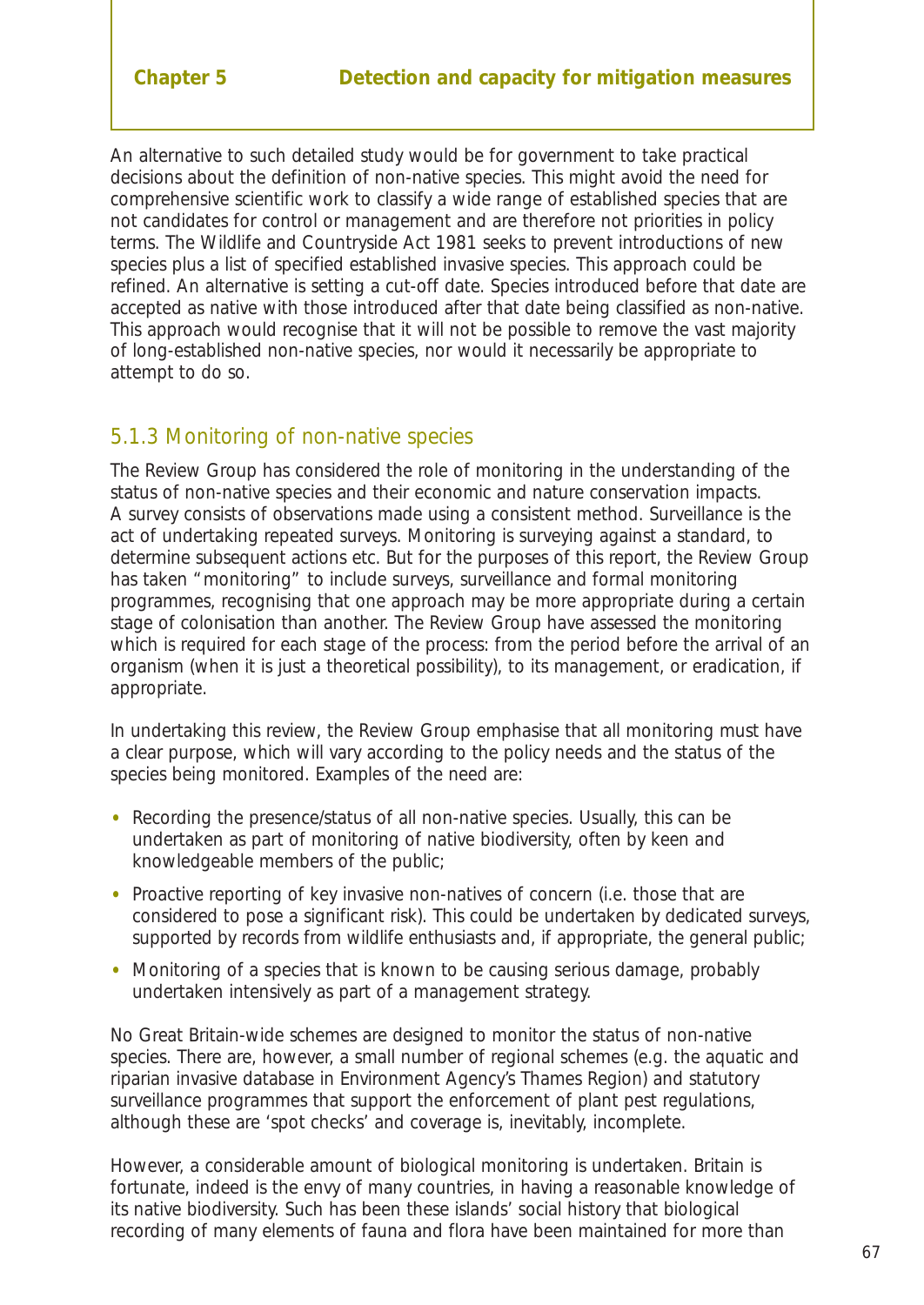An alternative to such detailed study would be for government to take practical decisions about the definition of non-native species. This might avoid the need for comprehensive scientific work to classify a wide range of established species that are not candidates for control or management and are therefore not priorities in policy terms. The Wildlife and Countryside Act 1981 seeks to prevent introductions of new species plus a list of specified established invasive species. This approach could be refined. An alternative is setting a cut-off date. Species introduced before that date are accepted as native with those introduced after that date being classified as non-native. This approach would recognise that it will not be possible to remove the vast majority of long-established non-native species, nor would it necessarily be appropriate to attempt to do so.

### 5.1.3 Monitoring of non-native species

The Review Group has considered the role of monitoring in the understanding of the status of non-native species and their economic and nature conservation impacts. A survey consists of observations made using a consistent method. Surveillance is the act of undertaking repeated surveys. Monitoring is surveying against a standard, to determine subsequent actions etc. But for the purposes of this report, the Review Group has taken "monitoring" to include surveys, surveillance and formal monitoring programmes, recognising that one approach may be more appropriate during a certain stage of colonisation than another. The Review Group have assessed the monitoring which is required for each stage of the process: from the period before the arrival of an organism (when it is just a theoretical possibility), to its management, or eradication, if appropriate.

In undertaking this review, the Review Group emphasise that all monitoring must have a clear purpose, which will vary according to the policy needs and the status of the species being monitored. Examples of the need are:

- Recording the presence/status of all non-native species. Usually, this can be undertaken as part of monitoring of native biodiversity, often by keen and knowledgeable members of the public;
- Proactive reporting of key invasive non-natives of concern (i.e. those that are considered to pose a significant risk). This could be undertaken by dedicated surveys, supported by records from wildlife enthusiasts and, if appropriate, the general public;
- Monitoring of a species that is known to be causing serious damage, probably undertaken intensively as part of a management strategy.

No Great Britain-wide schemes are designed to monitor the status of non-native species. There are, however, a small number of regional schemes (e.g. the aquatic and riparian invasive database in Environment Agency's Thames Region) and statutory surveillance programmes that support the enforcement of plant pest regulations, although these are 'spot checks' and coverage is, inevitably, incomplete.

However, a considerable amount of biological monitoring is undertaken. Britain is fortunate, indeed is the envy of many countries, in having a reasonable knowledge of its native biodiversity. Such has been these islands' social history that biological recording of many elements of fauna and flora have been maintained for more than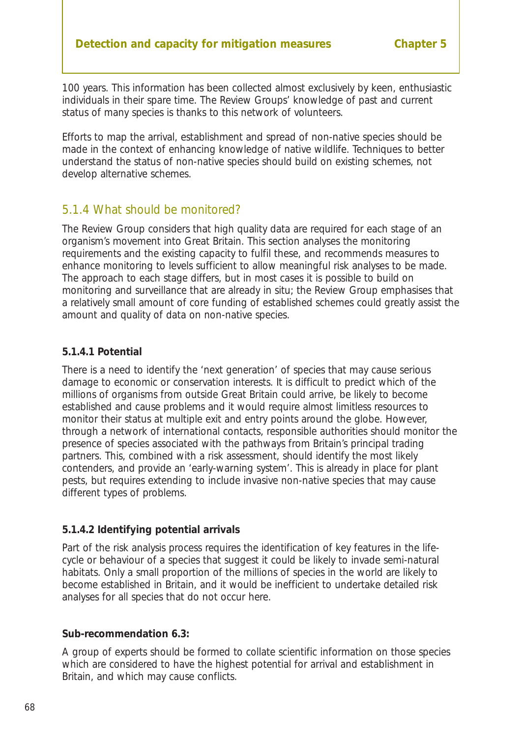100 years. This information has been collected almost exclusively by keen, enthusiastic individuals in their spare time. The Review Groups' knowledge of past and current status of many species is thanks to this network of volunteers.

Efforts to map the arrival, establishment and spread of non-native species should be made in the context of enhancing knowledge of native wildlife. Techniques to better understand the status of non-native species should build on existing schemes, not develop alternative schemes.

### 5.1.4 What should be monitored?

The Review Group considers that high quality data are required for each stage of an organism's movement into Great Britain. This section analyses the monitoring requirements and the existing capacity to fulfil these, and recommends measures to enhance monitoring to levels sufficient to allow meaningful risk analyses to be made. The approach to each stage differs, but in most cases it is possible to build on monitoring and surveillance that are already in situ; the Review Group emphasises that a relatively small amount of core funding of established schemes could greatly assist the amount and quality of data on non-native species.

#### 5.1.4.1 Potential

There is a need to identify the 'next generation' of species that may cause serious damage to economic or conservation interests. It is difficult to predict which of the millions of organisms from outside Great Britain could arrive, be likely to become established and cause problems and it would require almost limitless resources to monitor their status at multiple exit and entry points around the globe. However, through a network of international contacts, responsible authorities should monitor the presence of species associated with the pathways from Britain's principal trading partners. This, combined with a risk assessment, should identify the most likely contenders, and provide an 'early-warning system'. This is already in place for plant pests, but requires extending to include invasive non-native species that may cause different types of problems.

#### 5.1.4.2 Identifying potential arrivals

Part of the risk analysis process requires the identification of key features in the life-cycle or behaviour of a species that suggest it could be likely to invade semi-natural habitats. Only a small proportion of the millions of species in the world are likely to become established in Britain, and it would be inefficient to undertake detailed risk analyses for all species that do not occur here.

**Sub-recommendation 6.3:**

A group of experts should be formed to collate scientific information on those species which are considered to have the highest potential for arrival and establishment in Britain, and which may cause conflicts.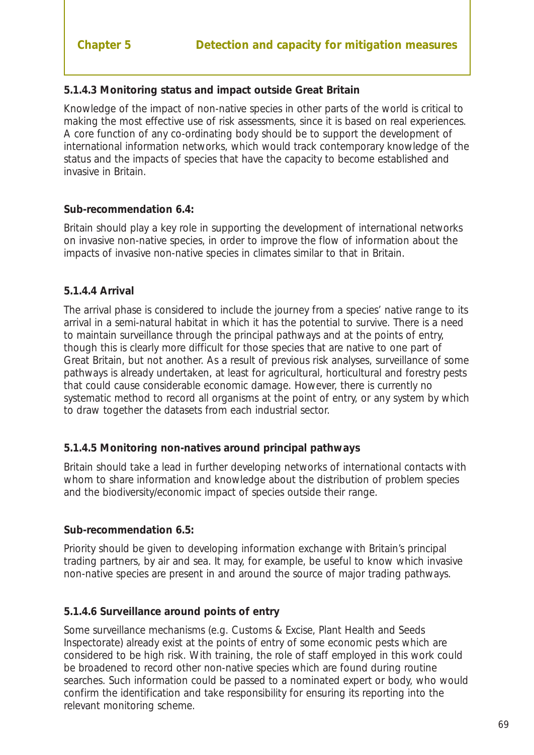#### 5.1.4.3 Monitoring status and impact outside Great Britain

Knowledge of the impact of non-native species in other parts of the world is critical to making the most effective use of risk assessments, since it is based on real experiences. A core function of any co-ordinating body should be to support the development of international information networks, which would track contemporary knowledge of the status and the impacts of species that have the capacity to become established and invasive in Britain.

**Sub-recommendation 6.4:**

Britain should play a key role in supporting the development of international networks on invasive non-native species, in order to improve the flow of information about the impacts of invasive non-native species in climates similar to that in Britain.

#### 5.1.4.4 Arrival

The arrival phase is considered to include the journey from a species' native range to its arrival in a semi-natural habitat in which it has the potential to survive. There is a need to maintain surveillance through the principal pathways and at the points of entry, though this is clearly more difficult for those species that are native to one part of Great Britain, but not another. As a result of previous risk analyses, surveillance of some pathways is already undertaken, at least for agricultural, horticultural and forestry pests that could cause considerable economic damage. However, there is currently no systematic method to record all organisms at the point of entry, or any system by which to draw together the datasets from each industrial sector.

#### 5.1.4.5 Monitoring non-natives around principal pathways

Britain should take a lead in further developing networks of international contacts with whom to share information and knowledge about the distribution of problem species and the biodiversity/economic impact of species outside their range.

**Sub-recommendation 6.5:**

Priority should be given to developing information exchange with Britain's principal trading partners, by air and sea. It may, for example, be useful to know which invasive non-native species are present in and around the source of major trading pathways.

#### 5.1.4.6 Surveillance around points of entry

Some surveillance mechanisms (e.g. Customs & Excise, Plant Health and Seeds Inspectorate) already exist at the points of entry of some economic pests which are considered to be high risk. With training, the role of staff employed in this work could be broadened to record other non-native species which are found during routine searches. Such information could be passed to a nominated expert or body, who would confirm the identification and take responsibility for ensuring its reporting into the relevant monitoring scheme.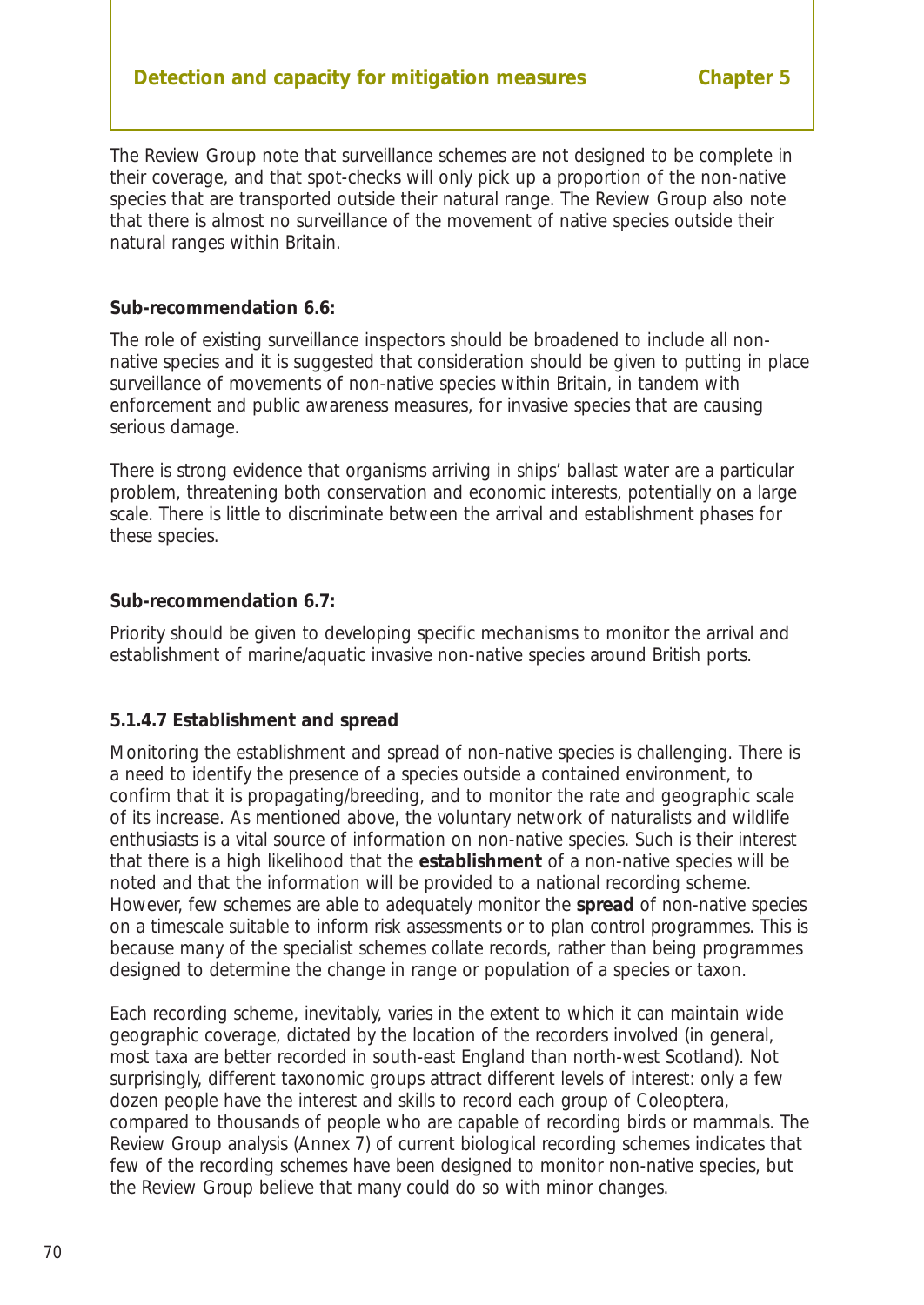The Review Group note that surveillance schemes are not designed to be complete in their coverage, and that spot-checks will only pick up a proportion of the non-native species that are transported outside their natural range. The Review Group also note that there is almost no surveillance of the movement of native species outside their natural ranges within Britain.

**Sub-recommendation 6.6:**

The role of existing surveillance inspectors should be broadened to include all non-native species and it is suggested that consideration should be given to putting in place surveillance of movements of non-native species within Britain, in tandem with enforcement and public awareness measures, for invasive species that are causing serious damage.

There is strong evidence that organisms arriving in ships' ballast water are a particular problem, threatening both conservation and economic interests, potentially on a large scale. There is little to discriminate between the arrival and establishment phases for these species.

**Sub-recommendation 6.7:**

Priority should be given to developing specific mechanisms to monitor the arrival and establishment of marine/aquatic invasive non-native species around British ports.

#### 5.1.4.7 Establishment and spread

Monitoring the establishment and spread of non-native species is challenging. There is a need to identify the presence of a species outside a contained environment, to confirm that it is propagating/breeding, and to monitor the rate and geographic scale of its increase. As mentioned above, the voluntary network of naturalists and wildlife enthusiasts is a vital source of information on non-native species. Such is their interest that there is a high likelihood that the **establishment** of a non-native species will be noted and that the information will be provided to a national recording scheme. However, few schemes are able to adequately monitor the **spread** of non-native species on a timescale suitable to inform risk assessments or to plan control programmes. This is because many of the specialist schemes collate records, rather than being programmes designed to determine the change in range or population of a species or taxon.

Each recording scheme, inevitably, varies in the extent to which it can maintain wide geographic coverage, dictated by the location of the recorders involved (in general, most taxa are better recorded in south-east England than north-west Scotland). Not surprisingly, different taxonomic groups attract different levels of interest: only a few dozen people have the interest and skills to record each group of Coleoptera, compared to thousands of people who are capable of recording birds or mammals. The Review Group analysis (Annex 7) of current biological recording schemes indicates that few of the recording schemes have been designed to monitor non-native species, but the Review Group believe that many could do so with minor changes.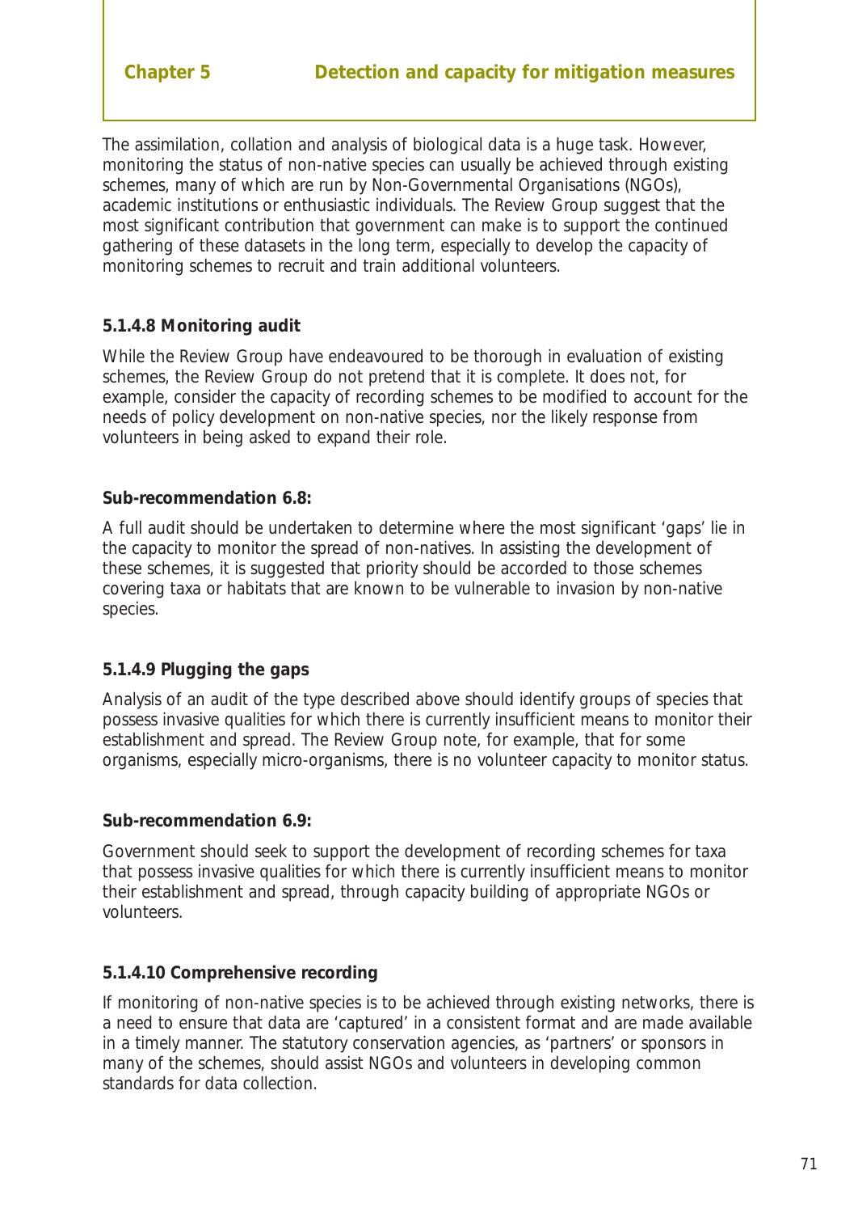The assimilation, collation and analysis of biological data is a huge task. However, monitoring the status of non-native species can usually be achieved through existing schemes, many of which are run by Non-Governmental Organisations (NGOs), academic institutions or enthusiastic individuals. The Review Group suggest that the most significant contribution that government can make is to support the continued gathering of these datasets in the long term, especially to develop the capacity of monitoring schemes to recruit and train additional volunteers.

**5.1.4.8 Monitoring audit**

While the Review Group have endeavoured to be thorough in evaluation of existing schemes, the Review Group do not pretend that it is complete. It does not, for example, consider the capacity of recording schemes to be modified to account for the needs of policy development on non-native species, nor the likely response from volunteers in being asked to expand their role.

**Sub-recommendation 6.8:**

A full audit should be undertaken to determine where the most significant 'gaps' lie in the capacity to monitor the spread of non-natives. In assisting the development of these schemes, it is suggested that priority should be accorded to those schemes covering taxa or habitats that are known to be vulnerable to invasion by non-native species.

**5.1.4.9 Plugging the gaps**

Analysis of an audit of the type described above should identify groups of species that possess invasive qualities for which there is currently insufficient means to monitor their establishment and spread. The Review Group note, for example, that for some organisms, especially micro-organisms, there is no volunteer capacity to monitor status.

**Sub-recommendation 6.9:**

Government should seek to support the development of recording schemes for taxa that possess invasive qualities for which there is currently insufficient means to monitor their establishment and spread, through capacity building of appropriate NGOs or volunteers.

**5.1.4.10 Comprehensive recording**

If monitoring of non-native species is to be achieved through existing networks, there is a need to ensure that data are 'captured' in a consistent format and are made available in a timely manner. The statutory conservation agencies, as 'partners' or sponsors in many of the schemes, should assist NGOs and volunteers in developing common standards for data collection.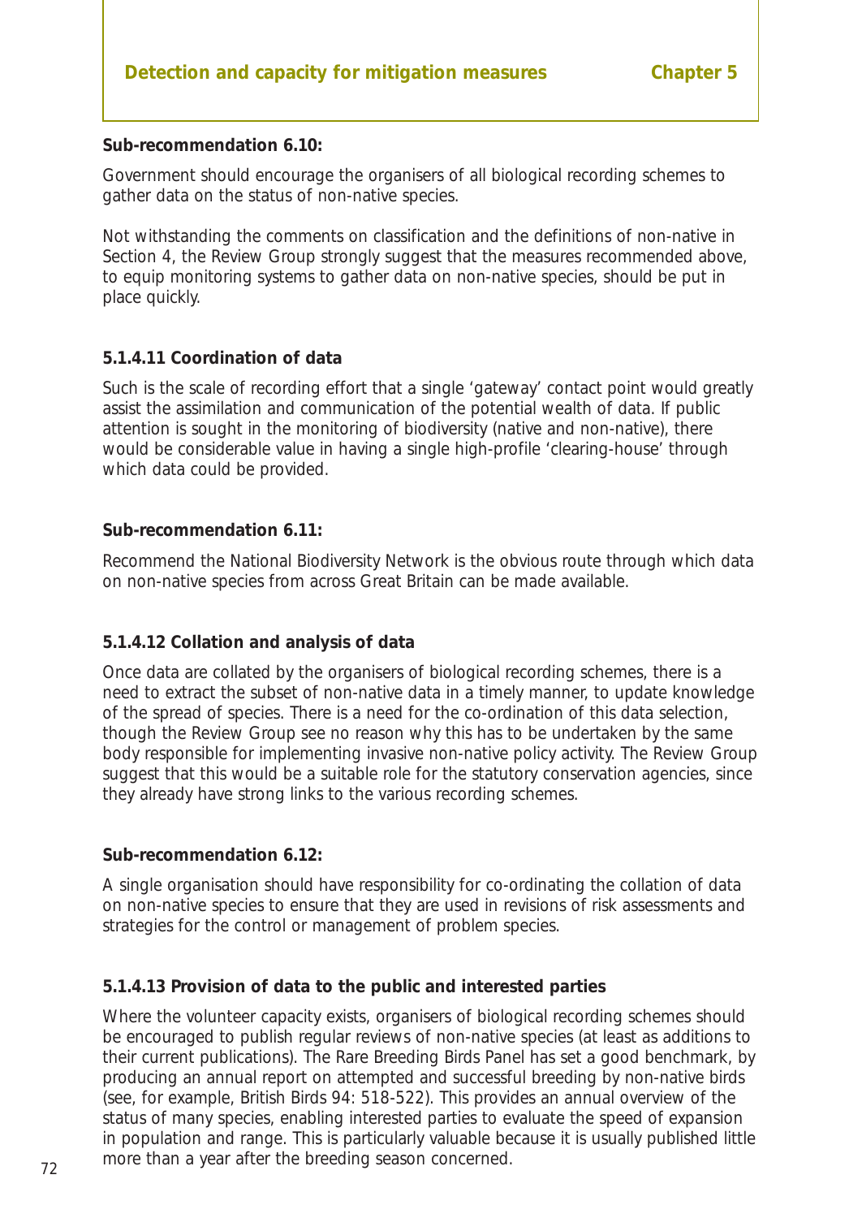**Sub-recommendation 6.10:**

Government should encourage the organisers of all biological recording schemes to gather data on the status of non-native species.

Not withstanding the comments on classification and the definitions of non-native in Section 4, the Review Group strongly suggest that the measures recommended above, to equip monitoring systems to gather data on non-native species, should be put in place quickly.

### 5.1.4.11 Coordination of data

Such is the scale of recording effort that a single 'gateway' contact point would greatly assist the assimilation and communication of the potential wealth of data. If public attention is sought in the monitoring of biodiversity (native and non-native), there would be considerable value in having a single high-profile 'clearing-house' through which data could be provided.

**Sub-recommendation 6.11:**

Recommend the National Biodiversity Network is the obvious route through which data on non-native species from across Great Britain can be made available.

### 5.1.4.12 Collation and analysis of data

Once data are collated by the organisers of biological recording schemes, there is a need to extract the subset of non-native data in a timely manner, to update knowledge of the spread of species. There is a need for the co-ordination of this data selection, though the Review Group see no reason why this has to be undertaken by the same body responsible for implementing invasive non-native policy activity. The Review Group suggest that this would be a suitable role for the statutory conservation agencies, since they already have strong links to the various recording schemes.

**Sub-recommendation 6.12:**

A single organisation should have responsibility for co-ordinating the collation of data on non-native species to ensure that they are used in revisions of risk assessments and strategies for the control or management of problem species.

### 5.1.4.13 Provision of data to the public and interested parties

Where the volunteer capacity exists, organisers of biological recording schemes should be encouraged to publish regular reviews of non-native species (at least as additions to their current publications). The Rare Breeding Birds Panel has set a good benchmark, by producing an annual report on attempted and successful breeding by non-native birds (see, for example, British Birds 94: 518-522). This provides an annual overview of the status of many species, enabling interested parties to evaluate the speed of expansion in population and range. This is particularly valuable because it is usually published little more than a year after the breeding season concerned.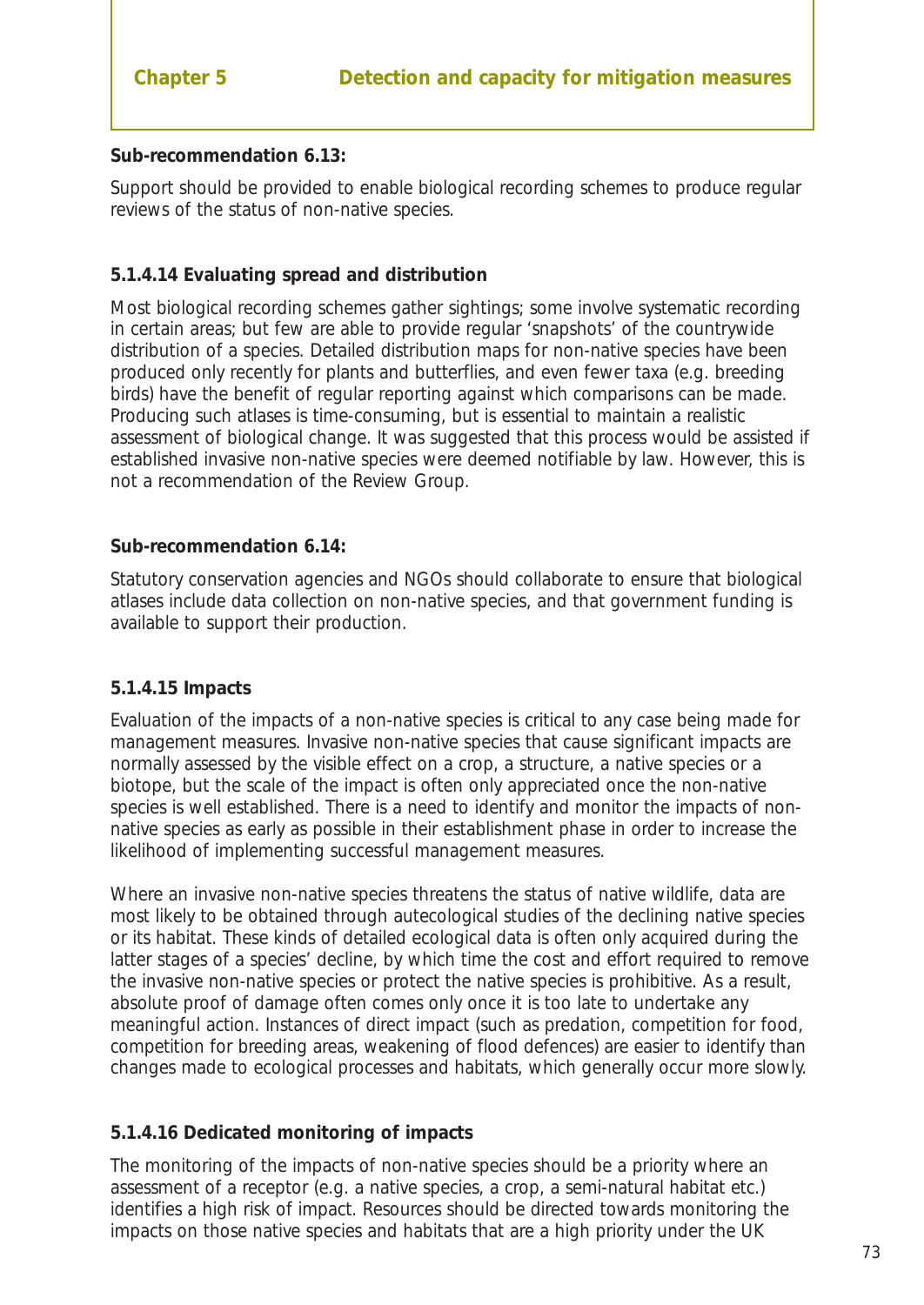**Sub-recommendation 6.13:**

Support should be provided to enable biological recording schemes to produce regular reviews of the status of non-native species.

### 5.1.4.14 Evaluating spread and distribution

Most biological recording schemes gather sightings; some involve systematic recording in certain areas; but few are able to provide regular 'snapshots' of the countrywide distribution of a species. Detailed distribution maps for non-native species have been produced only recently for plants and butterflies, and even fewer taxa (e.g. breeding birds) have the benefit of regular reporting against which comparisons can be made. Producing such atlases is time-consuming, but is essential to maintain a realistic assessment of biological change. It was suggested that this process would be assisted if established invasive non-native species were deemed notifiable by law. However, this is not a recommendation of the Review Group.

**Sub-recommendation 6.14:**

Statutory conservation agencies and NGOs should collaborate to ensure that biological atlases include data collection on non-native species, and that government funding is available to support their production.

### 5.1.4.15 Impacts

Evaluation of the impacts of a non-native species is critical to any case being made for management measures. Invasive non-native species that cause significant impacts are normally assessed by the visible effect on a crop, a structure, a native species or a biotope, but the scale of the impact is often only appreciated once the non-native species is well established. There is a need to identify and monitor the impacts of non-native species as early as possible in their establishment phase in order to increase the likelihood of implementing successful management measures.

Where an invasive non-native species threatens the status of native wildlife, data are most likely to be obtained through autecological studies of the declining native species or its habitat. These kinds of detailed ecological data is often only acquired during the latter stages of a species' decline, by which time the cost and effort required to remove the invasive non-native species or protect the native species is prohibitive. As a result, absolute proof of damage often comes only once it is too late to undertake any meaningful action. Instances of direct impact (such as predation, competition for food, competition for breeding areas, weakening of flood defences) are easier to identify than changes made to ecological processes and habitats, which generally occur more slowly.

### 5.1.4.16 Dedicated monitoring of impacts

The monitoring of the impacts of non-native species should be a priority where an assessment of a receptor (e.g. a native species, a crop, a semi-natural habitat etc.) identifies a high risk of impact. Resources should be directed towards monitoring the impacts on those native species and habitats that are a high priority under the UK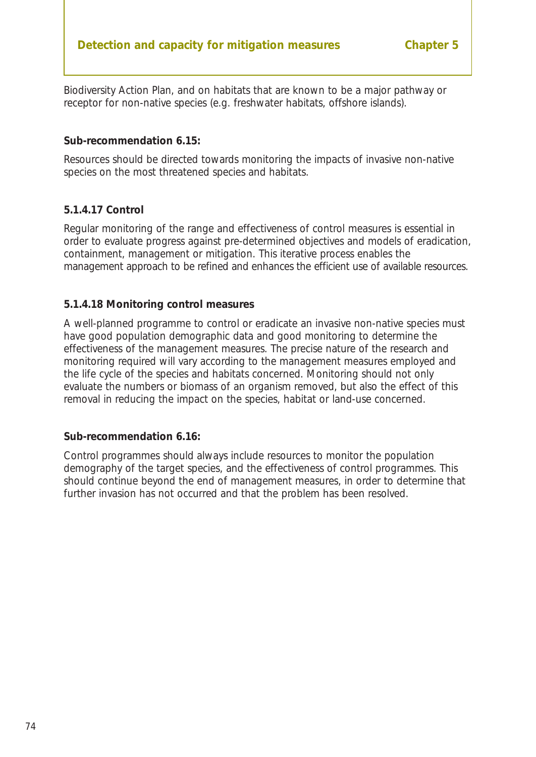Biodiversity Action Plan, and on habitats that are known to be a major pathway or receptor for non-native species (e.g. freshwater habitats, offshore islands).

**Sub-recommendation 6.15:**

Resources should be directed towards monitoring the impacts of invasive non-native species on the most threatened species and habitats.

#### 5.1.4.17 Control

Regular monitoring of the range and effectiveness of control measures is essential in order to evaluate progress against pre-determined objectives and models of eradication, containment, management or mitigation. This iterative process enables the management approach to be refined and enhances the efficient use of available resources.

#### 5.1.4.18 Monitoring control measures

A well-planned programme to control or eradicate an invasive non-native species must have good population demographic data and good monitoring to determine the effectiveness of the management measures. The precise nature of the research and monitoring required will vary according to the management measures employed and the life cycle of the species and habitats concerned. Monitoring should not only evaluate the numbers or biomass of an organism removed, but also the effect of this removal in reducing the impact on the species, habitat or land-use concerned.

**Sub-recommendation 6.16:**

Control programmes should always include resources to monitor the population demography of the target species, and the effectiveness of control programmes. This should continue beyond the end of management measures, in order to determine that further invasion has not occurred and that the problem has been resolved.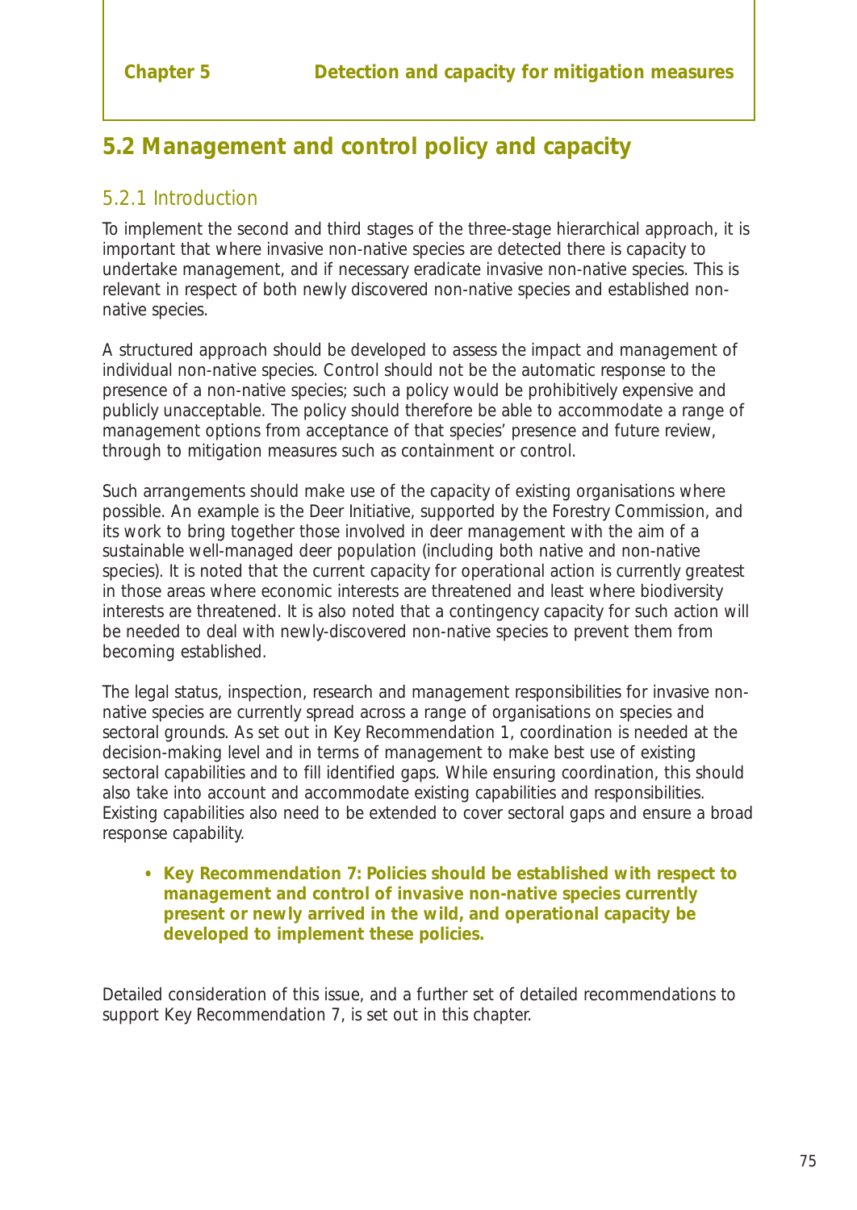## 5.2 Management and control policy and capacity

### 5.2.1 Introduction

To implement the second and third stages of the three-stage hierarchical approach, it is important that where invasive non-native species are detected there is capacity to undertake management, and if necessary eradicate invasive non-native species. This is relevant in respect of both newly discovered non-native species and established non-native species.

A structured approach should be developed to assess the impact and management of individual non-native species. Control should not be the automatic response to the presence of a non-native species; such a policy would be prohibitively expensive and publicly unacceptable. The policy should therefore be able to accommodate a range of management options from acceptance of that species' presence and future review, through to mitigation measures such as containment or control.

Such arrangements should make use of the capacity of existing organisations where possible. An example is the Deer Initiative, supported by the Forestry Commission, and its work to bring together those involved in deer management with the aim of a sustainable well-managed deer population (including both native and non-native species). It is noted that the current capacity for operational action is currently greatest in those areas where economic interests are threatened and least where biodiversity interests are threatened. It is also noted that a contingency capacity for such action will be needed to deal with newly-discovered non-native species to prevent them from becoming established.

The legal status, inspection, research and management responsibilities for invasive non-native species are currently spread across a range of organisations on species and sectoral grounds. As set out in Key Recommendation 1, coordination is needed at the decision-making level and in terms of management to make best use of existing sectoral capabilities and to fill identified gaps. While ensuring coordination, this should also take into account and accommodate existing capabilities and responsibilities. Existing capabilities also need to be extended to cover sectoral gaps and ensure a broad response capability.

- **Key Recommendation 7: Policies should be established with respect to management and control of invasive non-native species currently present or newly arrived in the wild, and operational capacity be developed to implement these policies.**

Detailed consideration of this issue, and a further set of detailed recommendations to support Key Recommendation 7, is set out in this chapter.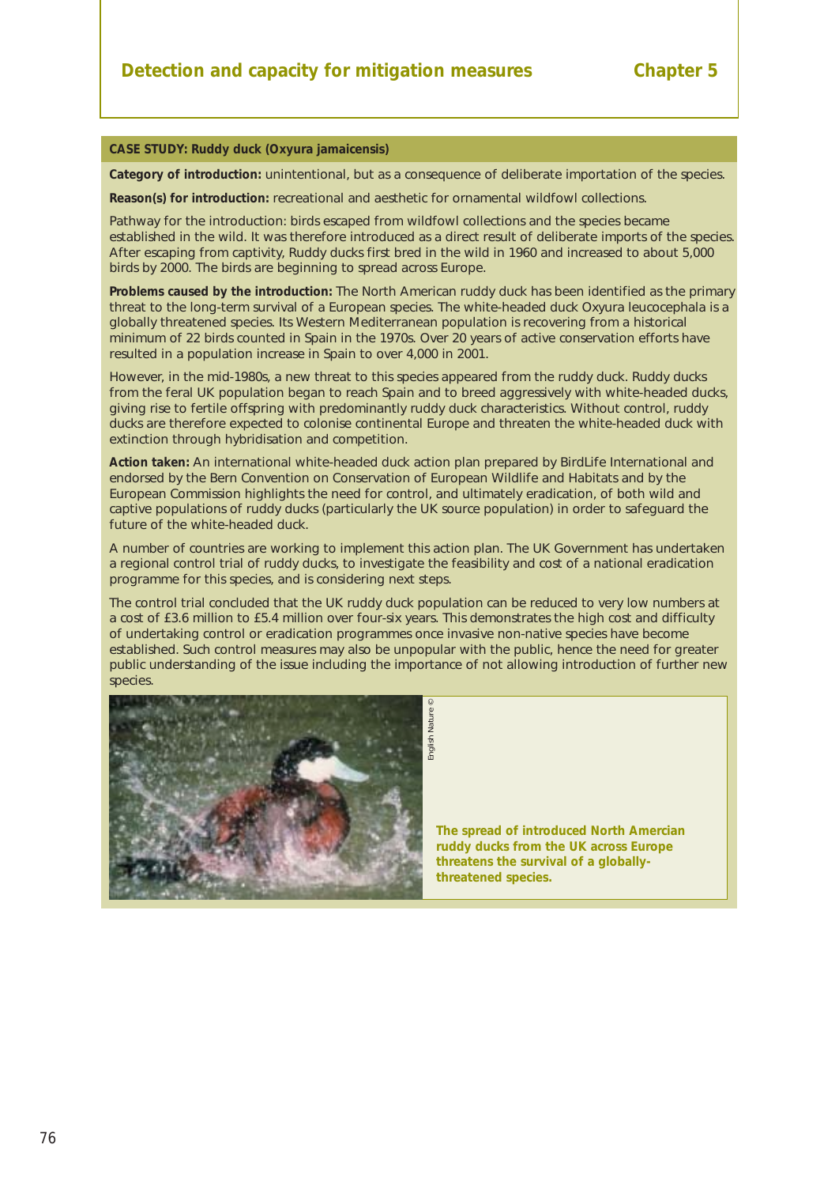### CASE STUDY: Ruddy duck (*Oxyura jamaicensis*)

**Category of introduction:** unintentional, but as a consequence of deliberate importation of the species.

**Reason(s) for introduction:** recreational and aesthetic for ornamental wildfowl collections.

Pathway for the introduction: birds escaped from wildfowl collections and the species became established in the wild. It was therefore introduced as a direct result of deliberate imports of the species. After escaping from captivity, Ruddy ducks first bred in the wild in 1960 and increased to about 5,000 birds by 2000. The birds are beginning to spread across Europe.

**Problems caused by the introduction:** The North American ruddy duck has been identified as the primary threat to the long-term survival of a European species. The white-headed duck *Oxyura leucocephala* is a globally threatened species. Its Western Mediterranean population is recovering from a historical minimum of 22 birds counted in Spain in the 1970s. Over 20 years of active conservation efforts have resulted in a population increase in Spain to over 4,000 in 2001.

However, in the mid-1980s, a new threat to this species appeared from the ruddy duck. Ruddy ducks from the feral UK population began to reach Spain and to breed aggressively with white-headed ducks, giving rise to fertile offspring with predominantly ruddy duck characteristics. Without control, ruddy ducks are therefore expected to colonise continental Europe and threaten the white-headed duck with extinction through hybridisation and competition.

**Action taken:** An international white-headed duck action plan prepared by BirdLife International and endorsed by the Bern Convention on Conservation of European Wildlife and Habitats and by the European Commission highlights the need for control, and ultimately eradication, of both wild and captive populations of ruddy ducks (particularly the UK source population) in order to safeguard the future of the white-headed duck.

A number of countries are working to implement this action plan. The UK Government has undertaken a regional control trial of ruddy ducks, to investigate the feasibility and cost of a national eradication programme for this species, and is considering next steps.

The control trial concluded that the UK ruddy duck population can be reduced to very low numbers at a cost of £3.6 million to £5.4 million over four-six years. This demonstrates the high cost and difficulty of undertaking control or eradication programmes once invasive non-native species have become established. Such control measures may also be unpopular with the public, hence the need for greater public understanding of the issue including the importance of not allowing introduction of further new species.

English Nature ©

**The spread of introduced North American ruddy ducks from the UK across Europe threatens the survival of a globally-threatened species.**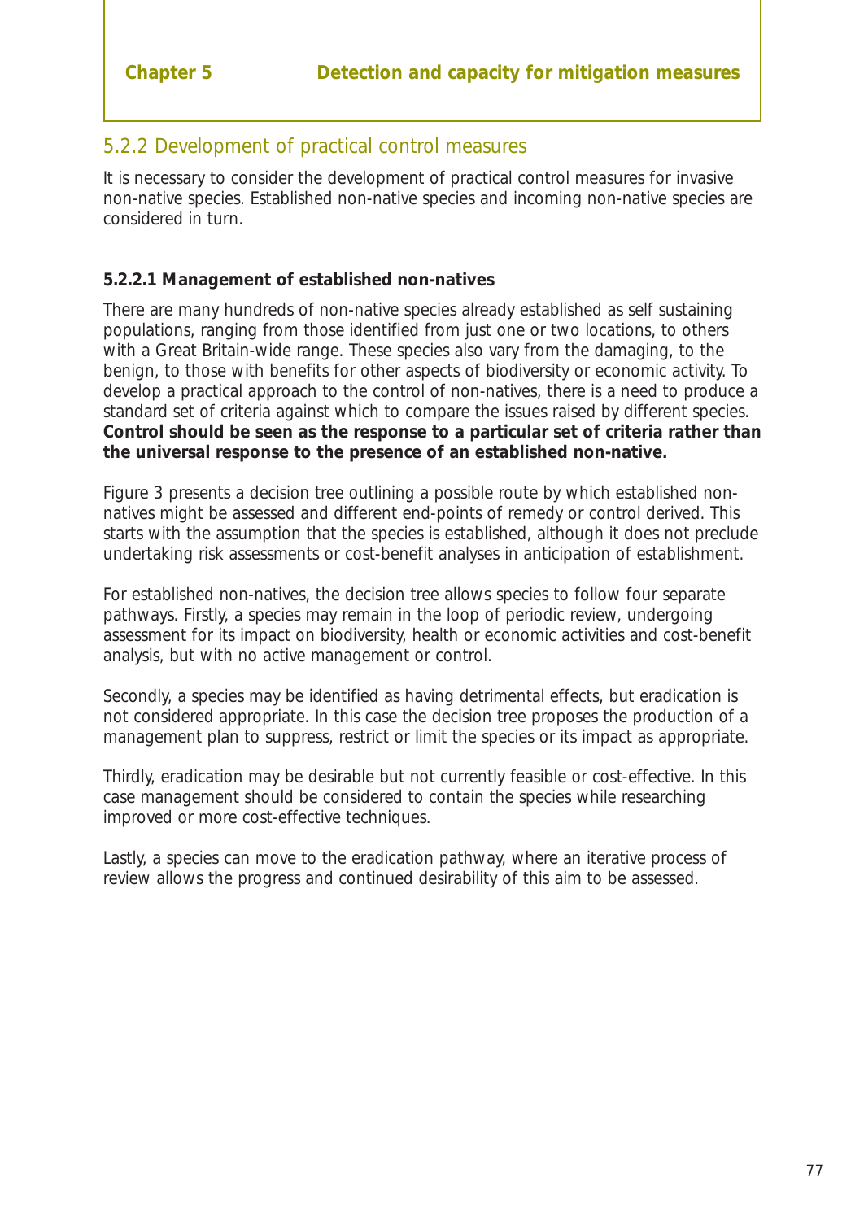### 5.2.2 Development of practical control measures

It is necessary to consider the development of practical control measures for invasive non-native species. Established non-native species and incoming non-native species are considered in turn.

#### 5.2.2.1 Management of established non-natives

There are many hundreds of non-native species already established as self sustaining populations, ranging from those identified from just one or two locations, to others with a Great Britain-wide range. These species also vary from the damaging, to the benign, to those with benefits for other aspects of biodiversity or economic activity. To develop a practical approach to the control of non-natives, there is a need to produce a standard set of criteria against which to compare the issues raised by different species. **Control should be seen as the response to a particular set of criteria rather than the universal response to the presence of an established non-native.**

Figure 3 presents a decision tree outlining a possible route by which established non-natives might be assessed and different end-points of remedy or control derived. This starts with the assumption that the species is established, although it does not preclude undertaking risk assessments or cost-benefit analyses in anticipation of establishment.

For established non-natives, the decision tree allows species to follow four separate pathways. Firstly, a species may remain in the loop of periodic review, undergoing assessment for its impact on biodiversity, health or economic activities and cost-benefit analysis, but with no active management or control.

Secondly, a species may be identified as having detrimental effects, but eradication is not considered appropriate. In this case the decision tree proposes the production of a management plan to suppress, restrict or limit the species or its impact as appropriate.

Thirdly, eradication may be desirable but not currently feasible or cost-effective. In this case management should be considered to contain the species while researching improved or more cost-effective techniques.

Lastly, a species can move to the eradication pathway, where an iterative process of review allows the progress and continued desirability of this aim to be assessed.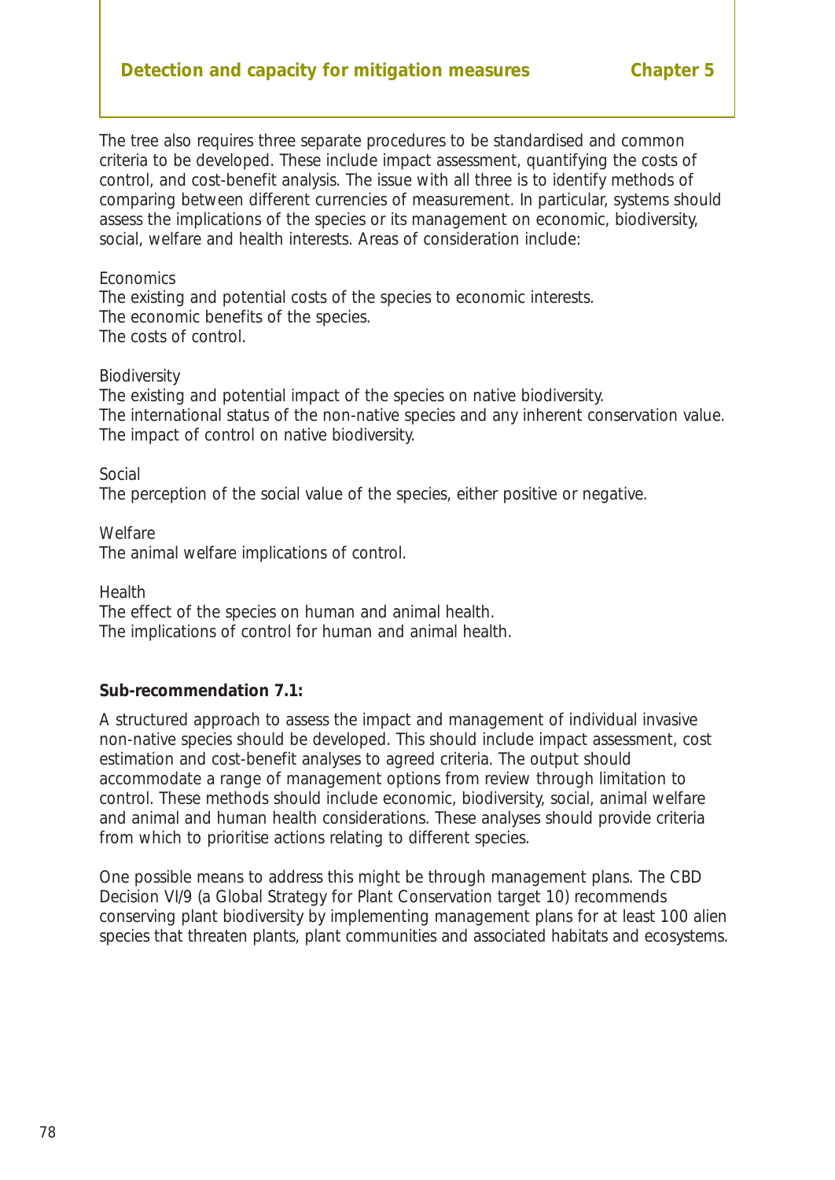The tree also requires three separate procedures to be standardised and common criteria to be developed. These include impact assessment, quantifying the costs of control, and cost-benefit analysis. The issue with all three is to identify methods of comparing between different currencies of measurement. In particular, systems should assess the implications of the species or its management on economic, biodiversity, social, welfare and health interests. Areas of consideration include:

Economics
The existing and potential costs of the species to economic interests.
The economic benefits of the species.
The costs of control.

Biodiversity
The existing and potential impact of the species on native biodiversity.
The international status of the non-native species and any inherent conservation value.
The impact of control on native biodiversity.

Social
The perception of the social value of the species, either positive or negative.

Welfare
The animal welfare implications of control.

Health
The effect of the species on human and animal health.
The implications of control for human and animal health.

**Sub-recommendation 7.1:**

A structured approach to assess the impact and management of individual invasive non-native species should be developed. This should include impact assessment, cost estimation and cost-benefit analyses to agreed criteria. The output should accommodate a range of management options from review through limitation to control. These methods should include economic, biodiversity, social, animal welfare and animal and human health considerations. These analyses should provide criteria from which to prioritise actions relating to different species.

One possible means to address this might be through management plans. The CBD Decision VI/9 (a Global Strategy for Plant Conservation target 10) recommends conserving plant biodiversity by implementing management plans for at least 100 alien species that threaten plants, plant communities and associated habitats and ecosystems.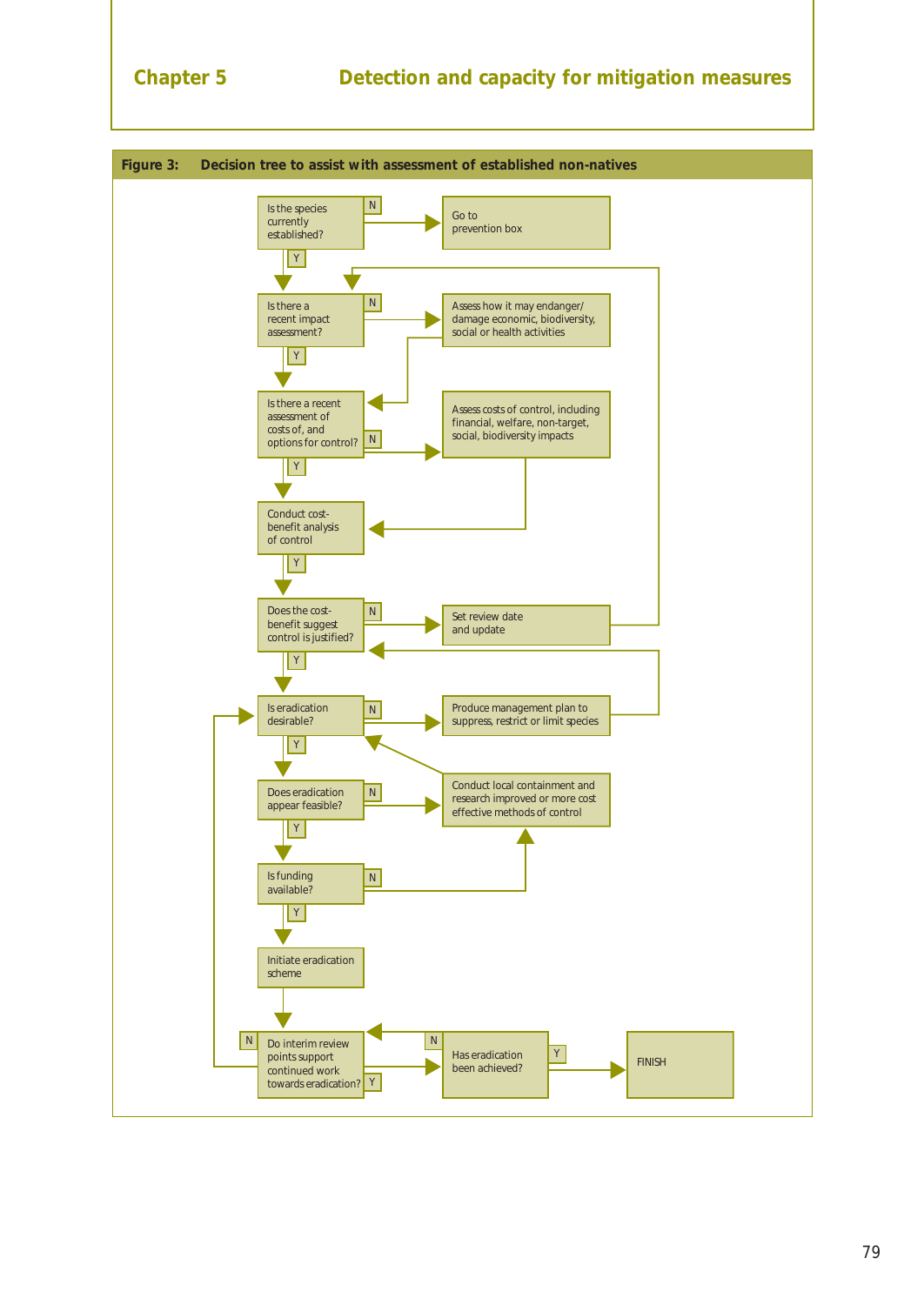**Figure 3: Decision tree to assist with assessment of established non-natives**

- Is the species currently established?
  - N → Go to prevention box
  - Y → Is there a recent impact assessment?
- Is there a recent impact assessment?
  - N → Assess how it may endanger/damage economic, biodiversity, social or health activities → Is there a recent assessment of costs of, and options for control?
  - Y → Is there a recent assessment of costs of, and options for control?
- Is there a recent assessment of costs of, and options for control?
  - N → Assess costs of control, including financial, welfare, non-target, social, biodiversity impacts → Conduct cost-benefit analysis of control
  - Y → Conduct cost-benefit analysis of control
- Conduct cost-benefit analysis of control
  - Y → Does the cost-benefit suggest control is justified?
- Does the cost-benefit suggest control is justified?
  - N → Set review date and update → Is there a recent impact assessment?
  - Y → Is eradication desirable?
- Is eradication desirable?
  - N → Produce management plan to suppress, restrict or limit species → Does the cost-benefit suggest control is justified?
  - Y → Does eradication appear feasible?
- Does eradication appear feasible?
  - N → Conduct local containment and research improved or more cost effective methods of control → Is eradication desirable?
  - Y → Is funding available?
- Is funding available?
  - N → Conduct local containment and research improved or more cost effective methods of control
  - Y → Initiate eradication scheme
- Initiate eradication scheme → Do interim review points support continued work towards eradication?
- Do interim review points support continued work towards eradication?
  - N → Is eradication desirable?
  - Y → Has eradication been achieved?
- Has eradication been achieved?
  - N → Do interim review points support continued work towards eradication?
  - Y → FINISH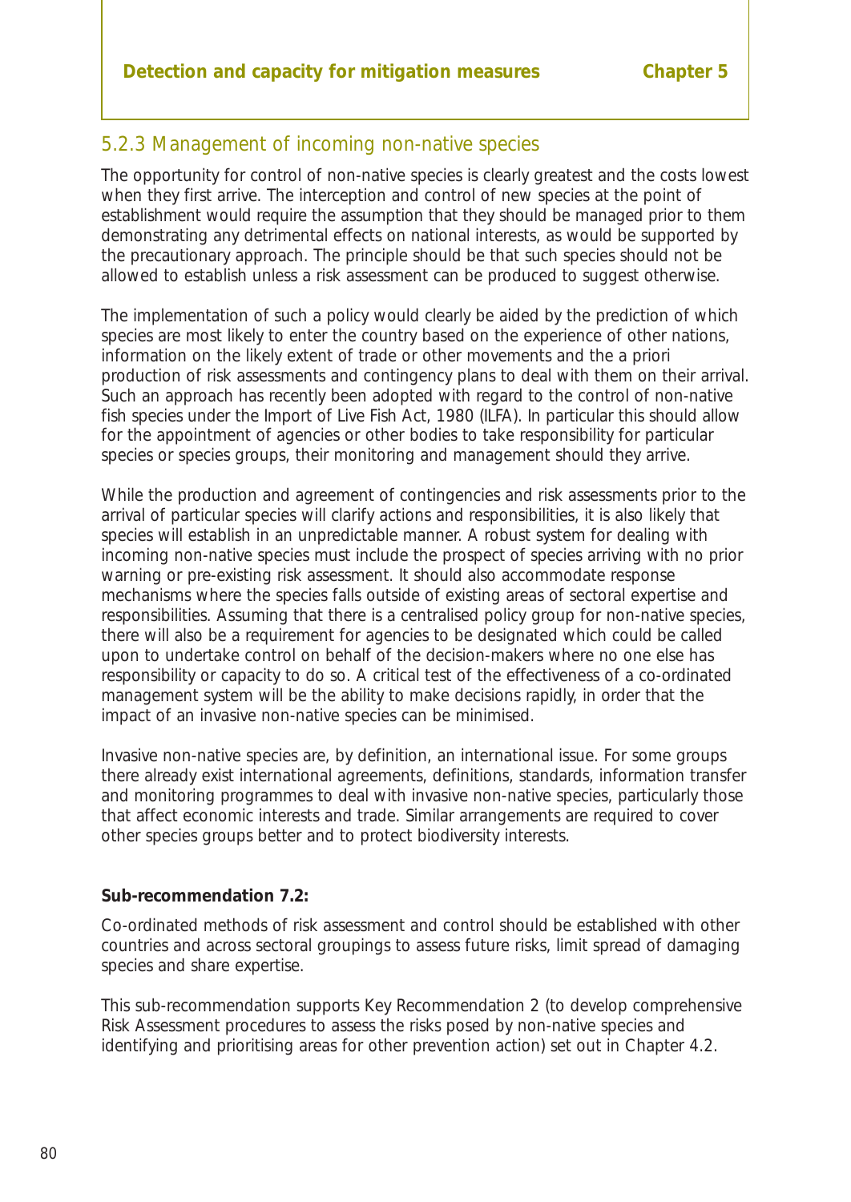### 5.2.3 Management of incoming non-native species

The opportunity for control of non-native species is clearly greatest and the costs lowest when they first arrive. The interception and control of new species at the point of establishment would require the assumption that they should be managed prior to them demonstrating any detrimental effects on national interests, as would be supported by the precautionary approach. The principle should be that such species should not be allowed to establish unless a risk assessment can be produced to suggest otherwise.

The implementation of such a policy would clearly be aided by the prediction of which species are most likely to enter the country based on the experience of other nations, information on the likely extent of trade or other movements and the a priori production of risk assessments and contingency plans to deal with them on their arrival. Such an approach has recently been adopted with regard to the control of non-native fish species under the Import of Live Fish Act, 1980 (ILFA). In particular this should allow for the appointment of agencies or other bodies to take responsibility for particular species or species groups, their monitoring and management should they arrive.

While the production and agreement of contingencies and risk assessments prior to the arrival of particular species will clarify actions and responsibilities, it is also likely that species will establish in an unpredictable manner. A robust system for dealing with incoming non-native species must include the prospect of species arriving with no prior warning or pre-existing risk assessment. It should also accommodate response mechanisms where the species falls outside of existing areas of sectoral expertise and responsibilities. Assuming that there is a centralised policy group for non-native species, there will also be a requirement for agencies to be designated which could be called upon to undertake control on behalf of the decision-makers where no one else has responsibility or capacity to do so. A critical test of the effectiveness of a co-ordinated management system will be the ability to make decisions rapidly, in order that the impact of an invasive non-native species can be minimised.

Invasive non-native species are, by definition, an international issue. For some groups there already exist international agreements, definitions, standards, information transfer and monitoring programmes to deal with invasive non-native species, particularly those that affect economic interests and trade. Similar arrangements are required to cover other species groups better and to protect biodiversity interests.

**Sub-recommendation 7.2:**

Co-ordinated methods of risk assessment and control should be established with other countries and across sectoral groupings to assess future risks, limit spread of damaging species and share expertise.

This sub-recommendation supports Key Recommendation 2 (to develop comprehensive Risk Assessment procedures to assess the risks posed by non-native species and identifying and prioritising areas for other prevention action) set out in Chapter 4.2.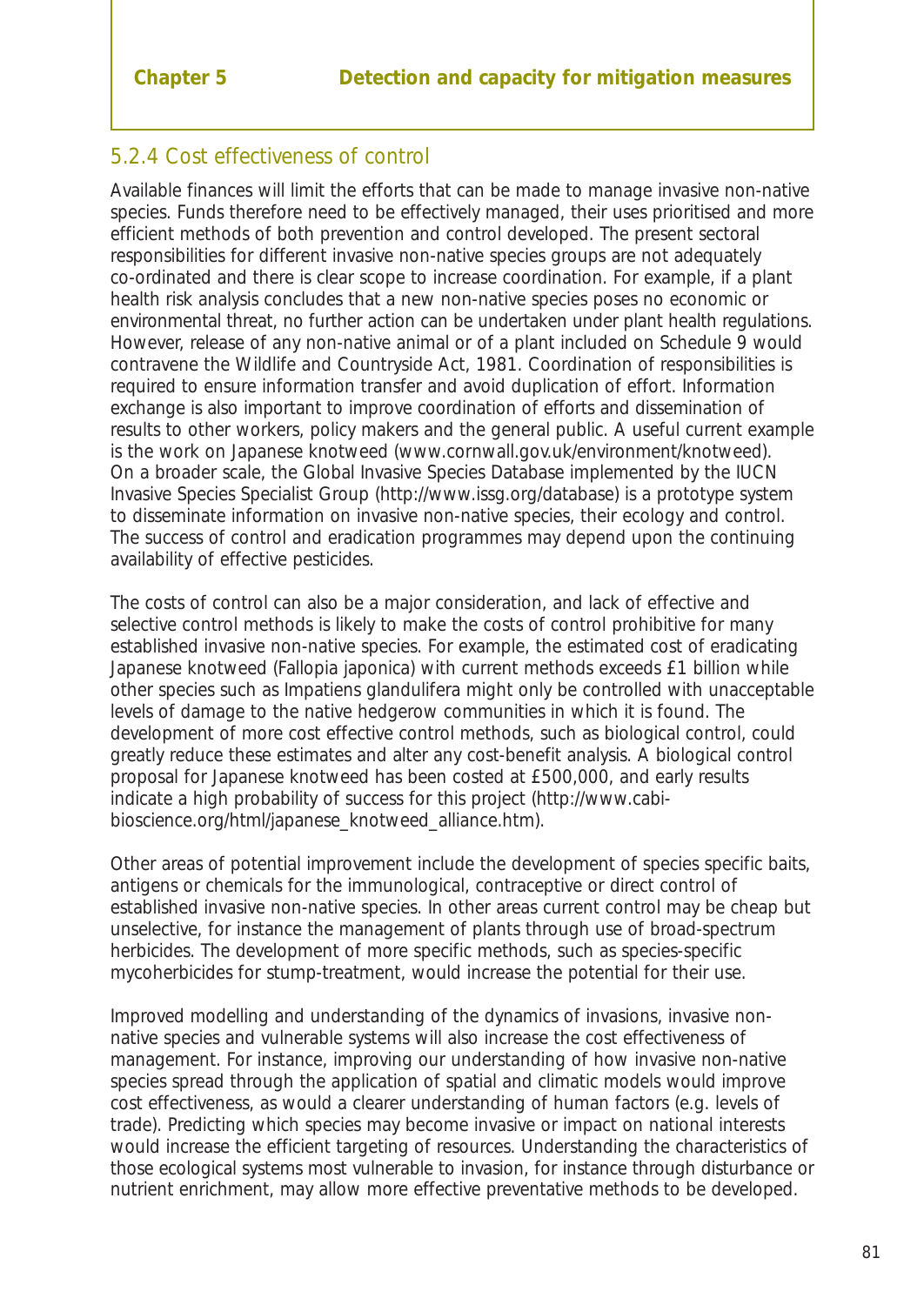### 5.2.4 Cost effectiveness of control

Available finances will limit the efforts that can be made to manage invasive non-native species. Funds therefore need to be effectively managed, their uses prioritised and more efficient methods of both prevention and control developed. The present sectoral responsibilities for different invasive non-native species groups are not adequately co-ordinated and there is clear scope to increase coordination. For example, if a plant health risk analysis concludes that a new non-native species poses no economic or environmental threat, no further action can be undertaken under plant health regulations. However, release of any non-native animal or of a plant included on Schedule 9 would contravene the Wildlife and Countryside Act, 1981. Coordination of responsibilities is required to ensure information transfer and avoid duplication of effort. Information exchange is also important to improve coordination of efforts and dissemination of results to other workers, policy makers and the general public. A useful current example is the work on Japanese knotweed (www.cornwall.gov.uk/environment/knotweed). On a broader scale, the Global Invasive Species Database implemented by the IUCN Invasive Species Specialist Group (http://www.issg.org/database) is a prototype system to disseminate information on invasive non-native species, their ecology and control. The success of control and eradication programmes may depend upon the continuing availability of effective pesticides.

The costs of control can also be a major consideration, and lack of effective and selective control methods is likely to make the costs of control prohibitive for many established invasive non-native species. For example, the estimated cost of eradicating Japanese knotweed (Fallopia japonica) with current methods exceeds £1 billion while other species such as Impatiens glandulifera might only be controlled with unacceptable levels of damage to the native hedgerow communities in which it is found. The development of more cost effective control methods, such as biological control, could greatly reduce these estimates and alter any cost-benefit analysis. A biological control proposal for Japanese knotweed has been costed at £500,000, and early results indicate a high probability of success for this project (http://www.cabi-bioscience.org/html/japanese_knotweed_alliance.htm).

Other areas of potential improvement include the development of species specific baits, antigens or chemicals for the immunological, contraceptive or direct control of established invasive non-native species. In other areas current control may be cheap but unselective, for instance the management of plants through use of broad-spectrum herbicides. The development of more specific methods, such as species-specific mycoherbicides for stump-treatment, would increase the potential for their use.

Improved modelling and understanding of the dynamics of invasions, invasive non-native species and vulnerable systems will also increase the cost effectiveness of management. For instance, improving our understanding of how invasive non-native species spread through the application of spatial and climatic models would improve cost effectiveness, as would a clearer understanding of human factors (e.g. levels of trade). Predicting which species may become invasive or impact on national interests would increase the efficient targeting of resources. Understanding the characteristics of those ecological systems most vulnerable to invasion, for instance through disturbance or nutrient enrichment, may allow more effective preventative methods to be developed.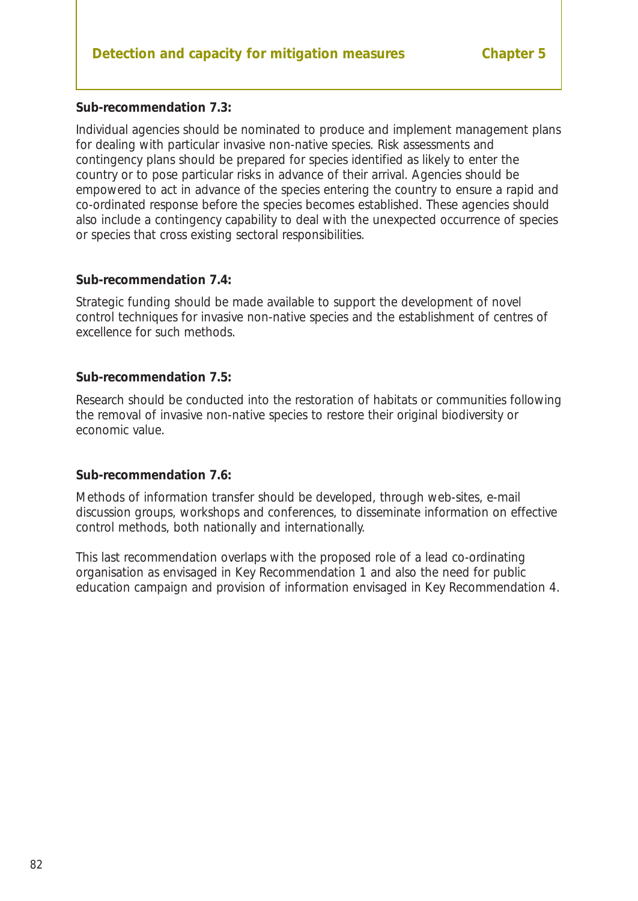**Sub-recommendation 7.3:**

Individual agencies should be nominated to produce and implement management plans for dealing with particular invasive non-native species. Risk assessments and contingency plans should be prepared for species identified as likely to enter the country or to pose particular risks in advance of their arrival. Agencies should be empowered to act in advance of the species entering the country to ensure a rapid and co-ordinated response before the species becomes established. These agencies should also include a contingency capability to deal with the unexpected occurrence of species or species that cross existing sectoral responsibilities.

**Sub-recommendation 7.4:**

Strategic funding should be made available to support the development of novel control techniques for invasive non-native species and the establishment of centres of excellence for such methods.

**Sub-recommendation 7.5:**

Research should be conducted into the restoration of habitats or communities following the removal of invasive non-native species to restore their original biodiversity or economic value.

**Sub-recommendation 7.6:**

Methods of information transfer should be developed, through web-sites, e-mail discussion groups, workshops and conferences, to disseminate information on effective control methods, both nationally and internationally.

This last recommendation overlaps with the proposed role of a lead co-ordinating organisation as envisaged in Key Recommendation 1 and also the need for public education campaign and provision of information envisaged in Key Recommendation 4.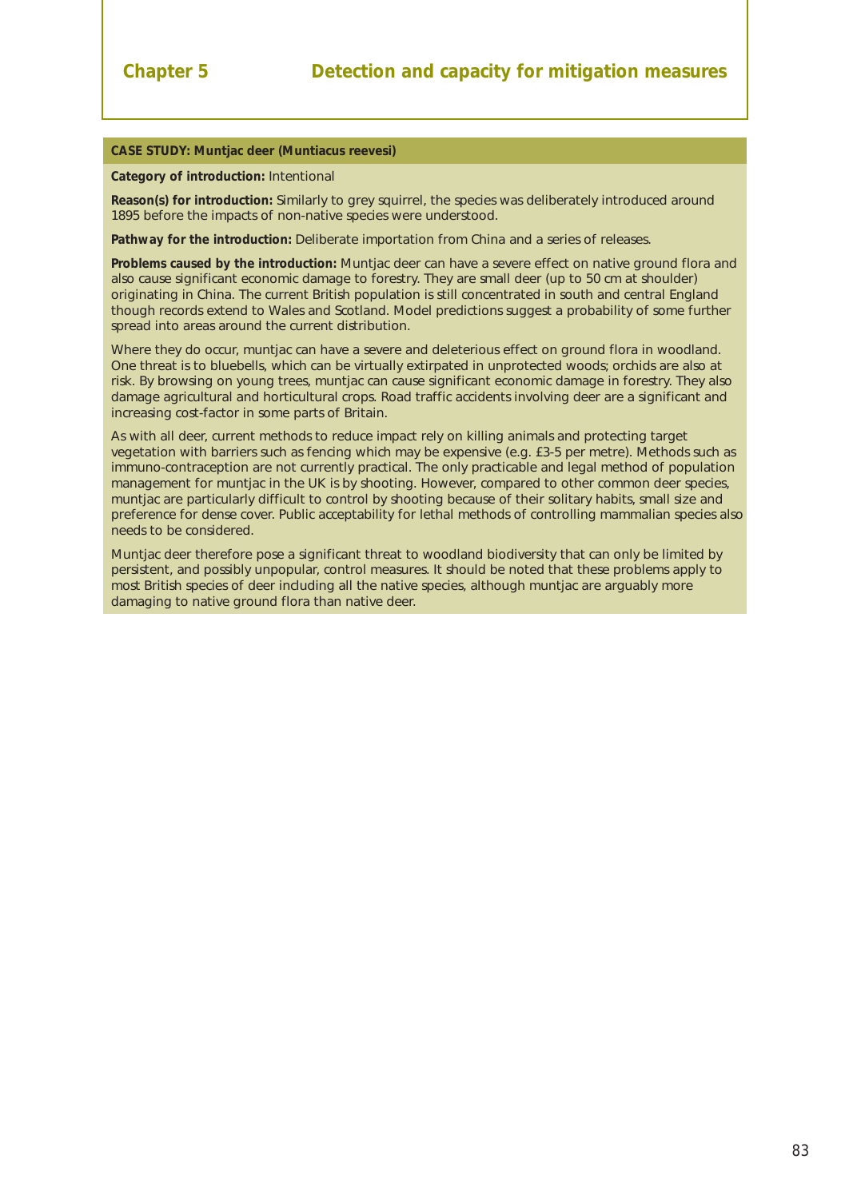### CASE STUDY: Muntjac deer (Muntiacus reevesi)

**Category of introduction:** Intentional

**Reason(s) for introduction:** Similarly to grey squirrel, the species was deliberately introduced around 1895 before the impacts of non-native species were understood.

**Pathway for the introduction:** Deliberate importation from China and a series of releases.

**Problems caused by the introduction:** Muntjac deer can have a severe effect on native ground flora and also cause significant economic damage to forestry. They are small deer (up to 50 cm at shoulder) originating in China. The current British population is still concentrated in south and central England though records extend to Wales and Scotland. Model predictions suggest a probability of some further spread into areas around the current distribution.

Where they do occur, muntjac can have a severe and deleterious effect on ground flora in woodland. One threat is to bluebells, which can be virtually extirpated in unprotected woods; orchids are also at risk. By browsing on young trees, muntjac can cause significant economic damage in forestry. They also damage agricultural and horticultural crops. Road traffic accidents involving deer are a significant and increasing cost-factor in some parts of Britain.

As with all deer, current methods to reduce impact rely on killing animals and protecting target vegetation with barriers such as fencing which may be expensive (e.g. £3-5 per metre). Methods such as immuno-contraception are not currently practical. The only practicable and legal method of population management for muntjac in the UK is by shooting. However, compared to other common deer species, muntjac are particularly difficult to control by shooting because of their solitary habits, small size and preference for dense cover. Public acceptability for lethal methods of controlling mammalian species also needs to be considered.

Muntjac deer therefore pose a significant threat to woodland biodiversity that can only be limited by persistent, and possibly unpopular, control measures. It should be noted that these problems apply to most British species of deer including all the native species, although muntjac are arguably more damaging to native ground flora than native deer.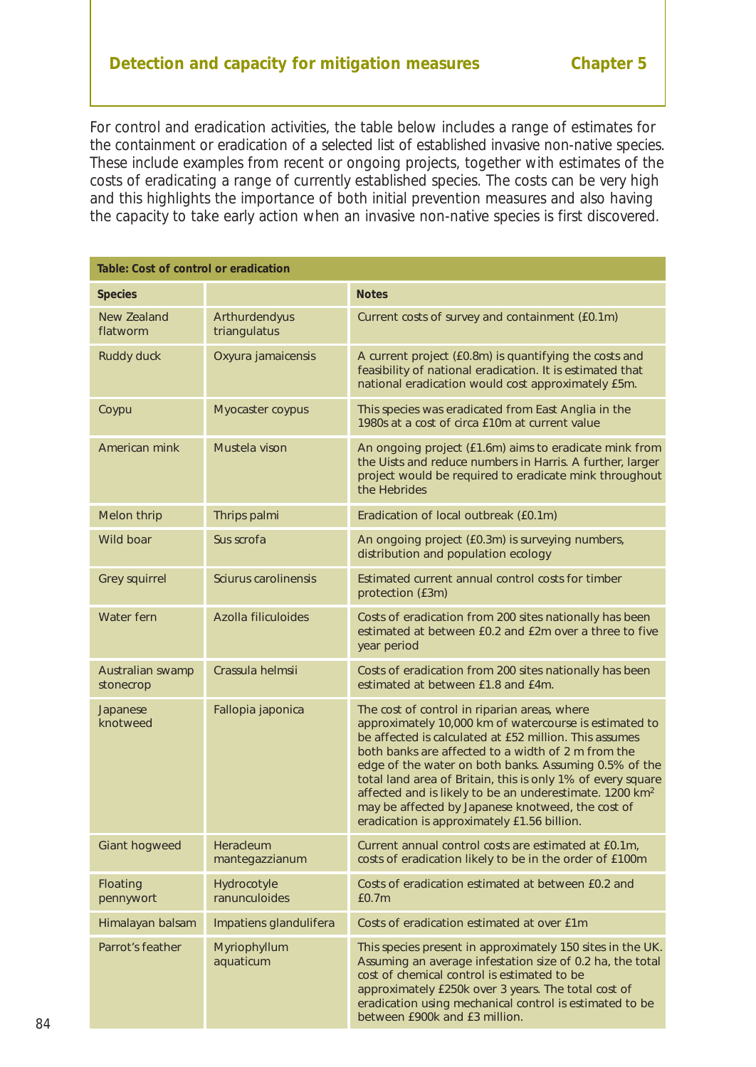For control and eradication activities, the table below includes a range of estimates for the containment or eradication of a selected list of established invasive non-native species. These include examples from recent or ongoing projects, together with estimates of the costs of eradicating a range of currently established species. The costs can be very high and this highlights the importance of both initial prevention measures and also having the capacity to take early action when an invasive non-native species is first discovered.

**Table: Cost of control or eradication**

| Species | | Notes |
|---|---|---|
| New Zealand flatworm | Arthurdendyus triangulatus | Current costs of survey and containment (£0.1m) |
| Ruddy duck | Oxyura jamaicensis | A current project (£0.8m) is quantifying the costs and feasibility of national eradication. It is estimated that national eradication would cost approximately £5m. |
| Coypu | Myocaster coypus | This species was eradicated from East Anglia in the 1980s at a cost of circa £10m at current value |
| American mink | Mustela vison | An ongoing project (£1.6m) aims to eradicate mink from the Uists and reduce numbers in Harris. A further, larger project would be required to eradicate mink throughout the Hebrides |
| Melon thrip | Thrips palmi | Eradication of local outbreak (£0.1m) |
| Wild boar | Sus scrofa | An ongoing project (£0.3m) is surveying numbers, distribution and population ecology |
| Grey squirrel | Sciurus carolinensis | Estimated current annual control costs for timber protection (£3m) |
| Water fern | Azolla filiculoides | Costs of eradication from 200 sites nationally has been estimated at between £0.2 and £2m over a three to five year period |
| Australian swamp stonecrop | Crassula helmsii | Costs of eradication from 200 sites nationally has been estimated at between £1.8 and £4m. |
| Japanese knotweed | Fallopia japonica | The cost of control in riparian areas, where approximately 10,000 km of watercourse is estimated to be affected is calculated at £52 million. This assumes both banks are affected to a width of 2 m from the edge of the water on both banks. Assuming 0.5% of the total land area of Britain, this is only 1% of every square affected and is likely to be an underestimate. 1200 $km^2$ may be affected by Japanese knotweed, the cost of eradication is approximately £1.56 billion. |
| Giant hogweed | Heracleum mantegazzianum | Current annual control costs are estimated at £0.1m, costs of eradication likely to be in the order of £100m |
| Floating pennywort | Hydrocotyle ranunculoides | Costs of eradication estimated at between £0.2 and £0.7m |
| Himalayan balsam | Impatiens glandulifera | Costs of eradication estimated at over £1m |
| Parrot's feather | Myriophyllum aquaticum | This species present in approximately 150 sites in the UK. Assuming an average infestation size of 0.2 ha, the total cost of chemical control is estimated to be approximately £250k over 3 years. The total cost of eradication using mechanical control is estimated to be between £900k and £3 million. |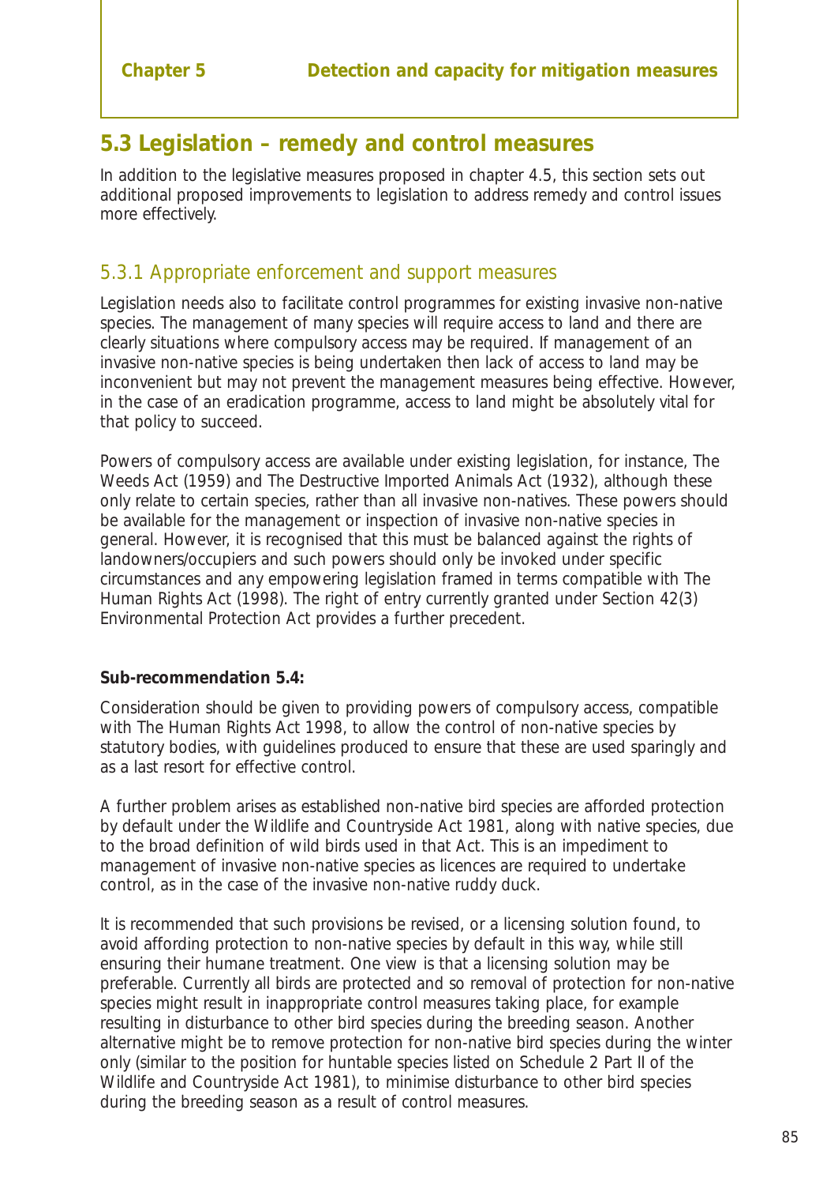## 5.3 Legislation – remedy and control measures

In addition to the legislative measures proposed in chapter 4.5, this section sets out additional proposed improvements to legislation to address remedy and control issues more effectively.

### 5.3.1 Appropriate enforcement and support measures

Legislation needs also to facilitate control programmes for existing invasive non-native species. The management of many species will require access to land and there are clearly situations where compulsory access may be required. If management of an invasive non-native species is being undertaken then lack of access to land may be inconvenient but may not prevent the management measures being effective. However, in the case of an eradication programme, access to land might be absolutely vital for that policy to succeed.

Powers of compulsory access are available under existing legislation, for instance, The Weeds Act (1959) and The Destructive Imported Animals Act (1932), although these only relate to certain species, rather than all invasive non-natives. These powers should be available for the management or inspection of invasive non-native species in general. However, it is recognised that this must be balanced against the rights of landowners/occupiers and such powers should only be invoked under specific circumstances and any empowering legislation framed in terms compatible with The Human Rights Act (1998). The right of entry currently granted under Section 42(3) Environmental Protection Act provides a further precedent.

**Sub-recommendation 5.4:**

Consideration should be given to providing powers of compulsory access, compatible with The Human Rights Act 1998, to allow the control of non-native species by statutory bodies, with guidelines produced to ensure that these are used sparingly and as a last resort for effective control.

A further problem arises as established non-native bird species are afforded protection by default under the Wildlife and Countryside Act 1981, along with native species, due to the broad definition of wild birds used in that Act. This is an impediment to management of invasive non-native species as licences are required to undertake control, as in the case of the invasive non-native ruddy duck.

It is recommended that such provisions be revised, or a licensing solution found, to avoid affording protection to non-native species by default in this way, while still ensuring their humane treatment. One view is that a licensing solution may be preferable. Currently all birds are protected and so removal of protection for non-native species might result in inappropriate control measures taking place, for example resulting in disturbance to other bird species during the breeding season. Another alternative might be to remove protection for non-native bird species during the winter only (similar to the position for huntable species listed on Schedule 2 Part II of the Wildlife and Countryside Act 1981), to minimise disturbance to other bird species during the breeding season as a result of control measures.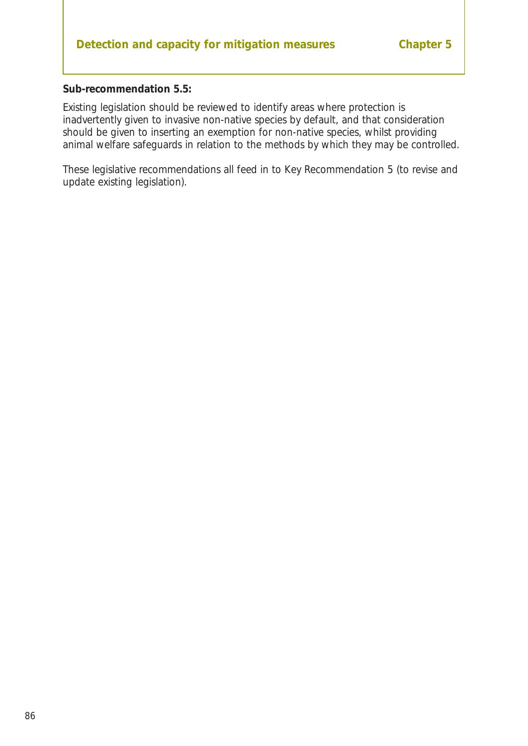**Sub-recommendation 5.5:**

Existing legislation should be reviewed to identify areas where protection is inadvertently given to invasive non-native species by default, and that consideration should be given to inserting an exemption for non-native species, whilst providing animal welfare safeguards in relation to the methods by which they may be controlled.

These legislative recommendations all feed in to Key Recommendation 5 (to revise and update existing legislation).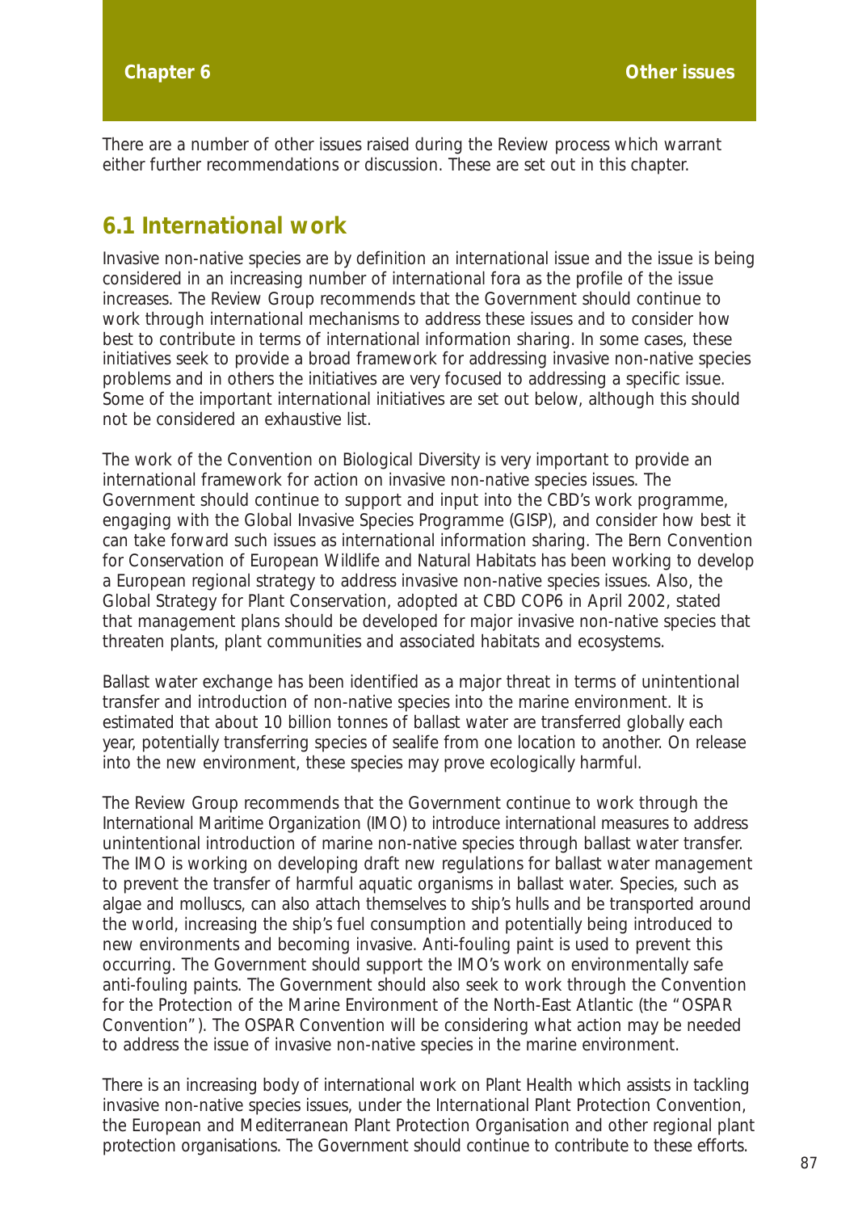# Chapter 6 Other issues

There are a number of other issues raised during the Review process which warrant either further recommendations or discussion. These are set out in this chapter.

## 6.1 International work

Invasive non-native species are by definition an international issue and the issue is being considered in an increasing number of international fora as the profile of the issue increases. The Review Group recommends that the Government should continue to work through international mechanisms to address these issues and to consider how best to contribute in terms of international information sharing. In some cases, these initiatives seek to provide a broad framework for addressing invasive non-native species problems and in others the initiatives are very focused to addressing a specific issue. Some of the important international initiatives are set out below, although this should not be considered an exhaustive list.

The work of the Convention on Biological Diversity is very important to provide an international framework for action on invasive non-native species issues. The Government should continue to support and input into the CBD's work programme, engaging with the Global Invasive Species Programme (GISP), and consider how best it can take forward such issues as international information sharing. The Bern Convention for Conservation of European Wildlife and Natural Habitats has been working to develop a European regional strategy to address invasive non-native species issues. Also, the Global Strategy for Plant Conservation, adopted at CBD COP6 in April 2002, stated that management plans should be developed for major invasive non-native species that threaten plants, plant communities and associated habitats and ecosystems.

Ballast water exchange has been identified as a major threat in terms of unintentional transfer and introduction of non-native species into the marine environment. It is estimated that about 10 billion tonnes of ballast water are transferred globally each year, potentially transferring species of sealife from one location to another. On release into the new environment, these species may prove ecologically harmful.

The Review Group recommends that the Government continue to work through the International Maritime Organization (IMO) to introduce international measures to address unintentional introduction of marine non-native species through ballast water transfer. The IMO is working on developing draft new regulations for ballast water management to prevent the transfer of harmful aquatic organisms in ballast water. Species, such as algae and molluscs, can also attach themselves to ship's hulls and be transported around the world, increasing the ship's fuel consumption and potentially being introduced to new environments and becoming invasive. Anti-fouling paint is used to prevent this occurring. The Government should support the IMO's work on environmentally safe anti-fouling paints. The Government should also seek to work through the Convention for the Protection of the Marine Environment of the North-East Atlantic (the "OSPAR Convention"). The OSPAR Convention will be considering what action may be needed to address the issue of invasive non-native species in the marine environment.

There is an increasing body of international work on Plant Health which assists in tackling invasive non-native species issues, under the International Plant Protection Convention, the European and Mediterranean Plant Protection Organisation and other regional plant protection organisations. The Government should continue to contribute to these efforts.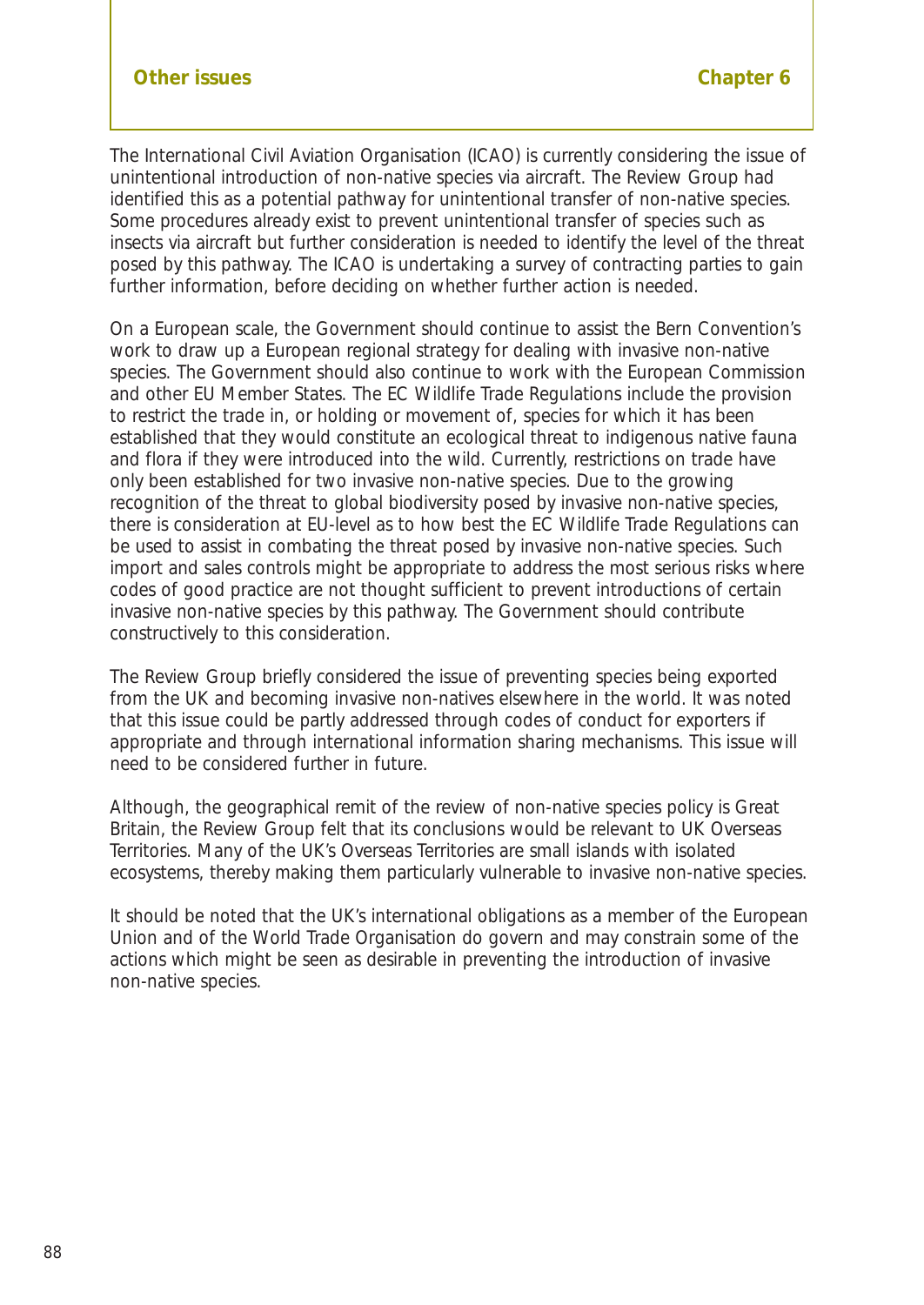The International Civil Aviation Organisation (ICAO) is currently considering the issue of unintentional introduction of non-native species via aircraft. The Review Group had identified this as a potential pathway for unintentional transfer of non-native species. Some procedures already exist to prevent unintentional transfer of species such as insects via aircraft but further consideration is needed to identify the level of the threat posed by this pathway. The ICAO is undertaking a survey of contracting parties to gain further information, before deciding on whether further action is needed.

On a European scale, the Government should continue to assist the Bern Convention's work to draw up a European regional strategy for dealing with invasive non-native species. The Government should also continue to work with the European Commission and other EU Member States. The EC Wildlife Trade Regulations include the provision to restrict the trade in, or holding or movement of, species for which it has been established that they would constitute an ecological threat to indigenous native fauna and flora if they were introduced into the wild. Currently, restrictions on trade have only been established for two invasive non-native species. Due to the growing recognition of the threat to global biodiversity posed by invasive non-native species, there is consideration at EU-level as to how best the EC Wildlife Trade Regulations can be used to assist in combating the threat posed by invasive non-native species. Such import and sales controls might be appropriate to address the most serious risks where codes of good practice are not thought sufficient to prevent introductions of certain invasive non-native species by this pathway. The Government should contribute constructively to this consideration.

The Review Group briefly considered the issue of preventing species being exported from the UK and becoming invasive non-natives elsewhere in the world. It was noted that this issue could be partly addressed through codes of conduct for exporters if appropriate and through international information sharing mechanisms. This issue will need to be considered further in future.

Although, the geographical remit of the review of non-native species policy is Great Britain, the Review Group felt that its conclusions would be relevant to UK Overseas Territories. Many of the UK's Overseas Territories are small islands with isolated ecosystems, thereby making them particularly vulnerable to invasive non-native species.

It should be noted that the UK's international obligations as a member of the European Union and of the World Trade Organisation do govern and may constrain some of the actions which might be seen as desirable in preventing the introduction of invasive non-native species.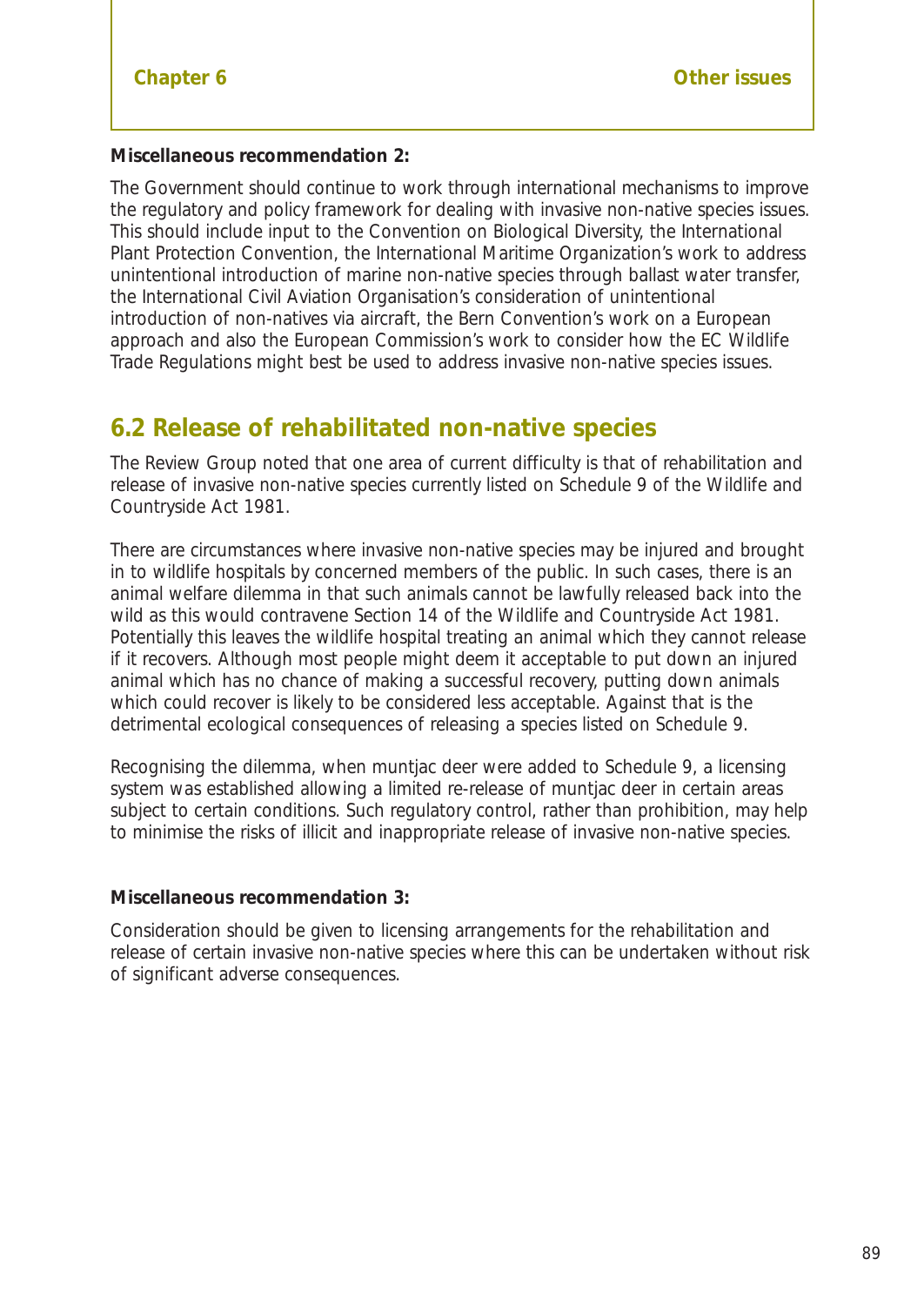**Miscellaneous recommendation 2:**

The Government should continue to work through international mechanisms to improve the regulatory and policy framework for dealing with invasive non-native species issues. This should include input to the Convention on Biological Diversity, the International Plant Protection Convention, the International Maritime Organization's work to address unintentional introduction of marine non-native species through ballast water transfer, the International Civil Aviation Organisation's consideration of unintentional introduction of non-natives via aircraft, the Bern Convention's work on a European approach and also the European Commission's work to consider how the EC Wildlife Trade Regulations might best be used to address invasive non-native species issues.

## 6.2 Release of rehabilitated non-native species

The Review Group noted that one area of current difficulty is that of rehabilitation and release of invasive non-native species currently listed on Schedule 9 of the Wildlife and Countryside Act 1981.

There are circumstances where invasive non-native species may be injured and brought in to wildlife hospitals by concerned members of the public. In such cases, there is an animal welfare dilemma in that such animals cannot be lawfully released back into the wild as this would contravene Section 14 of the Wildlife and Countryside Act 1981. Potentially this leaves the wildlife hospital treating an animal which they cannot release if it recovers. Although most people might deem it acceptable to put down an injured animal which has no chance of making a successful recovery, putting down animals which could recover is likely to be considered less acceptable. Against that is the detrimental ecological consequences of releasing a species listed on Schedule 9.

Recognising the dilemma, when muntjac deer were added to Schedule 9, a licensing system was established allowing a limited re-release of muntjac deer in certain areas subject to certain conditions. Such regulatory control, rather than prohibition, may help to minimise the risks of illicit and inappropriate release of invasive non-native species.

**Miscellaneous recommendation 3:**

Consideration should be given to licensing arrangements for the rehabilitation and release of certain invasive non-native species where this can be undertaken without risk of significant adverse consequences.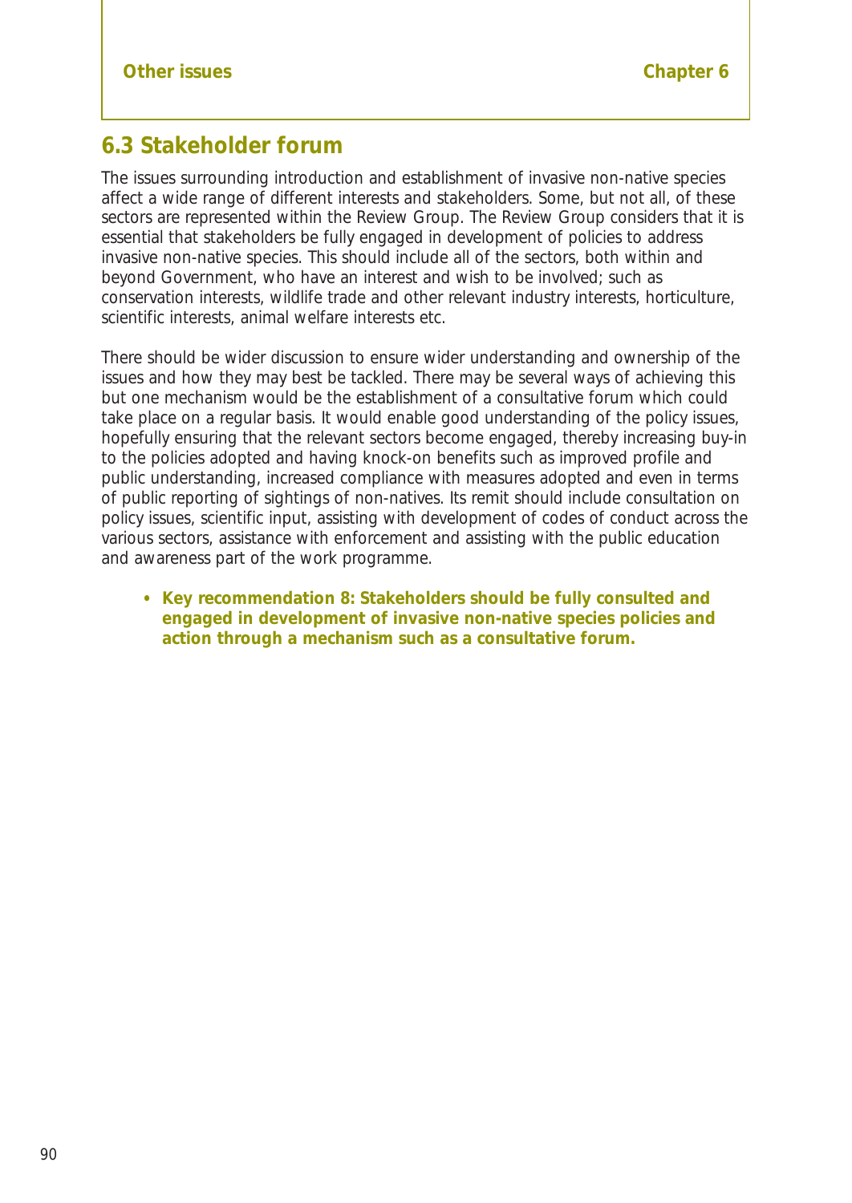## 6.3 Stakeholder forum

The issues surrounding introduction and establishment of invasive non-native species affect a wide range of different interests and stakeholders. Some, but not all, of these sectors are represented within the Review Group. The Review Group considers that it is essential that stakeholders be fully engaged in development of policies to address invasive non-native species. This should include all of the sectors, both within and beyond Government, who have an interest and wish to be involved; such as conservation interests, wildlife trade and other relevant industry interests, horticulture, scientific interests, animal welfare interests etc.

There should be wider discussion to ensure wider understanding and ownership of the issues and how they may best be tackled. There may be several ways of achieving this but one mechanism would be the establishment of a consultative forum which could take place on a regular basis. It would enable good understanding of the policy issues, hopefully ensuring that the relevant sectors become engaged, thereby increasing buy-in to the policies adopted and having knock-on benefits such as improved profile and public understanding, increased compliance with measures adopted and even in terms of public reporting of sightings of non-natives. Its remit should include consultation on policy issues, scientific input, assisting with development of codes of conduct across the various sectors, assistance with enforcement and assisting with the public education and awareness part of the work programme.

- **Key recommendation 8: Stakeholders should be fully consulted and engaged in development of invasive non-native species policies and action through a mechanism such as a consultative forum.**